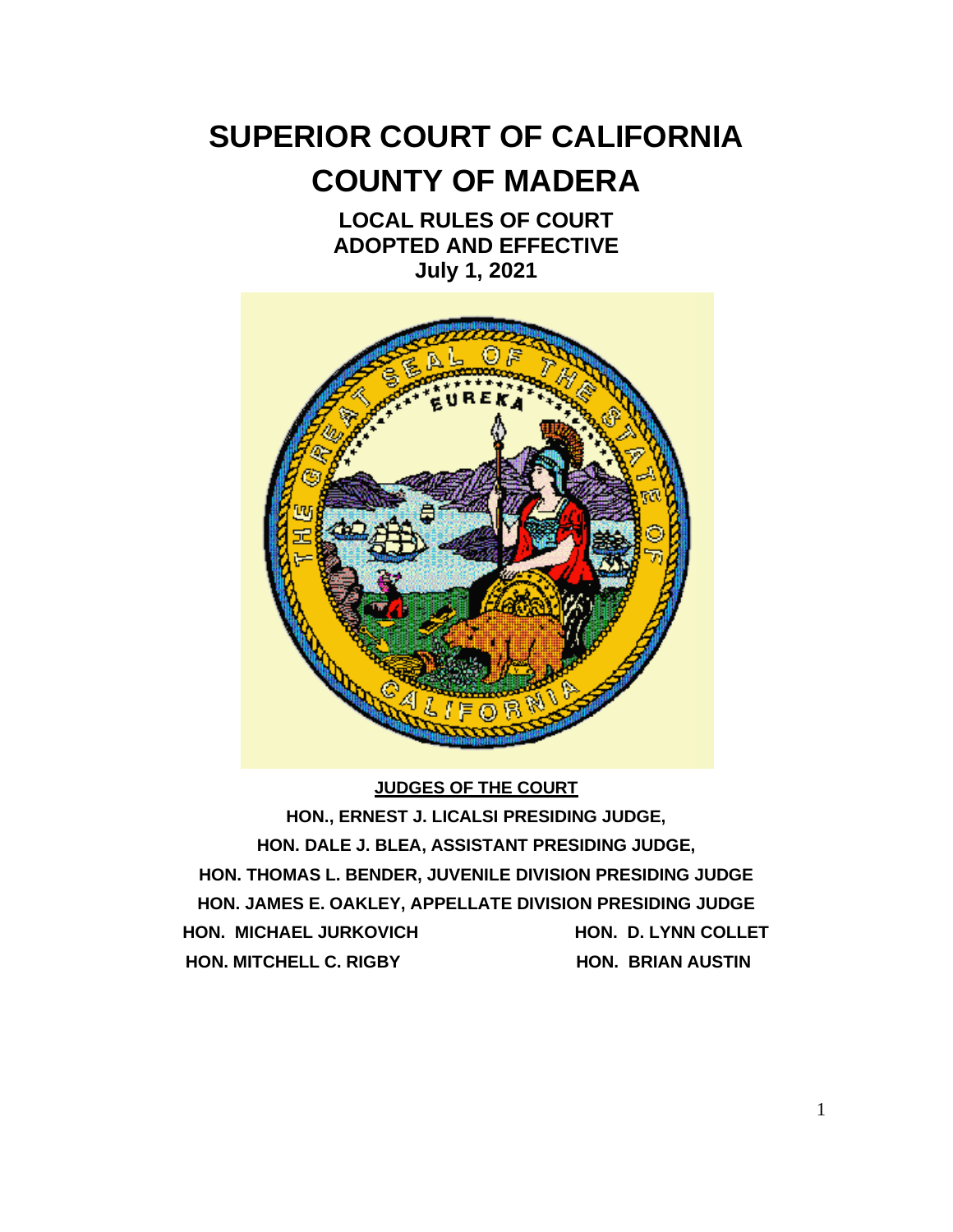# SUPERIOR COURT OF CALIFORNIA

# COUNTY OF MADERA

**LOCAL RULES OF COURT**
**ADOPTED AND EFFECTIVE**
**July 1, 2021**

**JUDGES OF THE COURT**

**HON., ERNEST J. LICALSI PRESIDING JUDGE,**

**HON. DALE J. BLEA, ASSISTANT PRESIDING JUDGE,**

**HON. THOMAS L. BENDER, JUVENILE DIVISION PRESIDING JUDGE**

**HON. JAMES E. OAKLEY, APPELLATE DIVISION PRESIDING JUDGE**

**HON. MICHAEL JURKOVICH** | **HON. D. LYNN COLLET**

**HON. MITCHELL C. RIGBY** | **HON. BRIAN AUSTIN**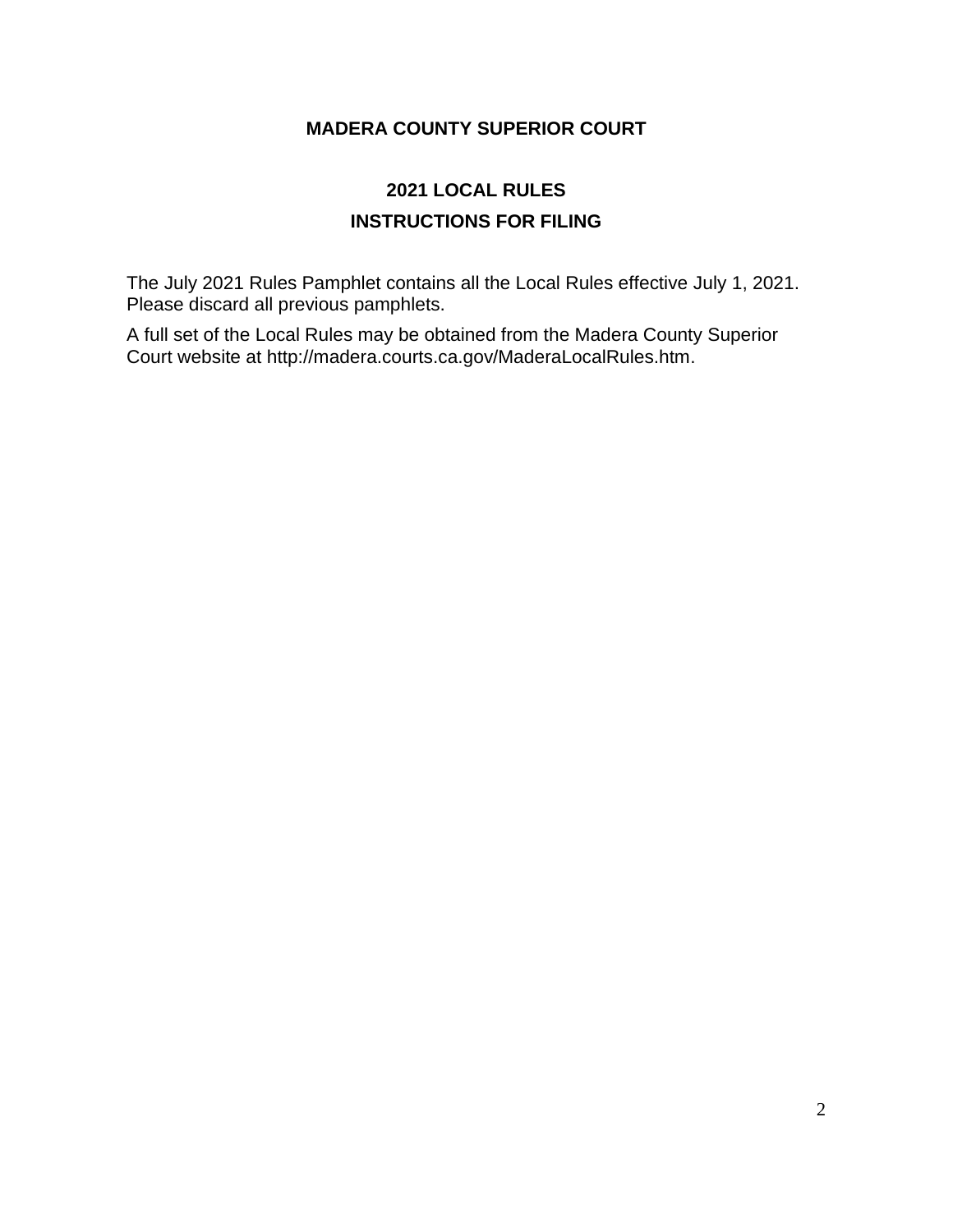# MADERA COUNTY SUPERIOR COURT

## 2021 LOCAL RULES

## INSTRUCTIONS FOR FILING

The July 2021 Rules Pamphlet contains all the Local Rules effective July 1, 2021. Please discard all previous pamphlets.

A full set of the Local Rules may be obtained from the Madera County Superior Court website at http://madera.courts.ca.gov/MaderaLocalRules.htm.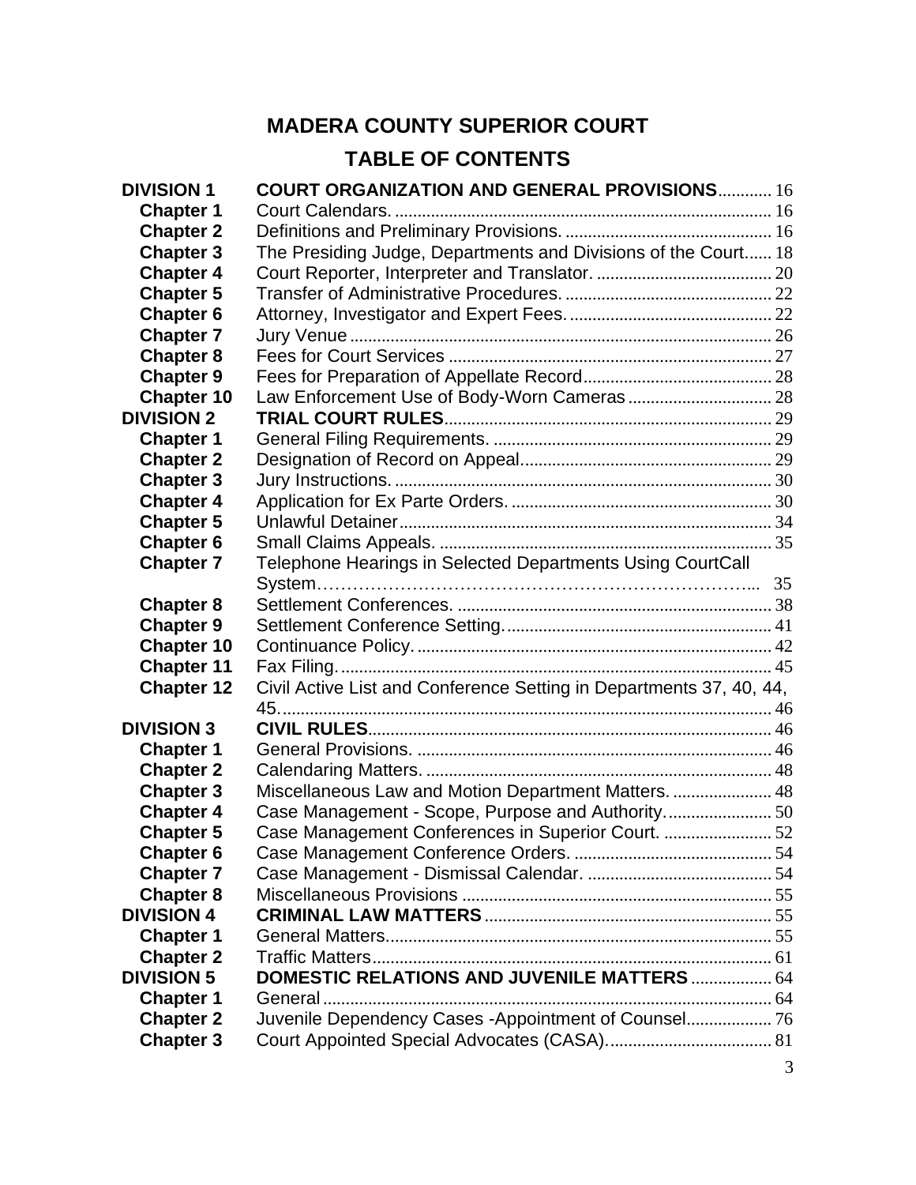# MADERA COUNTY SUPERIOR COURT

## TABLE OF CONTENTS

| | | |
|---|---|---|
| **DIVISION 1** | **COURT ORGANIZATION AND GENERAL PROVISIONS** | 16 |
| **Chapter 1** | Court Calendars. | 16 |
| **Chapter 2** | Definitions and Preliminary Provisions. | 16 |
| **Chapter 3** | The Presiding Judge, Departments and Divisions of the Court. | 18 |
| **Chapter 4** | Court Reporter, Interpreter and Translator. | 20 |
| **Chapter 5** | Transfer of Administrative Procedures. | 22 |
| **Chapter 6** | Attorney, Investigator and Expert Fees. | 22 |
| **Chapter 7** | Jury Venue | 26 |
| **Chapter 8** | Fees for Court Services | 27 |
| **Chapter 9** | Fees for Preparation of Appellate Record | 28 |
| **Chapter 10** | Law Enforcement Use of Body-Worn Cameras | 28 |
| **DIVISION 2** | **TRIAL COURT RULES** | 29 |
| **Chapter 1** | General Filing Requirements. | 29 |
| **Chapter 2** | Designation of Record on Appeal. | 29 |
| **Chapter 3** | Jury Instructions. | 30 |
| **Chapter 4** | Application for Ex Parte Orders. | 30 |
| **Chapter 5** | Unlawful Detainer | 34 |
| **Chapter 6** | Small Claims Appeals. | 35 |
| **Chapter 7** | Telephone Hearings in Selected Departments Using CourtCall System | 35 |
| **Chapter 8** | Settlement Conferences. | 38 |
| **Chapter 9** | Settlement Conference Setting. | 41 |
| **Chapter 10** | Continuance Policy. | 42 |
| **Chapter 11** | Fax Filing. | 45 |
| **Chapter 12** | Civil Active List and Conference Setting in Departments 37, 40, 44, 45. | 46 |
| **DIVISION 3** | **CIVIL RULES** | 46 |
| **Chapter 1** | General Provisions. | 46 |
| **Chapter 2** | Calendaring Matters. | 48 |
| **Chapter 3** | Miscellaneous Law and Motion Department Matters. | 48 |
| **Chapter 4** | Case Management - Scope, Purpose and Authority. | 50 |
| **Chapter 5** | Case Management Conferences in Superior Court. | 52 |
| **Chapter 6** | Case Management Conference Orders. | 54 |
| **Chapter 7** | Case Management - Dismissal Calendar. | 54 |
| **Chapter 8** | Miscellaneous Provisions | 55 |
| **DIVISION 4** | **CRIMINAL LAW MATTERS** | 55 |
| **Chapter 1** | General Matters. | 55 |
| **Chapter 2** | Traffic Matters | 61 |
| **DIVISION 5** | **DOMESTIC RELATIONS AND JUVENILE MATTERS** | 64 |
| **Chapter 1** | General | 64 |
| **Chapter 2** | Juvenile Dependency Cases -Appointment of Counsel | 76 |
| **Chapter 3** | Court Appointed Special Advocates (CASA). | 81 |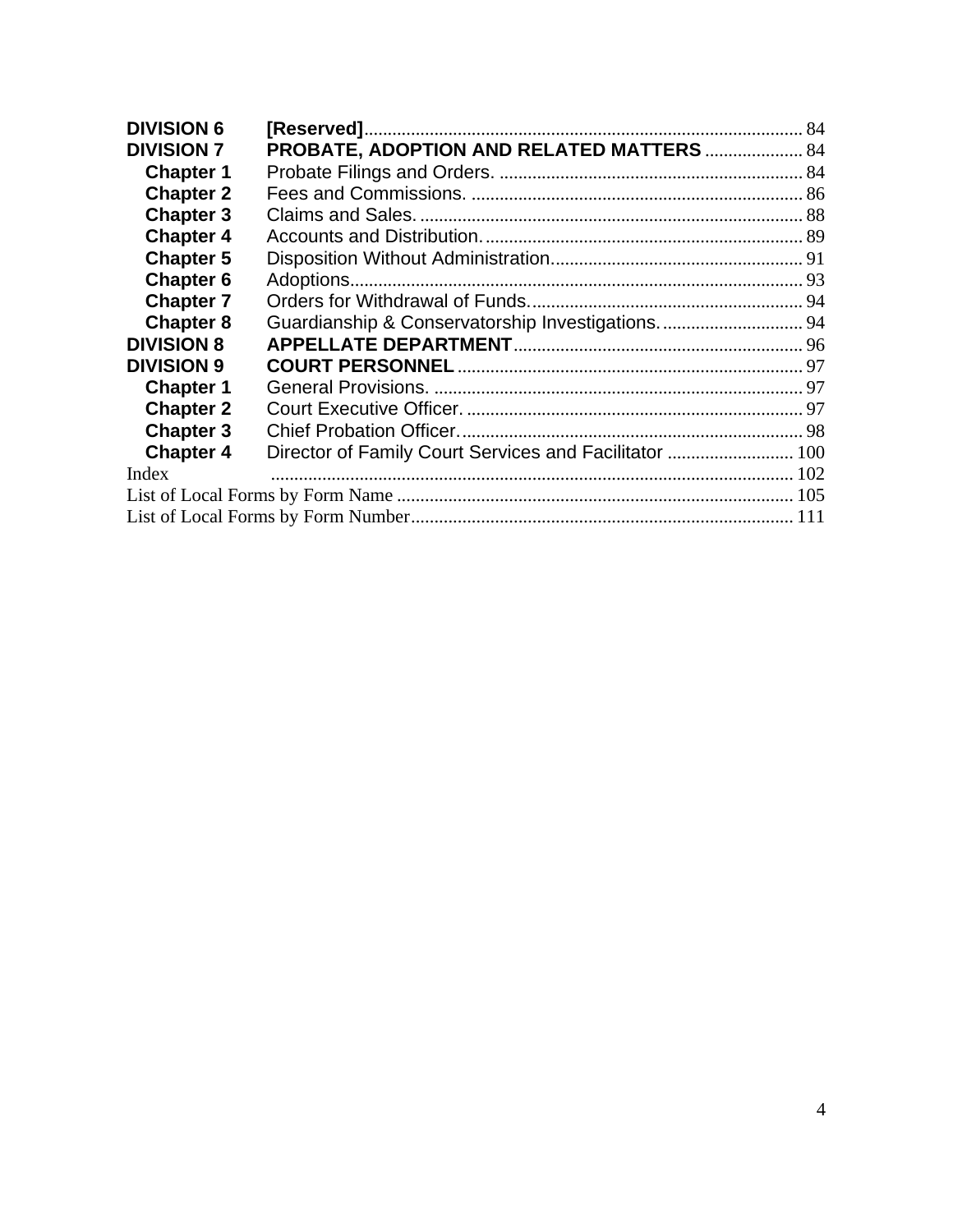| | | |
|---|---|---|
| **DIVISION 6** | **[Reserved]** | 84 |
| **DIVISION 7** | **PROBATE, ADOPTION AND RELATED MATTERS** | 84 |
| **Chapter 1** | Probate Filings and Orders. | 84 |
| **Chapter 2** | Fees and Commissions. | 86 |
| **Chapter 3** | Claims and Sales. | 88 |
| **Chapter 4** | Accounts and Distribution. | 89 |
| **Chapter 5** | Disposition Without Administration | 91 |
| **Chapter 6** | Adoptions | 93 |
| **Chapter 7** | Orders for Withdrawal of Funds. | 94 |
| **Chapter 8** | Guardianship & Conservatorship Investigations. | 94 |
| **DIVISION 8** | **APPELLATE DEPARTMENT** | 96 |
| **DIVISION 9** | **COURT PERSONNEL** | 97 |
| **Chapter 1** | General Provisions. | 97 |
| **Chapter 2** | Court Executive Officer. | 97 |
| **Chapter 3** | Chief Probation Officer. | 98 |
| **Chapter 4** | Director of Family Court Services and Facilitator | 100 |
| Index | | 102 |
| List of Local Forms by Form Name | | 105 |
| List of Local Forms by Form Number | | 111 |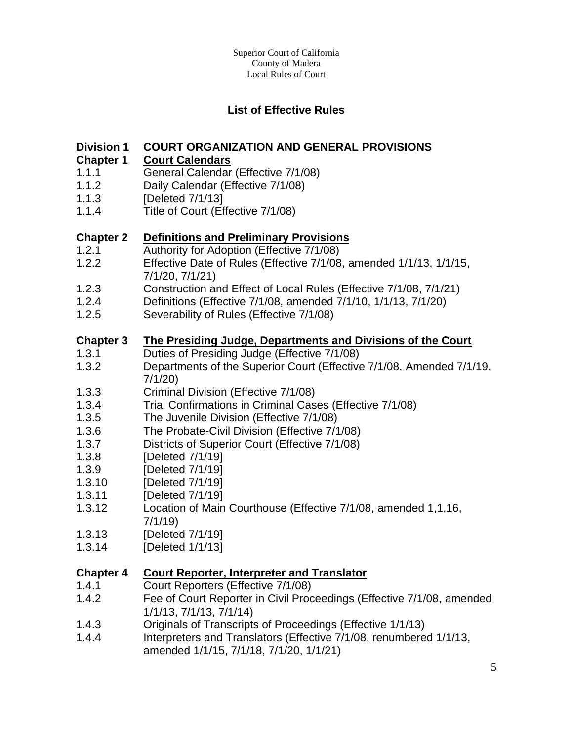Superior Court of California
County of Madera
Local Rules of Court

## List of Effective Rules

### Division 1 COURT ORGANIZATION AND GENERAL PROVISIONS

### Chapter 1 Court Calendars

1.1.1 General Calendar (Effective 7/1/08)
1.1.2 Daily Calendar (Effective 7/1/08)
1.1.3 [Deleted 7/1/13]
1.1.4 Title of Court (Effective 7/1/08)

### Chapter 2 Definitions and Preliminary Provisions

1.2.1 Authority for Adoption (Effective 7/1/08)
1.2.2 Effective Date of Rules (Effective 7/1/08, amended 1/1/13, 1/1/15, 7/1/20, 7/1/21)
1.2.3 Construction and Effect of Local Rules (Effective 7/1/08, 7/1/21)
1.2.4 Definitions (Effective 7/1/08, amended 7/1/10, 1/1/13, 7/1/20)
1.2.5 Severability of Rules (Effective 7/1/08)

### Chapter 3 The Presiding Judge, Departments and Divisions of the Court

1.3.1 Duties of Presiding Judge (Effective 7/1/08)
1.3.2 Departments of the Superior Court (Effective 7/1/08, Amended 7/1/19, 7/1/20)
1.3.3 Criminal Division (Effective 7/1/08)
1.3.4 Trial Confirmations in Criminal Cases (Effective 7/1/08)
1.3.5 The Juvenile Division (Effective 7/1/08)
1.3.6 The Probate-Civil Division (Effective 7/1/08)
1.3.7 Districts of Superior Court (Effective 7/1/08)
1.3.8 [Deleted 7/1/19]
1.3.9 [Deleted 7/1/19]
1.3.10 [Deleted 7/1/19]
1.3.11 [Deleted 7/1/19]
1.3.12 Location of Main Courthouse (Effective 7/1/08, amended 1,1,16, 7/1/19)
1.3.13 [Deleted 7/1/19]
1.3.14 [Deleted 1/1/13]

### Chapter 4 Court Reporter, Interpreter and Translator

1.4.1 Court Reporters (Effective 7/1/08)
1.4.2 Fee of Court Reporter in Civil Proceedings (Effective 7/1/08, amended 1/1/13, 7/1/13, 7/1/14)
1.4.3 Originals of Transcripts of Proceedings (Effective 1/1/13)
1.4.4 Interpreters and Translators (Effective 7/1/08, renumbered 1/1/13, amended 1/1/15, 7/1/18, 7/1/20, 1/1/21)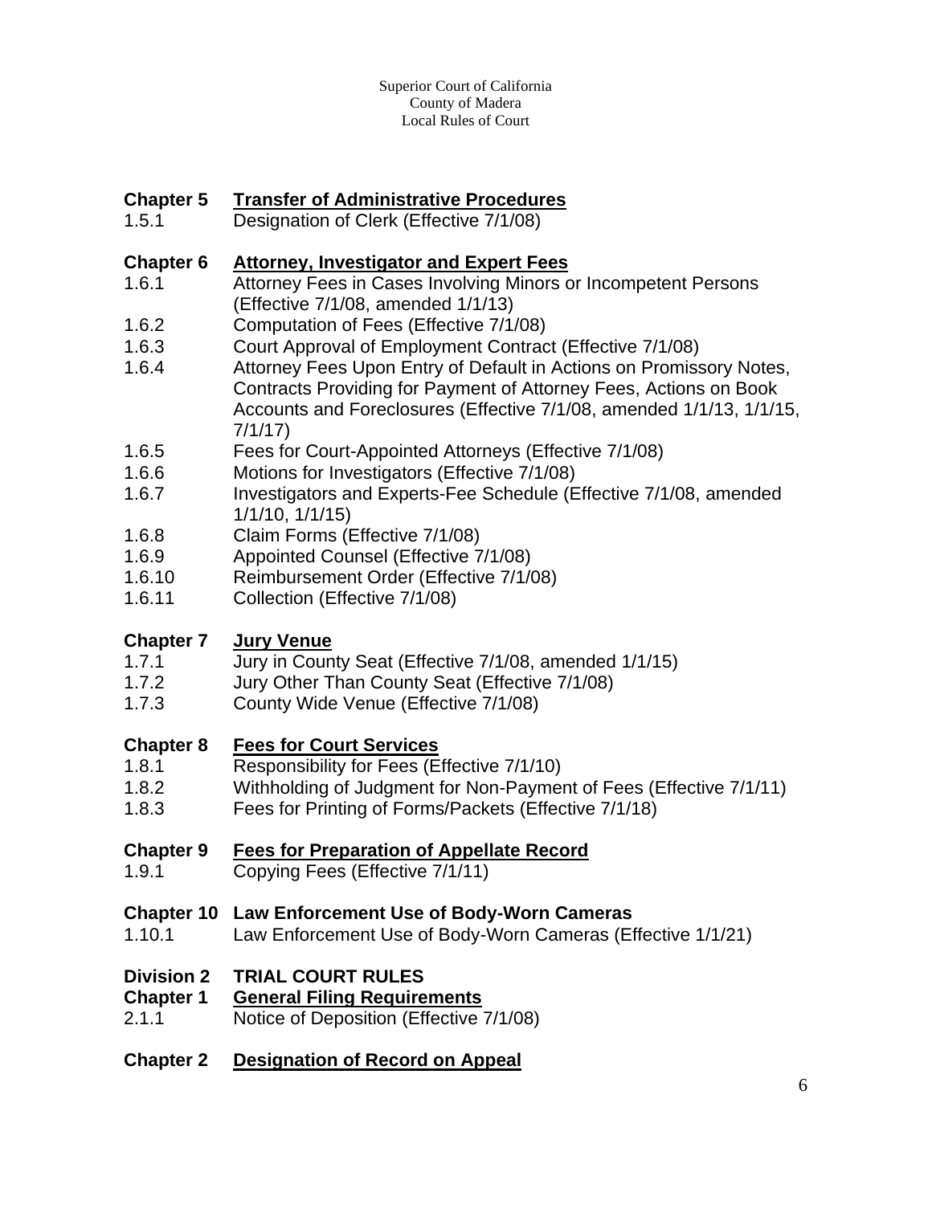**Chapter 5 Transfer of Administrative Procedures**

1.5.1 Designation of Clerk (Effective 7/1/08)

**Chapter 6 Attorney, Investigator and Expert Fees**

1.6.1 Attorney Fees in Cases Involving Minors or Incompetent Persons (Effective 7/1/08, amended 1/1/13)

1.6.2 Computation of Fees (Effective 7/1/08)

1.6.3 Court Approval of Employment Contract (Effective 7/1/08)

1.6.4 Attorney Fees Upon Entry of Default in Actions on Promissory Notes, Contracts Providing for Payment of Attorney Fees, Actions on Book Accounts and Foreclosures (Effective 7/1/08, amended 1/1/13, 1/1/15, 7/1/17)

1.6.5 Fees for Court-Appointed Attorneys (Effective 7/1/08)

1.6.6 Motions for Investigators (Effective 7/1/08)

1.6.7 Investigators and Experts-Fee Schedule (Effective 7/1/08, amended 1/1/10, 1/1/15)

1.6.8 Claim Forms (Effective 7/1/08)

1.6.9 Appointed Counsel (Effective 7/1/08)

1.6.10 Reimbursement Order (Effective 7/1/08)

1.6.11 Collection (Effective 7/1/08)

**Chapter 7 Jury Venue**

1.7.1 Jury in County Seat (Effective 7/1/08, amended 1/1/15)

1.7.2 Jury Other Than County Seat (Effective 7/1/08)

1.7.3 County Wide Venue (Effective 7/1/08)

**Chapter 8 Fees for Court Services**

1.8.1 Responsibility for Fees (Effective 7/1/10)

1.8.2 Withholding of Judgment for Non-Payment of Fees (Effective 7/1/11)

1.8.3 Fees for Printing of Forms/Packets (Effective 7/1/18)

**Chapter 9 Fees for Preparation of Appellate Record**

1.9.1 Copying Fees (Effective 7/1/11)

**Chapter 10 Law Enforcement Use of Body-Worn Cameras**

1.10.1 Law Enforcement Use of Body-Worn Cameras (Effective 1/1/21)

**Division 2 TRIAL COURT RULES**

**Chapter 1 General Filing Requirements**

2.1.1 Notice of Deposition (Effective 7/1/08)

**Chapter 2 Designation of Record on Appeal**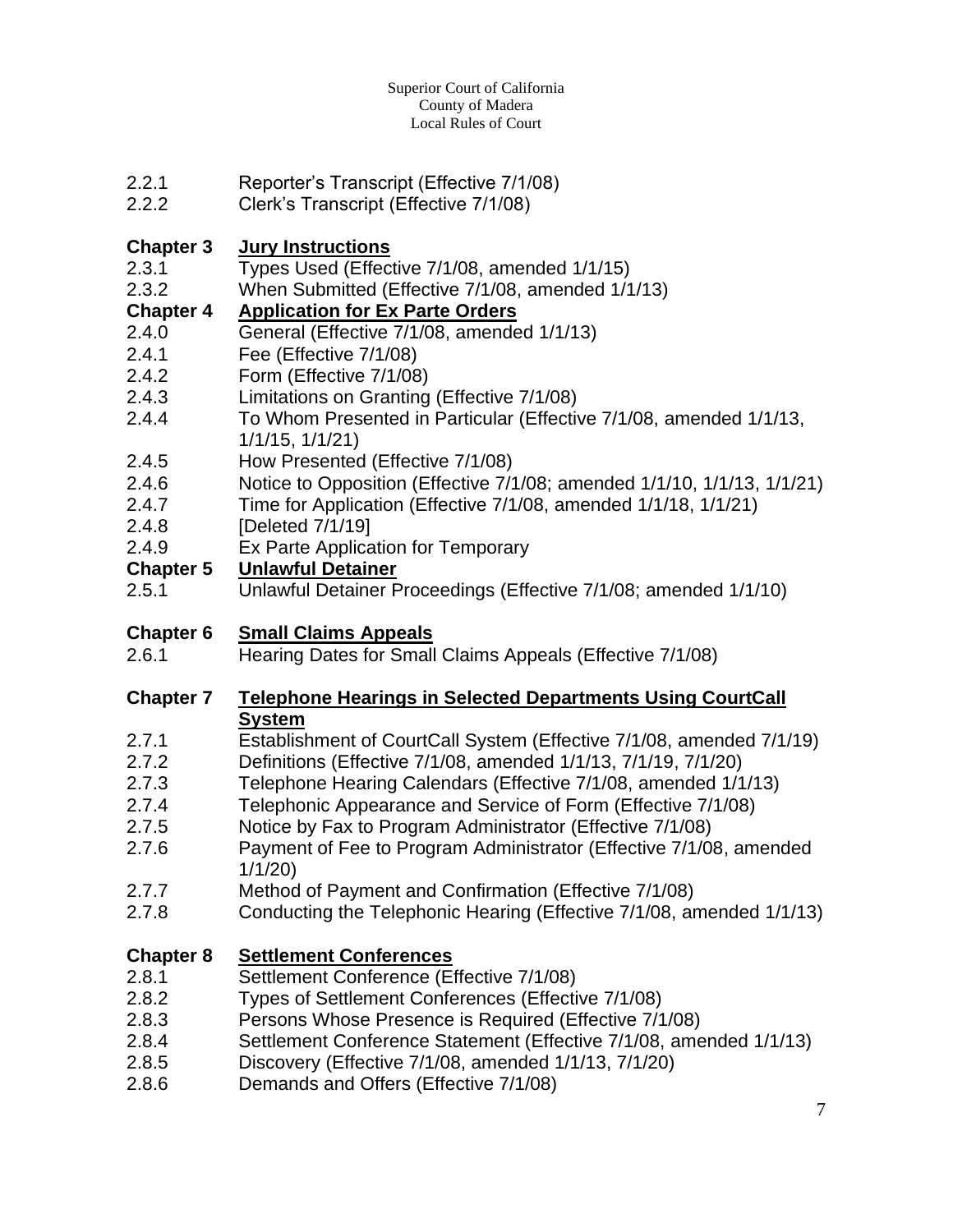2.2.1 Reporter's Transcript (Effective 7/1/08)
2.2.2 Clerk's Transcript (Effective 7/1/08)

**Chapter 3** **Jury Instructions**
2.3.1 Types Used (Effective 7/1/08, amended 1/1/15)
2.3.2 When Submitted (Effective 7/1/08, amended 1/1/13)

**Chapter 4** **Application for Ex Parte Orders**
2.4.0 General (Effective 7/1/08, amended 1/1/13)
2.4.1 Fee (Effective 7/1/08)
2.4.2 Form (Effective 7/1/08)
2.4.3 Limitations on Granting (Effective 7/1/08)
2.4.4 To Whom Presented in Particular (Effective 7/1/08, amended 1/1/13, 1/1/15, 1/1/21)
2.4.5 How Presented (Effective 7/1/08)
2.4.6 Notice to Opposition (Effective 7/1/08; amended 1/1/10, 1/1/13, 1/1/21)
2.4.7 Time for Application (Effective 7/1/08, amended 1/1/18, 1/1/21)
2.4.8 [Deleted 7/1/19]
2.4.9 Ex Parte Application for Temporary

**Chapter 5** **Unlawful Detainer**
2.5.1 Unlawful Detainer Proceedings (Effective 7/1/08; amended 1/1/10)

**Chapter 6** **Small Claims Appeals**
2.6.1 Hearing Dates for Small Claims Appeals (Effective 7/1/08)

**Chapter 7** **Telephone Hearings in Selected Departments Using CourtCall System**
2.7.1 Establishment of CourtCall System (Effective 7/1/08, amended 7/1/19)
2.7.2 Definitions (Effective 7/1/08, amended 1/1/13, 7/1/19, 7/1/20)
2.7.3 Telephone Hearing Calendars (Effective 7/1/08, amended 1/1/13)
2.7.4 Telephonic Appearance and Service of Form (Effective 7/1/08)
2.7.5 Notice by Fax to Program Administrator (Effective 7/1/08)
2.7.6 Payment of Fee to Program Administrator (Effective 7/1/08, amended 1/1/20)
2.7.7 Method of Payment and Confirmation (Effective 7/1/08)
2.7.8 Conducting the Telephonic Hearing (Effective 7/1/08, amended 1/1/13)

**Chapter 8** **Settlement Conferences**
2.8.1 Settlement Conference (Effective 7/1/08)
2.8.2 Types of Settlement Conferences (Effective 7/1/08)
2.8.3 Persons Whose Presence is Required (Effective 7/1/08)
2.8.4 Settlement Conference Statement (Effective 7/1/08, amended 1/1/13)
2.8.5 Discovery (Effective 7/1/08, amended 1/1/13, 7/1/20)
2.8.6 Demands and Offers (Effective 7/1/08)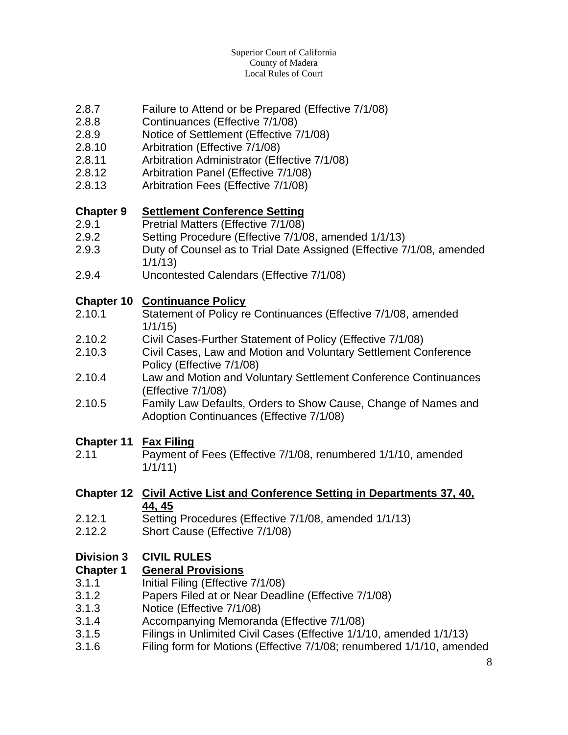2.8.7 Failure to Attend or be Prepared (Effective 7/1/08)
2.8.8 Continuances (Effective 7/1/08)
2.8.9 Notice of Settlement (Effective 7/1/08)
2.8.10 Arbitration (Effective 7/1/08)
2.8.11 Arbitration Administrator (Effective 7/1/08)
2.8.12 Arbitration Panel (Effective 7/1/08)
2.8.13 Arbitration Fees (Effective 7/1/08)

**Chapter 9 <u>Settlement Conference Setting</u>**
2.9.1 Pretrial Matters (Effective 7/1/08)
2.9.2 Setting Procedure (Effective 7/1/08, amended 1/1/13)
2.9.3 Duty of Counsel as to Trial Date Assigned (Effective 7/1/08, amended 1/1/13)
2.9.4 Uncontested Calendars (Effective 7/1/08)

**Chapter 10 <u>Continuance Policy</u>**
2.10.1 Statement of Policy re Continuances (Effective 7/1/08, amended 1/1/15)
2.10.2 Civil Cases-Further Statement of Policy (Effective 7/1/08)
2.10.3 Civil Cases, Law and Motion and Voluntary Settlement Conference Policy (Effective 7/1/08)
2.10.4 Law and Motion and Voluntary Settlement Conference Continuances (Effective 7/1/08)
2.10.5 Family Law Defaults, Orders to Show Cause, Change of Names and Adoption Continuances (Effective 7/1/08)

**Chapter 11 <u>Fax Filing</u>**
2.11 Payment of Fees (Effective 7/1/08, renumbered 1/1/10, amended 1/1/11)

**Chapter 12 <u>Civil Active List and Conference Setting in Departments 37, 40, 44, 45</u>**
2.12.1 Setting Procedures (Effective 7/1/08, amended 1/1/13)
2.12.2 Short Cause (Effective 7/1/08)

**Division 3 CIVIL RULES**

**Chapter 1 <u>General Provisions</u>**
3.1.1 Initial Filing (Effective 7/1/08)
3.1.2 Papers Filed at or Near Deadline (Effective 7/1/08)
3.1.3 Notice (Effective 7/1/08)
3.1.4 Accompanying Memoranda (Effective 7/1/08)
3.1.5 Filings in Unlimited Civil Cases (Effective 1/1/10, amended 1/1/13)
3.1.6 Filing form for Motions (Effective 7/1/08; renumbered 1/1/10, amended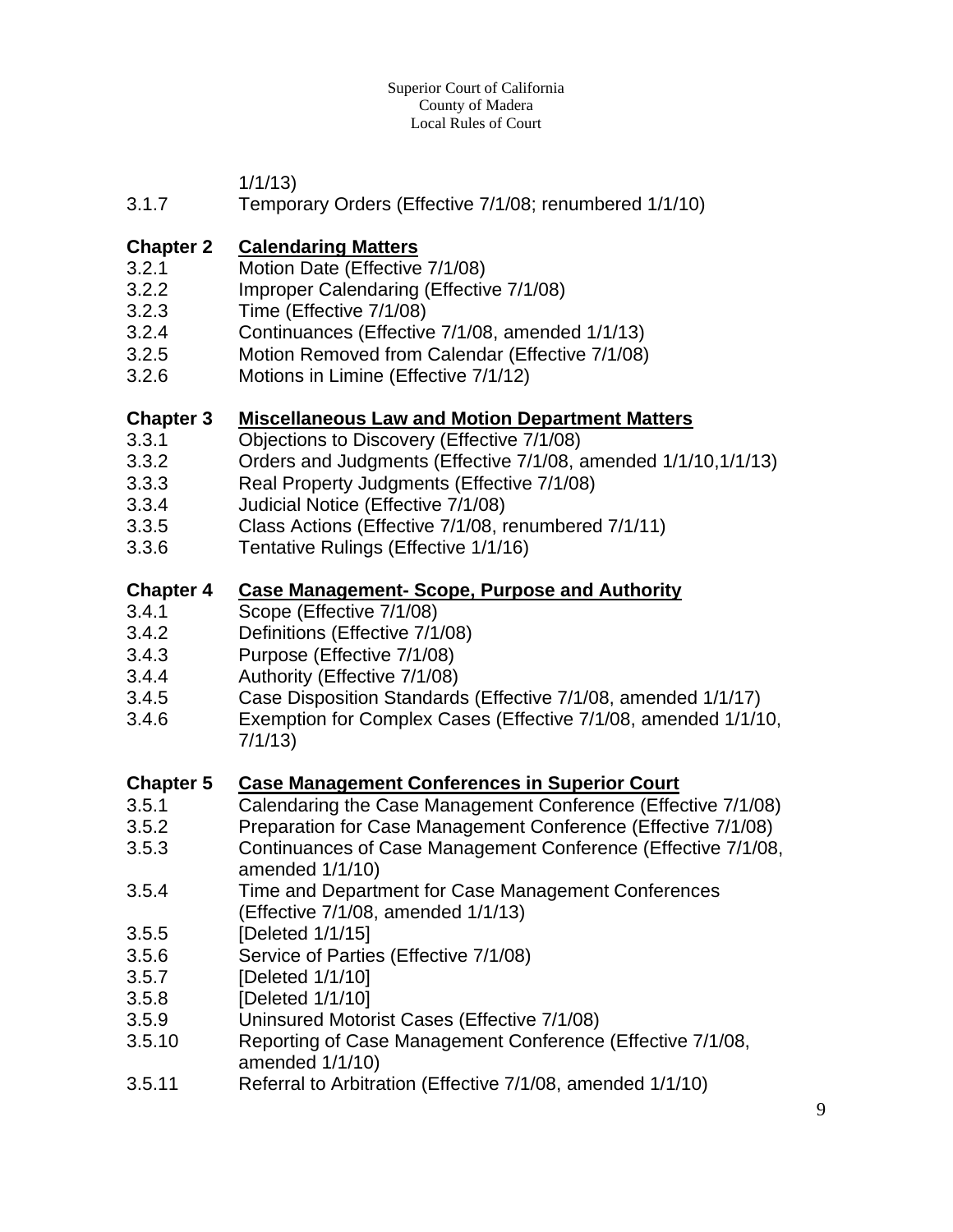1/1/13)

3.1.7 Temporary Orders (Effective 7/1/08; renumbered 1/1/10)

**Chapter 2 <u>Calendaring Matters</u>**

3.2.1 Motion Date (Effective 7/1/08)
3.2.2 Improper Calendaring (Effective 7/1/08)
3.2.3 Time (Effective 7/1/08)
3.2.4 Continuances (Effective 7/1/08, amended 1/1/13)
3.2.5 Motion Removed from Calendar (Effective 7/1/08)
3.2.6 Motions in Limine (Effective 7/1/12)

**Chapter 3 <u>Miscellaneous Law and Motion Department Matters</u>**

3.3.1 Objections to Discovery (Effective 7/1/08)
3.3.2 Orders and Judgments (Effective 7/1/08, amended 1/1/10,1/1/13)
3.3.3 Real Property Judgments (Effective 7/1/08)
3.3.4 Judicial Notice (Effective 7/1/08)
3.3.5 Class Actions (Effective 7/1/08, renumbered 7/1/11)
3.3.6 Tentative Rulings (Effective 1/1/16)

**Chapter 4 <u>Case Management- Scope, Purpose and Authority</u>**

3.4.1 Scope (Effective 7/1/08)
3.4.2 Definitions (Effective 7/1/08)
3.4.3 Purpose (Effective 7/1/08)
3.4.4 Authority (Effective 7/1/08)
3.4.5 Case Disposition Standards (Effective 7/1/08, amended 1/1/17)
3.4.6 Exemption for Complex Cases (Effective 7/1/08, amended 1/1/10, 7/1/13)

**Chapter 5 <u>Case Management Conferences in Superior Court</u>**

3.5.1 Calendaring the Case Management Conference (Effective 7/1/08)
3.5.2 Preparation for Case Management Conference (Effective 7/1/08)
3.5.3 Continuances of Case Management Conference (Effective 7/1/08, amended 1/1/10)
3.5.4 Time and Department for Case Management Conferences (Effective 7/1/08, amended 1/1/13)
3.5.5 [Deleted 1/1/15]
3.5.6 Service of Parties (Effective 7/1/08)
3.5.7 [Deleted 1/1/10]
3.5.8 [Deleted 1/1/10]
3.5.9 Uninsured Motorist Cases (Effective 7/1/08)
3.5.10 Reporting of Case Management Conference (Effective 7/1/08, amended 1/1/10)
3.5.11 Referral to Arbitration (Effective 7/1/08, amended 1/1/10)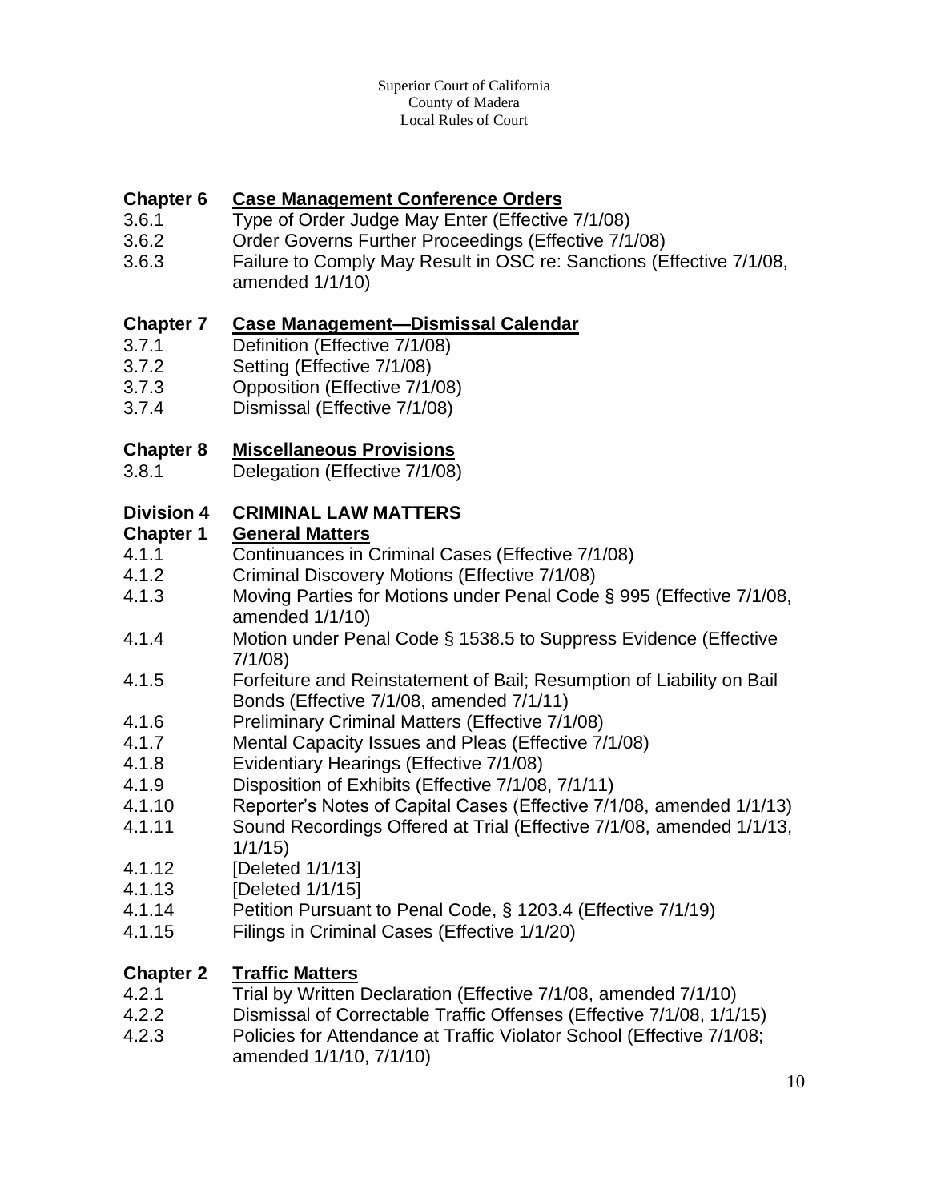**Chapter 6 Case Management Conference Orders**

3.6.1 Type of Order Judge May Enter (Effective 7/1/08)
3.6.2 Order Governs Further Proceedings (Effective 7/1/08)
3.6.3 Failure to Comply May Result in OSC re: Sanctions (Effective 7/1/08, amended 1/1/10)

**Chapter 7 Case Management—Dismissal Calendar**

3.7.1 Definition (Effective 7/1/08)
3.7.2 Setting (Effective 7/1/08)
3.7.3 Opposition (Effective 7/1/08)
3.7.4 Dismissal (Effective 7/1/08)

**Chapter 8 Miscellaneous Provisions**

3.8.1 Delegation (Effective 7/1/08)

**Division 4 CRIMINAL LAW MATTERS**

**Chapter 1 General Matters**

4.1.1 Continuances in Criminal Cases (Effective 7/1/08)
4.1.2 Criminal Discovery Motions (Effective 7/1/08)
4.1.3 Moving Parties for Motions under Penal Code § 995 (Effective 7/1/08, amended 1/1/10)
4.1.4 Motion under Penal Code § 1538.5 to Suppress Evidence (Effective 7/1/08)
4.1.5 Forfeiture and Reinstatement of Bail; Resumption of Liability on Bail Bonds (Effective 7/1/08, amended 7/1/11)
4.1.6 Preliminary Criminal Matters (Effective 7/1/08)
4.1.7 Mental Capacity Issues and Pleas (Effective 7/1/08)
4.1.8 Evidentiary Hearings (Effective 7/1/08)
4.1.9 Disposition of Exhibits (Effective 7/1/08, 7/1/11)
4.1.10 Reporter's Notes of Capital Cases (Effective 7/1/08, amended 1/1/13)
4.1.11 Sound Recordings Offered at Trial (Effective 7/1/08, amended 1/1/13, 1/1/15)
4.1.12 [Deleted 1/1/13]
4.1.13 [Deleted 1/1/15]
4.1.14 Petition Pursuant to Penal Code, § 1203.4 (Effective 7/1/19)
4.1.15 Filings in Criminal Cases (Effective 1/1/20)

**Chapter 2 Traffic Matters**

4.2.1 Trial by Written Declaration (Effective 7/1/08, amended 7/1/10)
4.2.2 Dismissal of Correctable Traffic Offenses (Effective 7/1/08, 1/1/15)
4.2.3 Policies for Attendance at Traffic Violator School (Effective 7/1/08; amended 1/1/10, 7/1/10)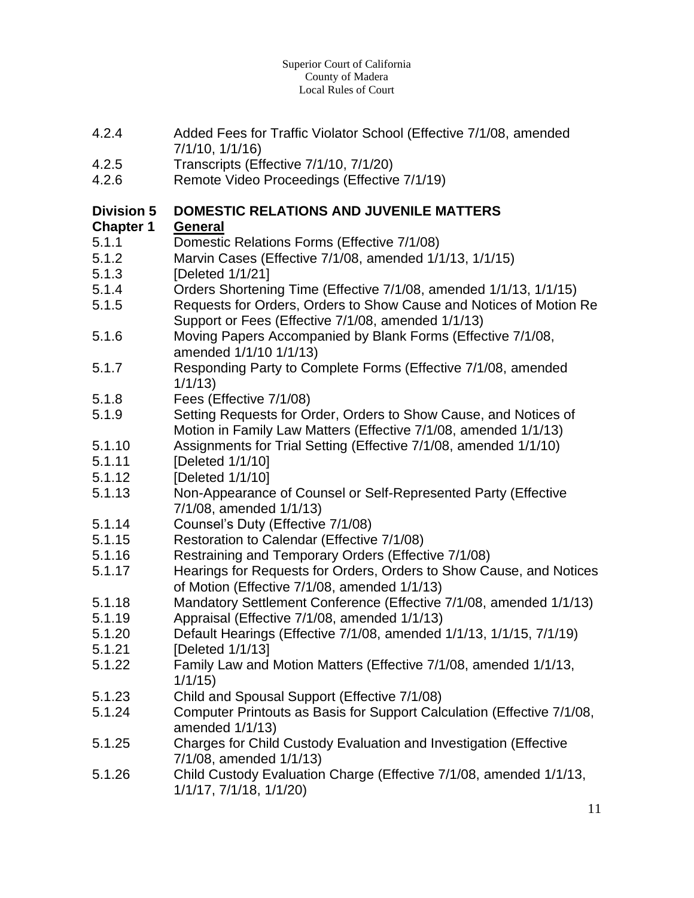4.2.4 Added Fees for Traffic Violator School (Effective 7/1/08, amended 7/1/10, 1/1/16)
4.2.5 Transcripts (Effective 7/1/10, 7/1/20)
4.2.6 Remote Video Proceedings (Effective 7/1/19)

**Division 5 DOMESTIC RELATIONS AND JUVENILE MATTERS**

**Chapter 1 <u>General</u>**

5.1.1 Domestic Relations Forms (Effective 7/1/08)
5.1.2 Marvin Cases (Effective 7/1/08, amended 1/1/13, 1/1/15)
5.1.3 [Deleted 1/1/21]
5.1.4 Orders Shortening Time (Effective 7/1/08, amended 1/1/13, 1/1/15)
5.1.5 Requests for Orders, Orders to Show Cause and Notices of Motion Re Support or Fees (Effective 7/1/08, amended 1/1/13)
5.1.6 Moving Papers Accompanied by Blank Forms (Effective 7/1/08, amended 1/1/10 1/1/13)
5.1.7 Responding Party to Complete Forms (Effective 7/1/08, amended 1/1/13)
5.1.8 Fees (Effective 7/1/08)
5.1.9 Setting Requests for Order, Orders to Show Cause, and Notices of Motion in Family Law Matters (Effective 7/1/08, amended 1/1/13)
5.1.10 Assignments for Trial Setting (Effective 7/1/08, amended 1/1/10)
5.1.11 [Deleted 1/1/10]
5.1.12 [Deleted 1/1/10]
5.1.13 Non-Appearance of Counsel or Self-Represented Party (Effective 7/1/08, amended 1/1/13)
5.1.14 Counsel's Duty (Effective 7/1/08)
5.1.15 Restoration to Calendar (Effective 7/1/08)
5.1.16 Restraining and Temporary Orders (Effective 7/1/08)
5.1.17 Hearings for Requests for Orders, Orders to Show Cause, and Notices of Motion (Effective 7/1/08, amended 1/1/13)
5.1.18 Mandatory Settlement Conference (Effective 7/1/08, amended 1/1/13)
5.1.19 Appraisal (Effective 7/1/08, amended 1/1/13)
5.1.20 Default Hearings (Effective 7/1/08, amended 1/1/13, 1/1/15, 7/1/19)
5.1.21 [Deleted 1/1/13]
5.1.22 Family Law and Motion Matters (Effective 7/1/08, amended 1/1/13, 1/1/15)
5.1.23 Child and Spousal Support (Effective 7/1/08)
5.1.24 Computer Printouts as Basis for Support Calculation (Effective 7/1/08, amended 1/1/13)
5.1.25 Charges for Child Custody Evaluation and Investigation (Effective 7/1/08, amended 1/1/13)
5.1.26 Child Custody Evaluation Charge (Effective 7/1/08, amended 1/1/13, 1/1/17, 7/1/18, 1/1/20)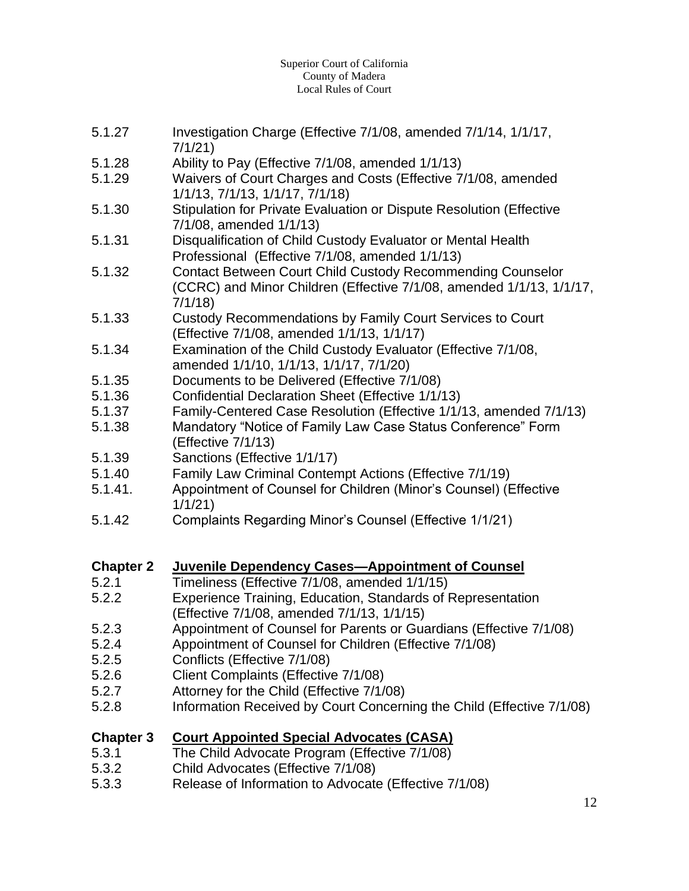5.1.27 Investigation Charge (Effective 7/1/08, amended 7/1/14, 1/1/17, 7/1/21)
5.1.28 Ability to Pay (Effective 7/1/08, amended 1/1/13)
5.1.29 Waivers of Court Charges and Costs (Effective 7/1/08, amended 1/1/13, 7/1/13, 1/1/17, 7/1/18)
5.1.30 Stipulation for Private Evaluation or Dispute Resolution (Effective 7/1/08, amended 1/1/13)
5.1.31 Disqualification of Child Custody Evaluator or Mental Health Professional (Effective 7/1/08, amended 1/1/13)
5.1.32 Contact Between Court Child Custody Recommending Counselor (CCRC) and Minor Children (Effective 7/1/08, amended 1/1/13, 1/1/17, 7/1/18)
5.1.33 Custody Recommendations by Family Court Services to Court (Effective 7/1/08, amended 1/1/13, 1/1/17)
5.1.34 Examination of the Child Custody Evaluator (Effective 7/1/08, amended 1/1/10, 1/1/13, 1/1/17, 7/1/20)
5.1.35 Documents to be Delivered (Effective 7/1/08)
5.1.36 Confidential Declaration Sheet (Effective 1/1/13)
5.1.37 Family-Centered Case Resolution (Effective 1/1/13, amended 7/1/13)
5.1.38 Mandatory "Notice of Family Law Case Status Conference" Form (Effective 7/1/13)
5.1.39 Sanctions (Effective 1/1/17)
5.1.40 Family Law Criminal Contempt Actions (Effective 7/1/19)
5.1.41. Appointment of Counsel for Children (Minor's Counsel) (Effective 1/1/21)
5.1.42 Complaints Regarding Minor's Counsel (Effective 1/1/21)

## Chapter 2 Juvenile Dependency Cases—Appointment of Counsel

5.2.1 Timeliness (Effective 7/1/08, amended 1/1/15)
5.2.2 Experience Training, Education, Standards of Representation (Effective 7/1/08, amended 7/1/13, 1/1/15)
5.2.3 Appointment of Counsel for Parents or Guardians (Effective 7/1/08)
5.2.4 Appointment of Counsel for Children (Effective 7/1/08)
5.2.5 Conflicts (Effective 7/1/08)
5.2.6 Client Complaints (Effective 7/1/08)
5.2.7 Attorney for the Child (Effective 7/1/08)
5.2.8 Information Received by Court Concerning the Child (Effective 7/1/08)

## Chapter 3 Court Appointed Special Advocates (CASA)

5.3.1 The Child Advocate Program (Effective 7/1/08)
5.3.2 Child Advocates (Effective 7/1/08)
5.3.3 Release of Information to Advocate (Effective 7/1/08)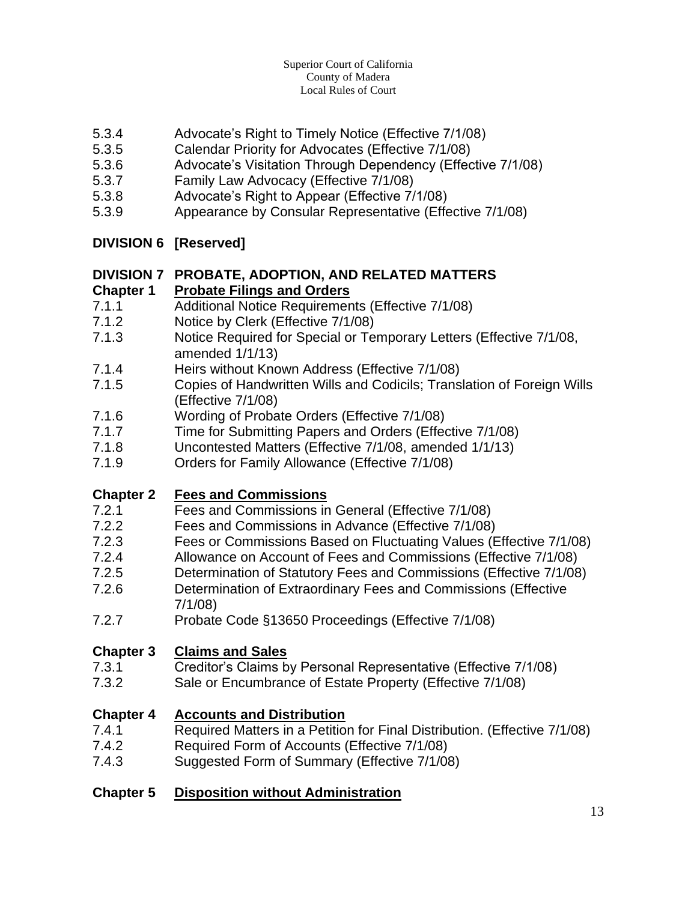5.3.4 Advocate's Right to Timely Notice (Effective 7/1/08)
5.3.5 Calendar Priority for Advocates (Effective 7/1/08)
5.3.6 Advocate's Visitation Through Dependency (Effective 7/1/08)
5.3.7 Family Law Advocacy (Effective 7/1/08)
5.3.8 Advocate's Right to Appear (Effective 7/1/08)
5.3.9 Appearance by Consular Representative (Effective 7/1/08)

**DIVISION 6 [Reserved]**

**DIVISION 7 PROBATE, ADOPTION, AND RELATED MATTERS**

**Chapter 1 Probate Filings and Orders**

7.1.1 Additional Notice Requirements (Effective 7/1/08)
7.1.2 Notice by Clerk (Effective 7/1/08)
7.1.3 Notice Required for Special or Temporary Letters (Effective 7/1/08, amended 1/1/13)
7.1.4 Heirs without Known Address (Effective 7/1/08)
7.1.5 Copies of Handwritten Wills and Codicils; Translation of Foreign Wills (Effective 7/1/08)
7.1.6 Wording of Probate Orders (Effective 7/1/08)
7.1.7 Time for Submitting Papers and Orders (Effective 7/1/08)
7.1.8 Uncontested Matters (Effective 7/1/08, amended 1/1/13)
7.1.9 Orders for Family Allowance (Effective 7/1/08)

**Chapter 2 Fees and Commissions**

7.2.1 Fees and Commissions in General (Effective 7/1/08)
7.2.2 Fees and Commissions in Advance (Effective 7/1/08)
7.2.3 Fees or Commissions Based on Fluctuating Values (Effective 7/1/08)
7.2.4 Allowance on Account of Fees and Commissions (Effective 7/1/08)
7.2.5 Determination of Statutory Fees and Commissions (Effective 7/1/08)
7.2.6 Determination of Extraordinary Fees and Commissions (Effective 7/1/08)
7.2.7 Probate Code §13650 Proceedings (Effective 7/1/08)

**Chapter 3 Claims and Sales**

7.3.1 Creditor's Claims by Personal Representative (Effective 7/1/08)
7.3.2 Sale or Encumbrance of Estate Property (Effective 7/1/08)

**Chapter 4 Accounts and Distribution**

7.4.1 Required Matters in a Petition for Final Distribution. (Effective 7/1/08)
7.4.2 Required Form of Accounts (Effective 7/1/08)
7.4.3 Suggested Form of Summary (Effective 7/1/08)

**Chapter 5 Disposition without Administration**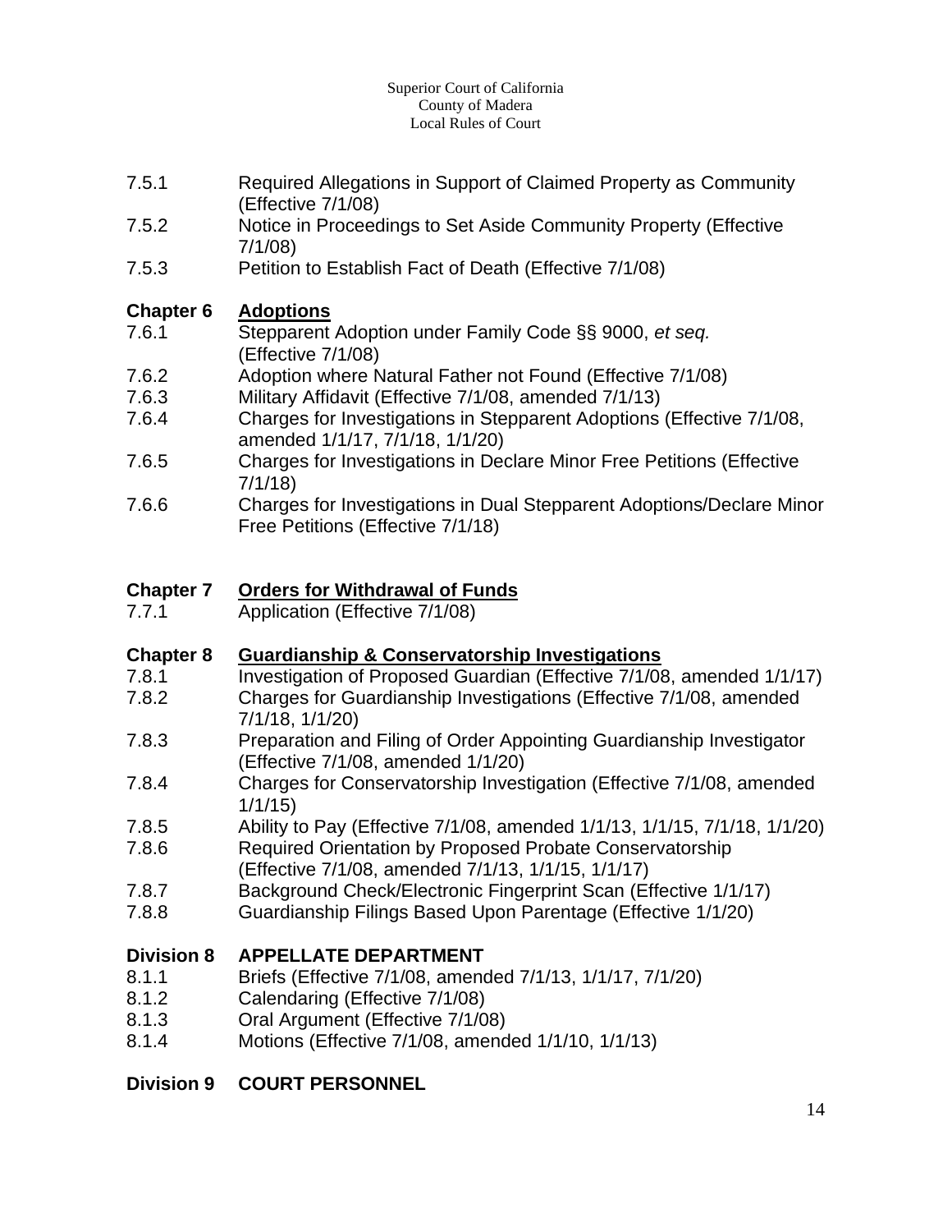7.5.1 Required Allegations in Support of Claimed Property as Community (Effective 7/1/08)
7.5.2 Notice in Proceedings to Set Aside Community Property (Effective 7/1/08)
7.5.3 Petition to Establish Fact of Death (Effective 7/1/08)

**Chapter 6 <u>Adoptions</u>**

7.6.1 Stepparent Adoption under Family Code §§ 9000, *et seq.* (Effective 7/1/08)
7.6.2 Adoption where Natural Father not Found (Effective 7/1/08)
7.6.3 Military Affidavit (Effective 7/1/08, amended 7/1/13)
7.6.4 Charges for Investigations in Stepparent Adoptions (Effective 7/1/08, amended 1/1/17, 7/1/18, 1/1/20)
7.6.5 Charges for Investigations in Declare Minor Free Petitions (Effective 7/1/18)
7.6.6 Charges for Investigations in Dual Stepparent Adoptions/Declare Minor Free Petitions (Effective 7/1/18)

**Chapter 7 <u>Orders for Withdrawal of Funds</u>**

7.7.1 Application (Effective 7/1/08)

**Chapter 8 <u>Guardianship & Conservatorship Investigations</u>**

7.8.1 Investigation of Proposed Guardian (Effective 7/1/08, amended 1/1/17)
7.8.2 Charges for Guardianship Investigations (Effective 7/1/08, amended 7/1/18, 1/1/20)
7.8.3 Preparation and Filing of Order Appointing Guardianship Investigator (Effective 7/1/08, amended 1/1/20)
7.8.4 Charges for Conservatorship Investigation (Effective 7/1/08, amended 1/1/15)
7.8.5 Ability to Pay (Effective 7/1/08, amended 1/1/13, 1/1/15, 7/1/18, 1/1/20)
7.8.6 Required Orientation by Proposed Probate Conservatorship (Effective 7/1/08, amended 7/1/13, 1/1/15, 1/1/17)
7.8.7 Background Check/Electronic Fingerprint Scan (Effective 1/1/17)
7.8.8 Guardianship Filings Based Upon Parentage (Effective 1/1/20)

**Division 8 APPELLATE DEPARTMENT**

8.1.1 Briefs (Effective 7/1/08, amended 7/1/13, 1/1/17, 7/1/20)
8.1.2 Calendaring (Effective 7/1/08)
8.1.3 Oral Argument (Effective 7/1/08)
8.1.4 Motions (Effective 7/1/08, amended 1/1/10, 1/1/13)

**Division 9 COURT PERSONNEL**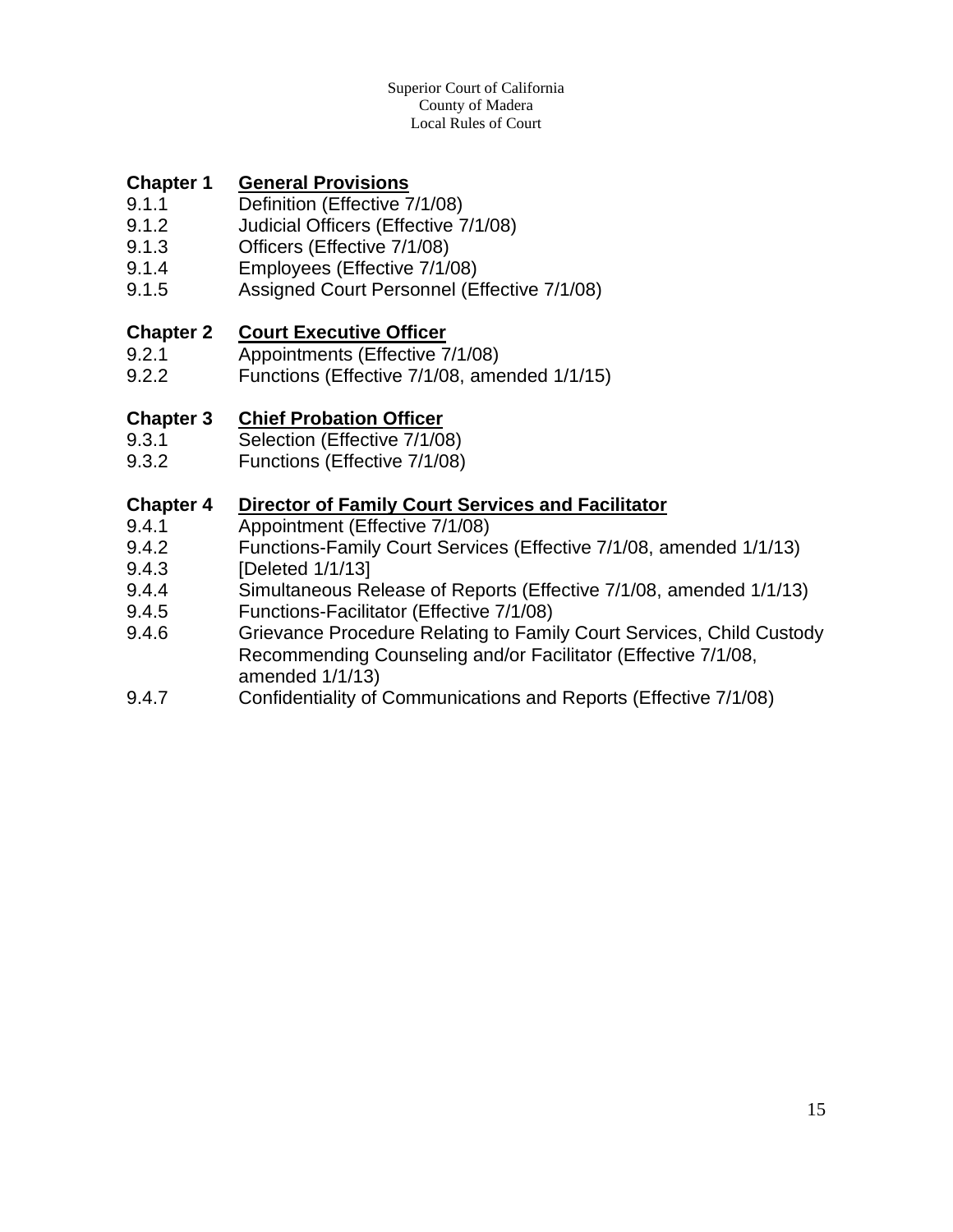Superior Court of California
County of Madera
Local Rules of Court

**Chapter 1 General Provisions**

9.1.1 Definition (Effective 7/1/08)
9.1.2 Judicial Officers (Effective 7/1/08)
9.1.3 Officers (Effective 7/1/08)
9.1.4 Employees (Effective 7/1/08)
9.1.5 Assigned Court Personnel (Effective 7/1/08)

**Chapter 2 Court Executive Officer**

9.2.1 Appointments (Effective 7/1/08)
9.2.2 Functions (Effective 7/1/08, amended 1/1/15)

**Chapter 3 Chief Probation Officer**

9.3.1 Selection (Effective 7/1/08)
9.3.2 Functions (Effective 7/1/08)

**Chapter 4 Director of Family Court Services and Facilitator**

9.4.1 Appointment (Effective 7/1/08)
9.4.2 Functions-Family Court Services (Effective 7/1/08, amended 1/1/13)
9.4.3 [Deleted 1/1/13]
9.4.4 Simultaneous Release of Reports (Effective 7/1/08, amended 1/1/13)
9.4.5 Functions-Facilitator (Effective 7/1/08)
9.4.6 Grievance Procedure Relating to Family Court Services, Child Custody Recommending Counseling and/or Facilitator (Effective 7/1/08, amended 1/1/13)
9.4.7 Confidentiality of Communications and Reports (Effective 7/1/08)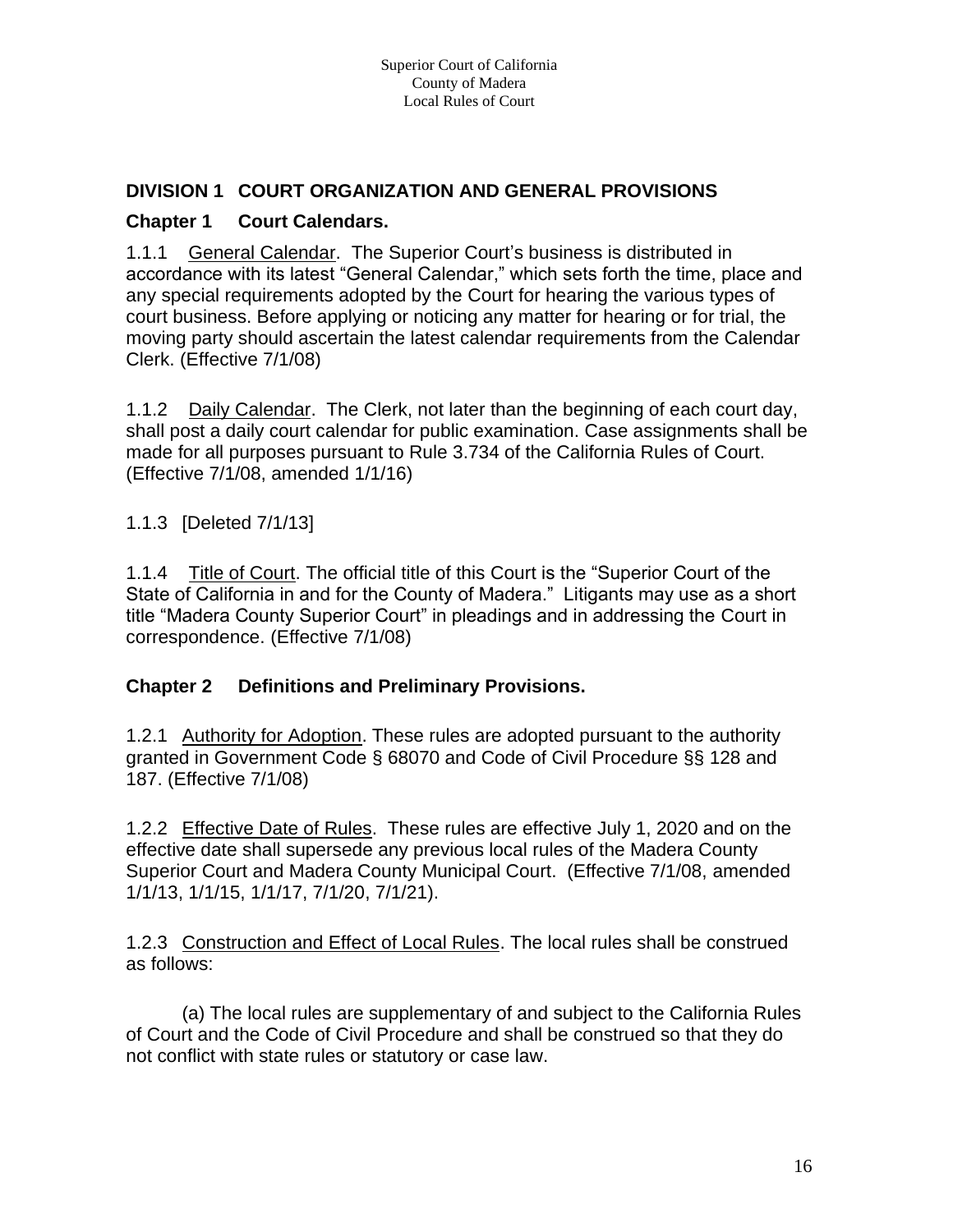## DIVISION 1 COURT ORGANIZATION AND GENERAL PROVISIONS

### Chapter 1 Court Calendars.

1.1.1 General Calendar. The Superior Court's business is distributed in accordance with its latest "General Calendar," which sets forth the time, place and any special requirements adopted by the Court for hearing the various types of court business. Before applying or noticing any matter for hearing or for trial, the moving party should ascertain the latest calendar requirements from the Calendar Clerk. (Effective 7/1/08)

1.1.2 Daily Calendar. The Clerk, not later than the beginning of each court day, shall post a daily court calendar for public examination. Case assignments shall be made for all purposes pursuant to Rule 3.734 of the California Rules of Court. (Effective 7/1/08, amended 1/1/16)

1.1.3 [Deleted 7/1/13]

1.1.4 Title of Court. The official title of this Court is the "Superior Court of the State of California in and for the County of Madera." Litigants may use as a short title "Madera County Superior Court" in pleadings and in addressing the Court in correspondence. (Effective 7/1/08)

### Chapter 2 Definitions and Preliminary Provisions.

1.2.1 Authority for Adoption. These rules are adopted pursuant to the authority granted in Government Code § 68070 and Code of Civil Procedure §§ 128 and 187. (Effective 7/1/08)

1.2.2 Effective Date of Rules. These rules are effective July 1, 2020 and on the effective date shall supersede any previous local rules of the Madera County Superior Court and Madera County Municipal Court. (Effective 7/1/08, amended 1/1/13, 1/1/15, 1/1/17, 7/1/20, 7/1/21).

1.2.3 Construction and Effect of Local Rules. The local rules shall be construed as follows:

(a) The local rules are supplementary of and subject to the California Rules of Court and the Code of Civil Procedure and shall be construed so that they do not conflict with state rules or statutory or case law.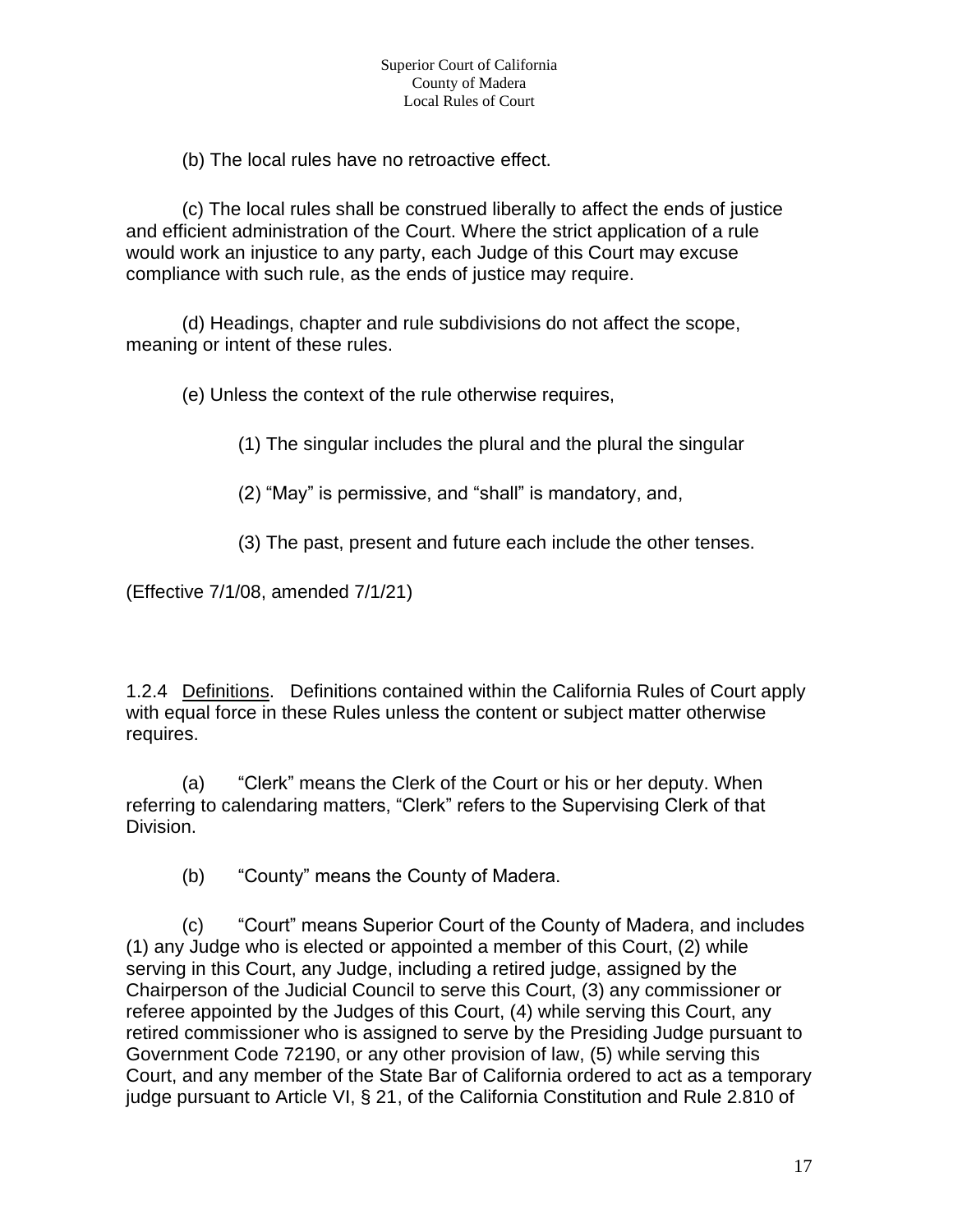(b) The local rules have no retroactive effect.

(c) The local rules shall be construed liberally to affect the ends of justice and efficient administration of the Court. Where the strict application of a rule would work an injustice to any party, each Judge of this Court may excuse compliance with such rule, as the ends of justice may require.

(d) Headings, chapter and rule subdivisions do not affect the scope, meaning or intent of these rules.

(e) Unless the context of the rule otherwise requires,

(1) The singular includes the plural and the plural the singular

(2) “May” is permissive, and “shall” is mandatory, and,

(3) The past, present and future each include the other tenses.

(Effective 7/1/08, amended 7/1/21)

1.2.4 Definitions. Definitions contained within the California Rules of Court apply with equal force in these Rules unless the content or subject matter otherwise requires.

(a) “Clerk” means the Clerk of the Court or his or her deputy. When referring to calendaring matters, “Clerk” refers to the Supervising Clerk of that Division.

(b) “County” means the County of Madera.

(c) “Court” means Superior Court of the County of Madera, and includes (1) any Judge who is elected or appointed a member of this Court, (2) while serving in this Court, any Judge, including a retired judge, assigned by the Chairperson of the Judicial Council to serve this Court, (3) any commissioner or referee appointed by the Judges of this Court, (4) while serving this Court, any retired commissioner who is assigned to serve by the Presiding Judge pursuant to Government Code 72190, or any other provision of law, (5) while serving this Court, and any member of the State Bar of California ordered to act as a temporary judge pursuant to Article VI, § 21, of the California Constitution and Rule 2.810 of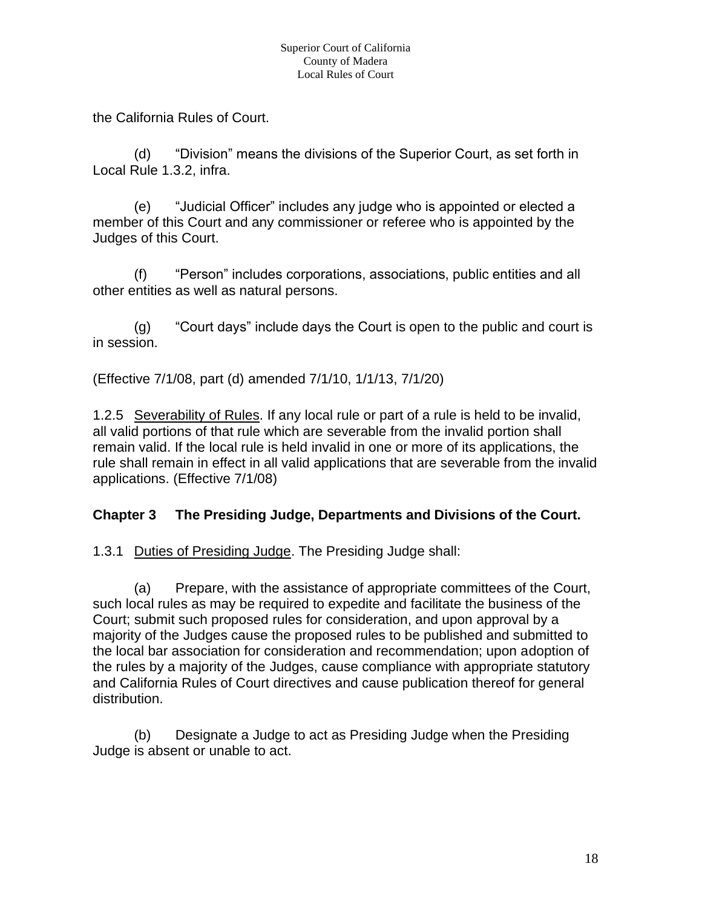the California Rules of Court.

(d) "Division" means the divisions of the Superior Court, as set forth in Local Rule 1.3.2, infra.

(e) "Judicial Officer" includes any judge who is appointed or elected a member of this Court and any commissioner or referee who is appointed by the Judges of this Court.

(f) "Person" includes corporations, associations, public entities and all other entities as well as natural persons.

(g) "Court days" include days the Court is open to the public and court is in session.

(Effective 7/1/08, part (d) amended 7/1/10, 1/1/13, 7/1/20)

1.2.5 Severability of Rules. If any local rule or part of a rule is held to be invalid, all valid portions of that rule which are severable from the invalid portion shall remain valid. If the local rule is held invalid in one or more of its applications, the rule shall remain in effect in all valid applications that are severable from the invalid applications. (Effective 7/1/08)

## Chapter 3 The Presiding Judge, Departments and Divisions of the Court.

1.3.1 Duties of Presiding Judge. The Presiding Judge shall:

(a) Prepare, with the assistance of appropriate committees of the Court, such local rules as may be required to expedite and facilitate the business of the Court; submit such proposed rules for consideration, and upon approval by a majority of the Judges cause the proposed rules to be published and submitted to the local bar association for consideration and recommendation; upon adoption of the rules by a majority of the Judges, cause compliance with appropriate statutory and California Rules of Court directives and cause publication thereof for general distribution.

(b) Designate a Judge to act as Presiding Judge when the Presiding Judge is absent or unable to act.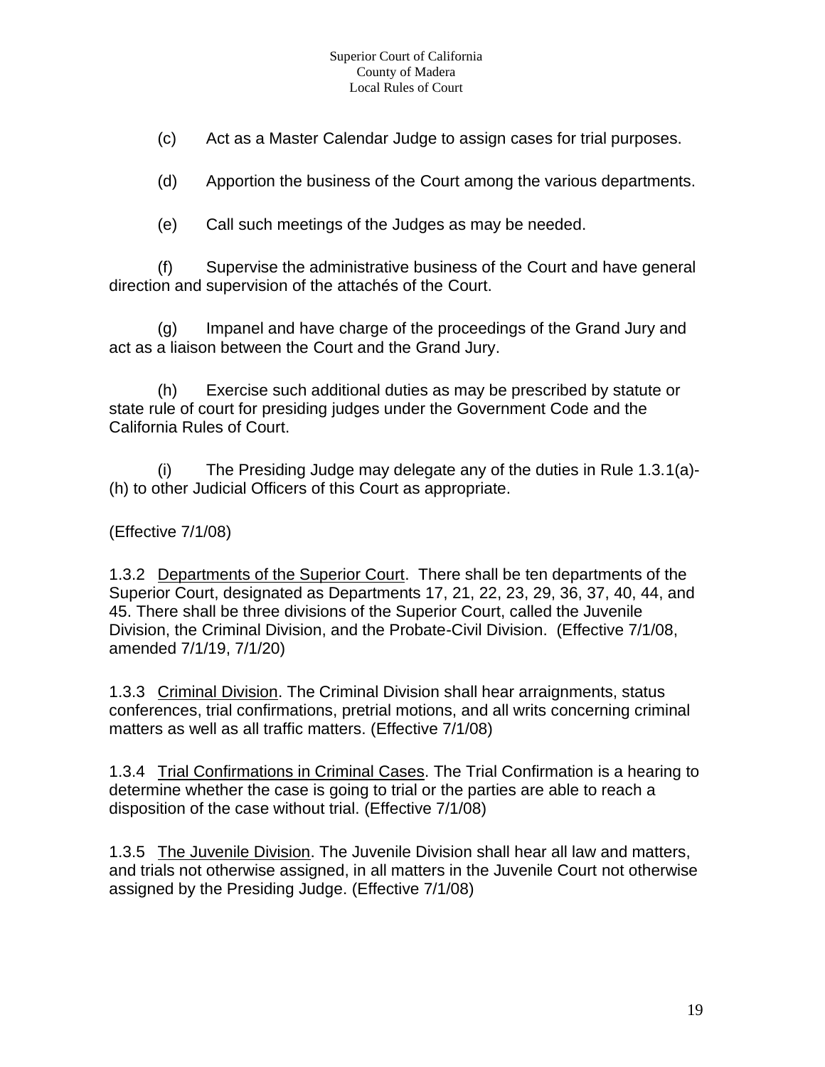(c) Act as a Master Calendar Judge to assign cases for trial purposes.

(d) Apportion the business of the Court among the various departments.

(e) Call such meetings of the Judges as may be needed.

(f) Supervise the administrative business of the Court and have general direction and supervision of the attachés of the Court.

(g) Impanel and have charge of the proceedings of the Grand Jury and act as a liaison between the Court and the Grand Jury.

(h) Exercise such additional duties as may be prescribed by statute or state rule of court for presiding judges under the Government Code and the California Rules of Court.

(i) The Presiding Judge may delegate any of the duties in Rule 1.3.1(a)-(h) to other Judicial Officers of this Court as appropriate.

(Effective 7/1/08)

1.3.2 Departments of the Superior Court. There shall be ten departments of the Superior Court, designated as Departments 17, 21, 22, 23, 29, 36, 37, 40, 44, and 45. There shall be three divisions of the Superior Court, called the Juvenile Division, the Criminal Division, and the Probate-Civil Division. (Effective 7/1/08, amended 7/1/19, 7/1/20)

1.3.3 Criminal Division. The Criminal Division shall hear arraignments, status conferences, trial confirmations, pretrial motions, and all writs concerning criminal matters as well as all traffic matters. (Effective 7/1/08)

1.3.4 Trial Confirmations in Criminal Cases. The Trial Confirmation is a hearing to determine whether the case is going to trial or the parties are able to reach a disposition of the case without trial. (Effective 7/1/08)

1.3.5 The Juvenile Division. The Juvenile Division shall hear all law and matters, and trials not otherwise assigned, in all matters in the Juvenile Court not otherwise assigned by the Presiding Judge. (Effective 7/1/08)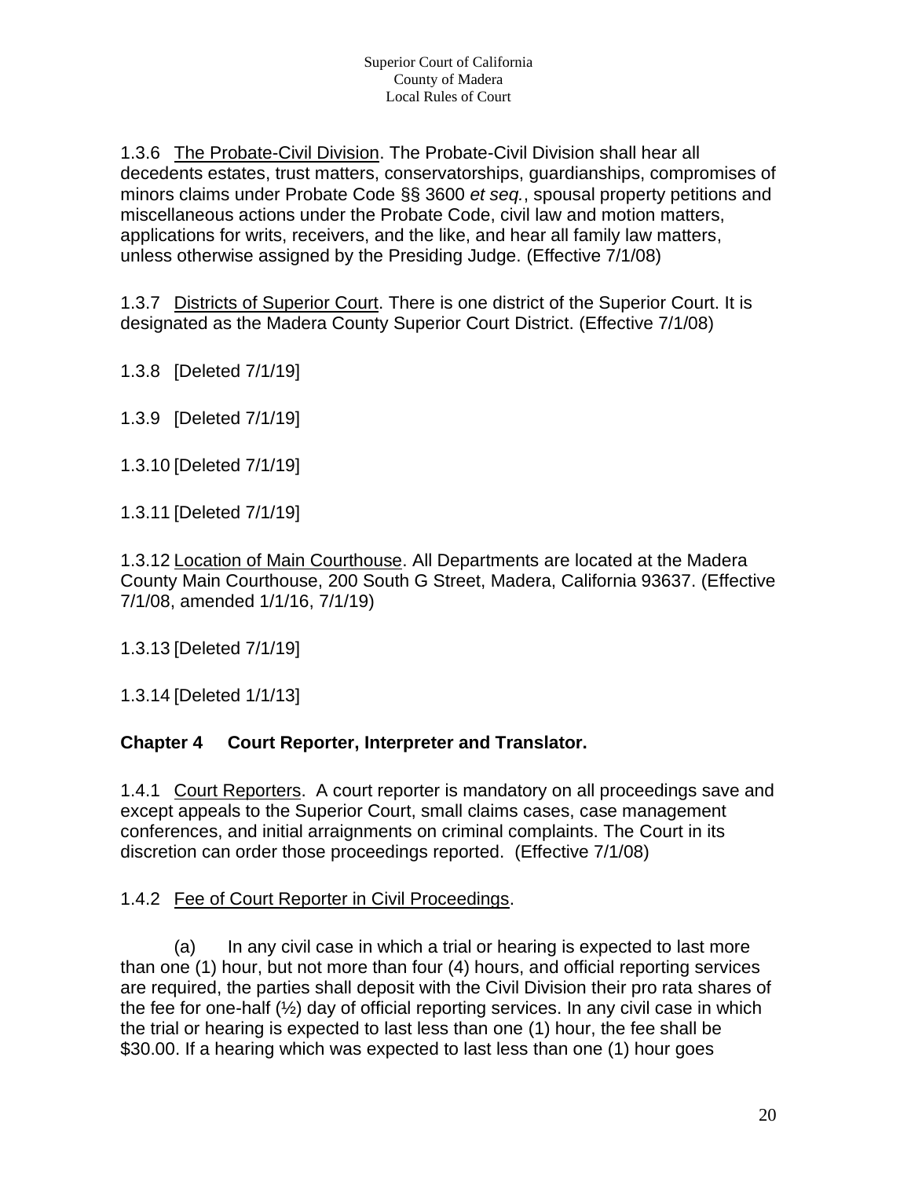1.3.6 The Probate-Civil Division. The Probate-Civil Division shall hear all decedents estates, trust matters, conservatorships, guardianships, compromises of minors claims under Probate Code §§ 3600 *et seq.*, spousal property petitions and miscellaneous actions under the Probate Code, civil law and motion matters, applications for writs, receivers, and the like, and hear all family law matters, unless otherwise assigned by the Presiding Judge. (Effective 7/1/08)

1.3.7 Districts of Superior Court. There is one district of the Superior Court. It is designated as the Madera County Superior Court District. (Effective 7/1/08)

1.3.8 [Deleted 7/1/19]

1.3.9 [Deleted 7/1/19]

1.3.10 [Deleted 7/1/19]

1.3.11 [Deleted 7/1/19]

1.3.12 Location of Main Courthouse. All Departments are located at the Madera County Main Courthouse, 200 South G Street, Madera, California 93637. (Effective 7/1/08, amended 1/1/16, 7/1/19)

1.3.13 [Deleted 7/1/19]

1.3.14 [Deleted 1/1/13]

## Chapter 4 Court Reporter, Interpreter and Translator.

1.4.1 Court Reporters. A court reporter is mandatory on all proceedings save and except appeals to the Superior Court, small claims cases, case management conferences, and initial arraignments on criminal complaints. The Court in its discretion can order those proceedings reported. (Effective 7/1/08)

1.4.2 Fee of Court Reporter in Civil Proceedings.

(a) In any civil case in which a trial or hearing is expected to last more than one (1) hour, but not more than four (4) hours, and official reporting services are required, the parties shall deposit with the Civil Division their pro rata shares of the fee for one-half (½) day of official reporting services. In any civil case in which the trial or hearing is expected to last less than one (1) hour, the fee shall be \$30.00. If a hearing which was expected to last less than one (1) hour goes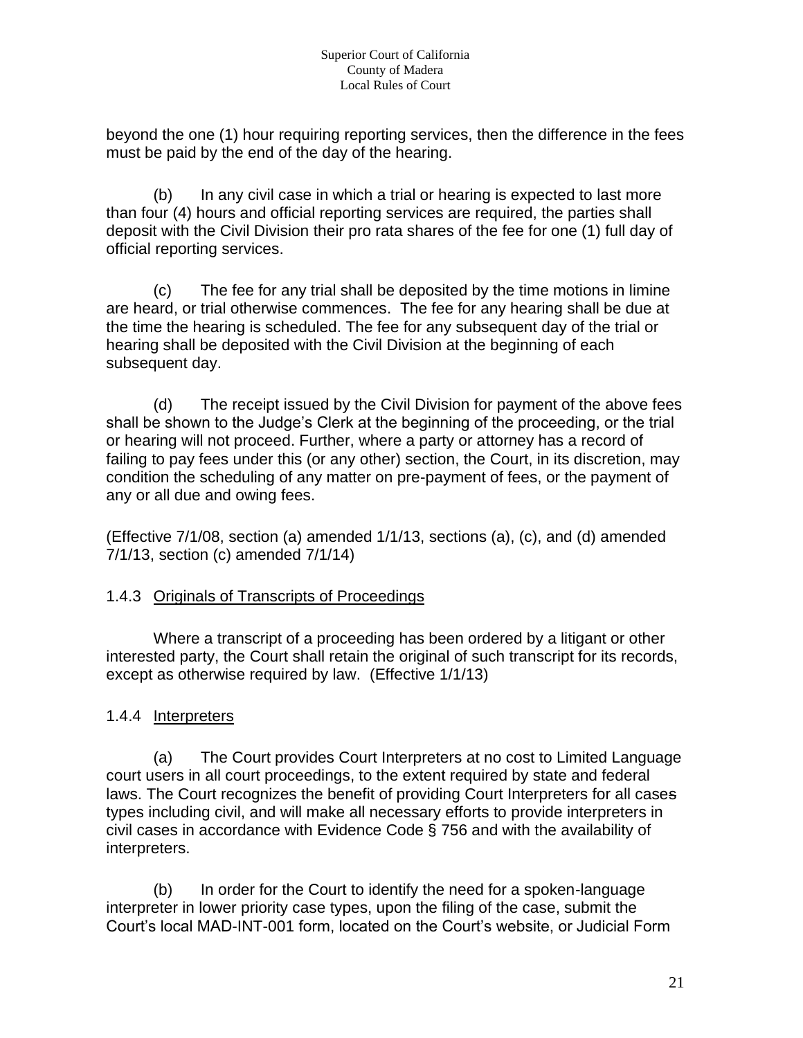beyond the one (1) hour requiring reporting services, then the difference in the fees must be paid by the end of the day of the hearing.

(b) In any civil case in which a trial or hearing is expected to last more than four (4) hours and official reporting services are required, the parties shall deposit with the Civil Division their pro rata shares of the fee for one (1) full day of official reporting services.

(c) The fee for any trial shall be deposited by the time motions in limine are heard, or trial otherwise commences. The fee for any hearing shall be due at the time the hearing is scheduled. The fee for any subsequent day of the trial or hearing shall be deposited with the Civil Division at the beginning of each subsequent day.

(d) The receipt issued by the Civil Division for payment of the above fees shall be shown to the Judge's Clerk at the beginning of the proceeding, or the trial or hearing will not proceed. Further, where a party or attorney has a record of failing to pay fees under this (or any other) section, the Court, in its discretion, may condition the scheduling of any matter on pre-payment of fees, or the payment of any or all due and owing fees.

(Effective 7/1/08, section (a) amended 1/1/13, sections (a), (c), and (d) amended 7/1/13, section (c) amended 7/1/14)

### 1.4.3 Originals of Transcripts of Proceedings

Where a transcript of a proceeding has been ordered by a litigant or other interested party, the Court shall retain the original of such transcript for its records, except as otherwise required by law. (Effective 1/1/13)

### 1.4.4 Interpreters

(a) The Court provides Court Interpreters at no cost to Limited Language court users in all court proceedings, to the extent required by state and federal laws. The Court recognizes the benefit of providing Court Interpreters for all cases types including civil, and will make all necessary efforts to provide interpreters in civil cases in accordance with Evidence Code § 756 and with the availability of interpreters.

(b) In order for the Court to identify the need for a spoken-language interpreter in lower priority case types, upon the filing of the case, submit the Court's local MAD-INT-001 form, located on the Court's website, or Judicial Form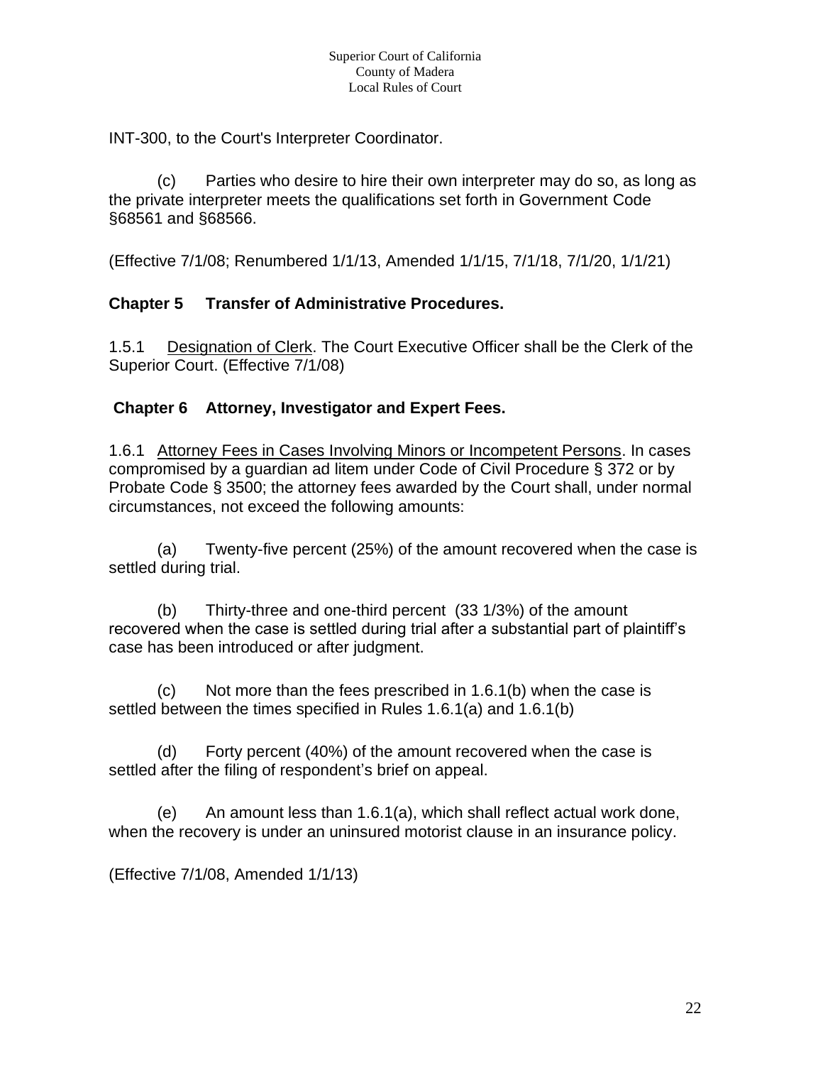INT-300, to the Court's Interpreter Coordinator.

(c) Parties who desire to hire their own interpreter may do so, as long as the private interpreter meets the qualifications set forth in Government Code §68561 and §68566.

(Effective 7/1/08; Renumbered 1/1/13, Amended 1/1/15, 7/1/18, 7/1/20, 1/1/21)

## Chapter 5 Transfer of Administrative Procedures.

1.5.1 Designation of Clerk. The Court Executive Officer shall be the Clerk of the Superior Court. (Effective 7/1/08)

## Chapter 6 Attorney, Investigator and Expert Fees.

1.6.1 Attorney Fees in Cases Involving Minors or Incompetent Persons. In cases compromised by a guardian ad litem under Code of Civil Procedure § 372 or by Probate Code § 3500; the attorney fees awarded by the Court shall, under normal circumstances, not exceed the following amounts:

(a) Twenty-five percent (25%) of the amount recovered when the case is settled during trial.

(b) Thirty-three and one-third percent (33 1/3%) of the amount recovered when the case is settled during trial after a substantial part of plaintiff's case has been introduced or after judgment.

(c) Not more than the fees prescribed in 1.6.1(b) when the case is settled between the times specified in Rules 1.6.1(a) and 1.6.1(b)

(d) Forty percent (40%) of the amount recovered when the case is settled after the filing of respondent's brief on appeal.

(e) An amount less than 1.6.1(a), which shall reflect actual work done, when the recovery is under an uninsured motorist clause in an insurance policy.

(Effective 7/1/08, Amended 1/1/13)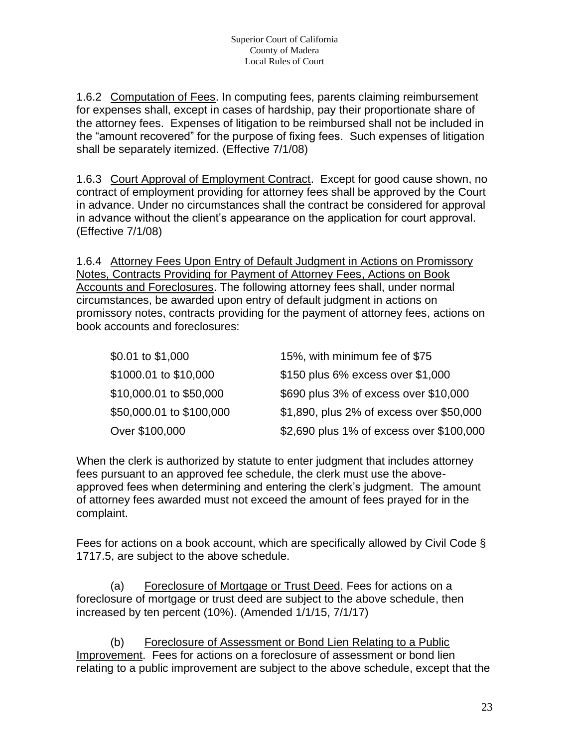1.6.2 Computation of Fees. In computing fees, parents claiming reimbursement for expenses shall, except in cases of hardship, pay their proportionate share of the attorney fees. Expenses of litigation to be reimbursed shall not be included in the "amount recovered" for the purpose of fixing fees. Such expenses of litigation shall be separately itemized. (Effective 7/1/08)

1.6.3 Court Approval of Employment Contract. Except for good cause shown, no contract of employment providing for attorney fees shall be approved by the Court in advance. Under no circumstances shall the contract be considered for approval in advance without the client's appearance on the application for court approval. (Effective 7/1/08)

1.6.4 Attorney Fees Upon Entry of Default Judgment in Actions on Promissory Notes, Contracts Providing for Payment of Attorney Fees, Actions on Book Accounts and Foreclosures. The following attorney fees shall, under normal circumstances, be awarded upon entry of default judgment in actions on promissory notes, contracts providing for the payment of attorney fees, actions on book accounts and foreclosures:

| | |
|---|---|
| $0.01 to $1,000 | 15%, with minimum fee of $75 |
| $1000.01 to $10,000 | $150 plus 6% excess over $1,000 |
| $10,000.01 to $50,000 | $690 plus 3% of excess over $10,000 |
| $50,000.01 to $100,000 | $1,890, plus 2% of excess over $50,000 |
| Over $100,000 | $2,690 plus 1% of excess over $100,000 |

When the clerk is authorized by statute to enter judgment that includes attorney fees pursuant to an approved fee schedule, the clerk must use the above-approved fees when determining and entering the clerk's judgment. The amount of attorney fees awarded must not exceed the amount of fees prayed for in the complaint.

Fees for actions on a book account, which are specifically allowed by Civil Code § 1717.5, are subject to the above schedule.

(a) Foreclosure of Mortgage or Trust Deed. Fees for actions on a foreclosure of mortgage or trust deed are subject to the above schedule, then increased by ten percent (10%). (Amended 1/1/15, 7/1/17)

(b) Foreclosure of Assessment or Bond Lien Relating to a Public Improvement. Fees for actions on a foreclosure of assessment or bond lien relating to a public improvement are subject to the above schedule, except that the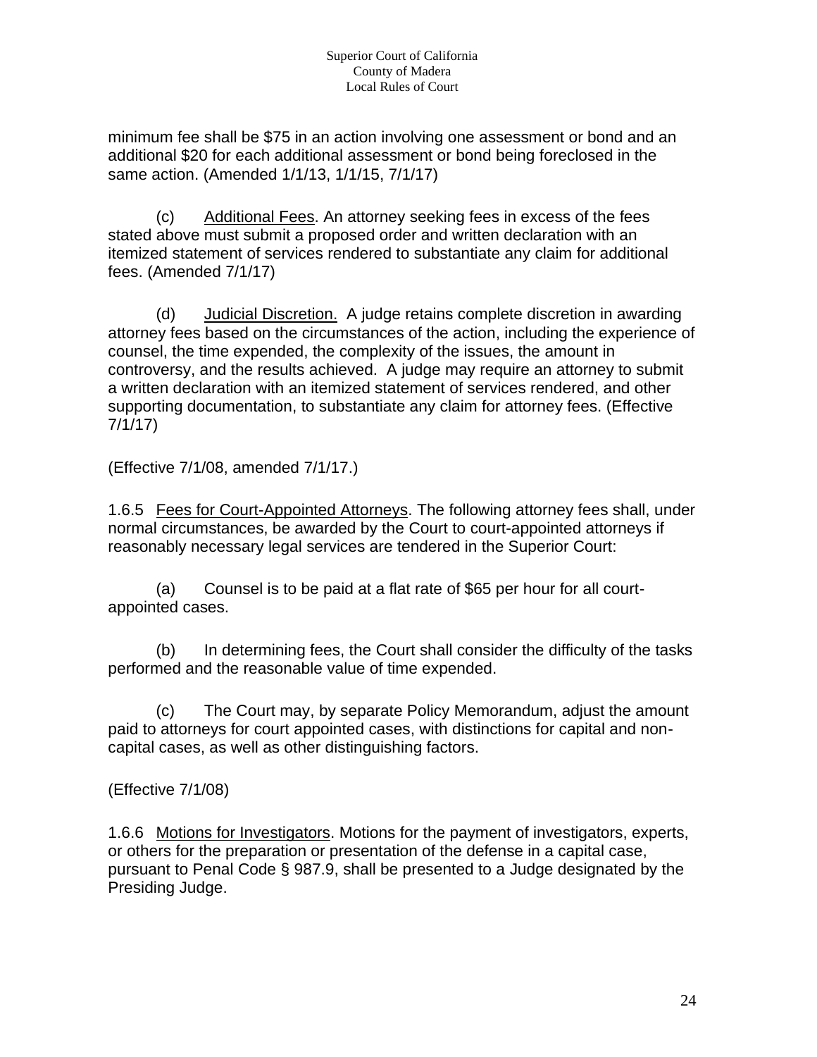minimum fee shall be $75 in an action involving one assessment or bond and an additional $20 for each additional assessment or bond being foreclosed in the same action. (Amended 1/1/13, 1/1/15, 7/1/17)

(c) Additional Fees. An attorney seeking fees in excess of the fees stated above must submit a proposed order and written declaration with an itemized statement of services rendered to substantiate any claim for additional fees. (Amended 7/1/17)

(d) Judicial Discretion. A judge retains complete discretion in awarding attorney fees based on the circumstances of the action, including the experience of counsel, the time expended, the complexity of the issues, the amount in controversy, and the results achieved. A judge may require an attorney to submit a written declaration with an itemized statement of services rendered, and other supporting documentation, to substantiate any claim for attorney fees. (Effective 7/1/17)

(Effective 7/1/08, amended 7/1/17.)

1.6.5 Fees for Court-Appointed Attorneys. The following attorney fees shall, under normal circumstances, be awarded by the Court to court-appointed attorneys if reasonably necessary legal services are tendered in the Superior Court:

(a) Counsel is to be paid at a flat rate of $65 per hour for all court-appointed cases.

(b) In determining fees, the Court shall consider the difficulty of the tasks performed and the reasonable value of time expended.

(c) The Court may, by separate Policy Memorandum, adjust the amount paid to attorneys for court appointed cases, with distinctions for capital and non-capital cases, as well as other distinguishing factors.

(Effective 7/1/08)

1.6.6 Motions for Investigators. Motions for the payment of investigators, experts, or others for the preparation or presentation of the defense in a capital case, pursuant to Penal Code § 987.9, shall be presented to a Judge designated by the Presiding Judge.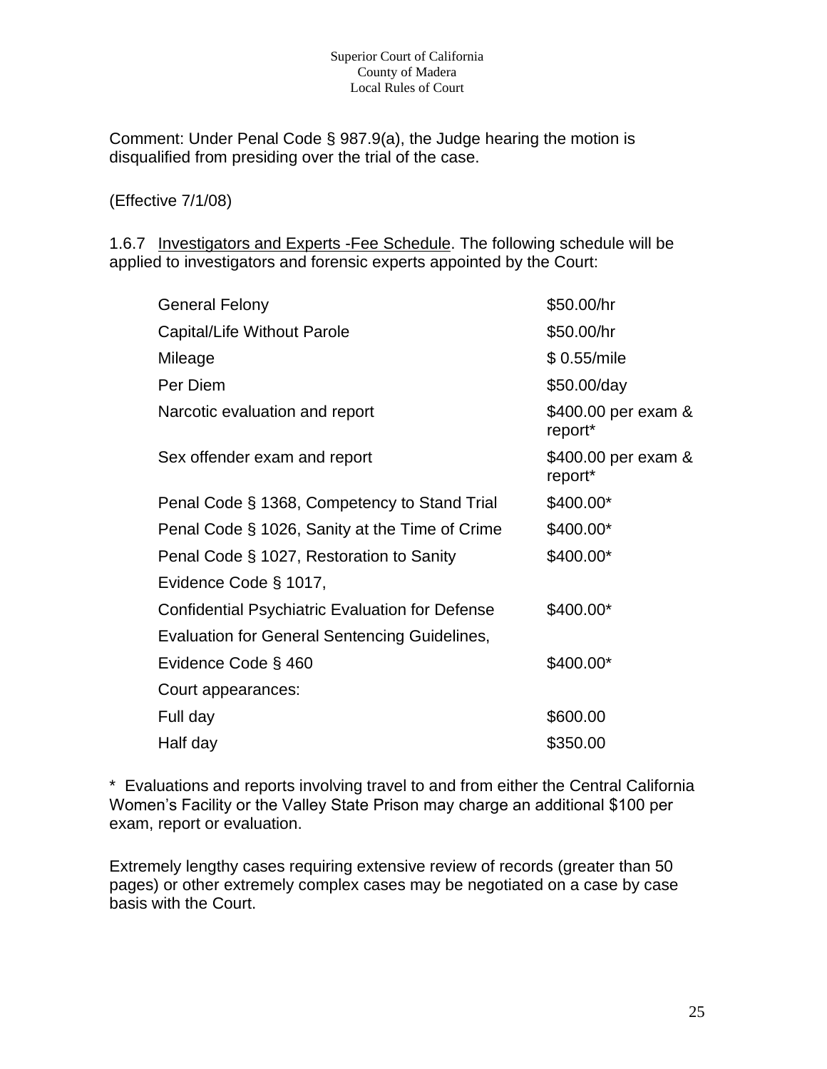Comment: Under Penal Code § 987.9(a), the Judge hearing the motion is disqualified from presiding over the trial of the case.

(Effective 7/1/08)

1.6.7 Investigators and Experts -Fee Schedule. The following schedule will be applied to investigators and forensic experts appointed by the Court:

| | |
|---|---|
| General Felony | $50.00/hr |
| Capital/Life Without Parole | $50.00/hr |
| Mileage | $ 0.55/mile |
| Per Diem | $50.00/day |
| Narcotic evaluation and report | $400.00 per exam & report* |
| Sex offender exam and report | $400.00 per exam & report* |
| Penal Code § 1368, Competency to Stand Trial | $400.00* |
| Penal Code § 1026, Sanity at the Time of Crime | $400.00* |
| Penal Code § 1027, Restoration to Sanity | $400.00* |
| Evidence Code § 1017, | |
| Confidential Psychiatric Evaluation for Defense | $400.00* |
| Evaluation for General Sentencing Guidelines, | |
| Evidence Code § 460 | $400.00* |
| Court appearances: | |
| Full day | $600.00 |
| Half day | $350.00 |

* Evaluations and reports involving travel to and from either the Central California Women's Facility or the Valley State Prison may charge an additional $100 per exam, report or evaluation.

Extremely lengthy cases requiring extensive review of records (greater than 50 pages) or other extremely complex cases may be negotiated on a case by case basis with the Court.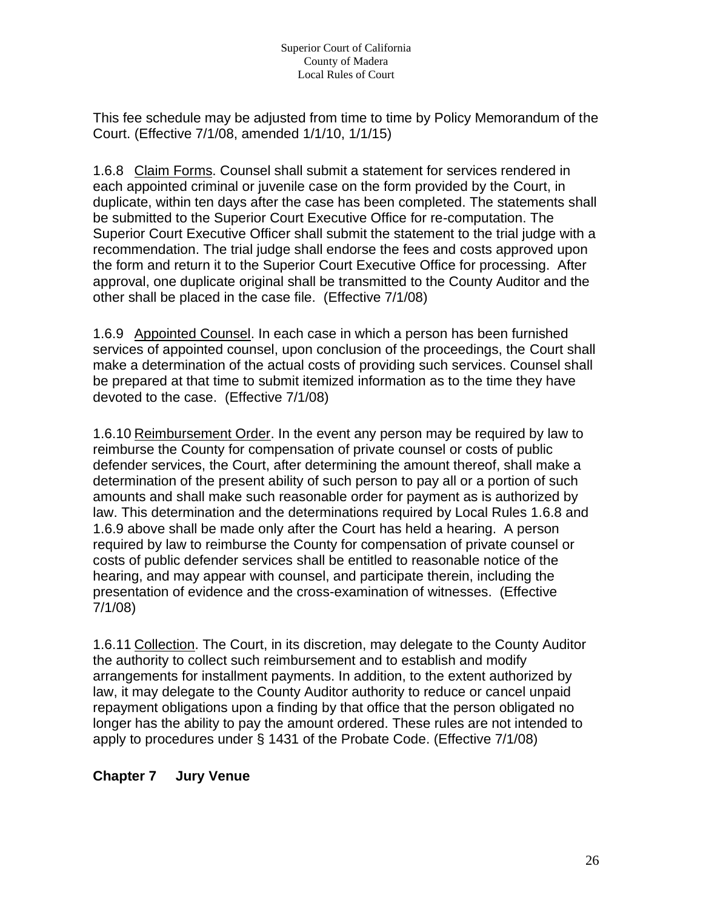This fee schedule may be adjusted from time to time by Policy Memorandum of the Court. (Effective 7/1/08, amended 1/1/10, 1/1/15)

1.6.8 Claim Forms. Counsel shall submit a statement for services rendered in each appointed criminal or juvenile case on the form provided by the Court, in duplicate, within ten days after the case has been completed. The statements shall be submitted to the Superior Court Executive Office for re-computation. The Superior Court Executive Officer shall submit the statement to the trial judge with a recommendation. The trial judge shall endorse the fees and costs approved upon the form and return it to the Superior Court Executive Office for processing. After approval, one duplicate original shall be transmitted to the County Auditor and the other shall be placed in the case file. (Effective 7/1/08)

1.6.9 Appointed Counsel. In each case in which a person has been furnished services of appointed counsel, upon conclusion of the proceedings, the Court shall make a determination of the actual costs of providing such services. Counsel shall be prepared at that time to submit itemized information as to the time they have devoted to the case. (Effective 7/1/08)

1.6.10 Reimbursement Order. In the event any person may be required by law to reimburse the County for compensation of private counsel or costs of public defender services, the Court, after determining the amount thereof, shall make a determination of the present ability of such person to pay all or a portion of such amounts and shall make such reasonable order for payment as is authorized by law. This determination and the determinations required by Local Rules 1.6.8 and 1.6.9 above shall be made only after the Court has held a hearing. A person required by law to reimburse the County for compensation of private counsel or costs of public defender services shall be entitled to reasonable notice of the hearing, and may appear with counsel, and participate therein, including the presentation of evidence and the cross-examination of witnesses. (Effective 7/1/08)

1.6.11 Collection. The Court, in its discretion, may delegate to the County Auditor the authority to collect such reimbursement and to establish and modify arrangements for installment payments. In addition, to the extent authorized by law, it may delegate to the County Auditor authority to reduce or cancel unpaid repayment obligations upon a finding by that office that the person obligated no longer has the ability to pay the amount ordered. These rules are not intended to apply to procedures under § 1431 of the Probate Code. (Effective 7/1/08)

## Chapter 7 Jury Venue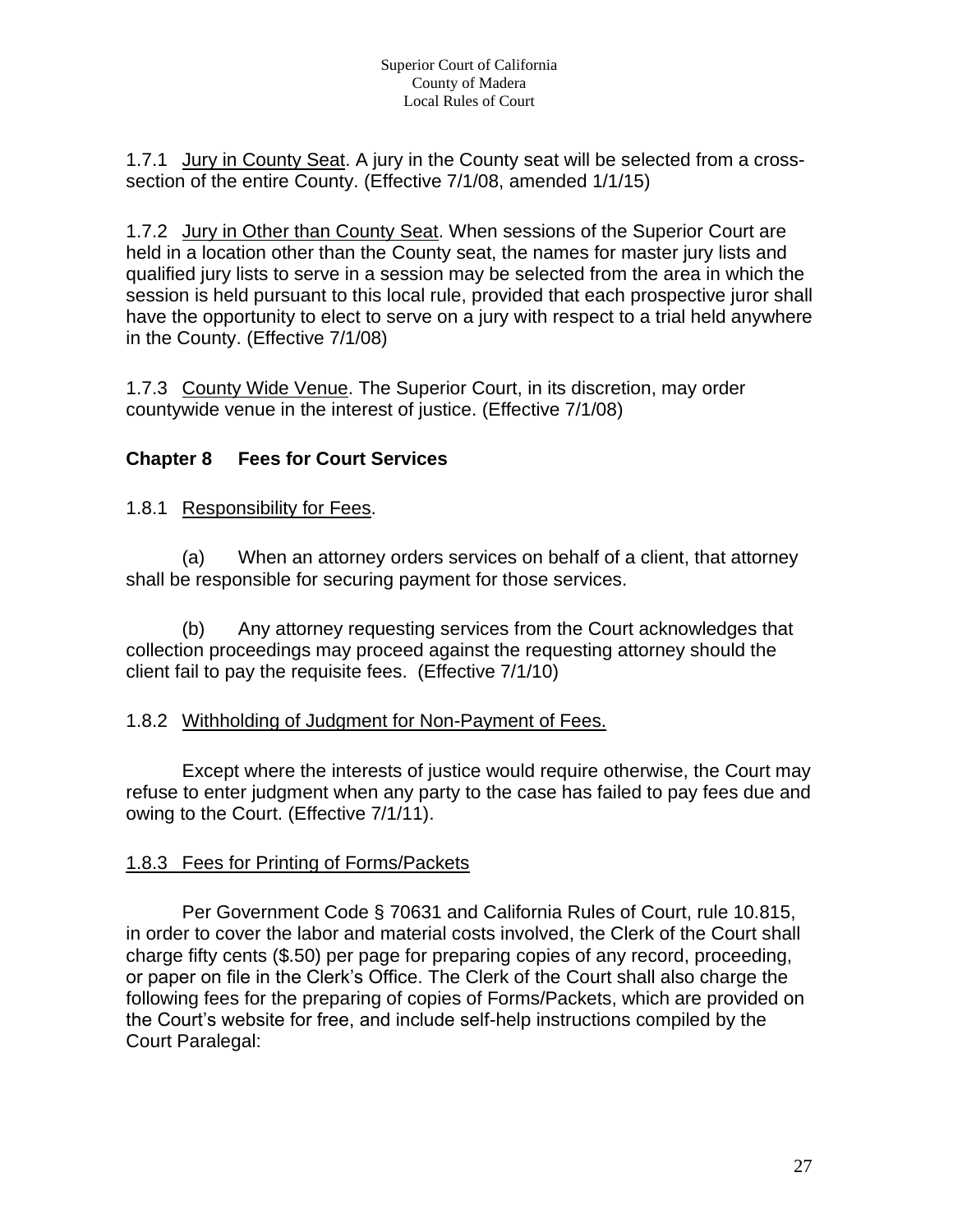1.7.1 Jury in County Seat. A jury in the County seat will be selected from a cross-section of the entire County. (Effective 7/1/08, amended 1/1/15)

1.7.2 Jury in Other than County Seat. When sessions of the Superior Court are held in a location other than the County seat, the names for master jury lists and qualified jury lists to serve in a session may be selected from the area in which the session is held pursuant to this local rule, provided that each prospective juror shall have the opportunity to elect to serve on a jury with respect to a trial held anywhere in the County. (Effective 7/1/08)

1.7.3 County Wide Venue. The Superior Court, in its discretion, may order countywide venue in the interest of justice. (Effective 7/1/08)

## Chapter 8 Fees for Court Services

1.8.1 Responsibility for Fees.

(a) When an attorney orders services on behalf of a client, that attorney shall be responsible for securing payment for those services.

(b) Any attorney requesting services from the Court acknowledges that collection proceedings may proceed against the requesting attorney should the client fail to pay the requisite fees. (Effective 7/1/10)

1.8.2 Withholding of Judgment for Non-Payment of Fees.

Except where the interests of justice would require otherwise, the Court may refuse to enter judgment when any party to the case has failed to pay fees due and owing to the Court. (Effective 7/1/11).

1.8.3 Fees for Printing of Forms/Packets

Per Government Code § 70631 and California Rules of Court, rule 10.815, in order to cover the labor and material costs involved, the Clerk of the Court shall charge fifty cents ($.50) per page for preparing copies of any record, proceeding, or paper on file in the Clerk's Office. The Clerk of the Court shall also charge the following fees for the preparing of copies of Forms/Packets, which are provided on the Court's website for free, and include self-help instructions compiled by the Court Paralegal: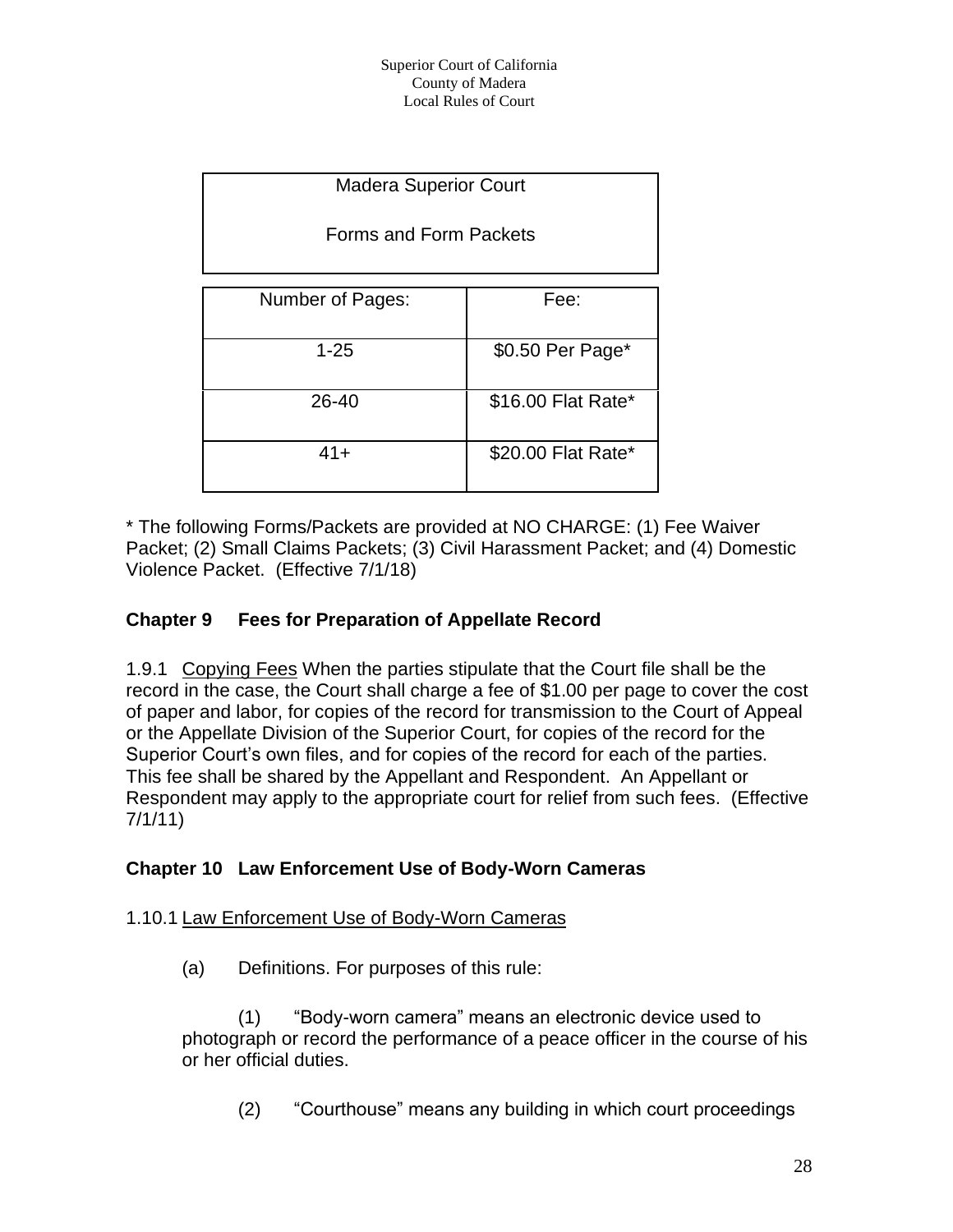| Madera Superior Court<br><br>Forms and Form Packets | |
|---|---|
| Number of Pages: | Fee: |
| 1-25 | $0.50 Per Page* |
| 26-40 | $16.00 Flat Rate* |
| 41+ | $20.00 Flat Rate* |

* The following Forms/Packets are provided at NO CHARGE: (1) Fee Waiver Packet; (2) Small Claims Packets; (3) Civil Harassment Packet; and (4) Domestic Violence Packet. (Effective 7/1/18)

## Chapter 9 Fees for Preparation of Appellate Record

1.9.1 Copying Fees When the parties stipulate that the Court file shall be the record in the case, the Court shall charge a fee of $1.00 per page to cover the cost of paper and labor, for copies of the record for transmission to the Court of Appeal or the Appellate Division of the Superior Court, for copies of the record for the Superior Court's own files, and for copies of the record for each of the parties. This fee shall be shared by the Appellant and Respondent. An Appellant or Respondent may apply to the appropriate court for relief from such fees. (Effective 7/1/11)

## Chapter 10 Law Enforcement Use of Body-Worn Cameras

1.10.1 Law Enforcement Use of Body-Worn Cameras

(a) Definitions. For purposes of this rule:

(1) "Body-worn camera" means an electronic device used to photograph or record the performance of a peace officer in the course of his or her official duties.

(2) "Courthouse" means any building in which court proceedings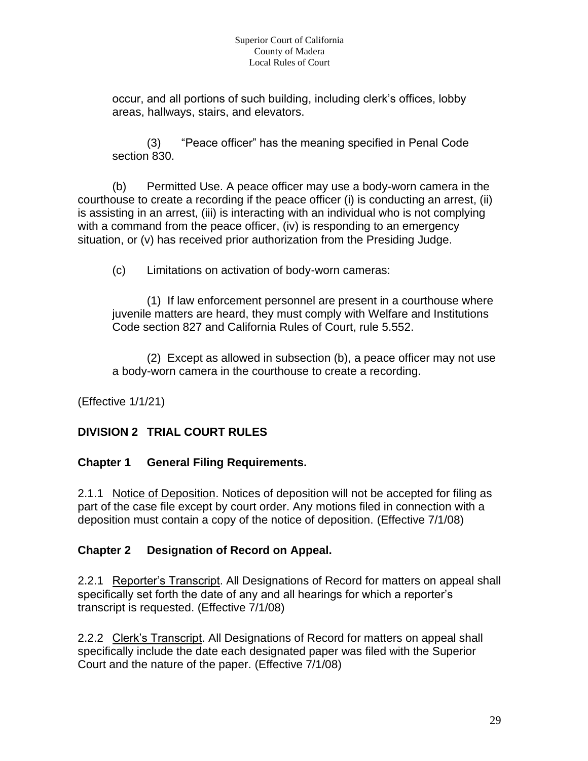occur, and all portions of such building, including clerk's offices, lobby areas, hallways, stairs, and elevators.

(3) "Peace officer" has the meaning specified in Penal Code section 830.

(b) Permitted Use. A peace officer may use a body-worn camera in the courthouse to create a recording if the peace officer (i) is conducting an arrest, (ii) is assisting in an arrest, (iii) is interacting with an individual who is not complying with a command from the peace officer, (iv) is responding to an emergency situation, or (v) has received prior authorization from the Presiding Judge.

(c) Limitations on activation of body-worn cameras:

(1) If law enforcement personnel are present in a courthouse where juvenile matters are heard, they must comply with Welfare and Institutions Code section 827 and California Rules of Court, rule 5.552.

(2) Except as allowed in subsection (b), a peace officer may not use a body-worn camera in the courthouse to create a recording.

(Effective 1/1/21)

## DIVISION 2 TRIAL COURT RULES

### Chapter 1 General Filing Requirements.

2.1.1 Notice of Deposition. Notices of deposition will not be accepted for filing as part of the case file except by court order. Any motions filed in connection with a deposition must contain a copy of the notice of deposition. (Effective 7/1/08)

### Chapter 2 Designation of Record on Appeal.

2.2.1 Reporter's Transcript. All Designations of Record for matters on appeal shall specifically set forth the date of any and all hearings for which a reporter's transcript is requested. (Effective 7/1/08)

2.2.2 Clerk's Transcript. All Designations of Record for matters on appeal shall specifically include the date each designated paper was filed with the Superior Court and the nature of the paper. (Effective 7/1/08)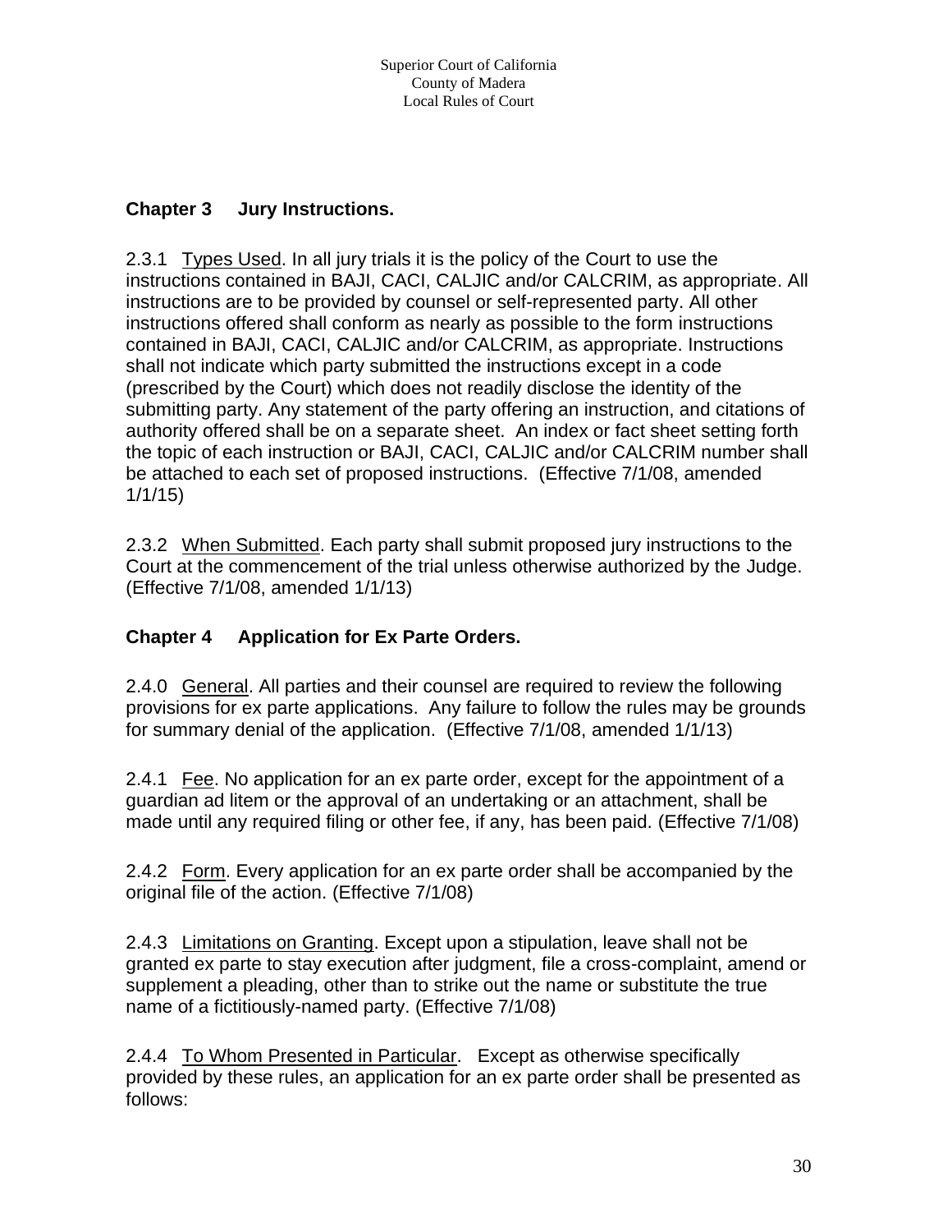## Chapter 3 Jury Instructions.

2.3.1 Types Used. In all jury trials it is the policy of the Court to use the instructions contained in BAJI, CACI, CALJIC and/or CALCRIM, as appropriate. All instructions are to be provided by counsel or self-represented party. All other instructions offered shall conform as nearly as possible to the form instructions contained in BAJI, CACI, CALJIC and/or CALCRIM, as appropriate. Instructions shall not indicate which party submitted the instructions except in a code (prescribed by the Court) which does not readily disclose the identity of the submitting party. Any statement of the party offering an instruction, and citations of authority offered shall be on a separate sheet. An index or fact sheet setting forth the topic of each instruction or BAJI, CACI, CALJIC and/or CALCRIM number shall be attached to each set of proposed instructions. (Effective 7/1/08, amended 1/1/15)

2.3.2 When Submitted. Each party shall submit proposed jury instructions to the Court at the commencement of the trial unless otherwise authorized by the Judge. (Effective 7/1/08, amended 1/1/13)

## Chapter 4 Application for Ex Parte Orders.

2.4.0 General. All parties and their counsel are required to review the following provisions for ex parte applications. Any failure to follow the rules may be grounds for summary denial of the application. (Effective 7/1/08, amended 1/1/13)

2.4.1 Fee. No application for an ex parte order, except for the appointment of a guardian ad litem or the approval of an undertaking or an attachment, shall be made until any required filing or other fee, if any, has been paid. (Effective 7/1/08)

2.4.2 Form. Every application for an ex parte order shall be accompanied by the original file of the action. (Effective 7/1/08)

2.4.3 Limitations on Granting. Except upon a stipulation, leave shall not be granted ex parte to stay execution after judgment, file a cross-complaint, amend or supplement a pleading, other than to strike out the name or substitute the true name of a fictitiously-named party. (Effective 7/1/08)

2.4.4 To Whom Presented in Particular. Except as otherwise specifically provided by these rules, an application for an ex parte order shall be presented as follows: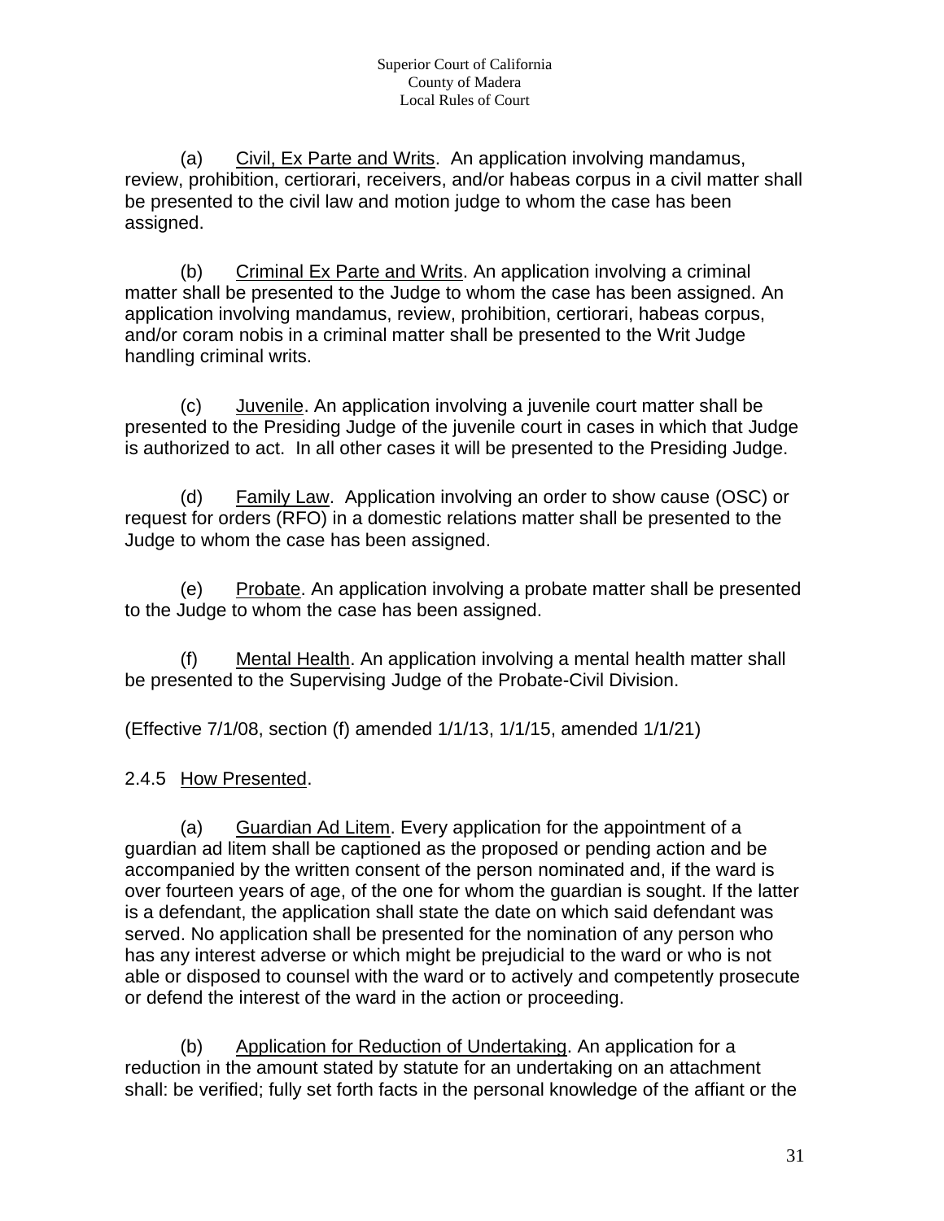(a) Civil, Ex Parte and Writs. An application involving mandamus, review, prohibition, certiorari, receivers, and/or habeas corpus in a civil matter shall be presented to the civil law and motion judge to whom the case has been assigned.

(b) Criminal Ex Parte and Writs. An application involving a criminal matter shall be presented to the Judge to whom the case has been assigned. An application involving mandamus, review, prohibition, certiorari, habeas corpus, and/or coram nobis in a criminal matter shall be presented to the Writ Judge handling criminal writs.

(c) Juvenile. An application involving a juvenile court matter shall be presented to the Presiding Judge of the juvenile court in cases in which that Judge is authorized to act. In all other cases it will be presented to the Presiding Judge.

(d) Family Law. Application involving an order to show cause (OSC) or request for orders (RFO) in a domestic relations matter shall be presented to the Judge to whom the case has been assigned.

(e) Probate. An application involving a probate matter shall be presented to the Judge to whom the case has been assigned.

(f) Mental Health. An application involving a mental health matter shall be presented to the Supervising Judge of the Probate-Civil Division.

(Effective 7/1/08, section (f) amended 1/1/13, 1/1/15, amended 1/1/21)

2.4.5 How Presented.

(a) Guardian Ad Litem. Every application for the appointment of a guardian ad litem shall be captioned as the proposed or pending action and be accompanied by the written consent of the person nominated and, if the ward is over fourteen years of age, of the one for whom the guardian is sought. If the latter is a defendant, the application shall state the date on which said defendant was served. No application shall be presented for the nomination of any person who has any interest adverse or which might be prejudicial to the ward or who is not able or disposed to counsel with the ward or to actively and competently prosecute or defend the interest of the ward in the action or proceeding.

(b) Application for Reduction of Undertaking. An application for a reduction in the amount stated by statute for an undertaking on an attachment shall: be verified; fully set forth facts in the personal knowledge of the affiant or the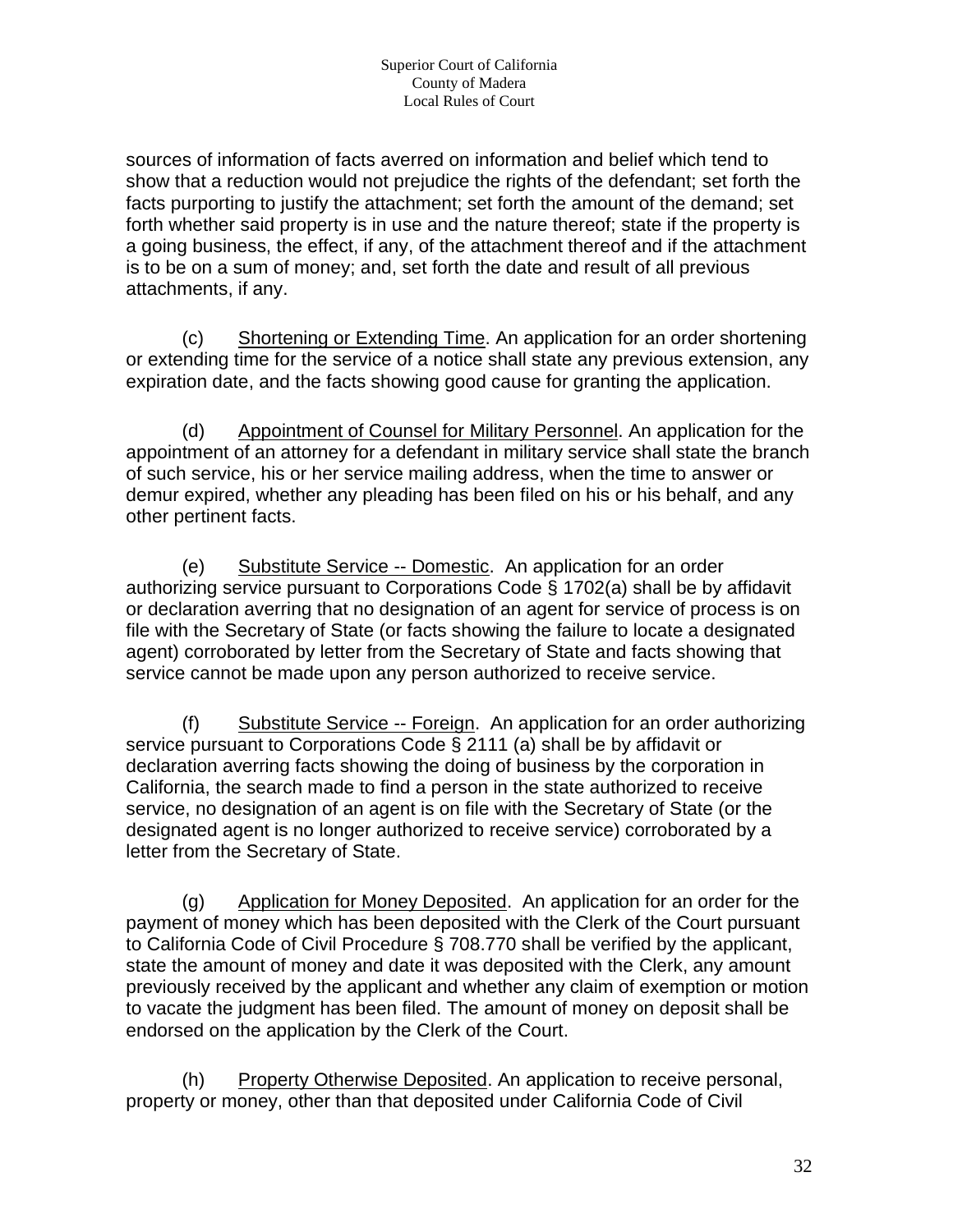sources of information of facts averred on information and belief which tend to show that a reduction would not prejudice the rights of the defendant; set forth the facts purporting to justify the attachment; set forth the amount of the demand; set forth whether said property is in use and the nature thereof; state if the property is a going business, the effect, if any, of the attachment thereof and if the attachment is to be on a sum of money; and, set forth the date and result of all previous attachments, if any.

(c) Shortening or Extending Time. An application for an order shortening or extending time for the service of a notice shall state any previous extension, any expiration date, and the facts showing good cause for granting the application.

(d) Appointment of Counsel for Military Personnel. An application for the appointment of an attorney for a defendant in military service shall state the branch of such service, his or her service mailing address, when the time to answer or demur expired, whether any pleading has been filed on his or his behalf, and any other pertinent facts.

(e) Substitute Service -- Domestic. An application for an order authorizing service pursuant to Corporations Code § 1702(a) shall be by affidavit or declaration averring that no designation of an agent for service of process is on file with the Secretary of State (or facts showing the failure to locate a designated agent) corroborated by letter from the Secretary of State and facts showing that service cannot be made upon any person authorized to receive service.

(f) Substitute Service -- Foreign. An application for an order authorizing service pursuant to Corporations Code § 2111 (a) shall be by affidavit or declaration averring facts showing the doing of business by the corporation in California, the search made to find a person in the state authorized to receive service, no designation of an agent is on file with the Secretary of State (or the designated agent is no longer authorized to receive service) corroborated by a letter from the Secretary of State.

(g) Application for Money Deposited. An application for an order for the payment of money which has been deposited with the Clerk of the Court pursuant to California Code of Civil Procedure § 708.770 shall be verified by the applicant, state the amount of money and date it was deposited with the Clerk, any amount previously received by the applicant and whether any claim of exemption or motion to vacate the judgment has been filed. The amount of money on deposit shall be endorsed on the application by the Clerk of the Court.

(h) Property Otherwise Deposited. An application to receive personal, property or money, other than that deposited under California Code of Civil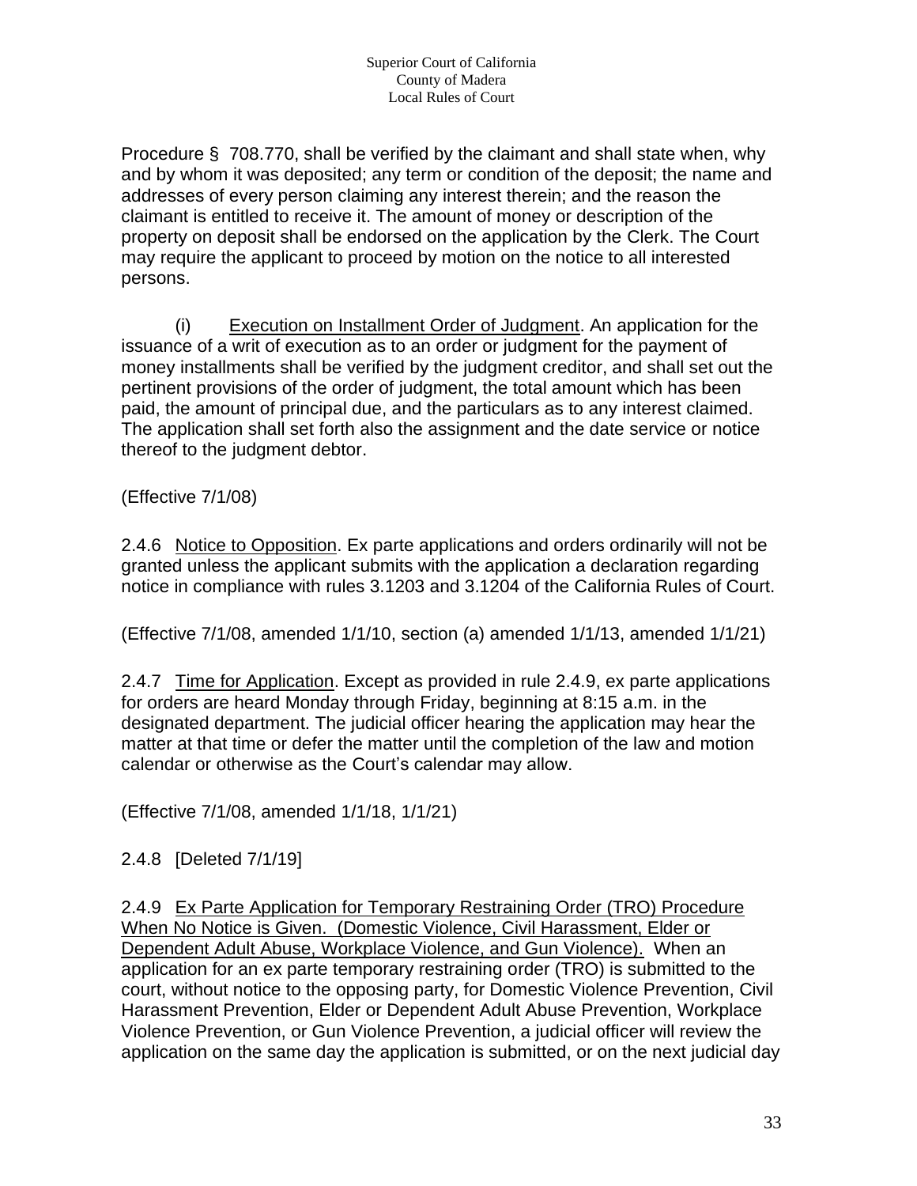Procedure § 708.770, shall be verified by the claimant and shall state when, why and by whom it was deposited; any term or condition of the deposit; the name and addresses of every person claiming any interest therein; and the reason the claimant is entitled to receive it. The amount of money or description of the property on deposit shall be endorsed on the application by the Clerk. The Court may require the applicant to proceed by motion on the notice to all interested persons.

(i) Execution on Installment Order of Judgment. An application for the issuance of a writ of execution as to an order or judgment for the payment of money installments shall be verified by the judgment creditor, and shall set out the pertinent provisions of the order of judgment, the total amount which has been paid, the amount of principal due, and the particulars as to any interest claimed. The application shall set forth also the assignment and the date service or notice thereof to the judgment debtor.

(Effective 7/1/08)

2.4.6 Notice to Opposition. Ex parte applications and orders ordinarily will not be granted unless the applicant submits with the application a declaration regarding notice in compliance with rules 3.1203 and 3.1204 of the California Rules of Court.

(Effective 7/1/08, amended 1/1/10, section (a) amended 1/1/13, amended 1/1/21)

2.4.7 Time for Application. Except as provided in rule 2.4.9, ex parte applications for orders are heard Monday through Friday, beginning at 8:15 a.m. in the designated department. The judicial officer hearing the application may hear the matter at that time or defer the matter until the completion of the law and motion calendar or otherwise as the Court's calendar may allow.

(Effective 7/1/08, amended 1/1/18, 1/1/21)

2.4.8 [Deleted 7/1/19]

2.4.9 Ex Parte Application for Temporary Restraining Order (TRO) Procedure When No Notice is Given. (Domestic Violence, Civil Harassment, Elder or Dependent Adult Abuse, Workplace Violence, and Gun Violence). When an application for an ex parte temporary restraining order (TRO) is submitted to the court, without notice to the opposing party, for Domestic Violence Prevention, Civil Harassment Prevention, Elder or Dependent Adult Abuse Prevention, Workplace Violence Prevention, or Gun Violence Prevention, a judicial officer will review the application on the same day the application is submitted, or on the next judicial day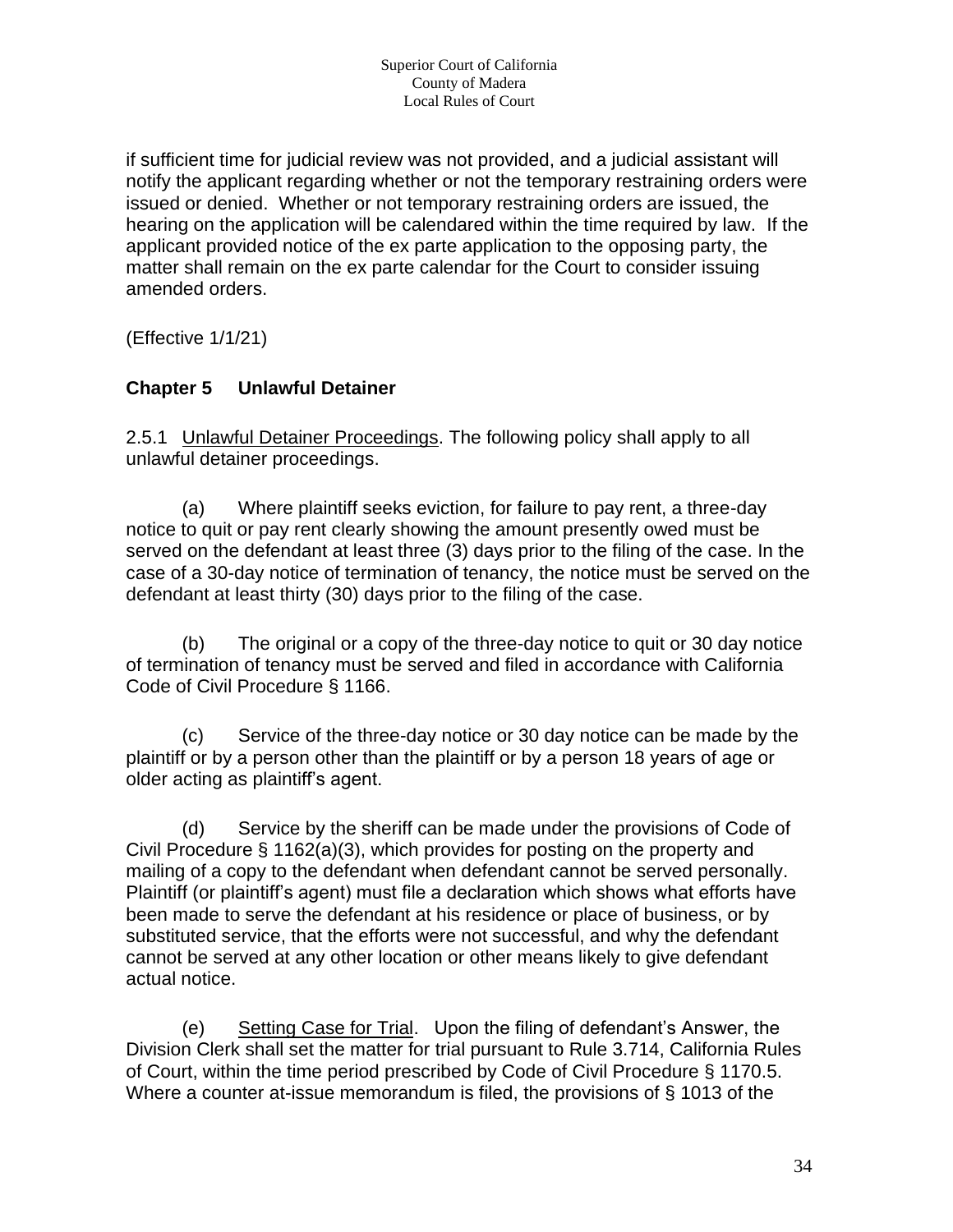if sufficient time for judicial review was not provided, and a judicial assistant will notify the applicant regarding whether or not the temporary restraining orders were issued or denied. Whether or not temporary restraining orders are issued, the hearing on the application will be calendared within the time required by law. If the applicant provided notice of the ex parte application to the opposing party, the matter shall remain on the ex parte calendar for the Court to consider issuing amended orders.

(Effective 1/1/21)

## Chapter 5 Unlawful Detainer

2.5.1 Unlawful Detainer Proceedings. The following policy shall apply to all unlawful detainer proceedings.

(a) Where plaintiff seeks eviction, for failure to pay rent, a three-day notice to quit or pay rent clearly showing the amount presently owed must be served on the defendant at least three (3) days prior to the filing of the case. In the case of a 30-day notice of termination of tenancy, the notice must be served on the defendant at least thirty (30) days prior to the filing of the case.

(b) The original or a copy of the three-day notice to quit or 30 day notice of termination of tenancy must be served and filed in accordance with California Code of Civil Procedure § 1166.

(c) Service of the three-day notice or 30 day notice can be made by the plaintiff or by a person other than the plaintiff or by a person 18 years of age or older acting as plaintiff's agent.

(d) Service by the sheriff can be made under the provisions of Code of Civil Procedure § 1162(a)(3), which provides for posting on the property and mailing of a copy to the defendant when defendant cannot be served personally. Plaintiff (or plaintiff's agent) must file a declaration which shows what efforts have been made to serve the defendant at his residence or place of business, or by substituted service, that the efforts were not successful, and why the defendant cannot be served at any other location or other means likely to give defendant actual notice.

(e) Setting Case for Trial. Upon the filing of defendant's Answer, the Division Clerk shall set the matter for trial pursuant to Rule 3.714, California Rules of Court, within the time period prescribed by Code of Civil Procedure § 1170.5. Where a counter at-issue memorandum is filed, the provisions of § 1013 of the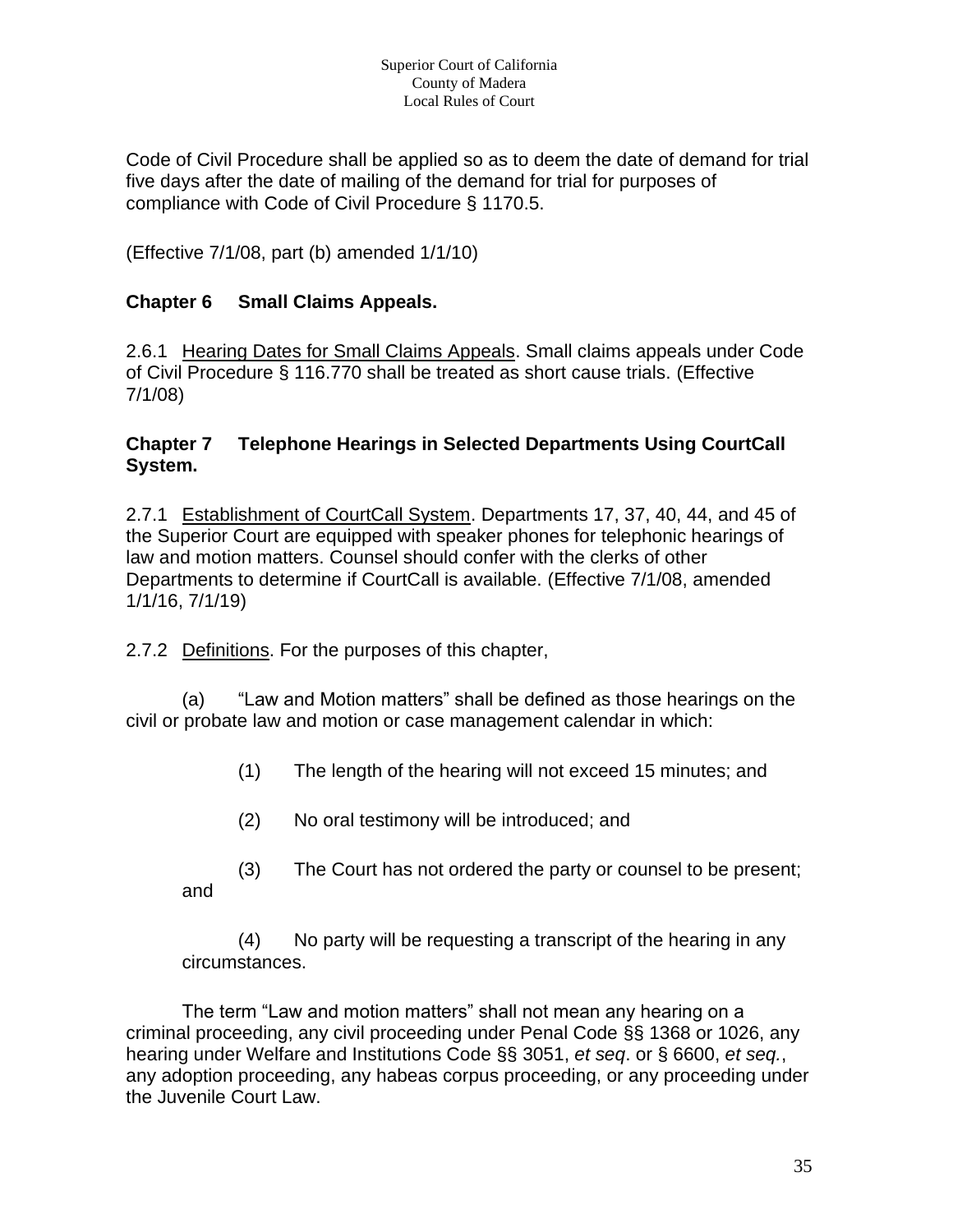Code of Civil Procedure shall be applied so as to deem the date of demand for trial five days after the date of mailing of the demand for trial for purposes of compliance with Code of Civil Procedure § 1170.5.

(Effective 7/1/08, part (b) amended 1/1/10)

## Chapter 6 Small Claims Appeals.

2.6.1 Hearing Dates for Small Claims Appeals. Small claims appeals under Code of Civil Procedure § 116.770 shall be treated as short cause trials. (Effective 7/1/08)

## Chapter 7 Telephone Hearings in Selected Departments Using CourtCall System.

2.7.1 Establishment of CourtCall System. Departments 17, 37, 40, 44, and 45 of the Superior Court are equipped with speaker phones for telephonic hearings of law and motion matters. Counsel should confer with the clerks of other Departments to determine if CourtCall is available. (Effective 7/1/08, amended 1/1/16, 7/1/19)

2.7.2 Definitions. For the purposes of this chapter,

(a) "Law and Motion matters" shall be defined as those hearings on the civil or probate law and motion or case management calendar in which:

(1) The length of the hearing will not exceed 15 minutes; and

(2) No oral testimony will be introduced; and

(3) The Court has not ordered the party or counsel to be present; and

(4) No party will be requesting a transcript of the hearing in any circumstances.

The term "Law and motion matters" shall not mean any hearing on a criminal proceeding, any civil proceeding under Penal Code §§ 1368 or 1026, any hearing under Welfare and Institutions Code §§ 3051, *et seq*. or § 6600, *et seq.*, any adoption proceeding, any habeas corpus proceeding, or any proceeding under the Juvenile Court Law.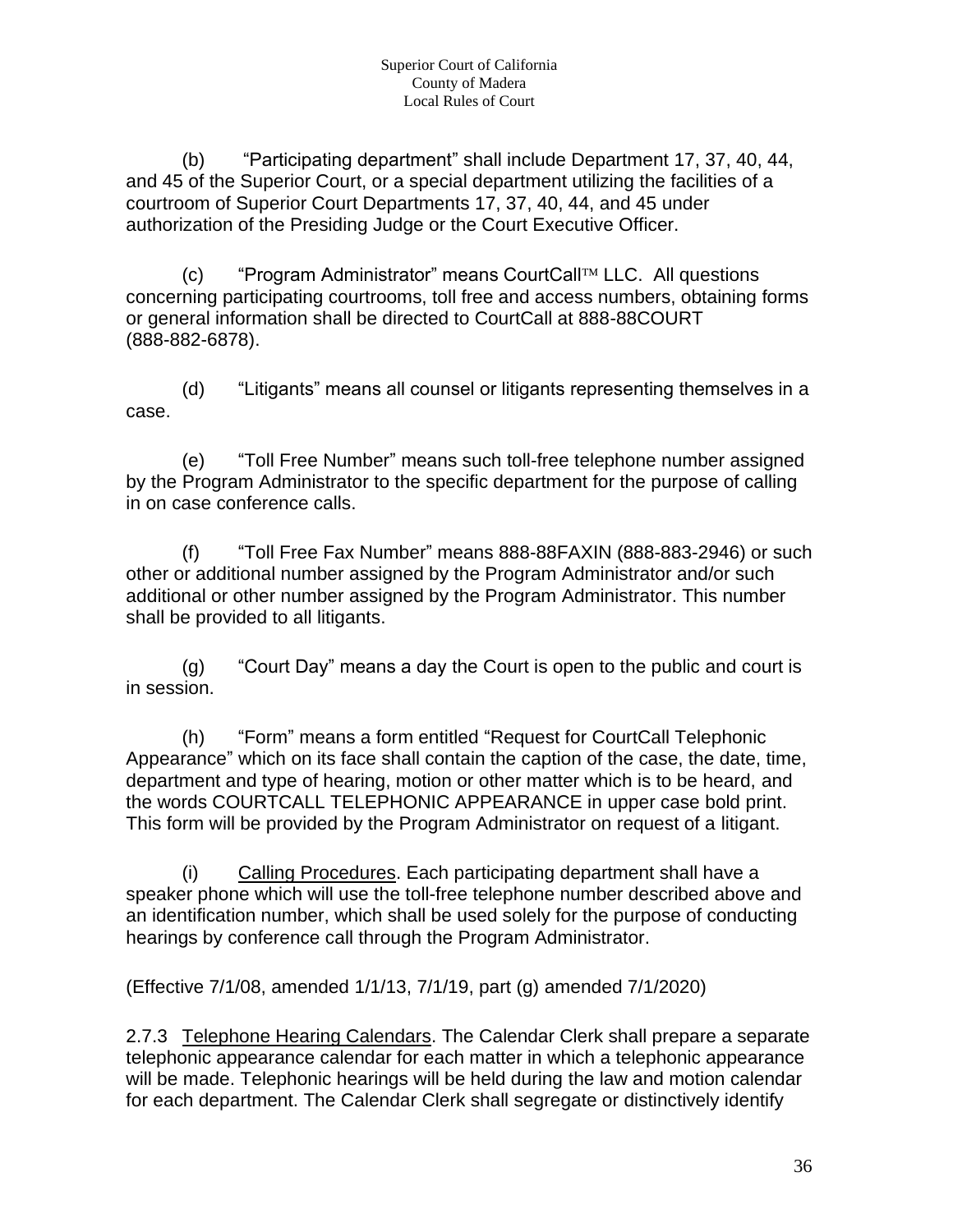(b) "Participating department" shall include Department 17, 37, 40, 44, and 45 of the Superior Court, or a special department utilizing the facilities of a courtroom of Superior Court Departments 17, 37, 40, 44, and 45 under authorization of the Presiding Judge or the Court Executive Officer.

(c) "Program Administrator" means CourtCall™ LLC. All questions concerning participating courtrooms, toll free and access numbers, obtaining forms or general information shall be directed to CourtCall at 888-88COURT (888-882-6878).

(d) "Litigants" means all counsel or litigants representing themselves in a case.

(e) "Toll Free Number" means such toll-free telephone number assigned by the Program Administrator to the specific department for the purpose of calling in on case conference calls.

(f) "Toll Free Fax Number" means 888-88FAXIN (888-883-2946) or such other or additional number assigned by the Program Administrator and/or such additional or other number assigned by the Program Administrator. This number shall be provided to all litigants.

(g) "Court Day" means a day the Court is open to the public and court is in session.

(h) "Form" means a form entitled "Request for CourtCall Telephonic Appearance" which on its face shall contain the caption of the case, the date, time, department and type of hearing, motion or other matter which is to be heard, and the words COURTCALL TELEPHONIC APPEARANCE in upper case bold print. This form will be provided by the Program Administrator on request of a litigant.

(i) Calling Procedures. Each participating department shall have a speaker phone which will use the toll-free telephone number described above and an identification number, which shall be used solely for the purpose of conducting hearings by conference call through the Program Administrator.

(Effective 7/1/08, amended 1/1/13, 7/1/19, part (g) amended 7/1/2020)

2.7.3 Telephone Hearing Calendars. The Calendar Clerk shall prepare a separate telephonic appearance calendar for each matter in which a telephonic appearance will be made. Telephonic hearings will be held during the law and motion calendar for each department. The Calendar Clerk shall segregate or distinctively identify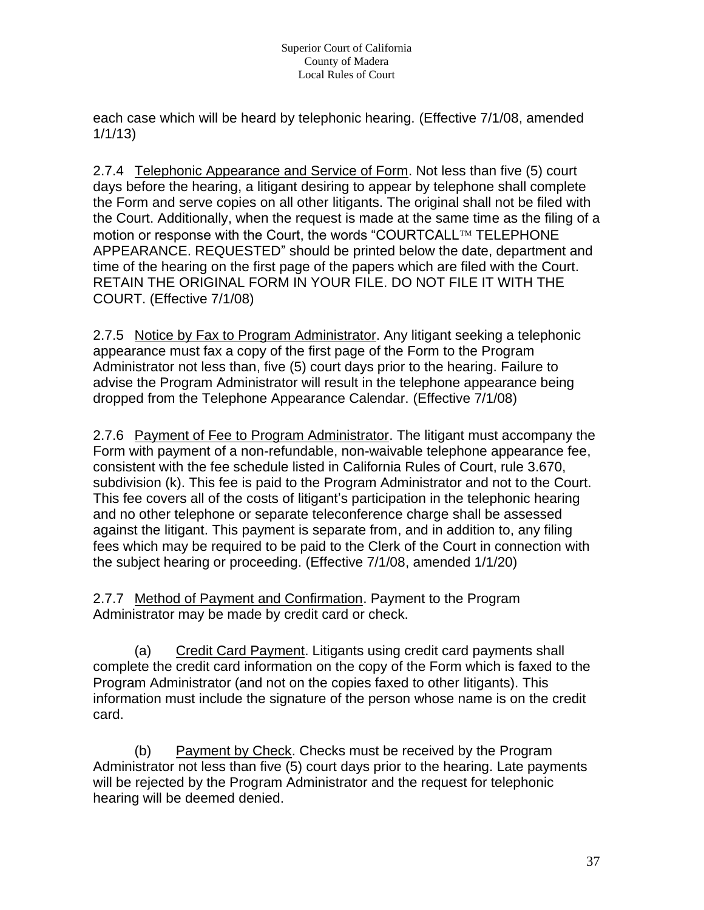each case which will be heard by telephonic hearing. (Effective 7/1/08, amended 1/1/13)

2.7.4 Telephonic Appearance and Service of Form. Not less than five (5) court days before the hearing, a litigant desiring to appear by telephone shall complete the Form and serve copies on all other litigants. The original shall not be filed with the Court. Additionally, when the request is made at the same time as the filing of a motion or response with the Court, the words "COURTCALL™ TELEPHONE APPEARANCE. REQUESTED" should be printed below the date, department and time of the hearing on the first page of the papers which are filed with the Court. RETAIN THE ORIGINAL FORM IN YOUR FILE. DO NOT FILE IT WITH THE COURT. (Effective 7/1/08)

2.7.5 Notice by Fax to Program Administrator. Any litigant seeking a telephonic appearance must fax a copy of the first page of the Form to the Program Administrator not less than, five (5) court days prior to the hearing. Failure to advise the Program Administrator will result in the telephone appearance being dropped from the Telephone Appearance Calendar. (Effective 7/1/08)

2.7.6 Payment of Fee to Program Administrator. The litigant must accompany the Form with payment of a non-refundable, non-waivable telephone appearance fee, consistent with the fee schedule listed in California Rules of Court, rule 3.670, subdivision (k). This fee is paid to the Program Administrator and not to the Court. This fee covers all of the costs of litigant's participation in the telephonic hearing and no other telephone or separate teleconference charge shall be assessed against the litigant. This payment is separate from, and in addition to, any filing fees which may be required to be paid to the Clerk of the Court in connection with the subject hearing or proceeding. (Effective 7/1/08, amended 1/1/20)

2.7.7 Method of Payment and Confirmation. Payment to the Program Administrator may be made by credit card or check.

(a) Credit Card Payment. Litigants using credit card payments shall complete the credit card information on the copy of the Form which is faxed to the Program Administrator (and not on the copies faxed to other litigants). This information must include the signature of the person whose name is on the credit card.

(b) Payment by Check. Checks must be received by the Program Administrator not less than five (5) court days prior to the hearing. Late payments will be rejected by the Program Administrator and the request for telephonic hearing will be deemed denied.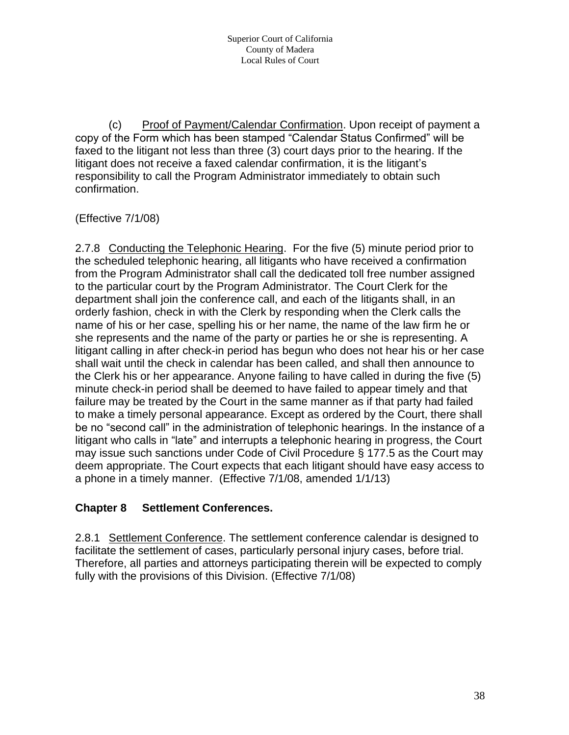(c) Proof of Payment/Calendar Confirmation. Upon receipt of payment a copy of the Form which has been stamped "Calendar Status Confirmed" will be faxed to the litigant not less than three (3) court days prior to the hearing. If the litigant does not receive a faxed calendar confirmation, it is the litigant's responsibility to call the Program Administrator immediately to obtain such confirmation.

(Effective 7/1/08)

2.7.8 Conducting the Telephonic Hearing. For the five (5) minute period prior to the scheduled telephonic hearing, all litigants who have received a confirmation from the Program Administrator shall call the dedicated toll free number assigned to the particular court by the Program Administrator. The Court Clerk for the department shall join the conference call, and each of the litigants shall, in an orderly fashion, check in with the Clerk by responding when the Clerk calls the name of his or her case, spelling his or her name, the name of the law firm he or she represents and the name of the party or parties he or she is representing. A litigant calling in after check-in period has begun who does not hear his or her case shall wait until the check in calendar has been called, and shall then announce to the Clerk his or her appearance. Anyone failing to have called in during the five (5) minute check-in period shall be deemed to have failed to appear timely and that failure may be treated by the Court in the same manner as if that party had failed to make a timely personal appearance. Except as ordered by the Court, there shall be no "second call" in the administration of telephonic hearings. In the instance of a litigant who calls in "late" and interrupts a telephonic hearing in progress, the Court may issue such sanctions under Code of Civil Procedure § 177.5 as the Court may deem appropriate. The Court expects that each litigant should have easy access to a phone in a timely manner. (Effective 7/1/08, amended 1/1/13)

## Chapter 8 Settlement Conferences.

2.8.1 Settlement Conference. The settlement conference calendar is designed to facilitate the settlement of cases, particularly personal injury cases, before trial. Therefore, all parties and attorneys participating therein will be expected to comply fully with the provisions of this Division. (Effective 7/1/08)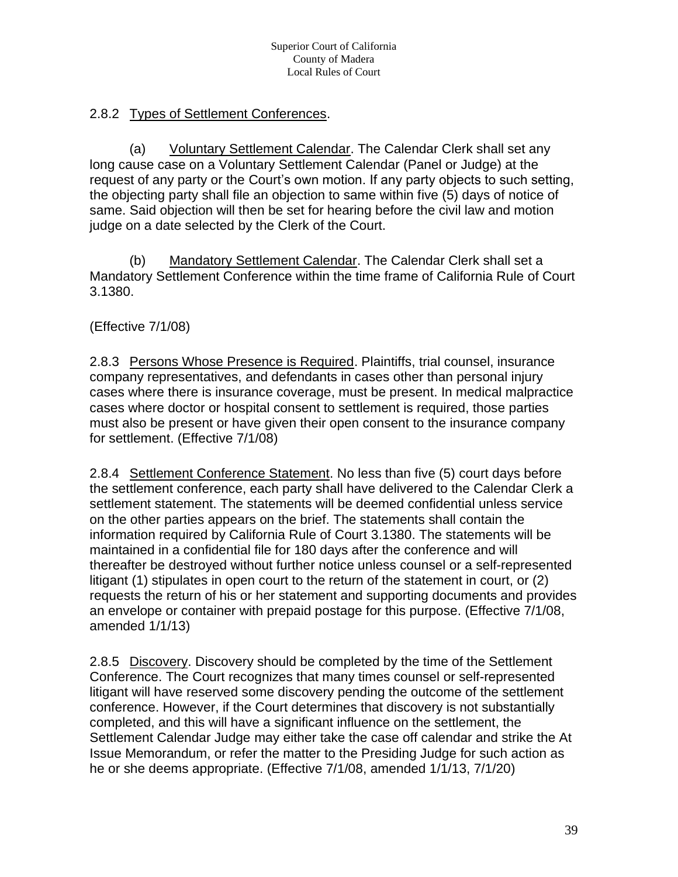2.8.2 Types of Settlement Conferences.

(a) Voluntary Settlement Calendar. The Calendar Clerk shall set any long cause case on a Voluntary Settlement Calendar (Panel or Judge) at the request of any party or the Court's own motion. If any party objects to such setting, the objecting party shall file an objection to same within five (5) days of notice of same. Said objection will then be set for hearing before the civil law and motion judge on a date selected by the Clerk of the Court.

(b) Mandatory Settlement Calendar. The Calendar Clerk shall set a Mandatory Settlement Conference within the time frame of California Rule of Court 3.1380.

(Effective 7/1/08)

2.8.3 Persons Whose Presence is Required. Plaintiffs, trial counsel, insurance company representatives, and defendants in cases other than personal injury cases where there is insurance coverage, must be present. In medical malpractice cases where doctor or hospital consent to settlement is required, those parties must also be present or have given their open consent to the insurance company for settlement. (Effective 7/1/08)

2.8.4 Settlement Conference Statement. No less than five (5) court days before the settlement conference, each party shall have delivered to the Calendar Clerk a settlement statement. The statements will be deemed confidential unless service on the other parties appears on the brief. The statements shall contain the information required by California Rule of Court 3.1380. The statements will be maintained in a confidential file for 180 days after the conference and will thereafter be destroyed without further notice unless counsel or a self-represented litigant (1) stipulates in open court to the return of the statement in court, or (2) requests the return of his or her statement and supporting documents and provides an envelope or container with prepaid postage for this purpose. (Effective 7/1/08, amended 1/1/13)

2.8.5 Discovery. Discovery should be completed by the time of the Settlement Conference. The Court recognizes that many times counsel or self-represented litigant will have reserved some discovery pending the outcome of the settlement conference. However, if the Court determines that discovery is not substantially completed, and this will have a significant influence on the settlement, the Settlement Calendar Judge may either take the case off calendar and strike the At Issue Memorandum, or refer the matter to the Presiding Judge for such action as he or she deems appropriate. (Effective 7/1/08, amended 1/1/13, 7/1/20)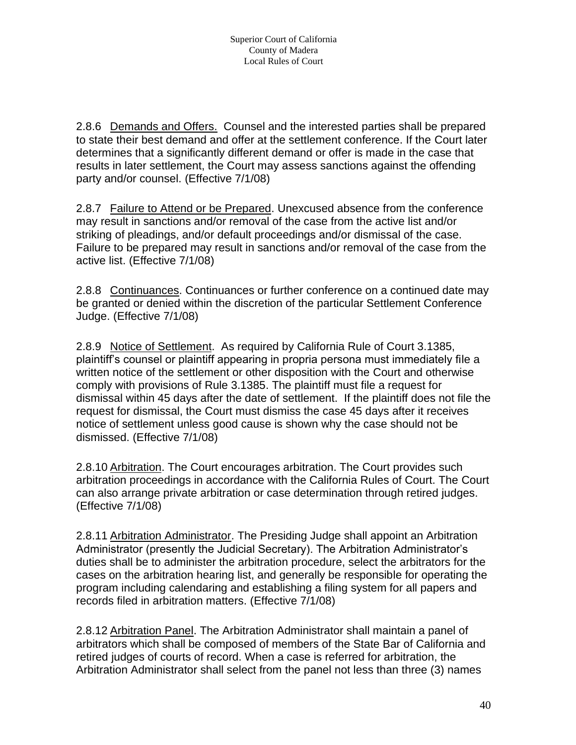2.8.6 Demands and Offers. Counsel and the interested parties shall be prepared to state their best demand and offer at the settlement conference. If the Court later determines that a significantly different demand or offer is made in the case that results in later settlement, the Court may assess sanctions against the offending party and/or counsel. (Effective 7/1/08)

2.8.7 Failure to Attend or be Prepared. Unexcused absence from the conference may result in sanctions and/or removal of the case from the active list and/or striking of pleadings, and/or default proceedings and/or dismissal of the case. Failure to be prepared may result in sanctions and/or removal of the case from the active list. (Effective 7/1/08)

2.8.8 Continuances. Continuances or further conference on a continued date may be granted or denied within the discretion of the particular Settlement Conference Judge. (Effective 7/1/08)

2.8.9 Notice of Settlement. As required by California Rule of Court 3.1385, plaintiff's counsel or plaintiff appearing in propria persona must immediately file a written notice of the settlement or other disposition with the Court and otherwise comply with provisions of Rule 3.1385. The plaintiff must file a request for dismissal within 45 days after the date of settlement. If the plaintiff does not file the request for dismissal, the Court must dismiss the case 45 days after it receives notice of settlement unless good cause is shown why the case should not be dismissed. (Effective 7/1/08)

2.8.10 Arbitration. The Court encourages arbitration. The Court provides such arbitration proceedings in accordance with the California Rules of Court. The Court can also arrange private arbitration or case determination through retired judges. (Effective 7/1/08)

2.8.11 Arbitration Administrator. The Presiding Judge shall appoint an Arbitration Administrator (presently the Judicial Secretary). The Arbitration Administrator's duties shall be to administer the arbitration procedure, select the arbitrators for the cases on the arbitration hearing list, and generally be responsible for operating the program including calendaring and establishing a filing system for all papers and records filed in arbitration matters. (Effective 7/1/08)

2.8.12 Arbitration Panel. The Arbitration Administrator shall maintain a panel of arbitrators which shall be composed of members of the State Bar of California and retired judges of courts of record. When a case is referred for arbitration, the Arbitration Administrator shall select from the panel not less than three (3) names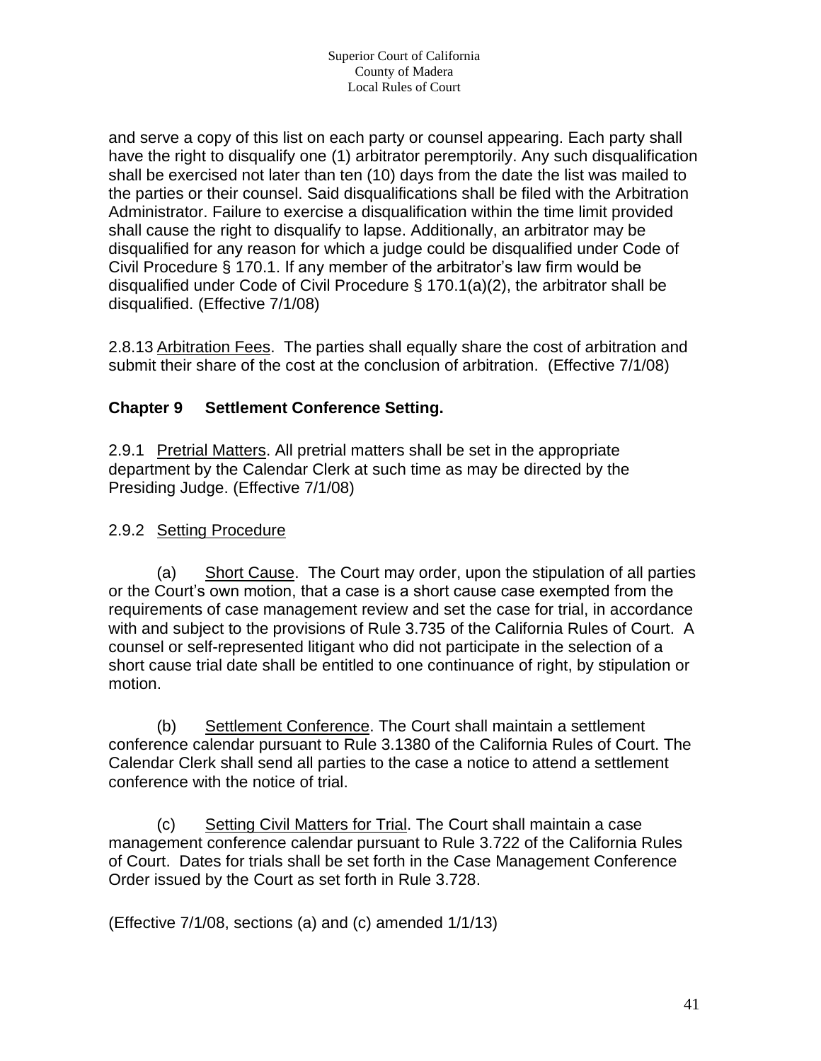and serve a copy of this list on each party or counsel appearing. Each party shall have the right to disqualify one (1) arbitrator peremptorily. Any such disqualification shall be exercised not later than ten (10) days from the date the list was mailed to the parties or their counsel. Said disqualifications shall be filed with the Arbitration Administrator. Failure to exercise a disqualification within the time limit provided shall cause the right to disqualify to lapse. Additionally, an arbitrator may be disqualified for any reason for which a judge could be disqualified under Code of Civil Procedure § 170.1. If any member of the arbitrator's law firm would be disqualified under Code of Civil Procedure § 170.1(a)(2), the arbitrator shall be disqualified. (Effective 7/1/08)

2.8.13 Arbitration Fees. The parties shall equally share the cost of arbitration and submit their share of the cost at the conclusion of arbitration. (Effective 7/1/08)

## Chapter 9 Settlement Conference Setting.

2.9.1 Pretrial Matters. All pretrial matters shall be set in the appropriate department by the Calendar Clerk at such time as may be directed by the Presiding Judge. (Effective 7/1/08)

2.9.2 Setting Procedure

(a) Short Cause. The Court may order, upon the stipulation of all parties or the Court's own motion, that a case is a short cause case exempted from the requirements of case management review and set the case for trial, in accordance with and subject to the provisions of Rule 3.735 of the California Rules of Court. A counsel or self-represented litigant who did not participate in the selection of a short cause trial date shall be entitled to one continuance of right, by stipulation or motion.

(b) Settlement Conference. The Court shall maintain a settlement conference calendar pursuant to Rule 3.1380 of the California Rules of Court. The Calendar Clerk shall send all parties to the case a notice to attend a settlement conference with the notice of trial.

(c) Setting Civil Matters for Trial. The Court shall maintain a case management conference calendar pursuant to Rule 3.722 of the California Rules of Court. Dates for trials shall be set forth in the Case Management Conference Order issued by the Court as set forth in Rule 3.728.

(Effective 7/1/08, sections (a) and (c) amended 1/1/13)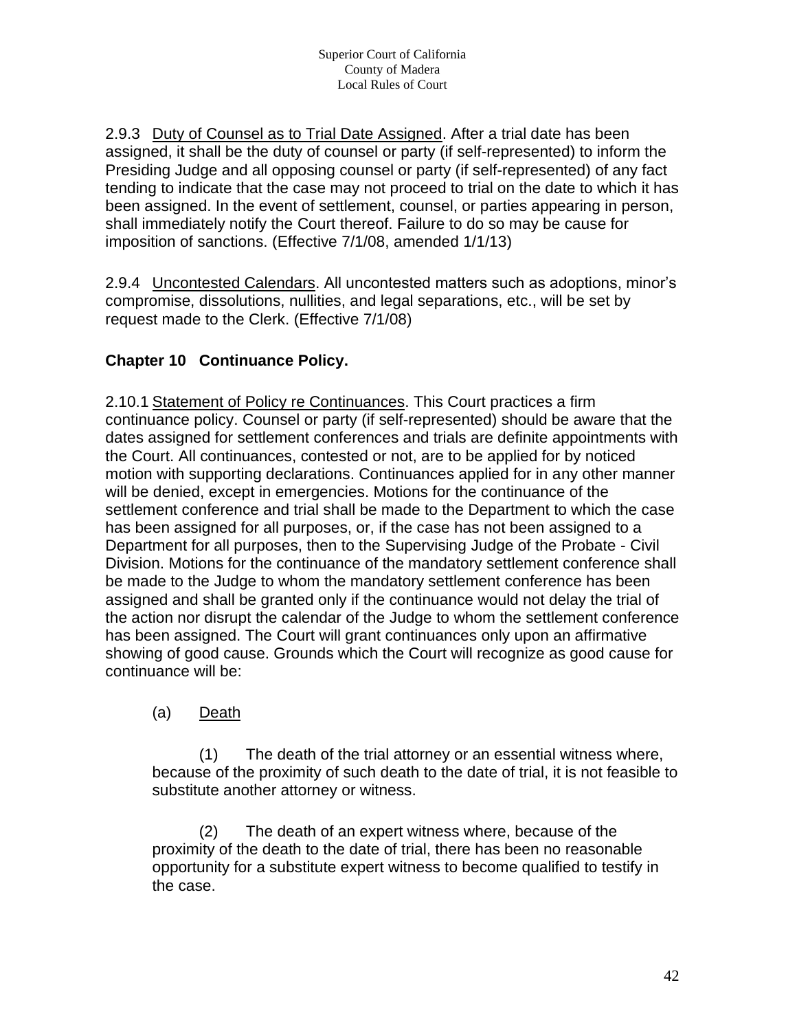2.9.3 Duty of Counsel as to Trial Date Assigned. After a trial date has been assigned, it shall be the duty of counsel or party (if self-represented) to inform the Presiding Judge and all opposing counsel or party (if self-represented) of any fact tending to indicate that the case may not proceed to trial on the date to which it has been assigned. In the event of settlement, counsel, or parties appearing in person, shall immediately notify the Court thereof. Failure to do so may be cause for imposition of sanctions. (Effective 7/1/08, amended 1/1/13)

2.9.4 Uncontested Calendars. All uncontested matters such as adoptions, minor's compromise, dissolutions, nullities, and legal separations, etc., will be set by request made to the Clerk. (Effective 7/1/08)

## Chapter 10 Continuance Policy.

2.10.1 Statement of Policy re Continuances. This Court practices a firm continuance policy. Counsel or party (if self-represented) should be aware that the dates assigned for settlement conferences and trials are definite appointments with the Court. All continuances, contested or not, are to be applied for by noticed motion with supporting declarations. Continuances applied for in any other manner will be denied, except in emergencies. Motions for the continuance of the settlement conference and trial shall be made to the Department to which the case has been assigned for all purposes, or, if the case has not been assigned to a Department for all purposes, then to the Supervising Judge of the Probate - Civil Division. Motions for the continuance of the mandatory settlement conference shall be made to the Judge to whom the mandatory settlement conference has been assigned and shall be granted only if the continuance would not delay the trial of the action nor disrupt the calendar of the Judge to whom the settlement conference has been assigned. The Court will grant continuances only upon an affirmative showing of good cause. Grounds which the Court will recognize as good cause for continuance will be:

(a) Death

(1) The death of the trial attorney or an essential witness where, because of the proximity of such death to the date of trial, it is not feasible to substitute another attorney or witness.

(2) The death of an expert witness where, because of the proximity of the death to the date of trial, there has been no reasonable opportunity for a substitute expert witness to become qualified to testify in the case.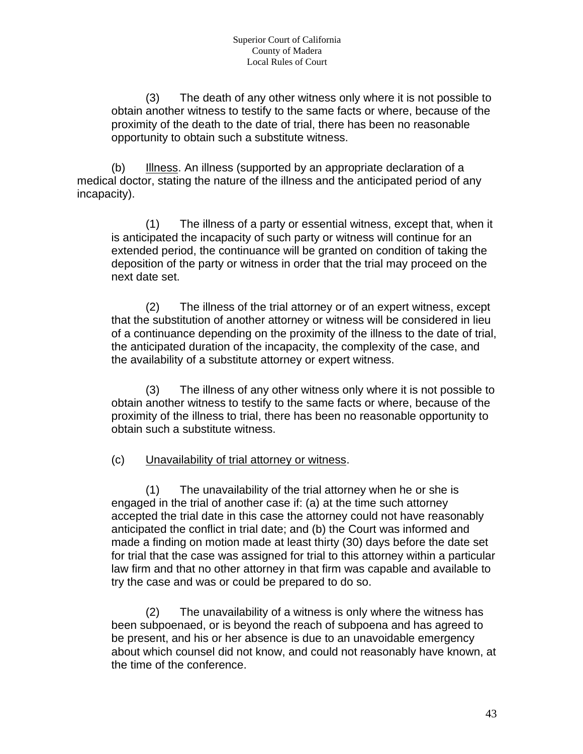(3) The death of any other witness only where it is not possible to obtain another witness to testify to the same facts or where, because of the proximity of the death to the date of trial, there has been no reasonable opportunity to obtain such a substitute witness.

(b) Illness. An illness (supported by an appropriate declaration of a medical doctor, stating the nature of the illness and the anticipated period of any incapacity).

(1) The illness of a party or essential witness, except that, when it is anticipated the incapacity of such party or witness will continue for an extended period, the continuance will be granted on condition of taking the deposition of the party or witness in order that the trial may proceed on the next date set.

(2) The illness of the trial attorney or of an expert witness, except that the substitution of another attorney or witness will be considered in lieu of a continuance depending on the proximity of the illness to the date of trial, the anticipated duration of the incapacity, the complexity of the case, and the availability of a substitute attorney or expert witness.

(3) The illness of any other witness only where it is not possible to obtain another witness to testify to the same facts or where, because of the proximity of the illness to trial, there has been no reasonable opportunity to obtain such a substitute witness.

(c) Unavailability of trial attorney or witness.

(1) The unavailability of the trial attorney when he or she is engaged in the trial of another case if: (a) at the time such attorney accepted the trial date in this case the attorney could not have reasonably anticipated the conflict in trial date; and (b) the Court was informed and made a finding on motion made at least thirty (30) days before the date set for trial that the case was assigned for trial to this attorney within a particular law firm and that no other attorney in that firm was capable and available to try the case and was or could be prepared to do so.

(2) The unavailability of a witness is only where the witness has been subpoenaed, or is beyond the reach of subpoena and has agreed to be present, and his or her absence is due to an unavoidable emergency about which counsel did not know, and could not reasonably have known, at the time of the conference.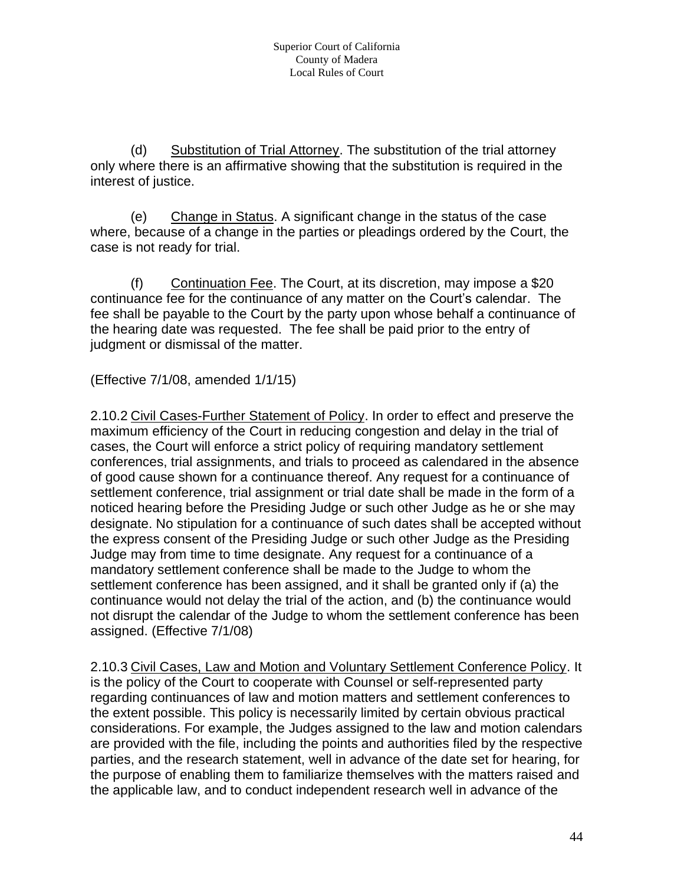(d) Substitution of Trial Attorney. The substitution of the trial attorney only where there is an affirmative showing that the substitution is required in the interest of justice.

(e) Change in Status. A significant change in the status of the case where, because of a change in the parties or pleadings ordered by the Court, the case is not ready for trial.

(f) Continuation Fee. The Court, at its discretion, may impose a $20 continuance fee for the continuance of any matter on the Court's calendar. The fee shall be payable to the Court by the party upon whose behalf a continuance of the hearing date was requested. The fee shall be paid prior to the entry of judgment or dismissal of the matter.

(Effective 7/1/08, amended 1/1/15)

2.10.2 Civil Cases-Further Statement of Policy. In order to effect and preserve the maximum efficiency of the Court in reducing congestion and delay in the trial of cases, the Court will enforce a strict policy of requiring mandatory settlement conferences, trial assignments, and trials to proceed as calendared in the absence of good cause shown for a continuance thereof. Any request for a continuance of settlement conference, trial assignment or trial date shall be made in the form of a noticed hearing before the Presiding Judge or such other Judge as he or she may designate. No stipulation for a continuance of such dates shall be accepted without the express consent of the Presiding Judge or such other Judge as the Presiding Judge may from time to time designate. Any request for a continuance of a mandatory settlement conference shall be made to the Judge to whom the settlement conference has been assigned, and it shall be granted only if (a) the continuance would not delay the trial of the action, and (b) the continuance would not disrupt the calendar of the Judge to whom the settlement conference has been assigned. (Effective 7/1/08)

2.10.3 Civil Cases, Law and Motion and Voluntary Settlement Conference Policy. It is the policy of the Court to cooperate with Counsel or self-represented party regarding continuances of law and motion matters and settlement conferences to the extent possible. This policy is necessarily limited by certain obvious practical considerations. For example, the Judges assigned to the law and motion calendars are provided with the file, including the points and authorities filed by the respective parties, and the research statement, well in advance of the date set for hearing, for the purpose of enabling them to familiarize themselves with the matters raised and the applicable law, and to conduct independent research well in advance of the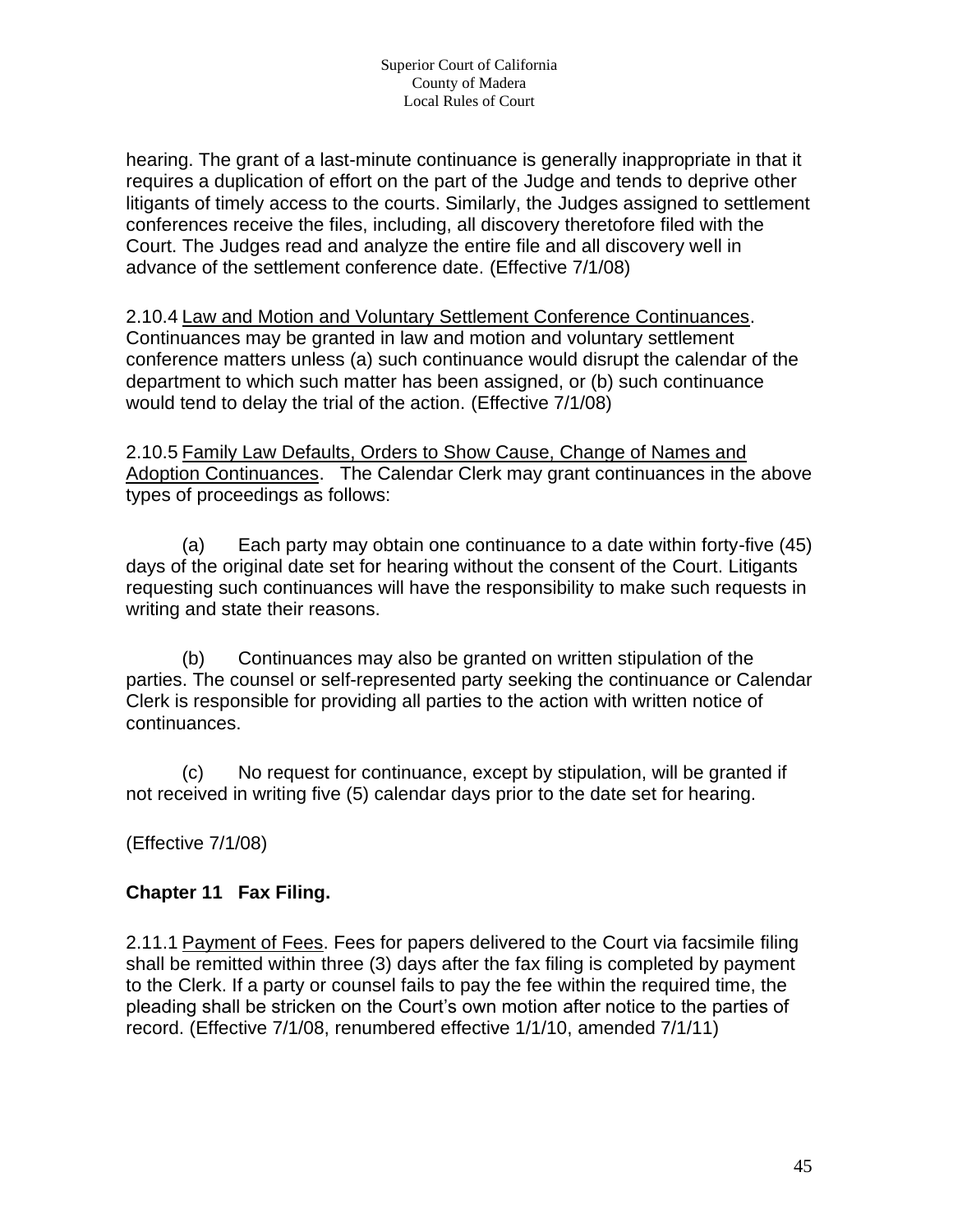hearing. The grant of a last-minute continuance is generally inappropriate in that it requires a duplication of effort on the part of the Judge and tends to deprive other litigants of timely access to the courts. Similarly, the Judges assigned to settlement conferences receive the files, including, all discovery theretofore filed with the Court. The Judges read and analyze the entire file and all discovery well in advance of the settlement conference date. (Effective 7/1/08)

2.10.4 Law and Motion and Voluntary Settlement Conference Continuances. Continuances may be granted in law and motion and voluntary settlement conference matters unless (a) such continuance would disrupt the calendar of the department to which such matter has been assigned, or (b) such continuance would tend to delay the trial of the action. (Effective 7/1/08)

2.10.5 Family Law Defaults, Orders to Show Cause, Change of Names and Adoption Continuances. The Calendar Clerk may grant continuances in the above types of proceedings as follows:

(a) Each party may obtain one continuance to a date within forty-five (45) days of the original date set for hearing without the consent of the Court. Litigants requesting such continuances will have the responsibility to make such requests in writing and state their reasons.

(b) Continuances may also be granted on written stipulation of the parties. The counsel or self-represented party seeking the continuance or Calendar Clerk is responsible for providing all parties to the action with written notice of continuances.

(c) No request for continuance, except by stipulation, will be granted if not received in writing five (5) calendar days prior to the date set for hearing.

(Effective 7/1/08)

## Chapter 11 Fax Filing.

2.11.1 Payment of Fees. Fees for papers delivered to the Court via facsimile filing shall be remitted within three (3) days after the fax filing is completed by payment to the Clerk. If a party or counsel fails to pay the fee within the required time, the pleading shall be stricken on the Court's own motion after notice to the parties of record. (Effective 7/1/08, renumbered effective 1/1/10, amended 7/1/11)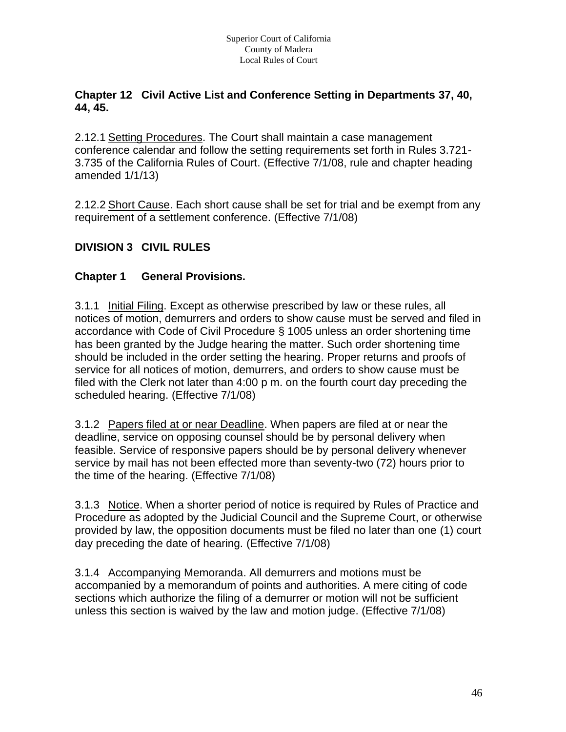**Chapter 12 Civil Active List and Conference Setting in Departments 37, 40, 44, 45.**

2.12.1 Setting Procedures. The Court shall maintain a case management conference calendar and follow the setting requirements set forth in Rules 3.721-3.735 of the California Rules of Court. (Effective 7/1/08, rule and chapter heading amended 1/1/13)

2.12.2 Short Cause. Each short cause shall be set for trial and be exempt from any requirement of a settlement conference. (Effective 7/1/08)

## DIVISION 3 CIVIL RULES

### Chapter 1 General Provisions.

3.1.1 Initial Filing. Except as otherwise prescribed by law or these rules, all notices of motion, demurrers and orders to show cause must be served and filed in accordance with Code of Civil Procedure § 1005 unless an order shortening time has been granted by the Judge hearing the matter. Such order shortening time should be included in the order setting the hearing. Proper returns and proofs of service for all notices of motion, demurrers, and orders to show cause must be filed with the Clerk not later than 4:00 p m. on the fourth court day preceding the scheduled hearing. (Effective 7/1/08)

3.1.2 Papers filed at or near Deadline. When papers are filed at or near the deadline, service on opposing counsel should be by personal delivery when feasible. Service of responsive papers should be by personal delivery whenever service by mail has not been effected more than seventy-two (72) hours prior to the time of the hearing. (Effective 7/1/08)

3.1.3 Notice. When a shorter period of notice is required by Rules of Practice and Procedure as adopted by the Judicial Council and the Supreme Court, or otherwise provided by law, the opposition documents must be filed no later than one (1) court day preceding the date of hearing. (Effective 7/1/08)

3.1.4 Accompanying Memoranda. All demurrers and motions must be accompanied by a memorandum of points and authorities. A mere citing of code sections which authorize the filing of a demurrer or motion will not be sufficient unless this section is waived by the law and motion judge. (Effective 7/1/08)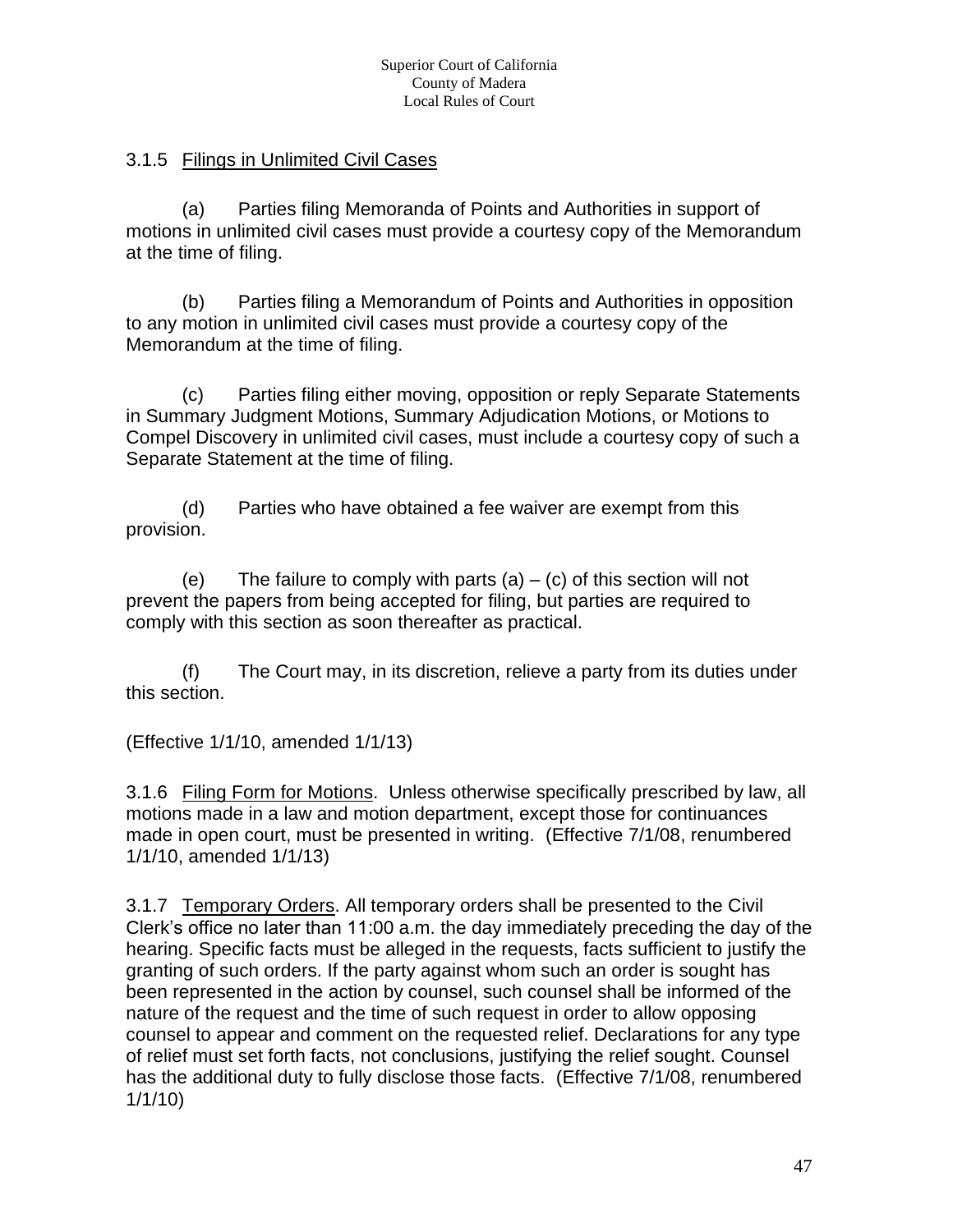3.1.5 Filings in Unlimited Civil Cases

(a) Parties filing Memoranda of Points and Authorities in support of motions in unlimited civil cases must provide a courtesy copy of the Memorandum at the time of filing.

(b) Parties filing a Memorandum of Points and Authorities in opposition to any motion in unlimited civil cases must provide a courtesy copy of the Memorandum at the time of filing.

(c) Parties filing either moving, opposition or reply Separate Statements in Summary Judgment Motions, Summary Adjudication Motions, or Motions to Compel Discovery in unlimited civil cases, must include a courtesy copy of such a Separate Statement at the time of filing.

(d) Parties who have obtained a fee waiver are exempt from this provision.

(e) The failure to comply with parts (a) – (c) of this section will not prevent the papers from being accepted for filing, but parties are required to comply with this section as soon thereafter as practical.

(f) The Court may, in its discretion, relieve a party from its duties under this section.

(Effective 1/1/10, amended 1/1/13)

3.1.6 Filing Form for Motions. Unless otherwise specifically prescribed by law, all motions made in a law and motion department, except those for continuances made in open court, must be presented in writing. (Effective 7/1/08, renumbered 1/1/10, amended 1/1/13)

3.1.7 Temporary Orders. All temporary orders shall be presented to the Civil Clerk's office no later than 11:00 a.m. the day immediately preceding the day of the hearing. Specific facts must be alleged in the requests, facts sufficient to justify the granting of such orders. If the party against whom such an order is sought has been represented in the action by counsel, such counsel shall be informed of the nature of the request and the time of such request in order to allow opposing counsel to appear and comment on the requested relief. Declarations for any type of relief must set forth facts, not conclusions, justifying the relief sought. Counsel has the additional duty to fully disclose those facts. (Effective 7/1/08, renumbered 1/1/10)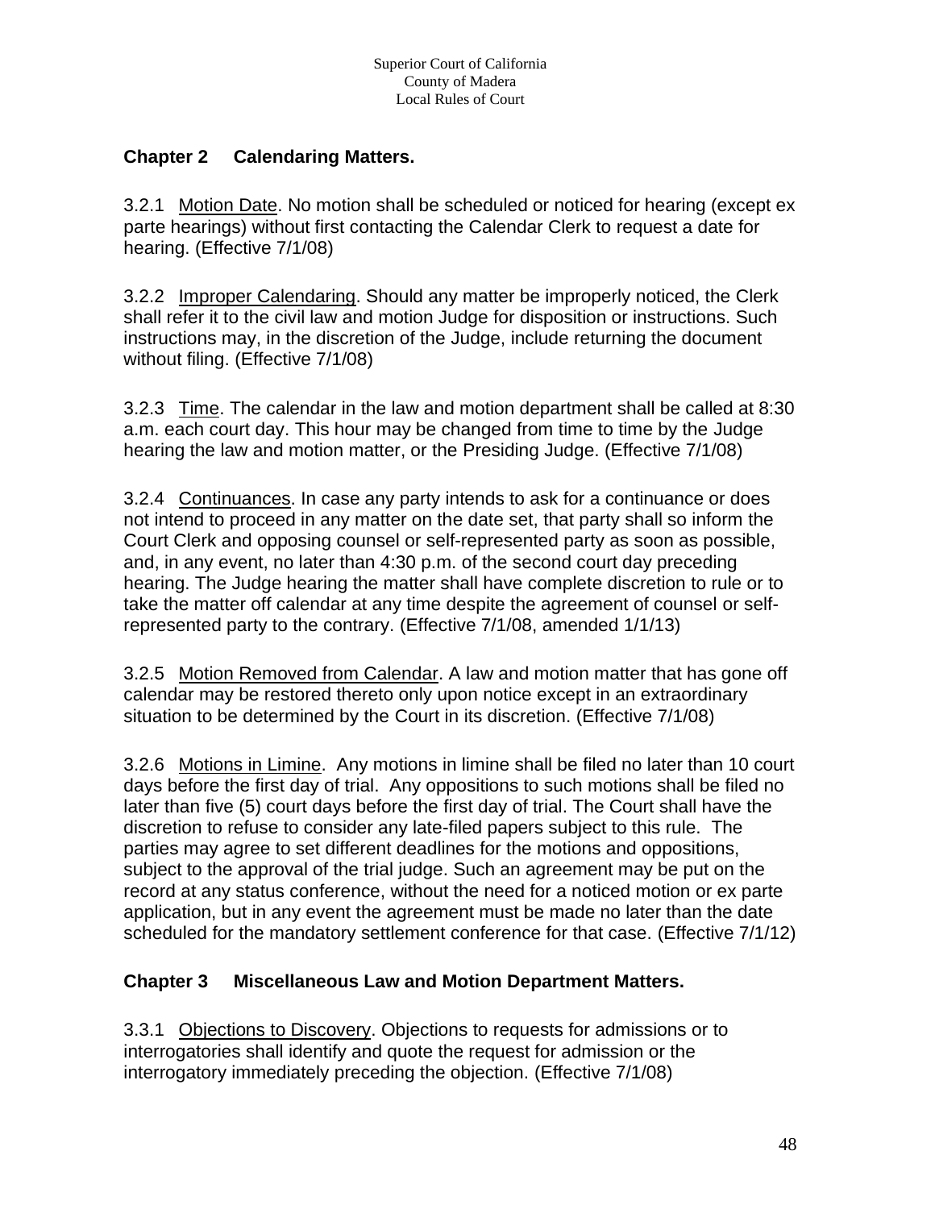## Chapter 2 Calendaring Matters.

3.2.1 Motion Date. No motion shall be scheduled or noticed for hearing (except ex parte hearings) without first contacting the Calendar Clerk to request a date for hearing. (Effective 7/1/08)

3.2.2 Improper Calendaring. Should any matter be improperly noticed, the Clerk shall refer it to the civil law and motion Judge for disposition or instructions. Such instructions may, in the discretion of the Judge, include returning the document without filing. (Effective 7/1/08)

3.2.3 Time. The calendar in the law and motion department shall be called at 8:30 a.m. each court day. This hour may be changed from time to time by the Judge hearing the law and motion matter, or the Presiding Judge. (Effective 7/1/08)

3.2.4 Continuances. In case any party intends to ask for a continuance or does not intend to proceed in any matter on the date set, that party shall so inform the Court Clerk and opposing counsel or self-represented party as soon as possible, and, in any event, no later than 4:30 p.m. of the second court day preceding hearing. The Judge hearing the matter shall have complete discretion to rule or to take the matter off calendar at any time despite the agreement of counsel or self-represented party to the contrary. (Effective 7/1/08, amended 1/1/13)

3.2.5 Motion Removed from Calendar. A law and motion matter that has gone off calendar may be restored thereto only upon notice except in an extraordinary situation to be determined by the Court in its discretion. (Effective 7/1/08)

3.2.6 Motions in Limine. Any motions in limine shall be filed no later than 10 court days before the first day of trial. Any oppositions to such motions shall be filed no later than five (5) court days before the first day of trial. The Court shall have the discretion to refuse to consider any late-filed papers subject to this rule. The parties may agree to set different deadlines for the motions and oppositions, subject to the approval of the trial judge. Such an agreement may be put on the record at any status conference, without the need for a noticed motion or ex parte application, but in any event the agreement must be made no later than the date scheduled for the mandatory settlement conference for that case. (Effective 7/1/12)

## Chapter 3 Miscellaneous Law and Motion Department Matters.

3.3.1 Objections to Discovery. Objections to requests for admissions or to interrogatories shall identify and quote the request for admission or the interrogatory immediately preceding the objection. (Effective 7/1/08)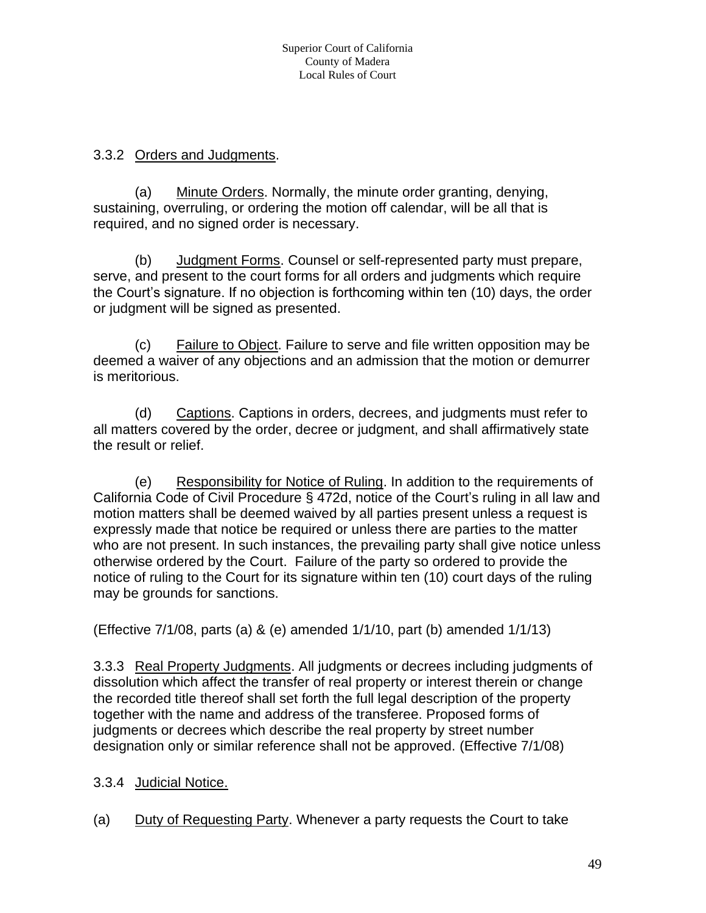3.3.2 Orders and Judgments.

(a) Minute Orders. Normally, the minute order granting, denying, sustaining, overruling, or ordering the motion off calendar, will be all that is required, and no signed order is necessary.

(b) Judgment Forms. Counsel or self-represented party must prepare, serve, and present to the court forms for all orders and judgments which require the Court's signature. If no objection is forthcoming within ten (10) days, the order or judgment will be signed as presented.

(c) Failure to Object. Failure to serve and file written opposition may be deemed a waiver of any objections and an admission that the motion or demurrer is meritorious.

(d) Captions. Captions in orders, decrees, and judgments must refer to all matters covered by the order, decree or judgment, and shall affirmatively state the result or relief.

(e) Responsibility for Notice of Ruling. In addition to the requirements of California Code of Civil Procedure § 472d, notice of the Court's ruling in all law and motion matters shall be deemed waived by all parties present unless a request is expressly made that notice be required or unless there are parties to the matter who are not present. In such instances, the prevailing party shall give notice unless otherwise ordered by the Court. Failure of the party so ordered to provide the notice of ruling to the Court for its signature within ten (10) court days of the ruling may be grounds for sanctions.

(Effective 7/1/08, parts (a) & (e) amended 1/1/10, part (b) amended 1/1/13)

3.3.3 Real Property Judgments. All judgments or decrees including judgments of dissolution which affect the transfer of real property or interest therein or change the recorded title thereof shall set forth the full legal description of the property together with the name and address of the transferee. Proposed forms of judgments or decrees which describe the real property by street number designation only or similar reference shall not be approved. (Effective 7/1/08)

3.3.4 Judicial Notice.

(a) Duty of Requesting Party. Whenever a party requests the Court to take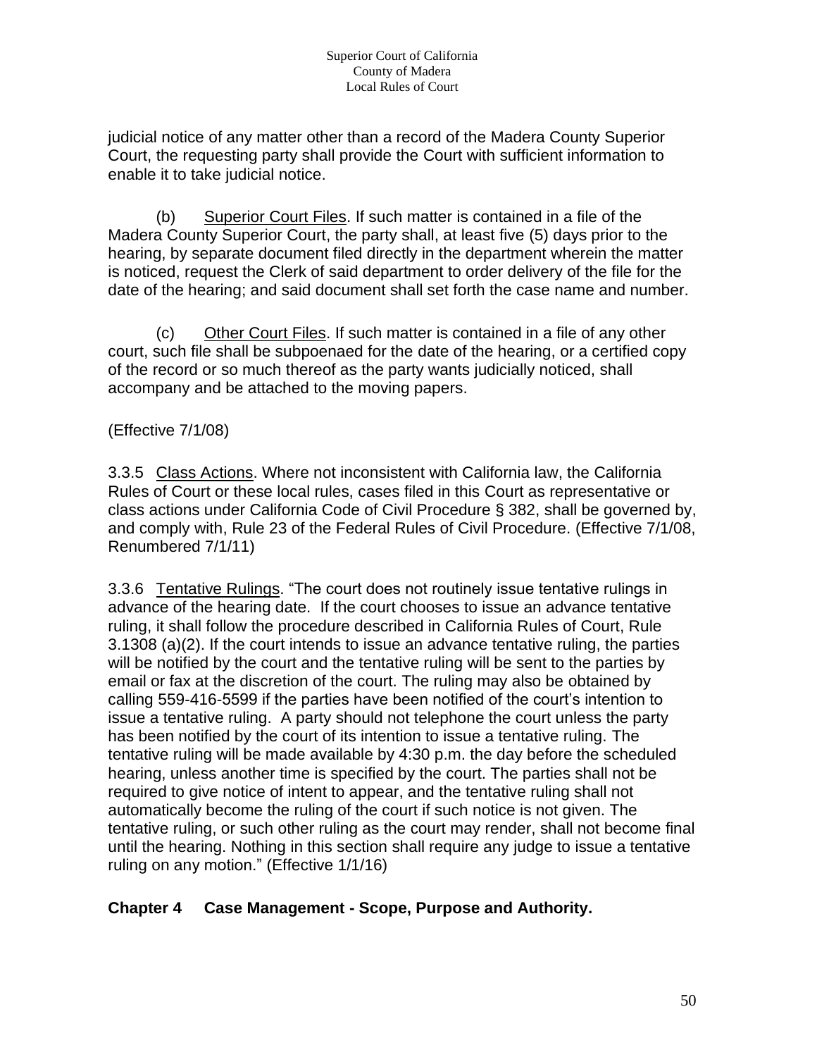judicial notice of any matter other than a record of the Madera County Superior Court, the requesting party shall provide the Court with sufficient information to enable it to take judicial notice.

(b) Superior Court Files. If such matter is contained in a file of the Madera County Superior Court, the party shall, at least five (5) days prior to the hearing, by separate document filed directly in the department wherein the matter is noticed, request the Clerk of said department to order delivery of the file for the date of the hearing; and said document shall set forth the case name and number.

(c) Other Court Files. If such matter is contained in a file of any other court, such file shall be subpoenaed for the date of the hearing, or a certified copy of the record or so much thereof as the party wants judicially noticed, shall accompany and be attached to the moving papers.

(Effective 7/1/08)

3.3.5 Class Actions. Where not inconsistent with California law, the California Rules of Court or these local rules, cases filed in this Court as representative or class actions under California Code of Civil Procedure § 382, shall be governed by, and comply with, Rule 23 of the Federal Rules of Civil Procedure. (Effective 7/1/08, Renumbered 7/1/11)

3.3.6 Tentative Rulings. "The court does not routinely issue tentative rulings in advance of the hearing date. If the court chooses to issue an advance tentative ruling, it shall follow the procedure described in California Rules of Court, Rule 3.1308 (a)(2). If the court intends to issue an advance tentative ruling, the parties will be notified by the court and the tentative ruling will be sent to the parties by email or fax at the discretion of the court. The ruling may also be obtained by calling 559-416-5599 if the parties have been notified of the court's intention to issue a tentative ruling. A party should not telephone the court unless the party has been notified by the court of its intention to issue a tentative ruling. The tentative ruling will be made available by 4:30 p.m. the day before the scheduled hearing, unless another time is specified by the court. The parties shall not be required to give notice of intent to appear, and the tentative ruling shall not automatically become the ruling of the court if such notice is not given. The tentative ruling, or such other ruling as the court may render, shall not become final until the hearing. Nothing in this section shall require any judge to issue a tentative ruling on any motion." (Effective 1/1/16)

## Chapter 4 Case Management - Scope, Purpose and Authority.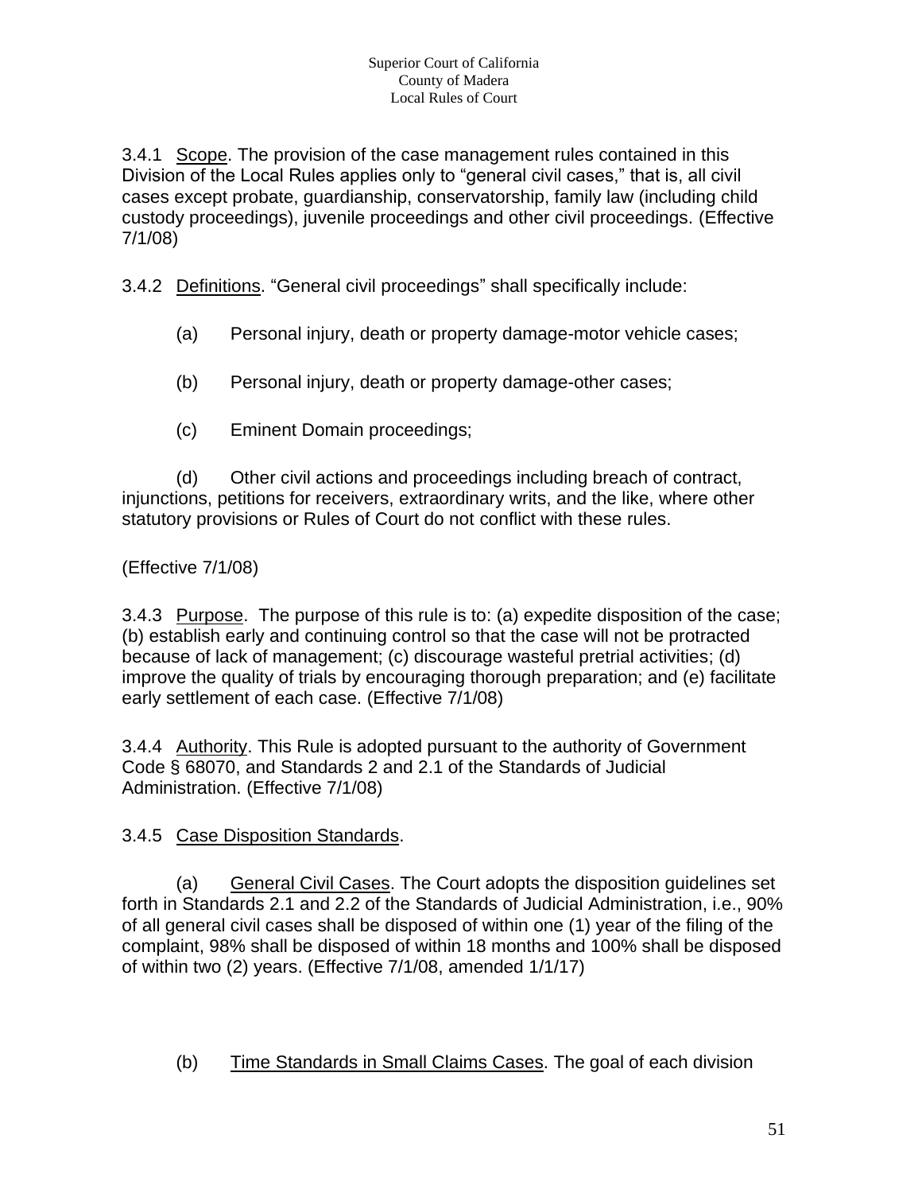3.4.1 Scope. The provision of the case management rules contained in this Division of the Local Rules applies only to "general civil cases," that is, all civil cases except probate, guardianship, conservatorship, family law (including child custody proceedings), juvenile proceedings and other civil proceedings. (Effective 7/1/08)

3.4.2 Definitions. "General civil proceedings" shall specifically include:

(a) Personal injury, death or property damage-motor vehicle cases;

(b) Personal injury, death or property damage-other cases;

(c) Eminent Domain proceedings;

(d) Other civil actions and proceedings including breach of contract, injunctions, petitions for receivers, extraordinary writs, and the like, where other statutory provisions or Rules of Court do not conflict with these rules.

(Effective 7/1/08)

3.4.3 Purpose. The purpose of this rule is to: (a) expedite disposition of the case; (b) establish early and continuing control so that the case will not be protracted because of lack of management; (c) discourage wasteful pretrial activities; (d) improve the quality of trials by encouraging thorough preparation; and (e) facilitate early settlement of each case. (Effective 7/1/08)

3.4.4 Authority. This Rule is adopted pursuant to the authority of Government Code § 68070, and Standards 2 and 2.1 of the Standards of Judicial Administration. (Effective 7/1/08)

3.4.5 Case Disposition Standards.

(a) General Civil Cases. The Court adopts the disposition guidelines set forth in Standards 2.1 and 2.2 of the Standards of Judicial Administration, i.e., 90% of all general civil cases shall be disposed of within one (1) year of the filing of the complaint, 98% shall be disposed of within 18 months and 100% shall be disposed of within two (2) years. (Effective 7/1/08, amended 1/1/17)

(b) Time Standards in Small Claims Cases. The goal of each division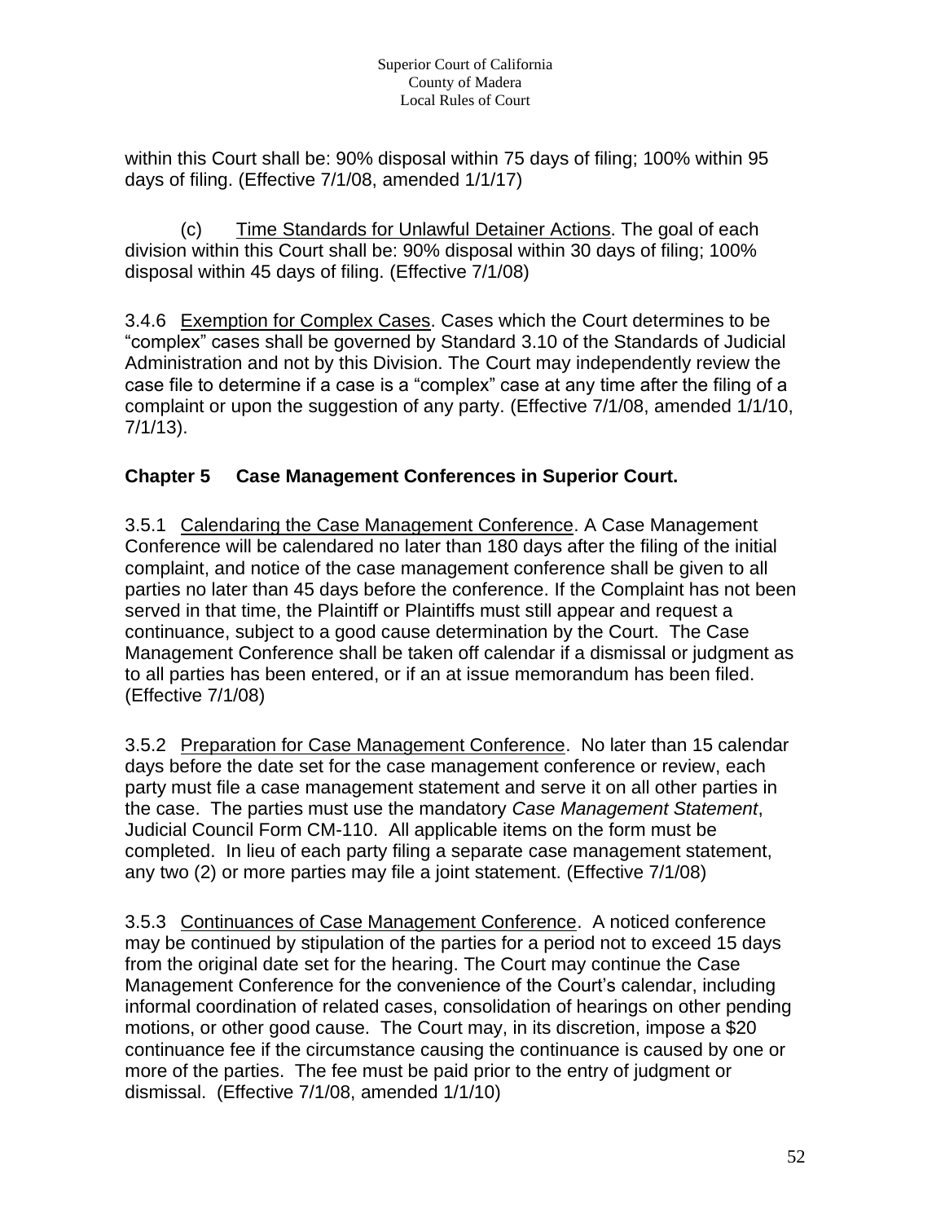within this Court shall be: 90% disposal within 75 days of filing; 100% within 95 days of filing. (Effective 7/1/08, amended 1/1/17)

(c) Time Standards for Unlawful Detainer Actions. The goal of each division within this Court shall be: 90% disposal within 30 days of filing; 100% disposal within 45 days of filing. (Effective 7/1/08)

3.4.6 Exemption for Complex Cases. Cases which the Court determines to be "complex" cases shall be governed by Standard 3.10 of the Standards of Judicial Administration and not by this Division. The Court may independently review the case file to determine if a case is a "complex" case at any time after the filing of a complaint or upon the suggestion of any party. (Effective 7/1/08, amended 1/1/10, 7/1/13).

## Chapter 5 Case Management Conferences in Superior Court.

3.5.1 Calendaring the Case Management Conference. A Case Management Conference will be calendared no later than 180 days after the filing of the initial complaint, and notice of the case management conference shall be given to all parties no later than 45 days before the conference. If the Complaint has not been served in that time, the Plaintiff or Plaintiffs must still appear and request a continuance, subject to a good cause determination by the Court. The Case Management Conference shall be taken off calendar if a dismissal or judgment as to all parties has been entered, or if an at issue memorandum has been filed. (Effective 7/1/08)

3.5.2 Preparation for Case Management Conference. No later than 15 calendar days before the date set for the case management conference or review, each party must file a case management statement and serve it on all other parties in the case. The parties must use the mandatory *Case Management Statement*, Judicial Council Form CM-110. All applicable items on the form must be completed. In lieu of each party filing a separate case management statement, any two (2) or more parties may file a joint statement. (Effective 7/1/08)

3.5.3 Continuances of Case Management Conference. A noticed conference may be continued by stipulation of the parties for a period not to exceed 15 days from the original date set for the hearing. The Court may continue the Case Management Conference for the convenience of the Court's calendar, including informal coordination of related cases, consolidation of hearings on other pending motions, or other good cause. The Court may, in its discretion, impose a $20 continuance fee if the circumstance causing the continuance is caused by one or more of the parties. The fee must be paid prior to the entry of judgment or dismissal. (Effective 7/1/08, amended 1/1/10)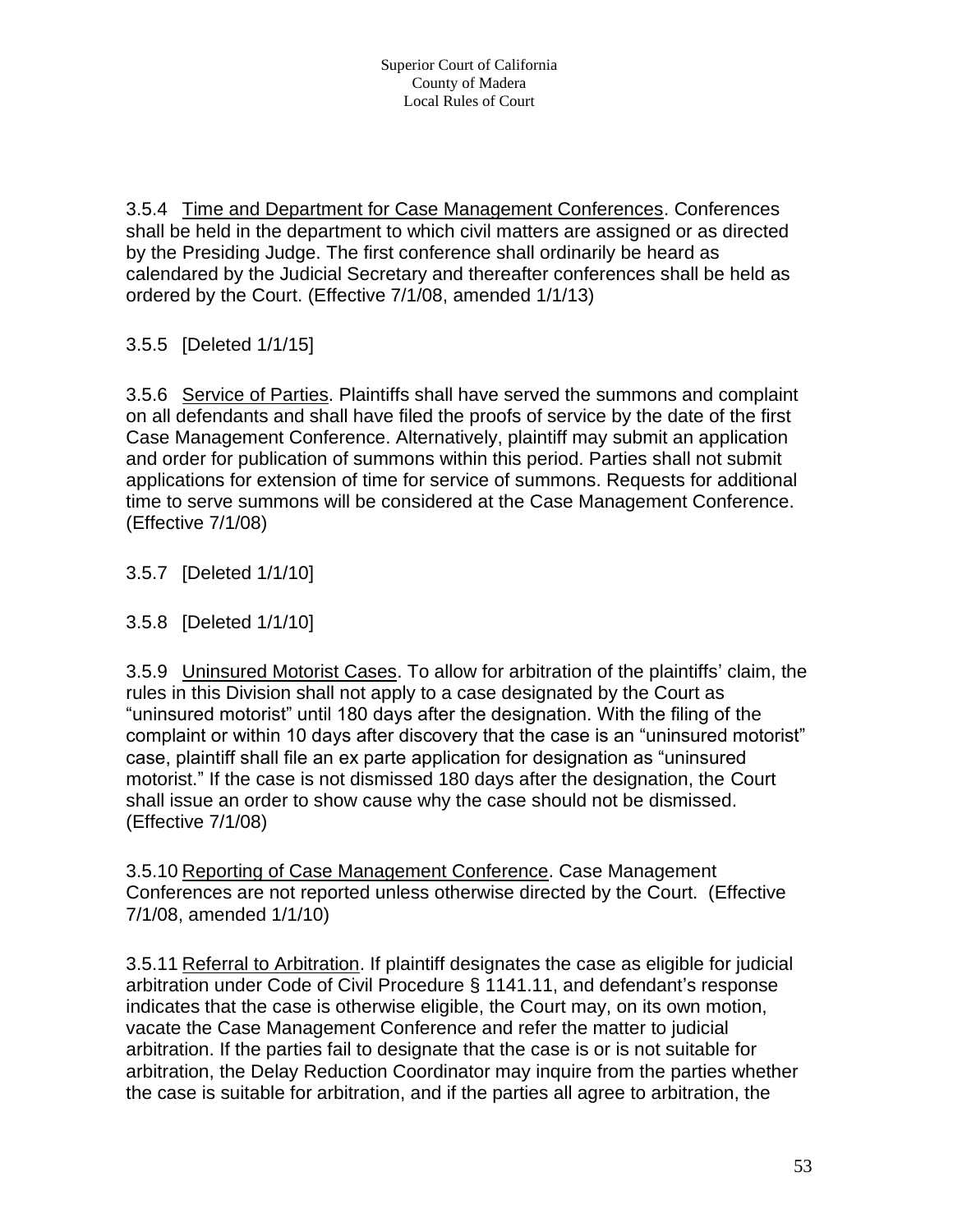3.5.4 Time and Department for Case Management Conferences. Conferences shall be held in the department to which civil matters are assigned or as directed by the Presiding Judge. The first conference shall ordinarily be heard as calendared by the Judicial Secretary and thereafter conferences shall be held as ordered by the Court. (Effective 7/1/08, amended 1/1/13)

3.5.5 [Deleted 1/1/15]

3.5.6 Service of Parties. Plaintiffs shall have served the summons and complaint on all defendants and shall have filed the proofs of service by the date of the first Case Management Conference. Alternatively, plaintiff may submit an application and order for publication of summons within this period. Parties shall not submit applications for extension of time for service of summons. Requests for additional time to serve summons will be considered at the Case Management Conference. (Effective 7/1/08)

3.5.7 [Deleted 1/1/10]

3.5.8 [Deleted 1/1/10]

3.5.9 Uninsured Motorist Cases. To allow for arbitration of the plaintiffs' claim, the rules in this Division shall not apply to a case designated by the Court as "uninsured motorist" until 180 days after the designation. With the filing of the complaint or within 10 days after discovery that the case is an "uninsured motorist" case, plaintiff shall file an ex parte application for designation as "uninsured motorist." If the case is not dismissed 180 days after the designation, the Court shall issue an order to show cause why the case should not be dismissed. (Effective 7/1/08)

3.5.10 Reporting of Case Management Conference. Case Management Conferences are not reported unless otherwise directed by the Court. (Effective 7/1/08, amended 1/1/10)

3.5.11 Referral to Arbitration. If plaintiff designates the case as eligible for judicial arbitration under Code of Civil Procedure § 1141.11, and defendant's response indicates that the case is otherwise eligible, the Court may, on its own motion, vacate the Case Management Conference and refer the matter to judicial arbitration. If the parties fail to designate that the case is or is not suitable for arbitration, the Delay Reduction Coordinator may inquire from the parties whether the case is suitable for arbitration, and if the parties all agree to arbitration, the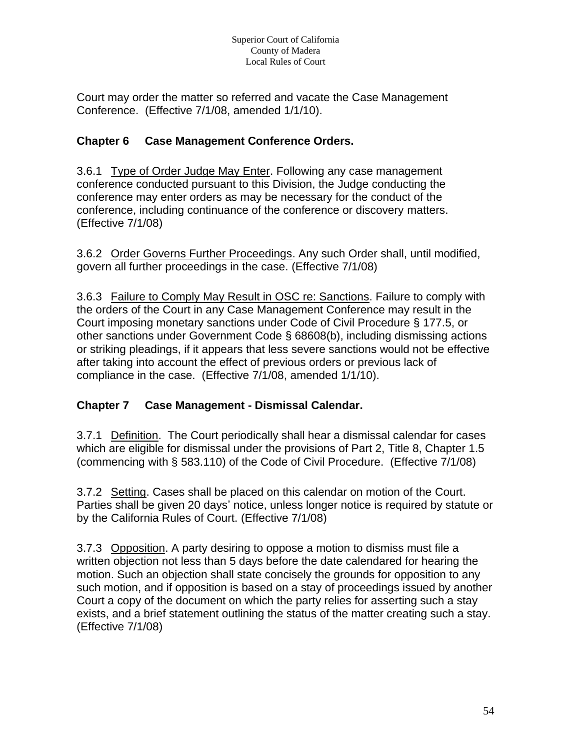Court may order the matter so referred and vacate the Case Management Conference. (Effective 7/1/08, amended 1/1/10).

## Chapter 6 Case Management Conference Orders.

3.6.1 Type of Order Judge May Enter. Following any case management conference conducted pursuant to this Division, the Judge conducting the conference may enter orders as may be necessary for the conduct of the conference, including continuance of the conference or discovery matters. (Effective 7/1/08)

3.6.2 Order Governs Further Proceedings. Any such Order shall, until modified, govern all further proceedings in the case. (Effective 7/1/08)

3.6.3 Failure to Comply May Result in OSC re: Sanctions. Failure to comply with the orders of the Court in any Case Management Conference may result in the Court imposing monetary sanctions under Code of Civil Procedure § 177.5, or other sanctions under Government Code § 68608(b), including dismissing actions or striking pleadings, if it appears that less severe sanctions would not be effective after taking into account the effect of previous orders or previous lack of compliance in the case. (Effective 7/1/08, amended 1/1/10).

## Chapter 7 Case Management - Dismissal Calendar.

3.7.1 Definition. The Court periodically shall hear a dismissal calendar for cases which are eligible for dismissal under the provisions of Part 2, Title 8, Chapter 1.5 (commencing with § 583.110) of the Code of Civil Procedure. (Effective 7/1/08)

3.7.2 Setting. Cases shall be placed on this calendar on motion of the Court. Parties shall be given 20 days' notice, unless longer notice is required by statute or by the California Rules of Court. (Effective 7/1/08)

3.7.3 Opposition. A party desiring to oppose a motion to dismiss must file a written objection not less than 5 days before the date calendared for hearing the motion. Such an objection shall state concisely the grounds for opposition to any such motion, and if opposition is based on a stay of proceedings issued by another Court a copy of the document on which the party relies for asserting such a stay exists, and a brief statement outlining the status of the matter creating such a stay. (Effective 7/1/08)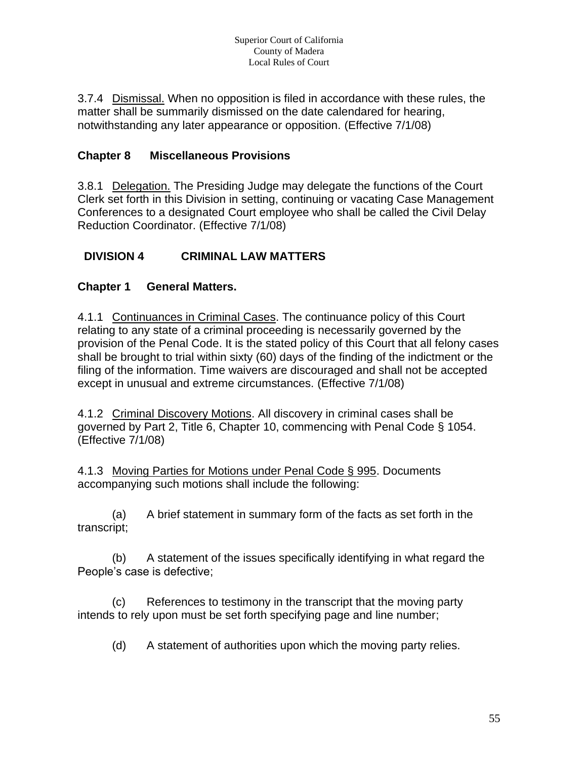3.7.4 Dismissal. When no opposition is filed in accordance with these rules, the matter shall be summarily dismissed on the date calendared for hearing, notwithstanding any later appearance or opposition. (Effective 7/1/08)

### Chapter 8 Miscellaneous Provisions

3.8.1 Delegation. The Presiding Judge may delegate the functions of the Court Clerk set forth in this Division in setting, continuing or vacating Case Management Conferences to a designated Court employee who shall be called the Civil Delay Reduction Coordinator. (Effective 7/1/08)

## DIVISION 4 CRIMINAL LAW MATTERS

### Chapter 1 General Matters.

4.1.1 Continuances in Criminal Cases. The continuance policy of this Court relating to any state of a criminal proceeding is necessarily governed by the provision of the Penal Code. It is the stated policy of this Court that all felony cases shall be brought to trial within sixty (60) days of the finding of the indictment or the filing of the information. Time waivers are discouraged and shall not be accepted except in unusual and extreme circumstances. (Effective 7/1/08)

4.1.2 Criminal Discovery Motions. All discovery in criminal cases shall be governed by Part 2, Title 6, Chapter 10, commencing with Penal Code § 1054. (Effective 7/1/08)

4.1.3 Moving Parties for Motions under Penal Code § 995. Documents accompanying such motions shall include the following:

(a) A brief statement in summary form of the facts as set forth in the transcript;

(b) A statement of the issues specifically identifying in what regard the People's case is defective;

(c) References to testimony in the transcript that the moving party intends to rely upon must be set forth specifying page and line number;

(d) A statement of authorities upon which the moving party relies.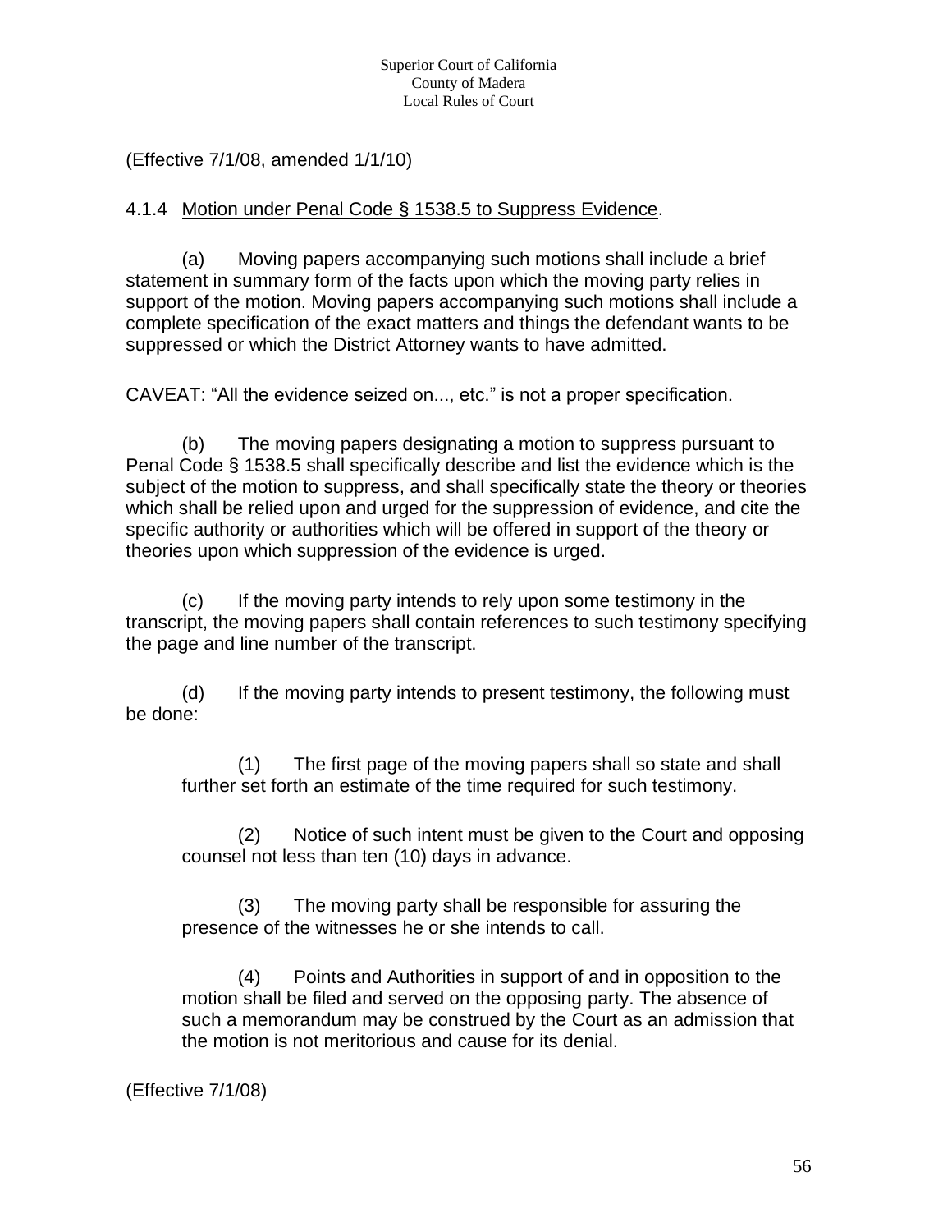(Effective 7/1/08, amended 1/1/10)

4.1.4 Motion under Penal Code § 1538.5 to Suppress Evidence.

(a) Moving papers accompanying such motions shall include a brief statement in summary form of the facts upon which the moving party relies in support of the motion. Moving papers accompanying such motions shall include a complete specification of the exact matters and things the defendant wants to be suppressed or which the District Attorney wants to have admitted.

CAVEAT: "All the evidence seized on..., etc." is not a proper specification.

(b) The moving papers designating a motion to suppress pursuant to Penal Code § 1538.5 shall specifically describe and list the evidence which is the subject of the motion to suppress, and shall specifically state the theory or theories which shall be relied upon and urged for the suppression of evidence, and cite the specific authority or authorities which will be offered in support of the theory or theories upon which suppression of the evidence is urged.

(c) If the moving party intends to rely upon some testimony in the transcript, the moving papers shall contain references to such testimony specifying the page and line number of the transcript.

(d) If the moving party intends to present testimony, the following must be done:

(1) The first page of the moving papers shall so state and shall further set forth an estimate of the time required for such testimony.

(2) Notice of such intent must be given to the Court and opposing counsel not less than ten (10) days in advance.

(3) The moving party shall be responsible for assuring the presence of the witnesses he or she intends to call.

(4) Points and Authorities in support of and in opposition to the motion shall be filed and served on the opposing party. The absence of such a memorandum may be construed by the Court as an admission that the motion is not meritorious and cause for its denial.

(Effective 7/1/08)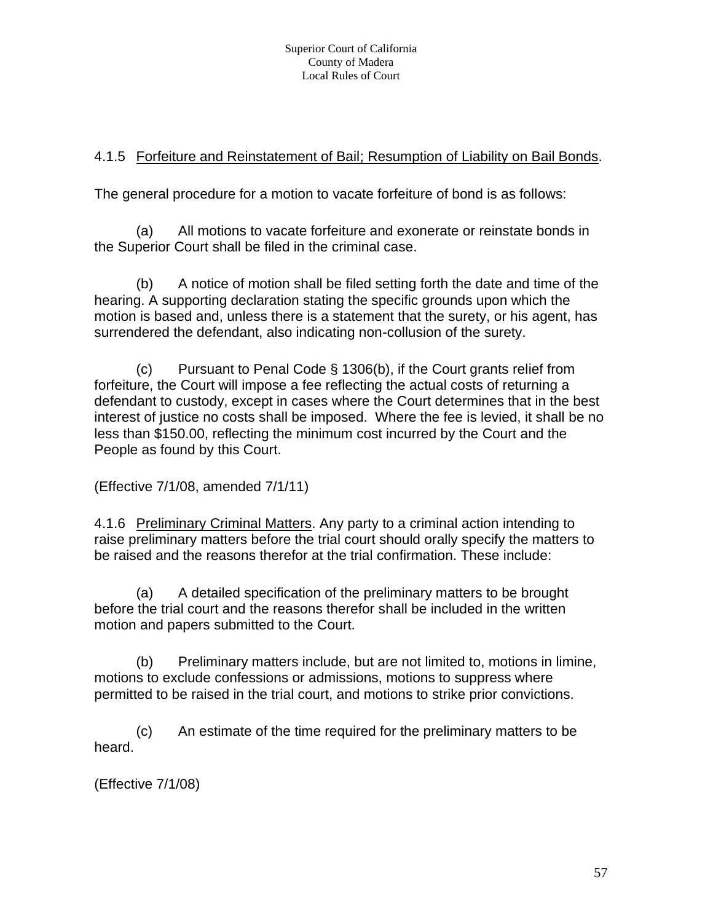4.1.5 Forfeiture and Reinstatement of Bail; Resumption of Liability on Bail Bonds.

The general procedure for a motion to vacate forfeiture of bond is as follows:

(a) All motions to vacate forfeiture and exonerate or reinstate bonds in the Superior Court shall be filed in the criminal case.

(b) A notice of motion shall be filed setting forth the date and time of the hearing. A supporting declaration stating the specific grounds upon which the motion is based and, unless there is a statement that the surety, or his agent, has surrendered the defendant, also indicating non-collusion of the surety.

(c) Pursuant to Penal Code § 1306(b), if the Court grants relief from forfeiture, the Court will impose a fee reflecting the actual costs of returning a defendant to custody, except in cases where the Court determines that in the best interest of justice no costs shall be imposed. Where the fee is levied, it shall be no less than $150.00, reflecting the minimum cost incurred by the Court and the People as found by this Court.

(Effective 7/1/08, amended 7/1/11)

4.1.6 Preliminary Criminal Matters. Any party to a criminal action intending to raise preliminary matters before the trial court should orally specify the matters to be raised and the reasons therefor at the trial confirmation. These include:

(a) A detailed specification of the preliminary matters to be brought before the trial court and the reasons therefor shall be included in the written motion and papers submitted to the Court.

(b) Preliminary matters include, but are not limited to, motions in limine, motions to exclude confessions or admissions, motions to suppress where permitted to be raised in the trial court, and motions to strike prior convictions.

(c) An estimate of the time required for the preliminary matters to be heard.

(Effective 7/1/08)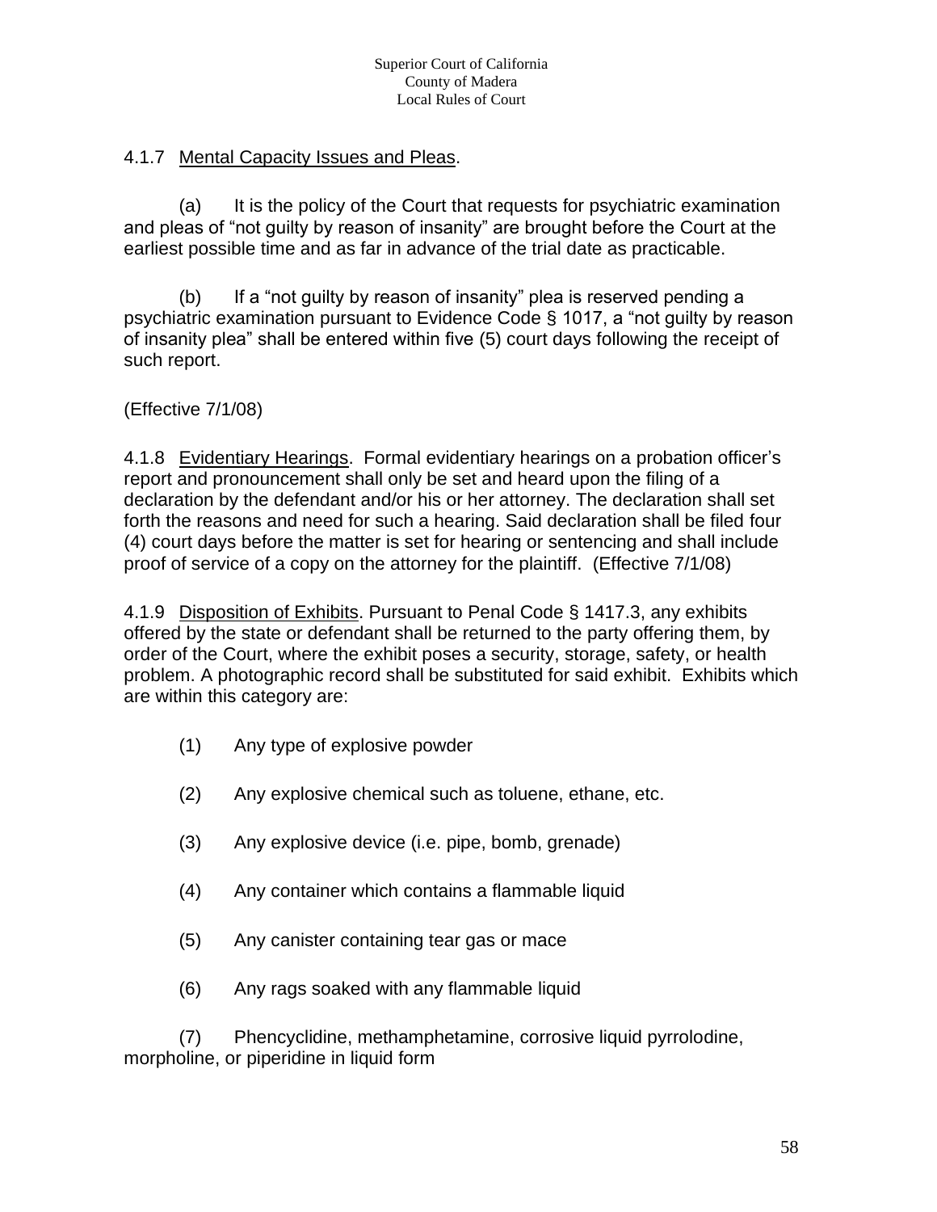4.1.7 Mental Capacity Issues and Pleas.

(a) It is the policy of the Court that requests for psychiatric examination and pleas of "not guilty by reason of insanity" are brought before the Court at the earliest possible time and as far in advance of the trial date as practicable.

(b) If a "not guilty by reason of insanity" plea is reserved pending a psychiatric examination pursuant to Evidence Code § 1017, a "not guilty by reason of insanity plea" shall be entered within five (5) court days following the receipt of such report.

(Effective 7/1/08)

4.1.8 Evidentiary Hearings. Formal evidentiary hearings on a probation officer's report and pronouncement shall only be set and heard upon the filing of a declaration by the defendant and/or his or her attorney. The declaration shall set forth the reasons and need for such a hearing. Said declaration shall be filed four (4) court days before the matter is set for hearing or sentencing and shall include proof of service of a copy on the attorney for the plaintiff. (Effective 7/1/08)

4.1.9 Disposition of Exhibits. Pursuant to Penal Code § 1417.3, any exhibits offered by the state or defendant shall be returned to the party offering them, by order of the Court, where the exhibit poses a security, storage, safety, or health problem. A photographic record shall be substituted for said exhibit. Exhibits which are within this category are:

(1) Any type of explosive powder

(2) Any explosive chemical such as toluene, ethane, etc.

(3) Any explosive device (i.e. pipe, bomb, grenade)

(4) Any container which contains a flammable liquid

(5) Any canister containing tear gas or mace

(6) Any rags soaked with any flammable liquid

(7) Phencyclidine, methamphetamine, corrosive liquid pyrrolodine, morpholine, or piperidine in liquid form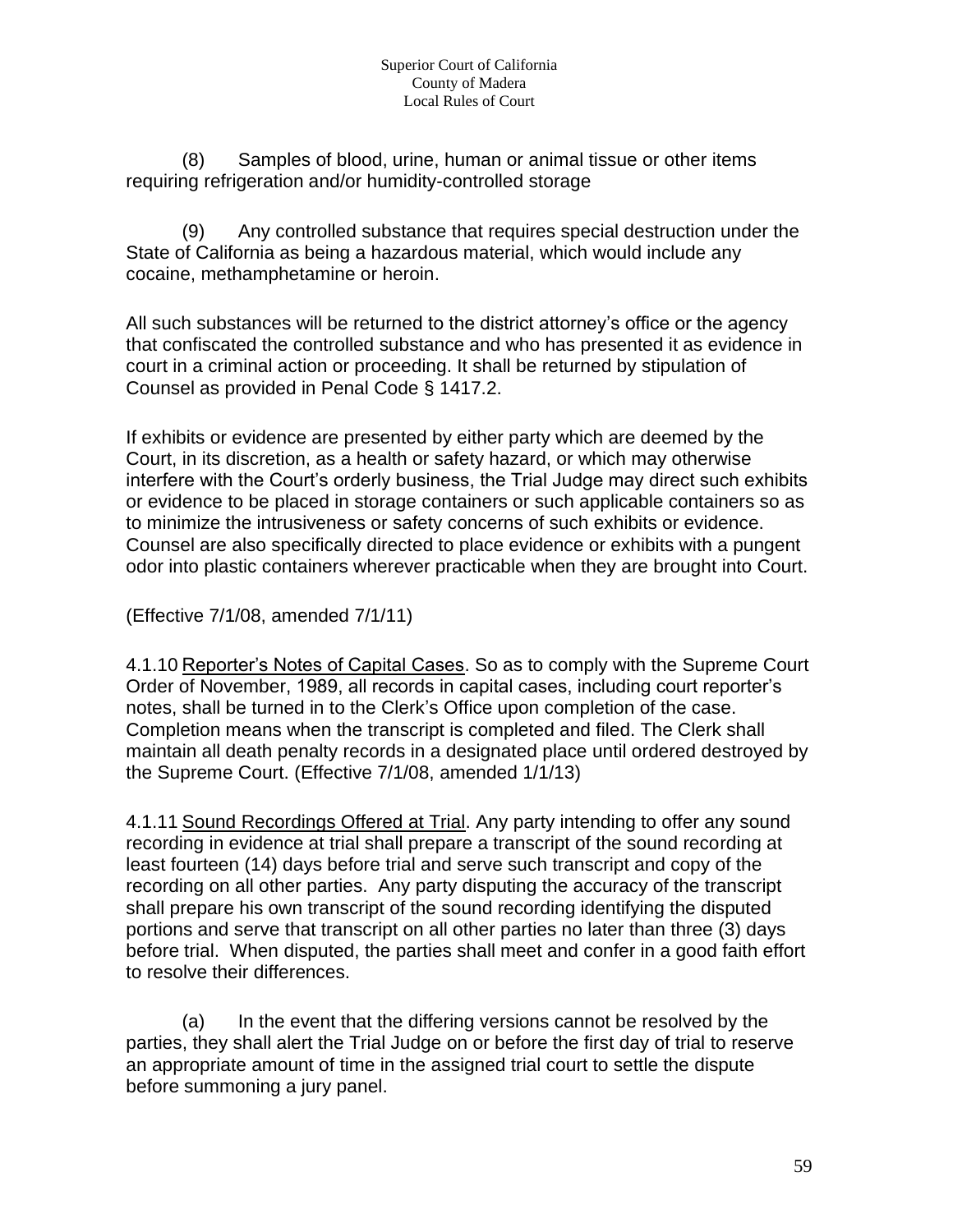(8) Samples of blood, urine, human or animal tissue or other items requiring refrigeration and/or humidity-controlled storage

(9) Any controlled substance that requires special destruction under the State of California as being a hazardous material, which would include any cocaine, methamphetamine or heroin.

All such substances will be returned to the district attorney's office or the agency that confiscated the controlled substance and who has presented it as evidence in court in a criminal action or proceeding. It shall be returned by stipulation of Counsel as provided in Penal Code § 1417.2.

If exhibits or evidence are presented by either party which are deemed by the Court, in its discretion, as a health or safety hazard, or which may otherwise interfere with the Court's orderly business, the Trial Judge may direct such exhibits or evidence to be placed in storage containers or such applicable containers so as to minimize the intrusiveness or safety concerns of such exhibits or evidence. Counsel are also specifically directed to place evidence or exhibits with a pungent odor into plastic containers wherever practicable when they are brought into Court.

(Effective 7/1/08, amended 7/1/11)

4.1.10 Reporter's Notes of Capital Cases. So as to comply with the Supreme Court Order of November, 1989, all records in capital cases, including court reporter's notes, shall be turned in to the Clerk's Office upon completion of the case. Completion means when the transcript is completed and filed. The Clerk shall maintain all death penalty records in a designated place until ordered destroyed by the Supreme Court. (Effective 7/1/08, amended 1/1/13)

4.1.11 Sound Recordings Offered at Trial. Any party intending to offer any sound recording in evidence at trial shall prepare a transcript of the sound recording at least fourteen (14) days before trial and serve such transcript and copy of the recording on all other parties. Any party disputing the accuracy of the transcript shall prepare his own transcript of the sound recording identifying the disputed portions and serve that transcript on all other parties no later than three (3) days before trial. When disputed, the parties shall meet and confer in a good faith effort to resolve their differences.

(a) In the event that the differing versions cannot be resolved by the parties, they shall alert the Trial Judge on or before the first day of trial to reserve an appropriate amount of time in the assigned trial court to settle the dispute before summoning a jury panel.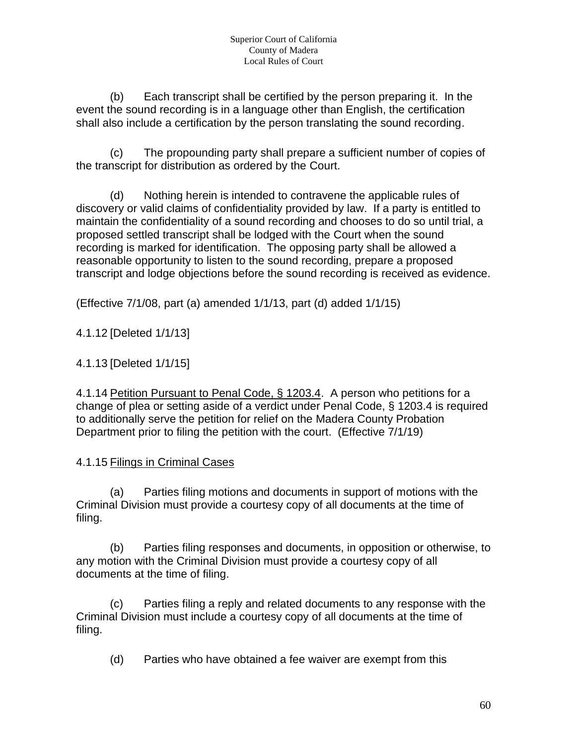(b) Each transcript shall be certified by the person preparing it. In the event the sound recording is in a language other than English, the certification shall also include a certification by the person translating the sound recording.

(c) The propounding party shall prepare a sufficient number of copies of the transcript for distribution as ordered by the Court.

(d) Nothing herein is intended to contravene the applicable rules of discovery or valid claims of confidentiality provided by law. If a party is entitled to maintain the confidentiality of a sound recording and chooses to do so until trial, a proposed settled transcript shall be lodged with the Court when the sound recording is marked for identification. The opposing party shall be allowed a reasonable opportunity to listen to the sound recording, prepare a proposed transcript and lodge objections before the sound recording is received as evidence.

(Effective 7/1/08, part (a) amended 1/1/13, part (d) added 1/1/15)

4.1.12 [Deleted 1/1/13]

4.1.13 [Deleted 1/1/15]

4.1.14 <u>Petition Pursuant to Penal Code, § 1203.4</u>. A person who petitions for a change of plea or setting aside of a verdict under Penal Code, § 1203.4 is required to additionally serve the petition for relief on the Madera County Probation Department prior to filing the petition with the court. (Effective 7/1/19)

4.1.15 <u>Filings in Criminal Cases</u>

(a) Parties filing motions and documents in support of motions with the Criminal Division must provide a courtesy copy of all documents at the time of filing.

(b) Parties filing responses and documents, in opposition or otherwise, to any motion with the Criminal Division must provide a courtesy copy of all documents at the time of filing.

(c) Parties filing a reply and related documents to any response with the Criminal Division must include a courtesy copy of all documents at the time of filing.

(d) Parties who have obtained a fee waiver are exempt from this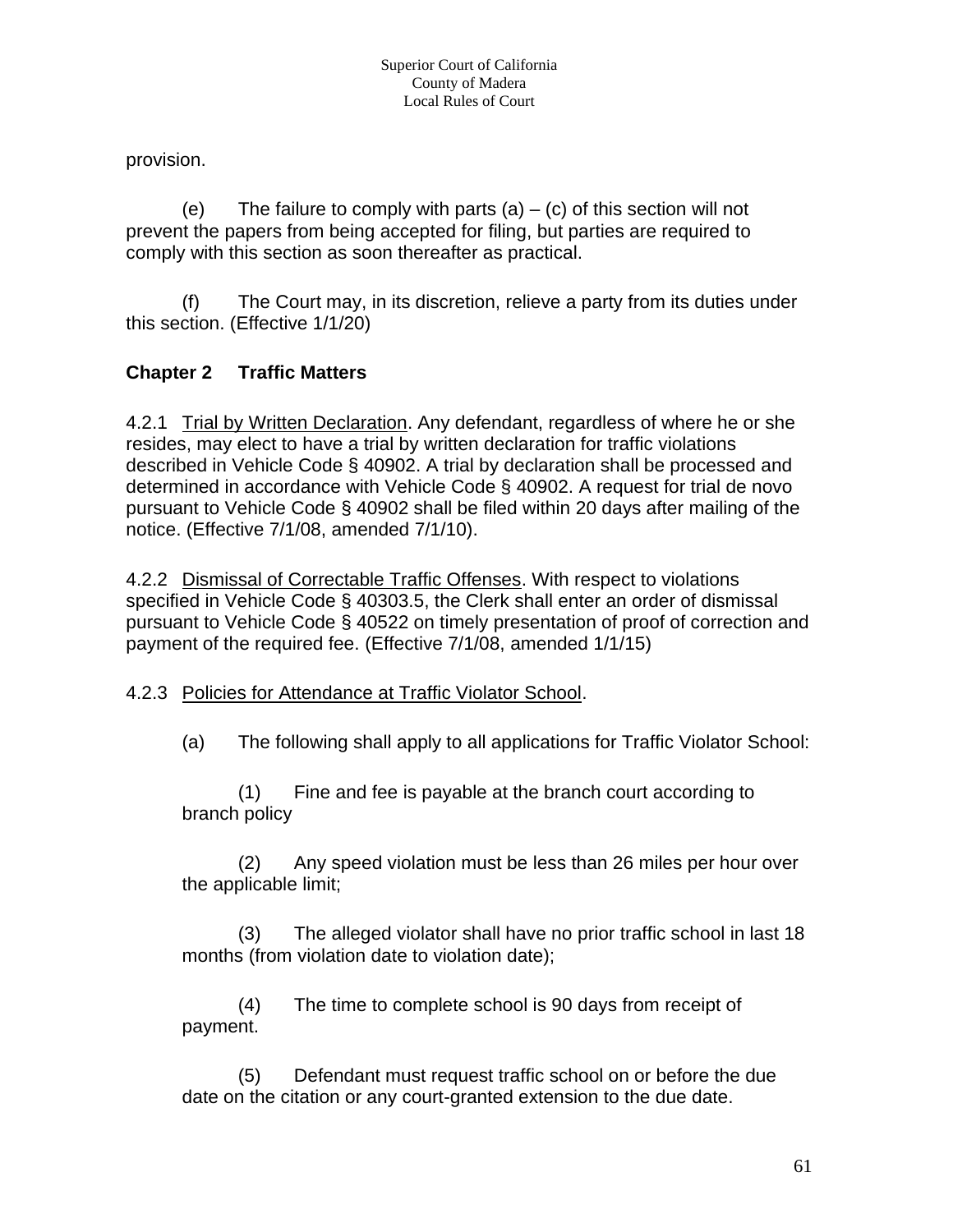provision.

(e) The failure to comply with parts (a) – (c) of this section will not prevent the papers from being accepted for filing, but parties are required to comply with this section as soon thereafter as practical.

(f) The Court may, in its discretion, relieve a party from its duties under this section. (Effective 1/1/20)

## Chapter 2 Traffic Matters

4.2.1 Trial by Written Declaration. Any defendant, regardless of where he or she resides, may elect to have a trial by written declaration for traffic violations described in Vehicle Code § 40902. A trial by declaration shall be processed and determined in accordance with Vehicle Code § 40902. A request for trial de novo pursuant to Vehicle Code § 40902 shall be filed within 20 days after mailing of the notice. (Effective 7/1/08, amended 7/1/10).

4.2.2 Dismissal of Correctable Traffic Offenses. With respect to violations specified in Vehicle Code § 40303.5, the Clerk shall enter an order of dismissal pursuant to Vehicle Code § 40522 on timely presentation of proof of correction and payment of the required fee. (Effective 7/1/08, amended 1/1/15)

4.2.3 Policies for Attendance at Traffic Violator School.

(a) The following shall apply to all applications for Traffic Violator School:

(1) Fine and fee is payable at the branch court according to branch policy

(2) Any speed violation must be less than 26 miles per hour over the applicable limit;

(3) The alleged violator shall have no prior traffic school in last 18 months (from violation date to violation date);

(4) The time to complete school is 90 days from receipt of payment.

(5) Defendant must request traffic school on or before the due date on the citation or any court-granted extension to the due date.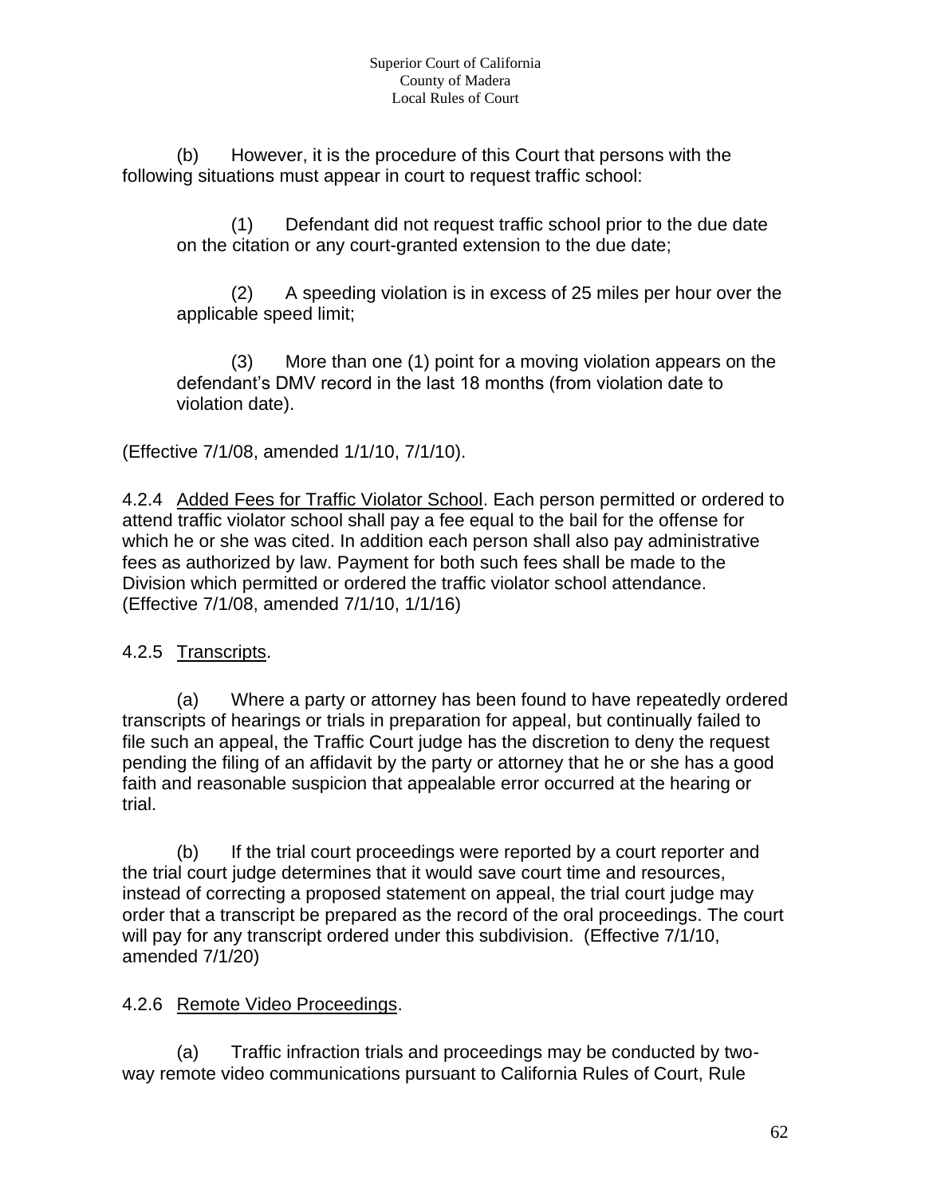(b) However, it is the procedure of this Court that persons with the following situations must appear in court to request traffic school:

(1) Defendant did not request traffic school prior to the due date on the citation or any court-granted extension to the due date;

(2) A speeding violation is in excess of 25 miles per hour over the applicable speed limit;

(3) More than one (1) point for a moving violation appears on the defendant's DMV record in the last 18 months (from violation date to violation date).

(Effective 7/1/08, amended 1/1/10, 7/1/10).

4.2.4 Added Fees for Traffic Violator School. Each person permitted or ordered to attend traffic violator school shall pay a fee equal to the bail for the offense for which he or she was cited. In addition each person shall also pay administrative fees as authorized by law. Payment for both such fees shall be made to the Division which permitted or ordered the traffic violator school attendance. (Effective 7/1/08, amended 7/1/10, 1/1/16)

4.2.5 Transcripts.

(a) Where a party or attorney has been found to have repeatedly ordered transcripts of hearings or trials in preparation for appeal, but continually failed to file such an appeal, the Traffic Court judge has the discretion to deny the request pending the filing of an affidavit by the party or attorney that he or she has a good faith and reasonable suspicion that appealable error occurred at the hearing or trial.

(b) If the trial court proceedings were reported by a court reporter and the trial court judge determines that it would save court time and resources, instead of correcting a proposed statement on appeal, the trial court judge may order that a transcript be prepared as the record of the oral proceedings. The court will pay for any transcript ordered under this subdivision. (Effective 7/1/10, amended 7/1/20)

4.2.6 Remote Video Proceedings.

(a) Traffic infraction trials and proceedings may be conducted by two-way remote video communications pursuant to California Rules of Court, Rule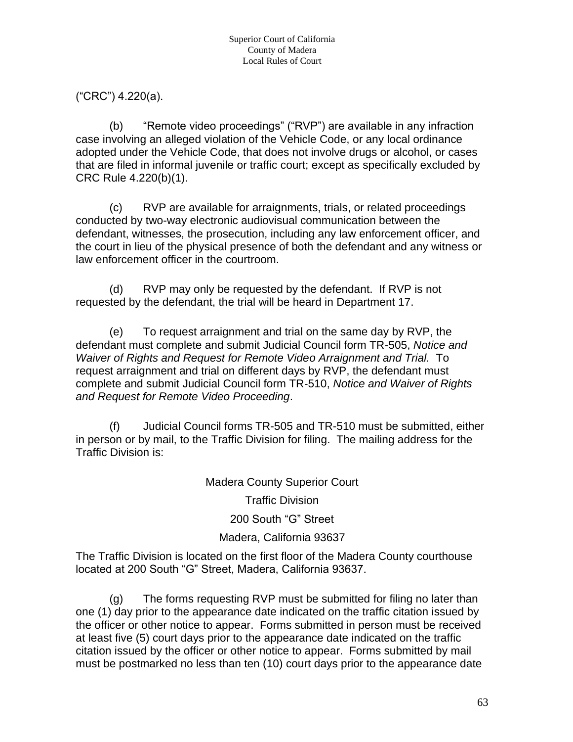("CRC") 4.220(a).

(b) "Remote video proceedings" ("RVP") are available in any infraction case involving an alleged violation of the Vehicle Code, or any local ordinance adopted under the Vehicle Code, that does not involve drugs or alcohol, or cases that are filed in informal juvenile or traffic court; except as specifically excluded by CRC Rule 4.220(b)(1).

(c) RVP are available for arraignments, trials, or related proceedings conducted by two-way electronic audiovisual communication between the defendant, witnesses, the prosecution, including any law enforcement officer, and the court in lieu of the physical presence of both the defendant and any witness or law enforcement officer in the courtroom.

(d) RVP may only be requested by the defendant. If RVP is not requested by the defendant, the trial will be heard in Department 17.

(e) To request arraignment and trial on the same day by RVP, the defendant must complete and submit Judicial Council form TR-505, *Notice and Waiver of Rights and Request for Remote Video Arraignment and Trial.* To request arraignment and trial on different days by RVP, the defendant must complete and submit Judicial Council form TR-510, *Notice and Waiver of Rights and Request for Remote Video Proceeding*.

(f) Judicial Council forms TR-505 and TR-510 must be submitted, either in person or by mail, to the Traffic Division for filing. The mailing address for the Traffic Division is:

Madera County Superior Court

Traffic Division

200 South "G" Street

Madera, California 93637

The Traffic Division is located on the first floor of the Madera County courthouse located at 200 South "G" Street, Madera, California 93637.

(g) The forms requesting RVP must be submitted for filing no later than one (1) day prior to the appearance date indicated on the traffic citation issued by the officer or other notice to appear. Forms submitted in person must be received at least five (5) court days prior to the appearance date indicated on the traffic citation issued by the officer or other notice to appear. Forms submitted by mail must be postmarked no less than ten (10) court days prior to the appearance date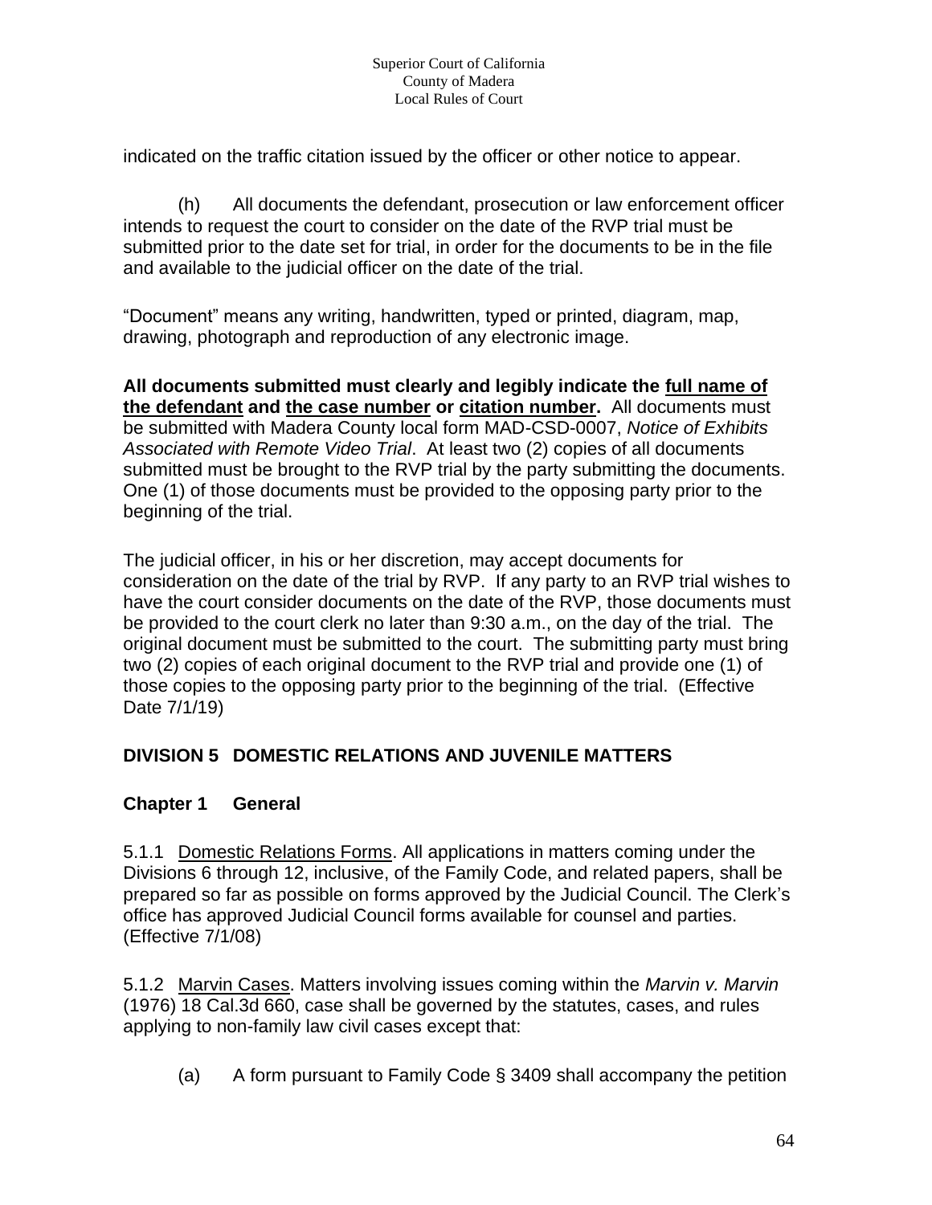indicated on the traffic citation issued by the officer or other notice to appear.

(h) All documents the defendant, prosecution or law enforcement officer intends to request the court to consider on the date of the RVP trial must be submitted prior to the date set for trial, in order for the documents to be in the file and available to the judicial officer on the date of the trial.

"Document" means any writing, handwritten, typed or printed, diagram, map, drawing, photograph and reproduction of any electronic image.

**All documents submitted must clearly and legibly indicate the <u>full name of the defendant</u> and <u>the case number</u> or <u>citation number</u>.** All documents must be submitted with Madera County local form MAD-CSD-0007, *Notice of Exhibits Associated with Remote Video Trial*. At least two (2) copies of all documents submitted must be brought to the RVP trial by the party submitting the documents. One (1) of those documents must be provided to the opposing party prior to the beginning of the trial.

The judicial officer, in his or her discretion, may accept documents for consideration on the date of the trial by RVP. If any party to an RVP trial wishes to have the court consider documents on the date of the RVP, those documents must be provided to the court clerk no later than 9:30 a.m., on the day of the trial. The original document must be submitted to the court. The submitting party must bring two (2) copies of each original document to the RVP trial and provide one (1) of those copies to the opposing party prior to the beginning of the trial. (Effective Date 7/1/19)

## DIVISION 5 DOMESTIC RELATIONS AND JUVENILE MATTERS

### Chapter 1 General

5.1.1 <u>Domestic Relations Forms</u>. All applications in matters coming under the Divisions 6 through 12, inclusive, of the Family Code, and related papers, shall be prepared so far as possible on forms approved by the Judicial Council. The Clerk's office has approved Judicial Council forms available for counsel and parties. (Effective 7/1/08)

5.1.2 <u>Marvin Cases</u>. Matters involving issues coming within the *Marvin v. Marvin* (1976) 18 Cal.3d 660, case shall be governed by the statutes, cases, and rules applying to non-family law civil cases except that:

(a) A form pursuant to Family Code § 3409 shall accompany the petition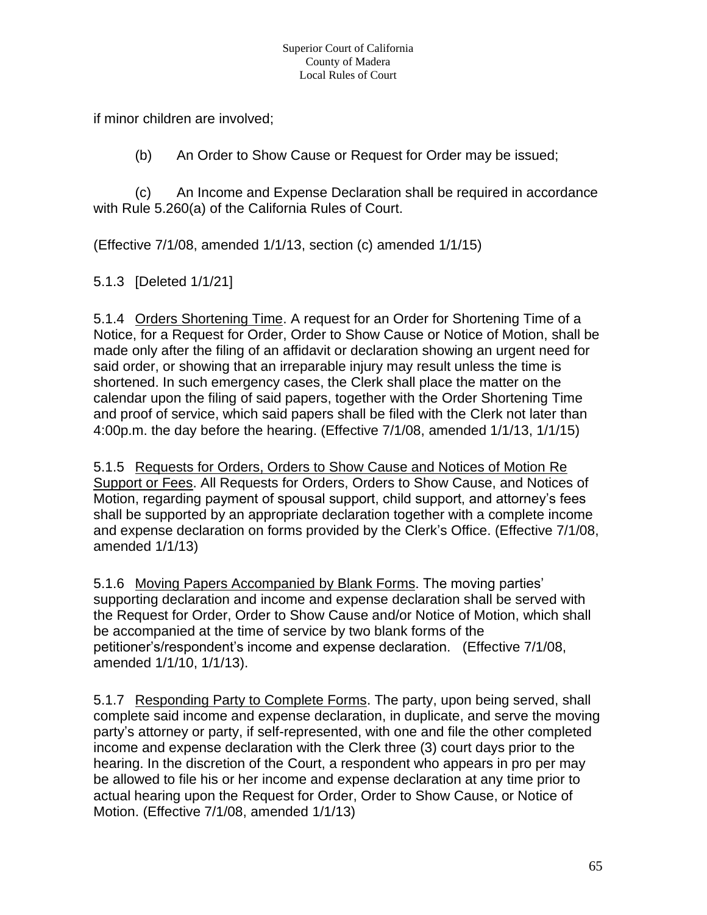if minor children are involved;

(b) An Order to Show Cause or Request for Order may be issued;

(c) An Income and Expense Declaration shall be required in accordance with Rule 5.260(a) of the California Rules of Court.

(Effective 7/1/08, amended 1/1/13, section (c) amended 1/1/15)

5.1.3 [Deleted 1/1/21]

5.1.4 Orders Shortening Time. A request for an Order for Shortening Time of a Notice, for a Request for Order, Order to Show Cause or Notice of Motion, shall be made only after the filing of an affidavit or declaration showing an urgent need for said order, or showing that an irreparable injury may result unless the time is shortened. In such emergency cases, the Clerk shall place the matter on the calendar upon the filing of said papers, together with the Order Shortening Time and proof of service, which said papers shall be filed with the Clerk not later than 4:00p.m. the day before the hearing. (Effective 7/1/08, amended 1/1/13, 1/1/15)

5.1.5 Requests for Orders, Orders to Show Cause and Notices of Motion Re Support or Fees. All Requests for Orders, Orders to Show Cause, and Notices of Motion, regarding payment of spousal support, child support, and attorney's fees shall be supported by an appropriate declaration together with a complete income and expense declaration on forms provided by the Clerk's Office. (Effective 7/1/08, amended 1/1/13)

5.1.6 Moving Papers Accompanied by Blank Forms. The moving parties' supporting declaration and income and expense declaration shall be served with the Request for Order, Order to Show Cause and/or Notice of Motion, which shall be accompanied at the time of service by two blank forms of the petitioner's/respondent's income and expense declaration. (Effective 7/1/08, amended 1/1/10, 1/1/13).

5.1.7 Responding Party to Complete Forms. The party, upon being served, shall complete said income and expense declaration, in duplicate, and serve the moving party's attorney or party, if self-represented, with one and file the other completed income and expense declaration with the Clerk three (3) court days prior to the hearing. In the discretion of the Court, a respondent who appears in pro per may be allowed to file his or her income and expense declaration at any time prior to actual hearing upon the Request for Order, Order to Show Cause, or Notice of Motion. (Effective 7/1/08, amended 1/1/13)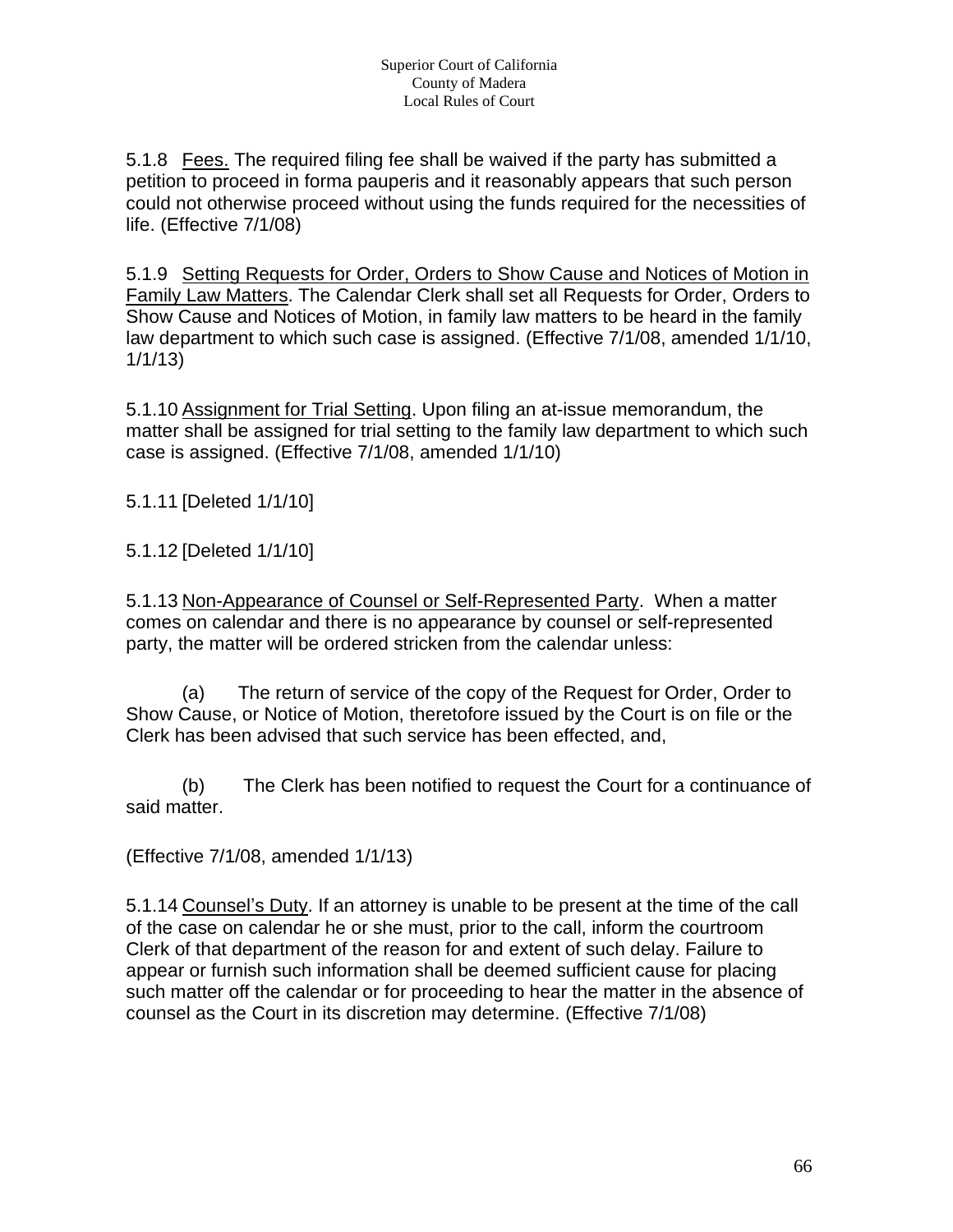5.1.8 <u>Fees.</u> The required filing fee shall be waived if the party has submitted a petition to proceed in forma pauperis and it reasonably appears that such person could not otherwise proceed without using the funds required for the necessities of life. (Effective 7/1/08)

5.1.9 <u>Setting Requests for Order, Orders to Show Cause and Notices of Motion in Family Law Matters</u>. The Calendar Clerk shall set all Requests for Order, Orders to Show Cause and Notices of Motion, in family law matters to be heard in the family law department to which such case is assigned. (Effective 7/1/08, amended 1/1/10, 1/1/13)

5.1.10 <u>Assignment for Trial Setting</u>. Upon filing an at-issue memorandum, the matter shall be assigned for trial setting to the family law department to which such case is assigned. (Effective 7/1/08, amended 1/1/10)

5.1.11 [Deleted 1/1/10]

5.1.12 [Deleted 1/1/10]

5.1.13 <u>Non-Appearance of Counsel or Self-Represented Party</u>. When a matter comes on calendar and there is no appearance by counsel or self-represented party, the matter will be ordered stricken from the calendar unless:

(a) The return of service of the copy of the Request for Order, Order to Show Cause, or Notice of Motion, theretofore issued by the Court is on file or the Clerk has been advised that such service has been effected, and,

(b) The Clerk has been notified to request the Court for a continuance of said matter.

(Effective 7/1/08, amended 1/1/13)

5.1.14 <u>Counsel's Duty</u>. If an attorney is unable to be present at the time of the call of the case on calendar he or she must, prior to the call, inform the courtroom Clerk of that department of the reason for and extent of such delay. Failure to appear or furnish such information shall be deemed sufficient cause for placing such matter off the calendar or for proceeding to hear the matter in the absence of counsel as the Court in its discretion may determine. (Effective 7/1/08)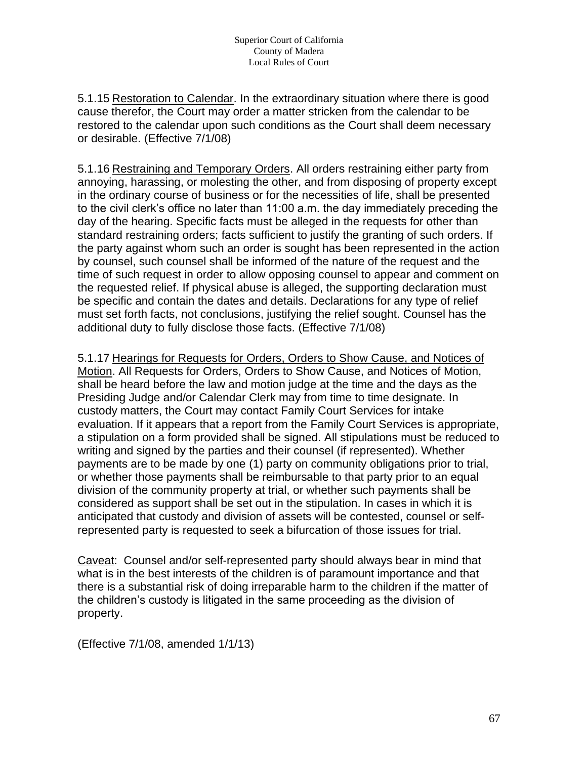5.1.15 Restoration to Calendar. In the extraordinary situation where there is good cause therefor, the Court may order a matter stricken from the calendar to be restored to the calendar upon such conditions as the Court shall deem necessary or desirable. (Effective 7/1/08)

5.1.16 Restraining and Temporary Orders. All orders restraining either party from annoying, harassing, or molesting the other, and from disposing of property except in the ordinary course of business or for the necessities of life, shall be presented to the civil clerk's office no later than 11:00 a.m. the day immediately preceding the day of the hearing. Specific facts must be alleged in the requests for other than standard restraining orders; facts sufficient to justify the granting of such orders. If the party against whom such an order is sought has been represented in the action by counsel, such counsel shall be informed of the nature of the request and the time of such request in order to allow opposing counsel to appear and comment on the requested relief. If physical abuse is alleged, the supporting declaration must be specific and contain the dates and details. Declarations for any type of relief must set forth facts, not conclusions, justifying the relief sought. Counsel has the additional duty to fully disclose those facts. (Effective 7/1/08)

5.1.17 Hearings for Requests for Orders, Orders to Show Cause, and Notices of Motion. All Requests for Orders, Orders to Show Cause, and Notices of Motion, shall be heard before the law and motion judge at the time and the days as the Presiding Judge and/or Calendar Clerk may from time to time designate. In custody matters, the Court may contact Family Court Services for intake evaluation. If it appears that a report from the Family Court Services is appropriate, a stipulation on a form provided shall be signed. All stipulations must be reduced to writing and signed by the parties and their counsel (if represented). Whether payments are to be made by one (1) party on community obligations prior to trial, or whether those payments shall be reimbursable to that party prior to an equal division of the community property at trial, or whether such payments shall be considered as support shall be set out in the stipulation. In cases in which it is anticipated that custody and division of assets will be contested, counsel or self-represented party is requested to seek a bifurcation of those issues for trial.

Caveat: Counsel and/or self-represented party should always bear in mind that what is in the best interests of the children is of paramount importance and that there is a substantial risk of doing irreparable harm to the children if the matter of the children's custody is litigated in the same proceeding as the division of property.

(Effective 7/1/08, amended 1/1/13)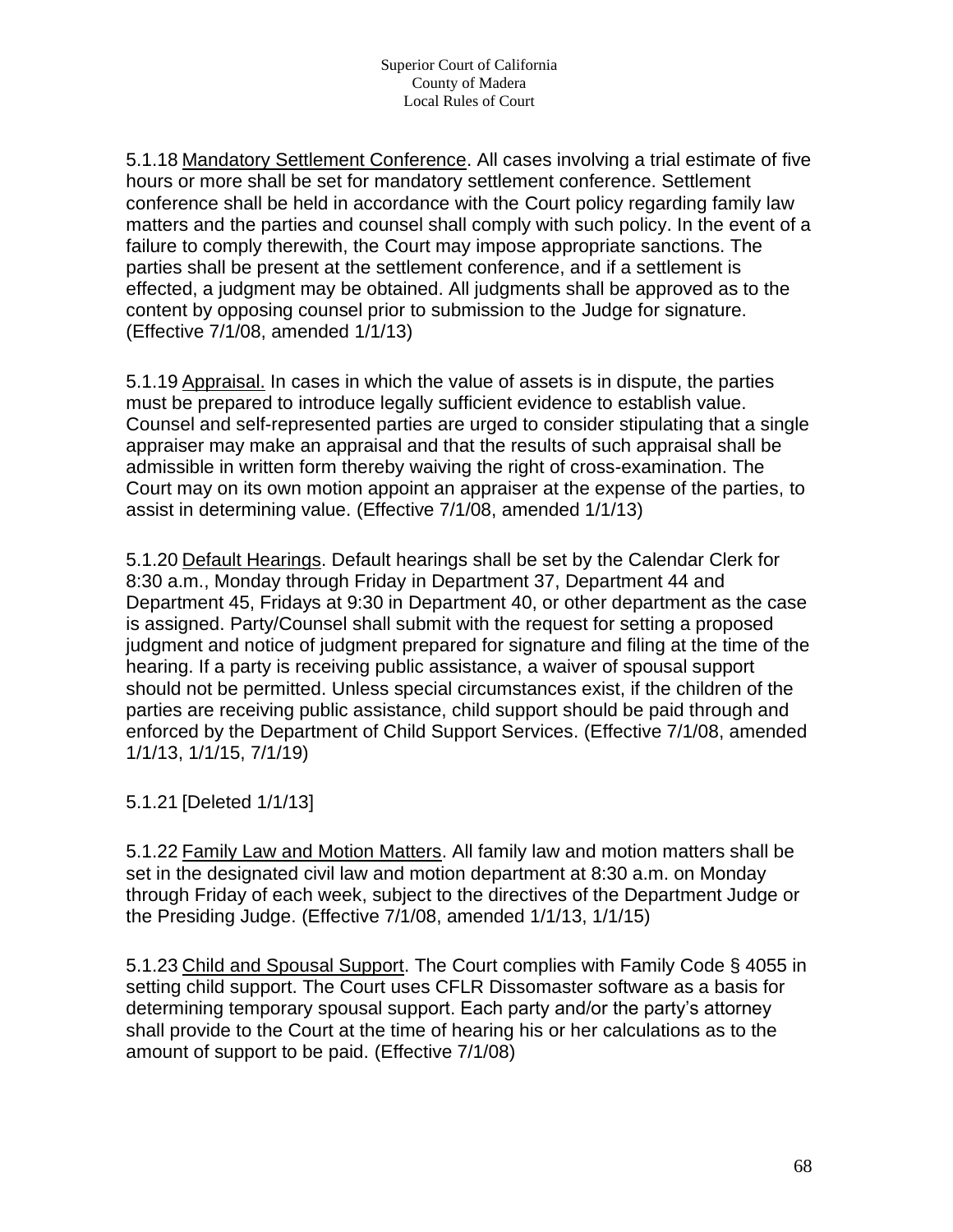5.1.18 Mandatory Settlement Conference. All cases involving a trial estimate of five hours or more shall be set for mandatory settlement conference. Settlement conference shall be held in accordance with the Court policy regarding family law matters and the parties and counsel shall comply with such policy. In the event of a failure to comply therewith, the Court may impose appropriate sanctions. The parties shall be present at the settlement conference, and if a settlement is effected, a judgment may be obtained. All judgments shall be approved as to the content by opposing counsel prior to submission to the Judge for signature. (Effective 7/1/08, amended 1/1/13)

5.1.19 Appraisal. In cases in which the value of assets is in dispute, the parties must be prepared to introduce legally sufficient evidence to establish value. Counsel and self-represented parties are urged to consider stipulating that a single appraiser may make an appraisal and that the results of such appraisal shall be admissible in written form thereby waiving the right of cross-examination. The Court may on its own motion appoint an appraiser at the expense of the parties, to assist in determining value. (Effective 7/1/08, amended 1/1/13)

5.1.20 Default Hearings. Default hearings shall be set by the Calendar Clerk for 8:30 a.m., Monday through Friday in Department 37, Department 44 and Department 45, Fridays at 9:30 in Department 40, or other department as the case is assigned. Party/Counsel shall submit with the request for setting a proposed judgment and notice of judgment prepared for signature and filing at the time of the hearing. If a party is receiving public assistance, a waiver of spousal support should not be permitted. Unless special circumstances exist, if the children of the parties are receiving public assistance, child support should be paid through and enforced by the Department of Child Support Services. (Effective 7/1/08, amended 1/1/13, 1/1/15, 7/1/19)

5.1.21 [Deleted 1/1/13]

5.1.22 Family Law and Motion Matters. All family law and motion matters shall be set in the designated civil law and motion department at 8:30 a.m. on Monday through Friday of each week, subject to the directives of the Department Judge or the Presiding Judge. (Effective 7/1/08, amended 1/1/13, 1/1/15)

5.1.23 Child and Spousal Support. The Court complies with Family Code § 4055 in setting child support. The Court uses CFLR Dissomaster software as a basis for determining temporary spousal support. Each party and/or the party's attorney shall provide to the Court at the time of hearing his or her calculations as to the amount of support to be paid. (Effective 7/1/08)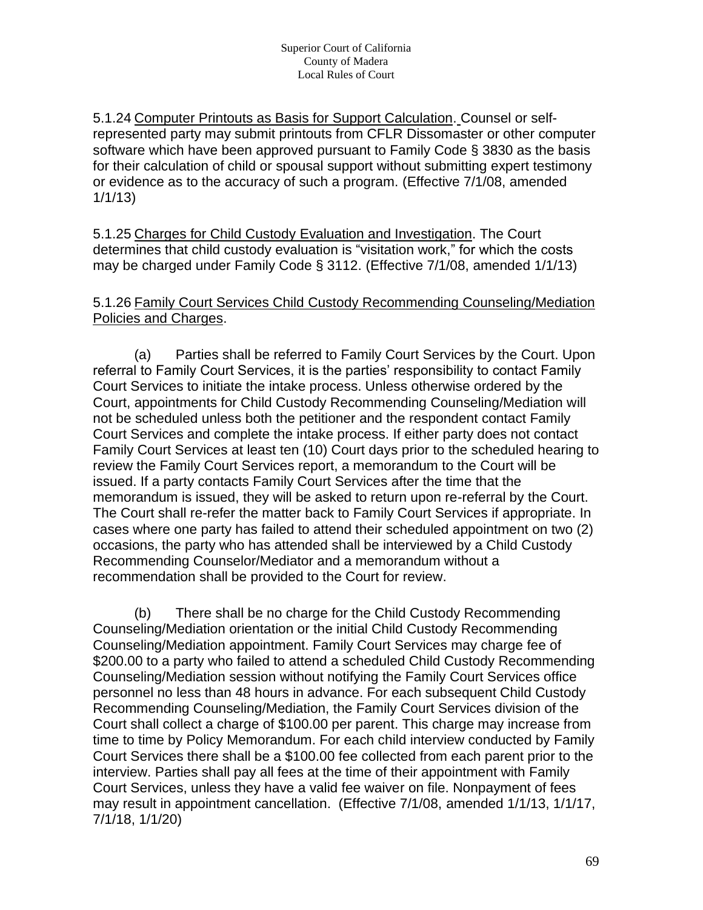5.1.24 Computer Printouts as Basis for Support Calculation. Counsel or self-represented party may submit printouts from CFLR Dissomaster or other computer software which have been approved pursuant to Family Code § 3830 as the basis for their calculation of child or spousal support without submitting expert testimony or evidence as to the accuracy of such a program. (Effective 7/1/08, amended 1/1/13)

5.1.25 Charges for Child Custody Evaluation and Investigation. The Court determines that child custody evaluation is "visitation work," for which the costs may be charged under Family Code § 3112. (Effective 7/1/08, amended 1/1/13)

5.1.26 Family Court Services Child Custody Recommending Counseling/Mediation Policies and Charges.

(a) Parties shall be referred to Family Court Services by the Court. Upon referral to Family Court Services, it is the parties' responsibility to contact Family Court Services to initiate the intake process. Unless otherwise ordered by the Court, appointments for Child Custody Recommending Counseling/Mediation will not be scheduled unless both the petitioner and the respondent contact Family Court Services and complete the intake process. If either party does not contact Family Court Services at least ten (10) Court days prior to the scheduled hearing to review the Family Court Services report, a memorandum to the Court will be issued. If a party contacts Family Court Services after the time that the memorandum is issued, they will be asked to return upon re-referral by the Court. The Court shall re-refer the matter back to Family Court Services if appropriate. In cases where one party has failed to attend their scheduled appointment on two (2) occasions, the party who has attended shall be interviewed by a Child Custody Recommending Counselor/Mediator and a memorandum without a recommendation shall be provided to the Court for review.

(b) There shall be no charge for the Child Custody Recommending Counseling/Mediation orientation or the initial Child Custody Recommending Counseling/Mediation appointment. Family Court Services may charge fee of $200.00 to a party who failed to attend a scheduled Child Custody Recommending Counseling/Mediation session without notifying the Family Court Services office personnel no less than 48 hours in advance. For each subsequent Child Custody Recommending Counseling/Mediation, the Family Court Services division of the Court shall collect a charge of $100.00 per parent. This charge may increase from time to time by Policy Memorandum. For each child interview conducted by Family Court Services there shall be a $100.00 fee collected from each parent prior to the interview. Parties shall pay all fees at the time of their appointment with Family Court Services, unless they have a valid fee waiver on file. Nonpayment of fees may result in appointment cancellation. (Effective 7/1/08, amended 1/1/13, 1/1/17, 7/1/18, 1/1/20)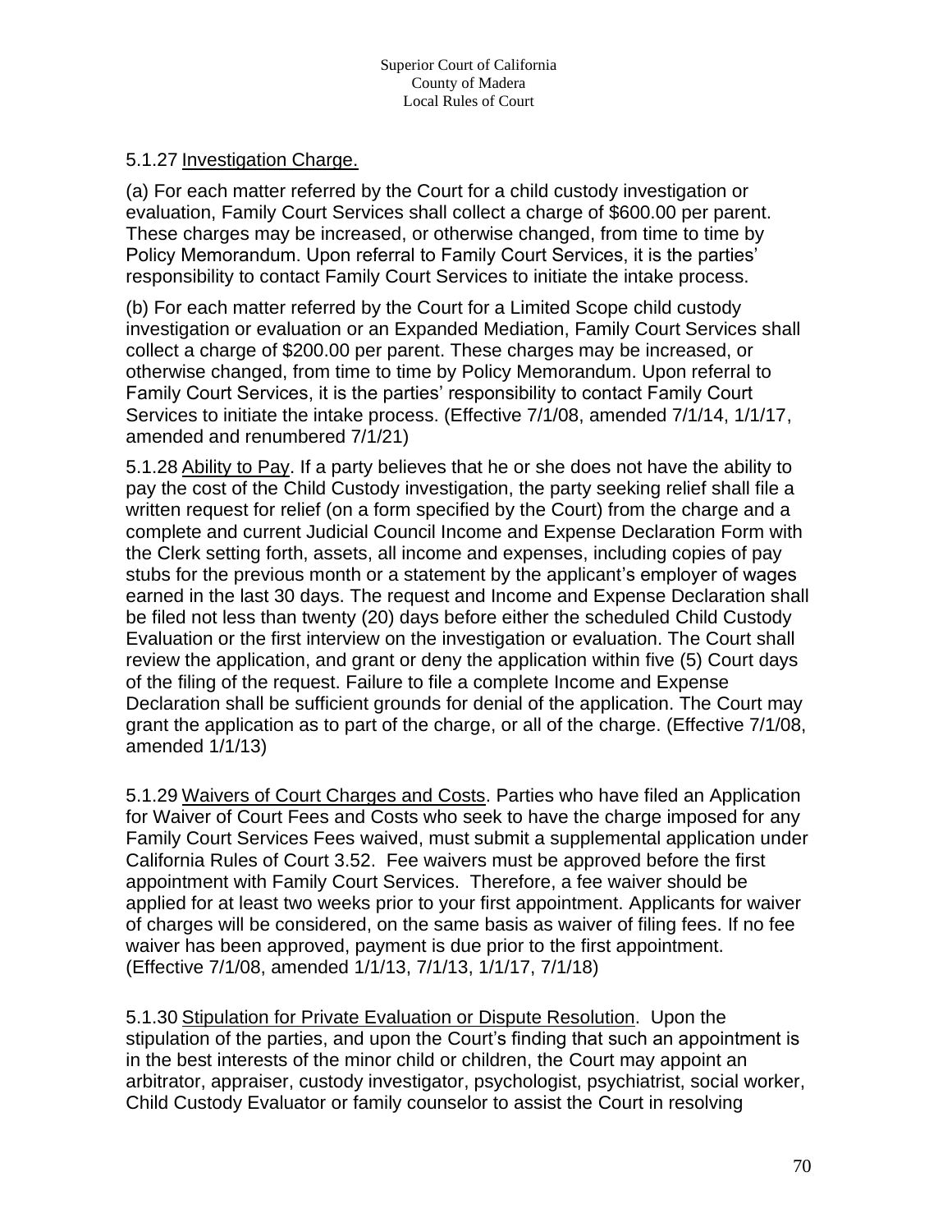5.1.27 Investigation Charge.

(a) For each matter referred by the Court for a child custody investigation or evaluation, Family Court Services shall collect a charge of $600.00 per parent. These charges may be increased, or otherwise changed, from time to time by Policy Memorandum. Upon referral to Family Court Services, it is the parties' responsibility to contact Family Court Services to initiate the intake process.

(b) For each matter referred by the Court for a Limited Scope child custody investigation or evaluation or an Expanded Mediation, Family Court Services shall collect a charge of $200.00 per parent. These charges may be increased, or otherwise changed, from time to time by Policy Memorandum. Upon referral to Family Court Services, it is the parties' responsibility to contact Family Court Services to initiate the intake process. (Effective 7/1/08, amended 7/1/14, 1/1/17, amended and renumbered 7/1/21)

5.1.28 Ability to Pay. If a party believes that he or she does not have the ability to pay the cost of the Child Custody investigation, the party seeking relief shall file a written request for relief (on a form specified by the Court) from the charge and a complete and current Judicial Council Income and Expense Declaration Form with the Clerk setting forth, assets, all income and expenses, including copies of pay stubs for the previous month or a statement by the applicant's employer of wages earned in the last 30 days. The request and Income and Expense Declaration shall be filed not less than twenty (20) days before either the scheduled Child Custody Evaluation or the first interview on the investigation or evaluation. The Court shall review the application, and grant or deny the application within five (5) Court days of the filing of the request. Failure to file a complete Income and Expense Declaration shall be sufficient grounds for denial of the application. The Court may grant the application as to part of the charge, or all of the charge. (Effective 7/1/08, amended 1/1/13)

5.1.29 Waivers of Court Charges and Costs. Parties who have filed an Application for Waiver of Court Fees and Costs who seek to have the charge imposed for any Family Court Services Fees waived, must submit a supplemental application under California Rules of Court 3.52. Fee waivers must be approved before the first appointment with Family Court Services. Therefore, a fee waiver should be applied for at least two weeks prior to your first appointment. Applicants for waiver of charges will be considered, on the same basis as waiver of filing fees. If no fee waiver has been approved, payment is due prior to the first appointment. (Effective 7/1/08, amended 1/1/13, 7/1/13, 1/1/17, 7/1/18)

5.1.30 Stipulation for Private Evaluation or Dispute Resolution. Upon the stipulation of the parties, and upon the Court's finding that such an appointment is in the best interests of the minor child or children, the Court may appoint an arbitrator, appraiser, custody investigator, psychologist, psychiatrist, social worker, Child Custody Evaluator or family counselor to assist the Court in resolving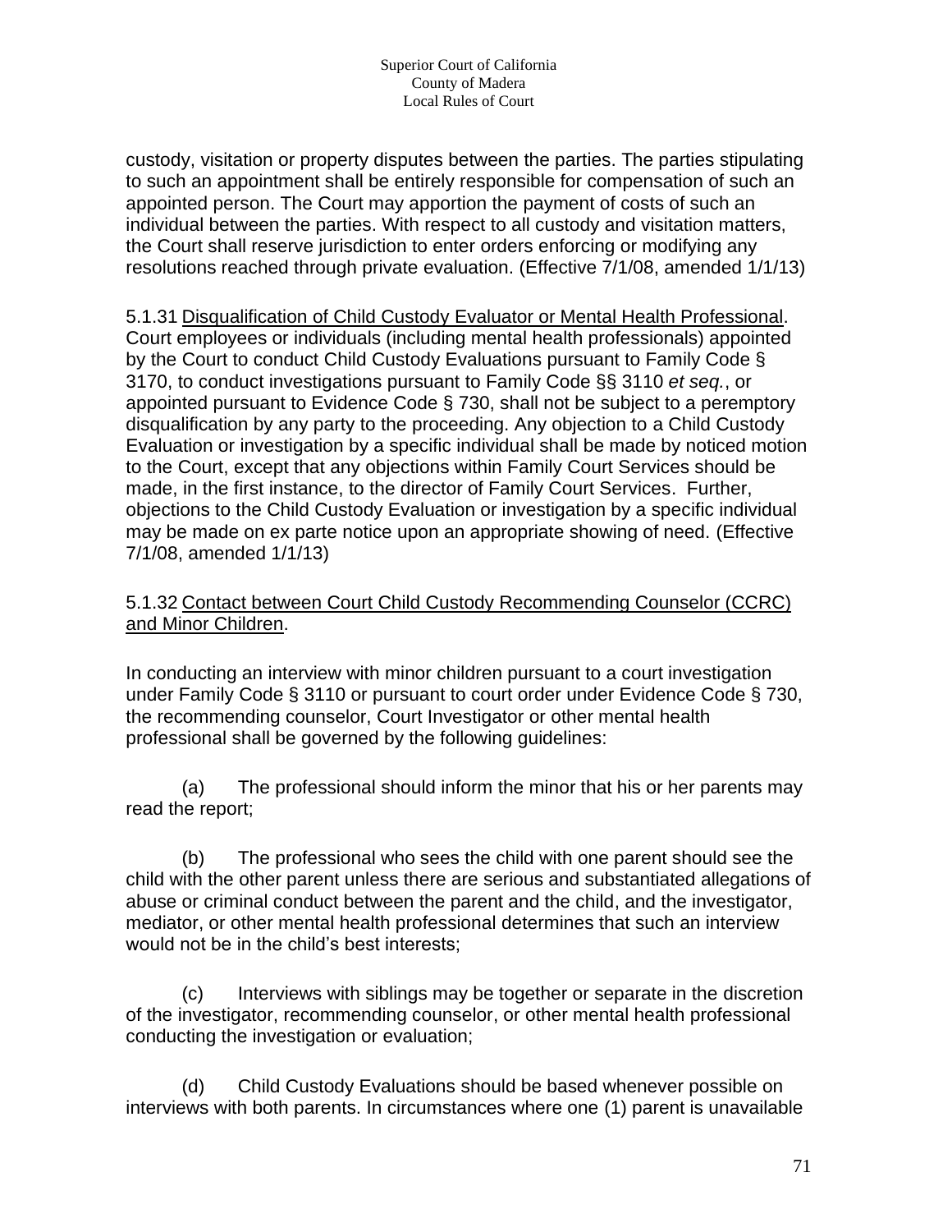custody, visitation or property disputes between the parties. The parties stipulating to such an appointment shall be entirely responsible for compensation of such an appointed person. The Court may apportion the payment of costs of such an individual between the parties. With respect to all custody and visitation matters, the Court shall reserve jurisdiction to enter orders enforcing or modifying any resolutions reached through private evaluation. (Effective 7/1/08, amended 1/1/13)

5.1.31 Disqualification of Child Custody Evaluator or Mental Health Professional. Court employees or individuals (including mental health professionals) appointed by the Court to conduct Child Custody Evaluations pursuant to Family Code § 3170, to conduct investigations pursuant to Family Code §§ 3110 *et seq.*, or appointed pursuant to Evidence Code § 730, shall not be subject to a peremptory disqualification by any party to the proceeding. Any objection to a Child Custody Evaluation or investigation by a specific individual shall be made by noticed motion to the Court, except that any objections within Family Court Services should be made, in the first instance, to the director of Family Court Services. Further, objections to the Child Custody Evaluation or investigation by a specific individual may be made on ex parte notice upon an appropriate showing of need. (Effective 7/1/08, amended 1/1/13)

5.1.32 Contact between Court Child Custody Recommending Counselor (CCRC) and Minor Children.

In conducting an interview with minor children pursuant to a court investigation under Family Code § 3110 or pursuant to court order under Evidence Code § 730, the recommending counselor, Court Investigator or other mental health professional shall be governed by the following guidelines:

(a) The professional should inform the minor that his or her parents may read the report;

(b) The professional who sees the child with one parent should see the child with the other parent unless there are serious and substantiated allegations of abuse or criminal conduct between the parent and the child, and the investigator, mediator, or other mental health professional determines that such an interview would not be in the child's best interests;

(c) Interviews with siblings may be together or separate in the discretion of the investigator, recommending counselor, or other mental health professional conducting the investigation or evaluation;

(d) Child Custody Evaluations should be based whenever possible on interviews with both parents. In circumstances where one (1) parent is unavailable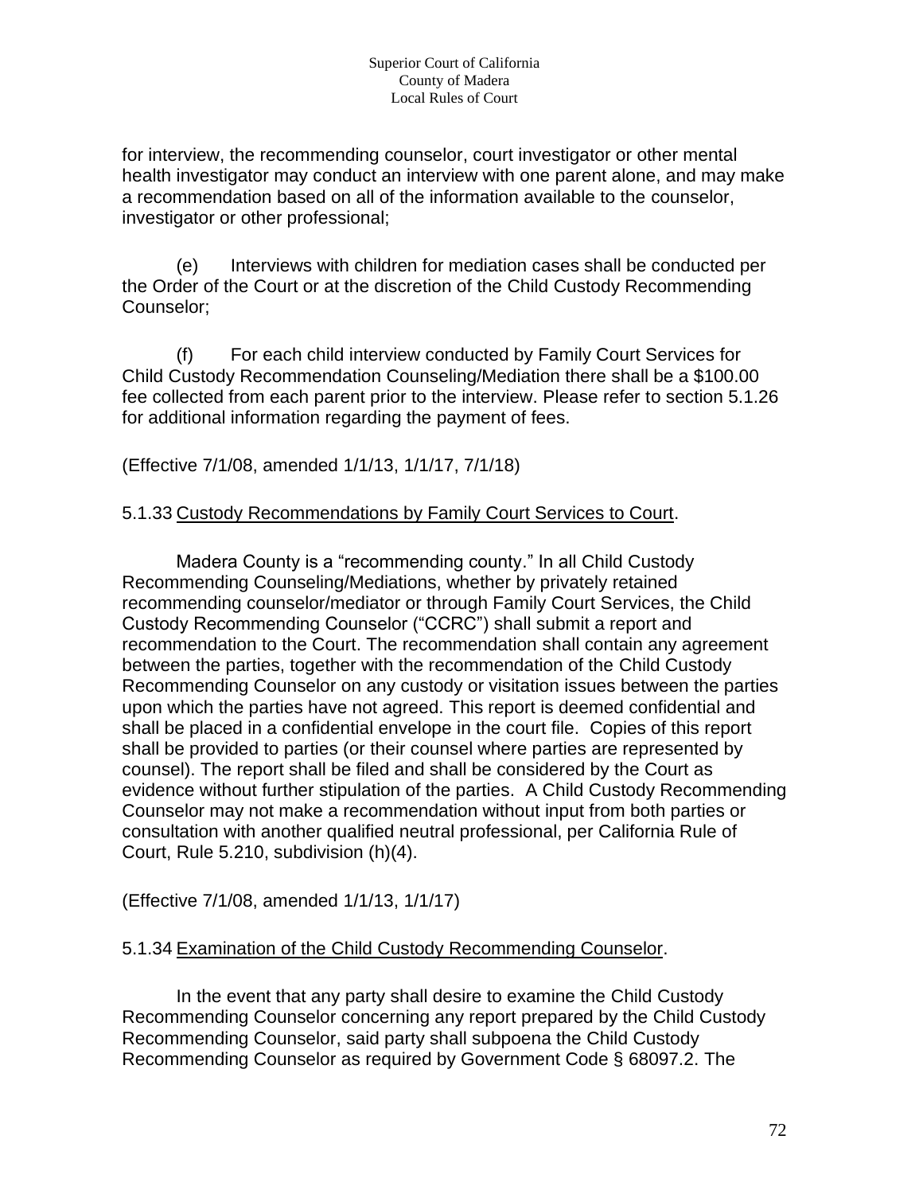for interview, the recommending counselor, court investigator or other mental health investigator may conduct an interview with one parent alone, and may make a recommendation based on all of the information available to the counselor, investigator or other professional;

(e) Interviews with children for mediation cases shall be conducted per the Order of the Court or at the discretion of the Child Custody Recommending Counselor;

(f) For each child interview conducted by Family Court Services for Child Custody Recommendation Counseling/Mediation there shall be a $100.00 fee collected from each parent prior to the interview. Please refer to section 5.1.26 for additional information regarding the payment of fees.

(Effective 7/1/08, amended 1/1/13, 1/1/17, 7/1/18)

5.1.33 Custody Recommendations by Family Court Services to Court.

Madera County is a "recommending county." In all Child Custody Recommending Counseling/Mediations, whether by privately retained recommending counselor/mediator or through Family Court Services, the Child Custody Recommending Counselor ("CCRC") shall submit a report and recommendation to the Court. The recommendation shall contain any agreement between the parties, together with the recommendation of the Child Custody Recommending Counselor on any custody or visitation issues between the parties upon which the parties have not agreed. This report is deemed confidential and shall be placed in a confidential envelope in the court file. Copies of this report shall be provided to parties (or their counsel where parties are represented by counsel). The report shall be filed and shall be considered by the Court as evidence without further stipulation of the parties. A Child Custody Recommending Counselor may not make a recommendation without input from both parties or consultation with another qualified neutral professional, per California Rule of Court, Rule 5.210, subdivision (h)(4).

(Effective 7/1/08, amended 1/1/13, 1/1/17)

5.1.34 Examination of the Child Custody Recommending Counselor.

In the event that any party shall desire to examine the Child Custody Recommending Counselor concerning any report prepared by the Child Custody Recommending Counselor, said party shall subpoena the Child Custody Recommending Counselor as required by Government Code § 68097.2. The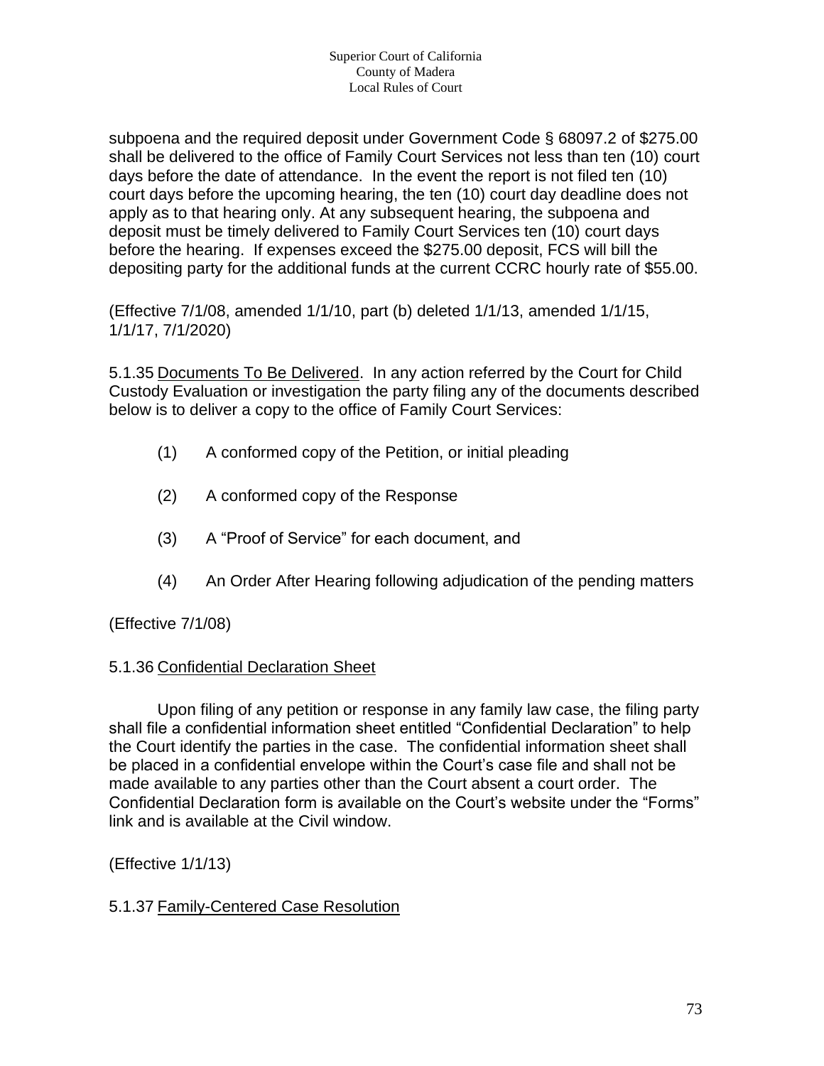subpoena and the required deposit under Government Code § 68097.2 of $275.00 shall be delivered to the office of Family Court Services not less than ten (10) court days before the date of attendance. In the event the report is not filed ten (10) court days before the upcoming hearing, the ten (10) court day deadline does not apply as to that hearing only. At any subsequent hearing, the subpoena and deposit must be timely delivered to Family Court Services ten (10) court days before the hearing. If expenses exceed the $275.00 deposit, FCS will bill the depositing party for the additional funds at the current CCRC hourly rate of $55.00.

(Effective 7/1/08, amended 1/1/10, part (b) deleted 1/1/13, amended 1/1/15, 1/1/17, 7/1/2020)

5.1.35 Documents To Be Delivered. In any action referred by the Court for Child Custody Evaluation or investigation the party filing any of the documents described below is to deliver a copy to the office of Family Court Services:

(1) A conformed copy of the Petition, or initial pleading

(2) A conformed copy of the Response

(3) A "Proof of Service" for each document, and

(4) An Order After Hearing following adjudication of the pending matters

(Effective 7/1/08)

5.1.36 Confidential Declaration Sheet

Upon filing of any petition or response in any family law case, the filing party shall file a confidential information sheet entitled "Confidential Declaration" to help the Court identify the parties in the case. The confidential information sheet shall be placed in a confidential envelope within the Court's case file and shall not be made available to any parties other than the Court absent a court order. The Confidential Declaration form is available on the Court's website under the "Forms" link and is available at the Civil window.

(Effective 1/1/13)

5.1.37 Family-Centered Case Resolution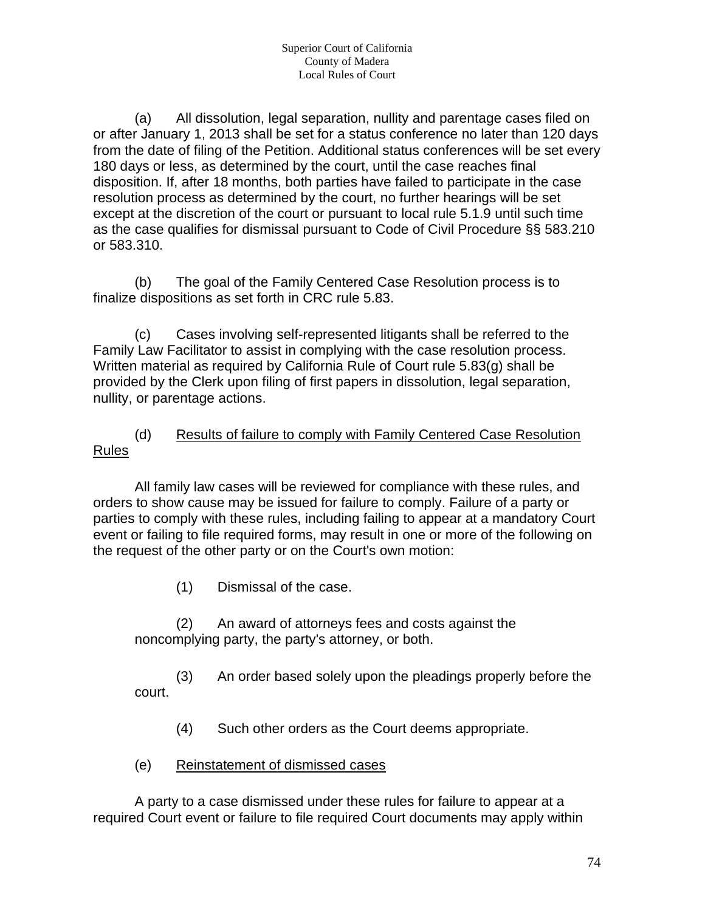(a) All dissolution, legal separation, nullity and parentage cases filed on or after January 1, 2013 shall be set for a status conference no later than 120 days from the date of filing of the Petition. Additional status conferences will be set every 180 days or less, as determined by the court, until the case reaches final disposition. If, after 18 months, both parties have failed to participate in the case resolution process as determined by the court, no further hearings will be set except at the discretion of the court or pursuant to local rule 5.1.9 until such time as the case qualifies for dismissal pursuant to Code of Civil Procedure §§ 583.210 or 583.310.

(b) The goal of the Family Centered Case Resolution process is to finalize dispositions as set forth in CRC rule 5.83.

(c) Cases involving self-represented litigants shall be referred to the Family Law Facilitator to assist in complying with the case resolution process. Written material as required by California Rule of Court rule 5.83(g) shall be provided by the Clerk upon filing of first papers in dissolution, legal separation, nullity, or parentage actions.

(d) <u>Results of failure to comply with Family Centered Case Resolution Rules</u>

All family law cases will be reviewed for compliance with these rules, and orders to show cause may be issued for failure to comply. Failure of a party or parties to comply with these rules, including failing to appear at a mandatory Court event or failing to file required forms, may result in one or more of the following on the request of the other party or on the Court's own motion:

(1) Dismissal of the case.

(2) An award of attorneys fees and costs against the noncomplying party, the party's attorney, or both.

(3) An order based solely upon the pleadings properly before the court.

(4) Such other orders as the Court deems appropriate.

(e) <u>Reinstatement of dismissed cases</u>

A party to a case dismissed under these rules for failure to appear at a required Court event or failure to file required Court documents may apply within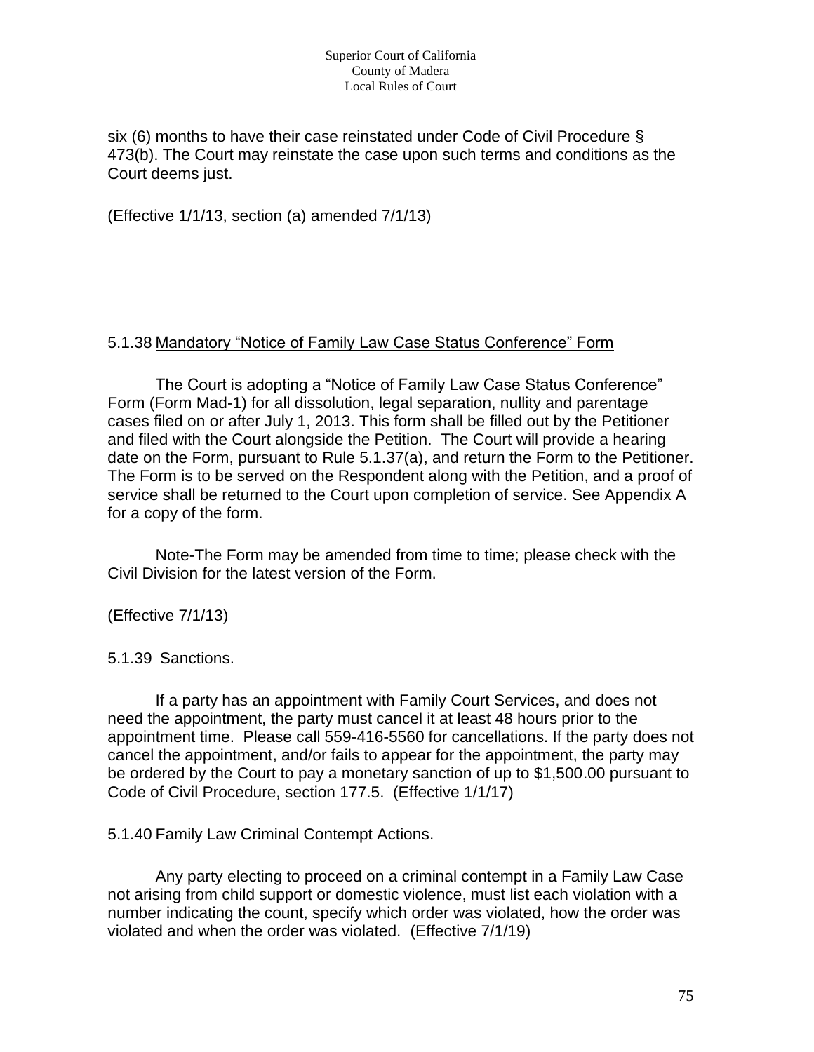six (6) months to have their case reinstated under Code of Civil Procedure § 473(b). The Court may reinstate the case upon such terms and conditions as the Court deems just.

(Effective 1/1/13, section (a) amended 7/1/13)

### 5.1.38 Mandatory "Notice of Family Law Case Status Conference" Form

The Court is adopting a "Notice of Family Law Case Status Conference" Form (Form Mad-1) for all dissolution, legal separation, nullity and parentage cases filed on or after July 1, 2013. This form shall be filled out by the Petitioner and filed with the Court alongside the Petition. The Court will provide a hearing date on the Form, pursuant to Rule 5.1.37(a), and return the Form to the Petitioner. The Form is to be served on the Respondent along with the Petition, and a proof of service shall be returned to the Court upon completion of service. See Appendix A for a copy of the form.

Note-The Form may be amended from time to time; please check with the Civil Division for the latest version of the Form.

(Effective 7/1/13)

### 5.1.39 Sanctions.

If a party has an appointment with Family Court Services, and does not need the appointment, the party must cancel it at least 48 hours prior to the appointment time. Please call 559-416-5560 for cancellations. If the party does not cancel the appointment, and/or fails to appear for the appointment, the party may be ordered by the Court to pay a monetary sanction of up to $1,500.00 pursuant to Code of Civil Procedure, section 177.5. (Effective 1/1/17)

### 5.1.40 Family Law Criminal Contempt Actions.

Any party electing to proceed on a criminal contempt in a Family Law Case not arising from child support or domestic violence, must list each violation with a number indicating the count, specify which order was violated, how the order was violated and when the order was violated. (Effective 7/1/19)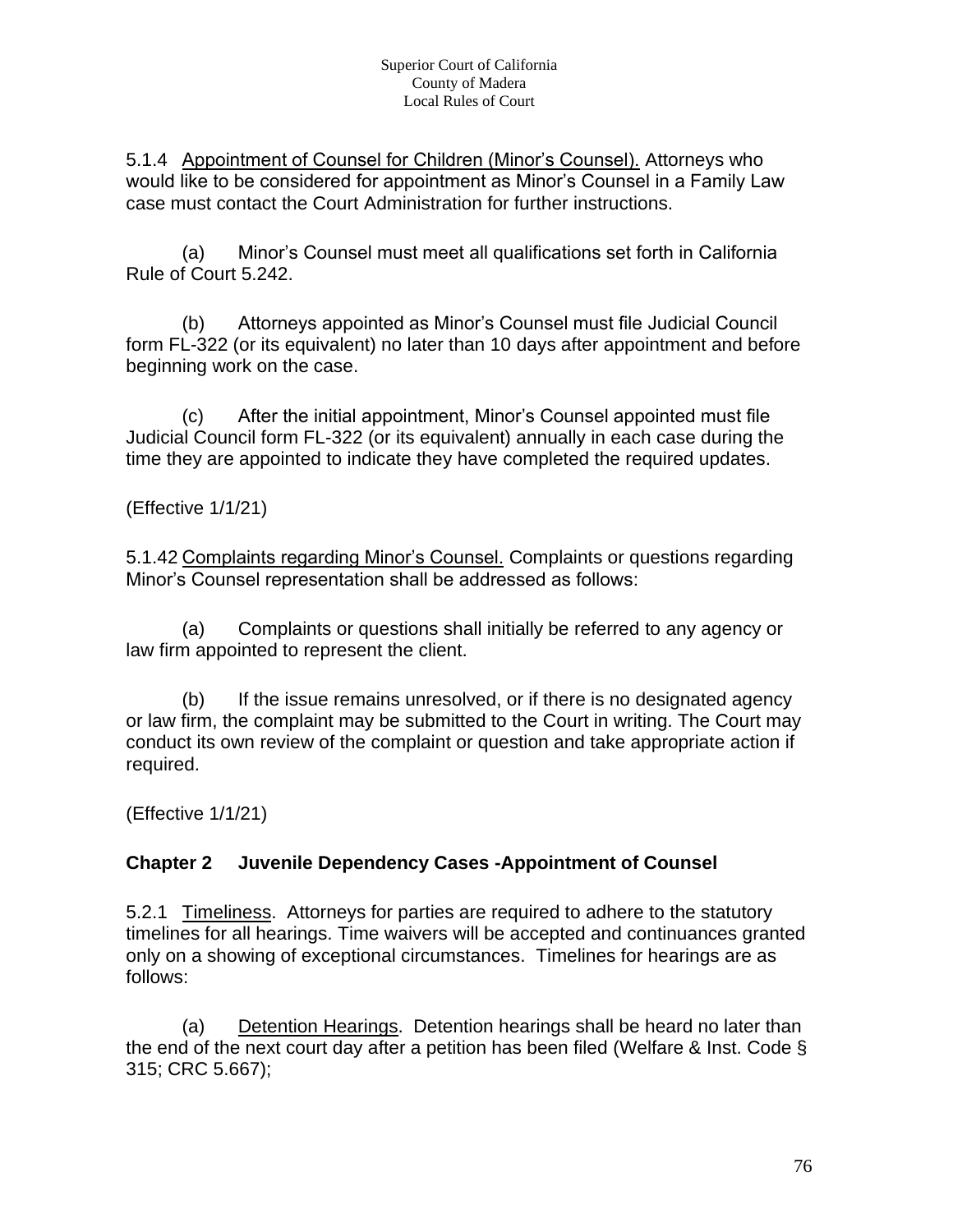5.1.4 Appointment of Counsel for Children (Minor's Counsel). Attorneys who would like to be considered for appointment as Minor's Counsel in a Family Law case must contact the Court Administration for further instructions.

(a) Minor's Counsel must meet all qualifications set forth in California Rule of Court 5.242.

(b) Attorneys appointed as Minor's Counsel must file Judicial Council form FL-322 (or its equivalent) no later than 10 days after appointment and before beginning work on the case.

(c) After the initial appointment, Minor's Counsel appointed must file Judicial Council form FL-322 (or its equivalent) annually in each case during the time they are appointed to indicate they have completed the required updates.

(Effective 1/1/21)

5.1.42 Complaints regarding Minor's Counsel. Complaints or questions regarding Minor's Counsel representation shall be addressed as follows:

(a) Complaints or questions shall initially be referred to any agency or law firm appointed to represent the client.

(b) If the issue remains unresolved, or if there is no designated agency or law firm, the complaint may be submitted to the Court in writing. The Court may conduct its own review of the complaint or question and take appropriate action if required.

(Effective 1/1/21)

## Chapter 2 Juvenile Dependency Cases -Appointment of Counsel

5.2.1 Timeliness. Attorneys for parties are required to adhere to the statutory timelines for all hearings. Time waivers will be accepted and continuances granted only on a showing of exceptional circumstances. Timelines for hearings are as follows:

(a) Detention Hearings. Detention hearings shall be heard no later than the end of the next court day after a petition has been filed (Welfare & Inst. Code § 315; CRC 5.667);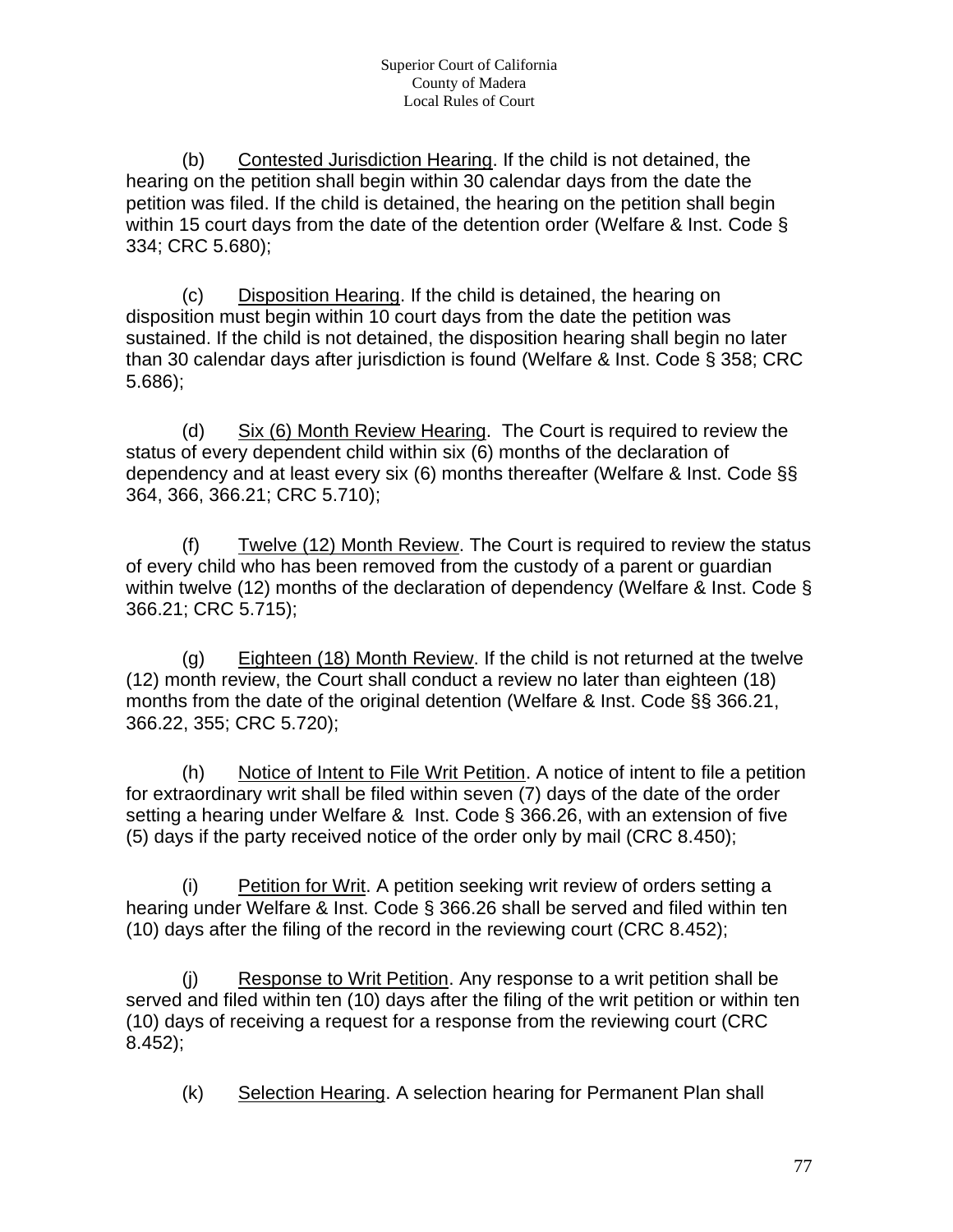(b) <u>Contested Jurisdiction Hearing</u>. If the child is not detained, the hearing on the petition shall begin within 30 calendar days from the date the petition was filed. If the child is detained, the hearing on the petition shall begin within 15 court days from the date of the detention order (Welfare & Inst. Code § 334; CRC 5.680);

(c) <u>Disposition Hearing</u>. If the child is detained, the hearing on disposition must begin within 10 court days from the date the petition was sustained. If the child is not detained, the disposition hearing shall begin no later than 30 calendar days after jurisdiction is found (Welfare & Inst. Code § 358; CRC 5.686);

(d) <u>Six (6) Month Review Hearing</u>. The Court is required to review the status of every dependent child within six (6) months of the declaration of dependency and at least every six (6) months thereafter (Welfare & Inst. Code §§ 364, 366, 366.21; CRC 5.710);

(f) <u>Twelve (12) Month Review</u>. The Court is required to review the status of every child who has been removed from the custody of a parent or guardian within twelve (12) months of the declaration of dependency (Welfare & Inst. Code § 366.21; CRC 5.715);

(g) <u>Eighteen (18) Month Review</u>. If the child is not returned at the twelve (12) month review, the Court shall conduct a review no later than eighteen (18) months from the date of the original detention (Welfare & Inst. Code §§ 366.21, 366.22, 355; CRC 5.720);

(h) <u>Notice of Intent to File Writ Petition</u>. A notice of intent to file a petition for extraordinary writ shall be filed within seven (7) days of the date of the order setting a hearing under Welfare & Inst. Code § 366.26, with an extension of five (5) days if the party received notice of the order only by mail (CRC 8.450);

(i) <u>Petition for Writ</u>. A petition seeking writ review of orders setting a hearing under Welfare & Inst. Code § 366.26 shall be served and filed within ten (10) days after the filing of the record in the reviewing court (CRC 8.452);

(j) <u>Response to Writ Petition</u>. Any response to a writ petition shall be served and filed within ten (10) days after the filing of the writ petition or within ten (10) days of receiving a request for a response from the reviewing court (CRC 8.452);

(k) <u>Selection Hearing</u>. A selection hearing for Permanent Plan shall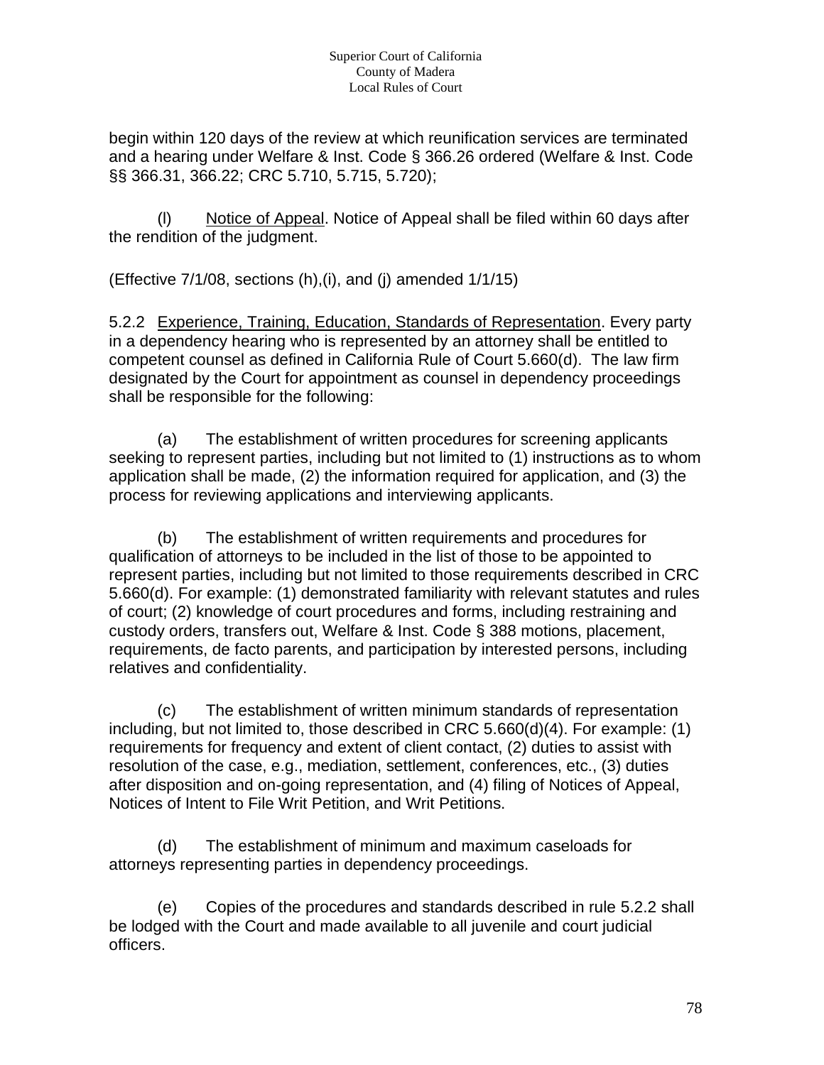begin within 120 days of the review at which reunification services are terminated and a hearing under Welfare & Inst. Code § 366.26 ordered (Welfare & Inst. Code §§ 366.31, 366.22; CRC 5.710, 5.715, 5.720);

(l) Notice of Appeal. Notice of Appeal shall be filed within 60 days after the rendition of the judgment.

(Effective 7/1/08, sections (h),(i), and (j) amended 1/1/15)

5.2.2 Experience, Training, Education, Standards of Representation. Every party in a dependency hearing who is represented by an attorney shall be entitled to competent counsel as defined in California Rule of Court 5.660(d). The law firm designated by the Court for appointment as counsel in dependency proceedings shall be responsible for the following:

(a) The establishment of written procedures for screening applicants seeking to represent parties, including but not limited to (1) instructions as to whom application shall be made, (2) the information required for application, and (3) the process for reviewing applications and interviewing applicants.

(b) The establishment of written requirements and procedures for qualification of attorneys to be included in the list of those to be appointed to represent parties, including but not limited to those requirements described in CRC 5.660(d). For example: (1) demonstrated familiarity with relevant statutes and rules of court; (2) knowledge of court procedures and forms, including restraining and custody orders, transfers out, Welfare & Inst. Code § 388 motions, placement, requirements, de facto parents, and participation by interested persons, including relatives and confidentiality.

(c) The establishment of written minimum standards of representation including, but not limited to, those described in CRC 5.660(d)(4). For example: (1) requirements for frequency and extent of client contact, (2) duties to assist with resolution of the case, e.g., mediation, settlement, conferences, etc., (3) duties after disposition and on-going representation, and (4) filing of Notices of Appeal, Notices of Intent to File Writ Petition, and Writ Petitions.

(d) The establishment of minimum and maximum caseloads for attorneys representing parties in dependency proceedings.

(e) Copies of the procedures and standards described in rule 5.2.2 shall be lodged with the Court and made available to all juvenile and court judicial officers.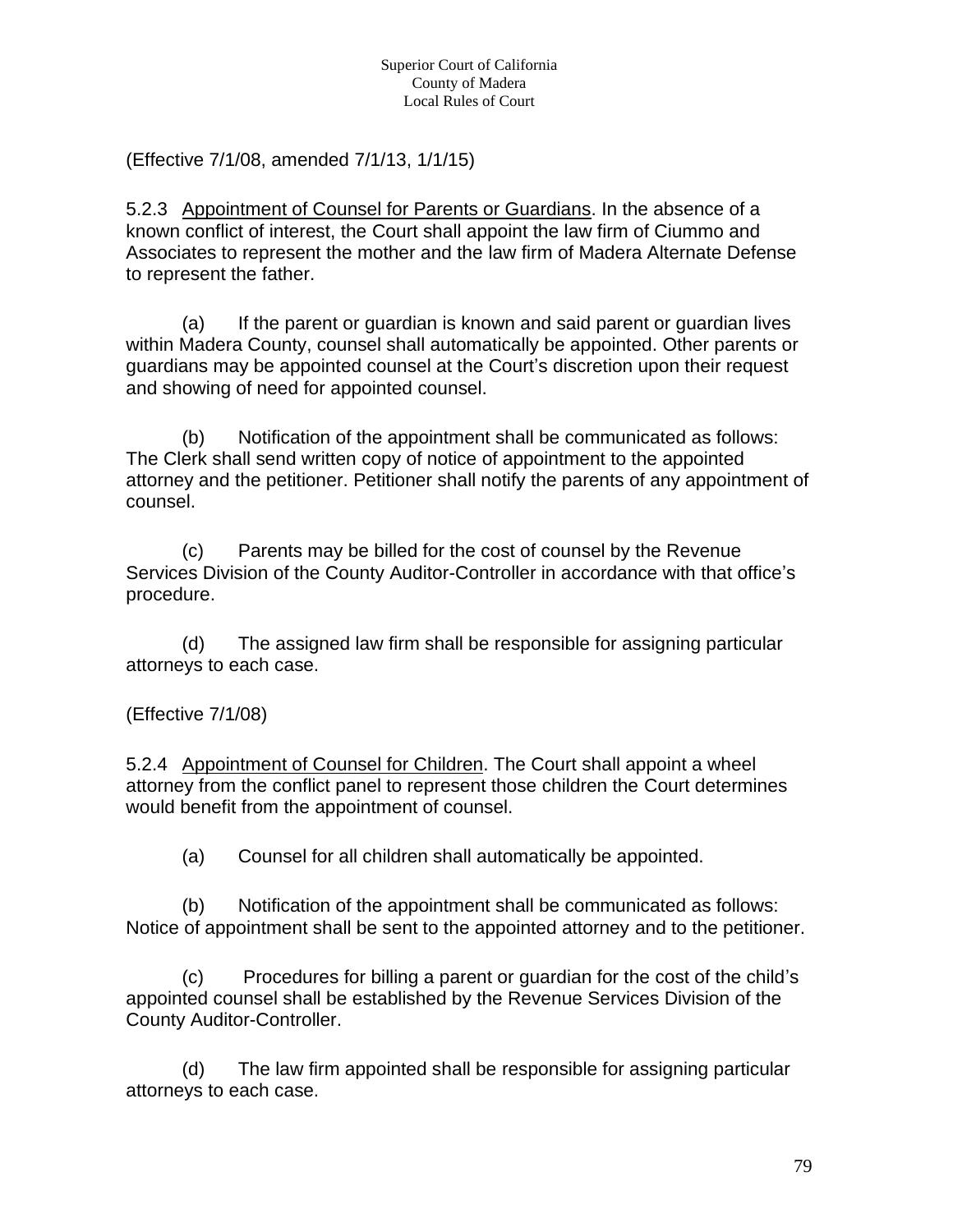(Effective 7/1/08, amended 7/1/13, 1/1/15)

5.2.3 Appointment of Counsel for Parents or Guardians. In the absence of a known conflict of interest, the Court shall appoint the law firm of Ciummo and Associates to represent the mother and the law firm of Madera Alternate Defense to represent the father.

(a) If the parent or guardian is known and said parent or guardian lives within Madera County, counsel shall automatically be appointed. Other parents or guardians may be appointed counsel at the Court's discretion upon their request and showing of need for appointed counsel.

(b) Notification of the appointment shall be communicated as follows: The Clerk shall send written copy of notice of appointment to the appointed attorney and the petitioner. Petitioner shall notify the parents of any appointment of counsel.

(c) Parents may be billed for the cost of counsel by the Revenue Services Division of the County Auditor-Controller in accordance with that office's procedure.

(d) The assigned law firm shall be responsible for assigning particular attorneys to each case.

(Effective 7/1/08)

5.2.4 Appointment of Counsel for Children. The Court shall appoint a wheel attorney from the conflict panel to represent those children the Court determines would benefit from the appointment of counsel.

(a) Counsel for all children shall automatically be appointed.

(b) Notification of the appointment shall be communicated as follows: Notice of appointment shall be sent to the appointed attorney and to the petitioner.

(c) Procedures for billing a parent or guardian for the cost of the child's appointed counsel shall be established by the Revenue Services Division of the County Auditor-Controller.

(d) The law firm appointed shall be responsible for assigning particular attorneys to each case.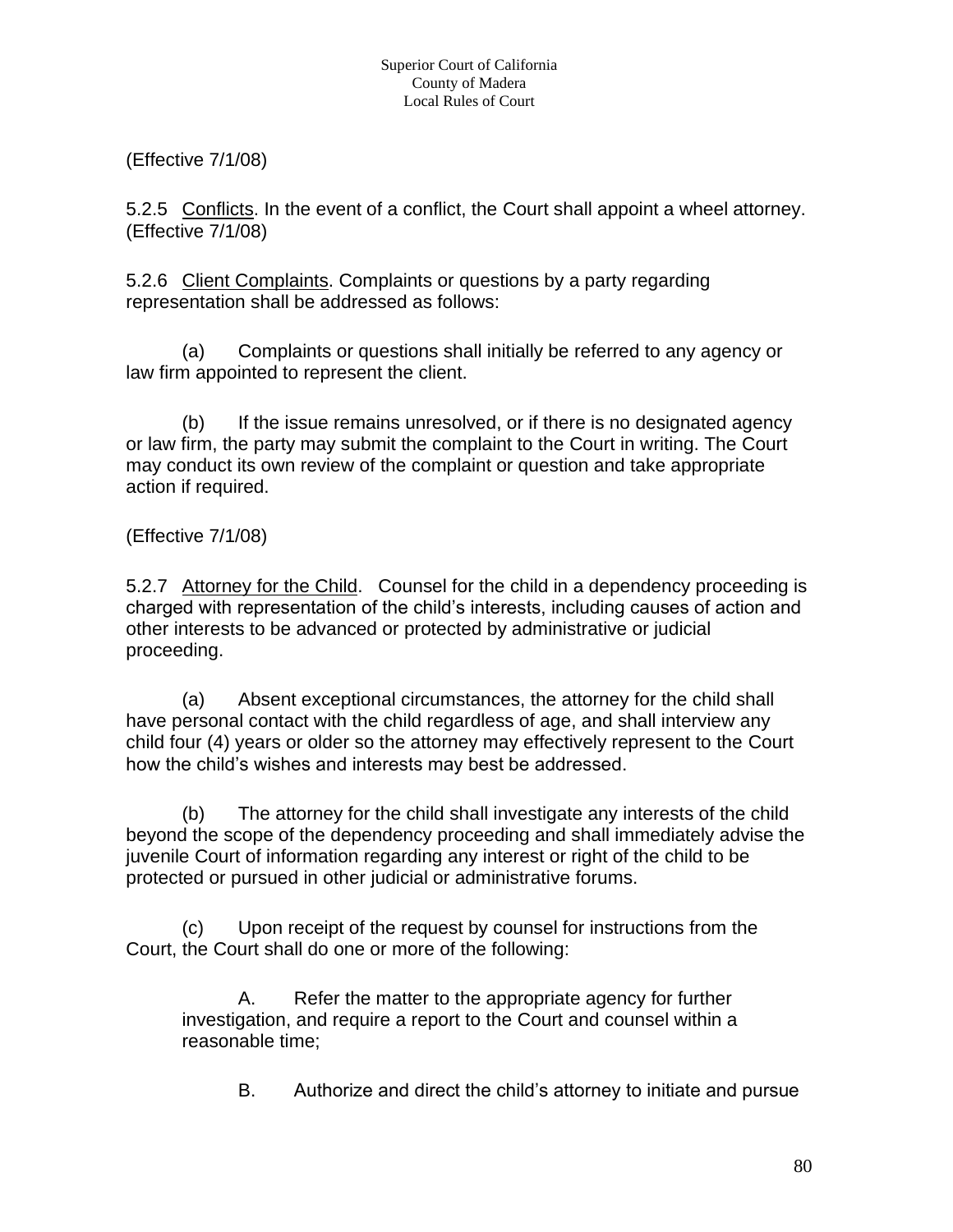(Effective 7/1/08)

5.2.5 Conflicts. In the event of a conflict, the Court shall appoint a wheel attorney. (Effective 7/1/08)

5.2.6 Client Complaints. Complaints or questions by a party regarding representation shall be addressed as follows:

(a) Complaints or questions shall initially be referred to any agency or law firm appointed to represent the client.

(b) If the issue remains unresolved, or if there is no designated agency or law firm, the party may submit the complaint to the Court in writing. The Court may conduct its own review of the complaint or question and take appropriate action if required.

(Effective 7/1/08)

5.2.7 Attorney for the Child. Counsel for the child in a dependency proceeding is charged with representation of the child's interests, including causes of action and other interests to be advanced or protected by administrative or judicial proceeding.

(a) Absent exceptional circumstances, the attorney for the child shall have personal contact with the child regardless of age, and shall interview any child four (4) years or older so the attorney may effectively represent to the Court how the child's wishes and interests may best be addressed.

(b) The attorney for the child shall investigate any interests of the child beyond the scope of the dependency proceeding and shall immediately advise the juvenile Court of information regarding any interest or right of the child to be protected or pursued in other judicial or administrative forums.

(c) Upon receipt of the request by counsel for instructions from the Court, the Court shall do one or more of the following:

A. Refer the matter to the appropriate agency for further investigation, and require a report to the Court and counsel within a reasonable time;

B. Authorize and direct the child's attorney to initiate and pursue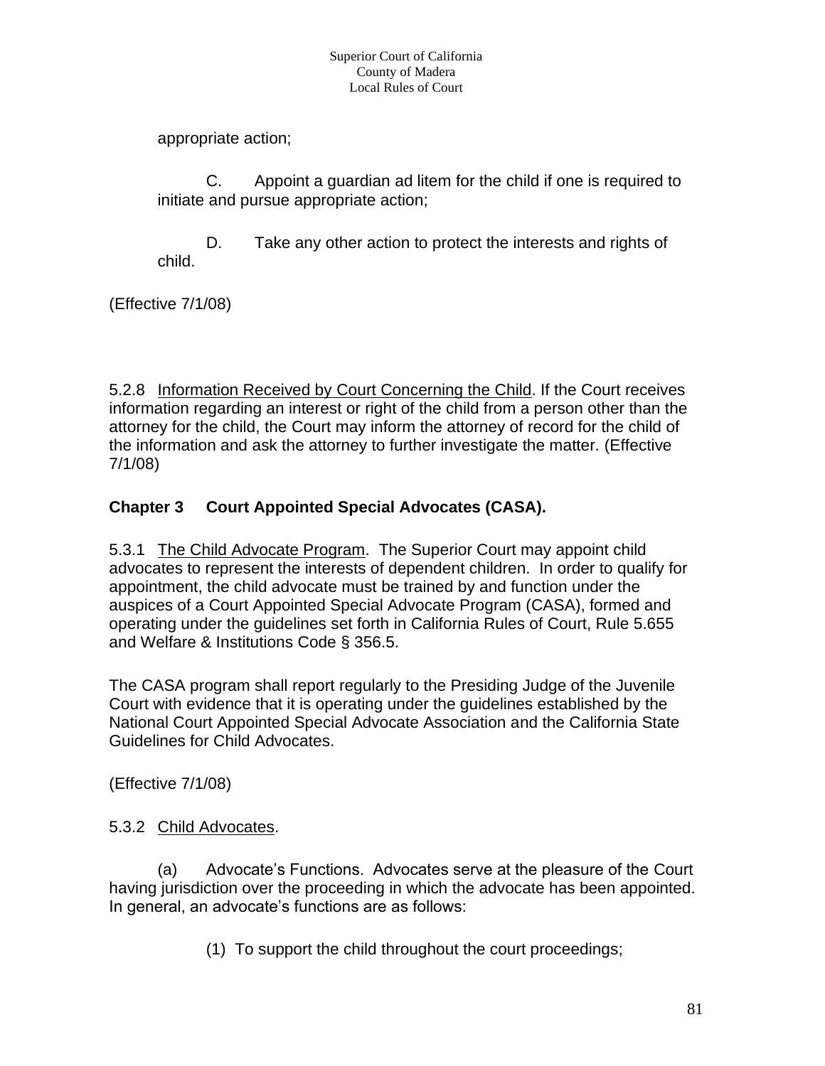appropriate action;

C. Appoint a guardian ad litem for the child if one is required to initiate and pursue appropriate action;

D. Take any other action to protect the interests and rights of child.

(Effective 7/1/08)

5.2.8 Information Received by Court Concerning the Child. If the Court receives information regarding an interest or right of the child from a person other than the attorney for the child, the Court may inform the attorney of record for the child of the information and ask the attorney to further investigate the matter. (Effective 7/1/08)

## Chapter 3 Court Appointed Special Advocates (CASA).

5.3.1 The Child Advocate Program. The Superior Court may appoint child advocates to represent the interests of dependent children. In order to qualify for appointment, the child advocate must be trained by and function under the auspices of a Court Appointed Special Advocate Program (CASA), formed and operating under the guidelines set forth in California Rules of Court, Rule 5.655 and Welfare & Institutions Code § 356.5.

The CASA program shall report regularly to the Presiding Judge of the Juvenile Court with evidence that it is operating under the guidelines established by the National Court Appointed Special Advocate Association and the California State Guidelines for Child Advocates.

(Effective 7/1/08)

5.3.2 Child Advocates.

(a) Advocate's Functions. Advocates serve at the pleasure of the Court having jurisdiction over the proceeding in which the advocate has been appointed. In general, an advocate's functions are as follows:

(1) To support the child throughout the court proceedings;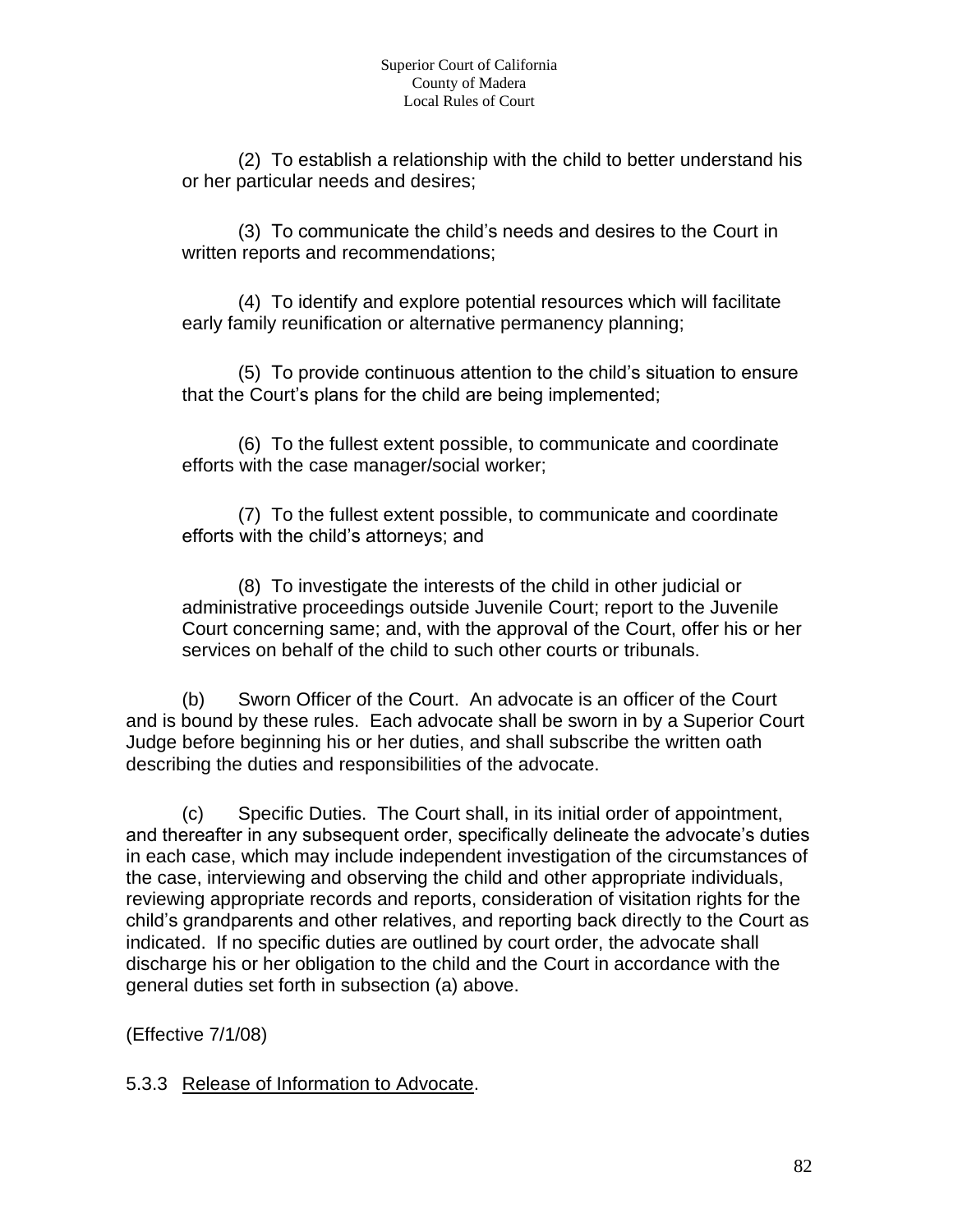(2) To establish a relationship with the child to better understand his or her particular needs and desires;

(3) To communicate the child's needs and desires to the Court in written reports and recommendations;

(4) To identify and explore potential resources which will facilitate early family reunification or alternative permanency planning;

(5) To provide continuous attention to the child's situation to ensure that the Court's plans for the child are being implemented;

(6) To the fullest extent possible, to communicate and coordinate efforts with the case manager/social worker;

(7) To the fullest extent possible, to communicate and coordinate efforts with the child's attorneys; and

(8) To investigate the interests of the child in other judicial or administrative proceedings outside Juvenile Court; report to the Juvenile Court concerning same; and, with the approval of the Court, offer his or her services on behalf of the child to such other courts or tribunals.

(b) Sworn Officer of the Court. An advocate is an officer of the Court and is bound by these rules. Each advocate shall be sworn in by a Superior Court Judge before beginning his or her duties, and shall subscribe the written oath describing the duties and responsibilities of the advocate.

(c) Specific Duties. The Court shall, in its initial order of appointment, and thereafter in any subsequent order, specifically delineate the advocate's duties in each case, which may include independent investigation of the circumstances of the case, interviewing and observing the child and other appropriate individuals, reviewing appropriate records and reports, consideration of visitation rights for the child's grandparents and other relatives, and reporting back directly to the Court as indicated. If no specific duties are outlined by court order, the advocate shall discharge his or her obligation to the child and the Court in accordance with the general duties set forth in subsection (a) above.

(Effective 7/1/08)

5.3.3 Release of Information to Advocate.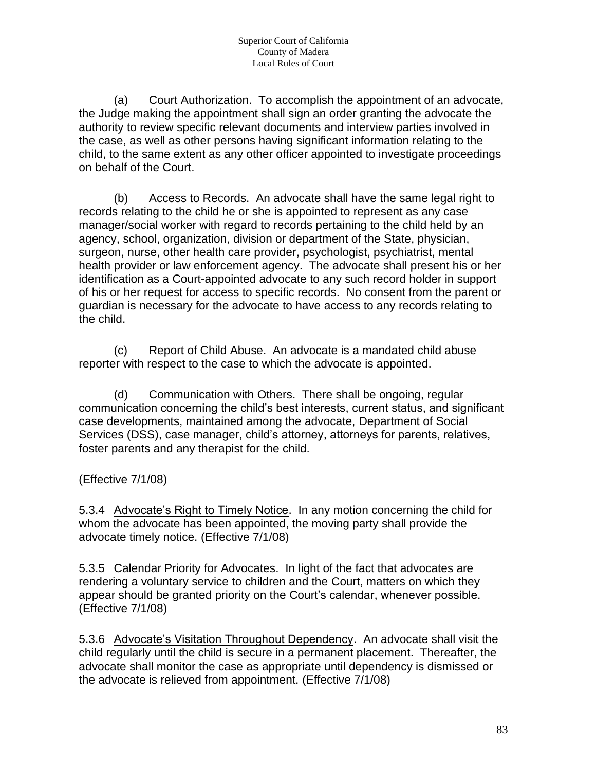(a) Court Authorization. To accomplish the appointment of an advocate, the Judge making the appointment shall sign an order granting the advocate the authority to review specific relevant documents and interview parties involved in the case, as well as other persons having significant information relating to the child, to the same extent as any other officer appointed to investigate proceedings on behalf of the Court.

(b) Access to Records. An advocate shall have the same legal right to records relating to the child he or she is appointed to represent as any case manager/social worker with regard to records pertaining to the child held by an agency, school, organization, division or department of the State, physician, surgeon, nurse, other health care provider, psychologist, psychiatrist, mental health provider or law enforcement agency. The advocate shall present his or her identification as a Court-appointed advocate to any such record holder in support of his or her request for access to specific records. No consent from the parent or guardian is necessary for the advocate to have access to any records relating to the child.

(c) Report of Child Abuse. An advocate is a mandated child abuse reporter with respect to the case to which the advocate is appointed.

(d) Communication with Others. There shall be ongoing, regular communication concerning the child's best interests, current status, and significant case developments, maintained among the advocate, Department of Social Services (DSS), case manager, child's attorney, attorneys for parents, relatives, foster parents and any therapist for the child.

(Effective 7/1/08)

5.3.4 <u>Advocate's Right to Timely Notice</u>. In any motion concerning the child for whom the advocate has been appointed, the moving party shall provide the advocate timely notice. (Effective 7/1/08)

5.3.5 <u>Calendar Priority for Advocates</u>. In light of the fact that advocates are rendering a voluntary service to children and the Court, matters on which they appear should be granted priority on the Court's calendar, whenever possible. (Effective 7/1/08)

5.3.6 <u>Advocate's Visitation Throughout Dependency</u>. An advocate shall visit the child regularly until the child is secure in a permanent placement. Thereafter, the advocate shall monitor the case as appropriate until dependency is dismissed or the advocate is relieved from appointment. (Effective 7/1/08)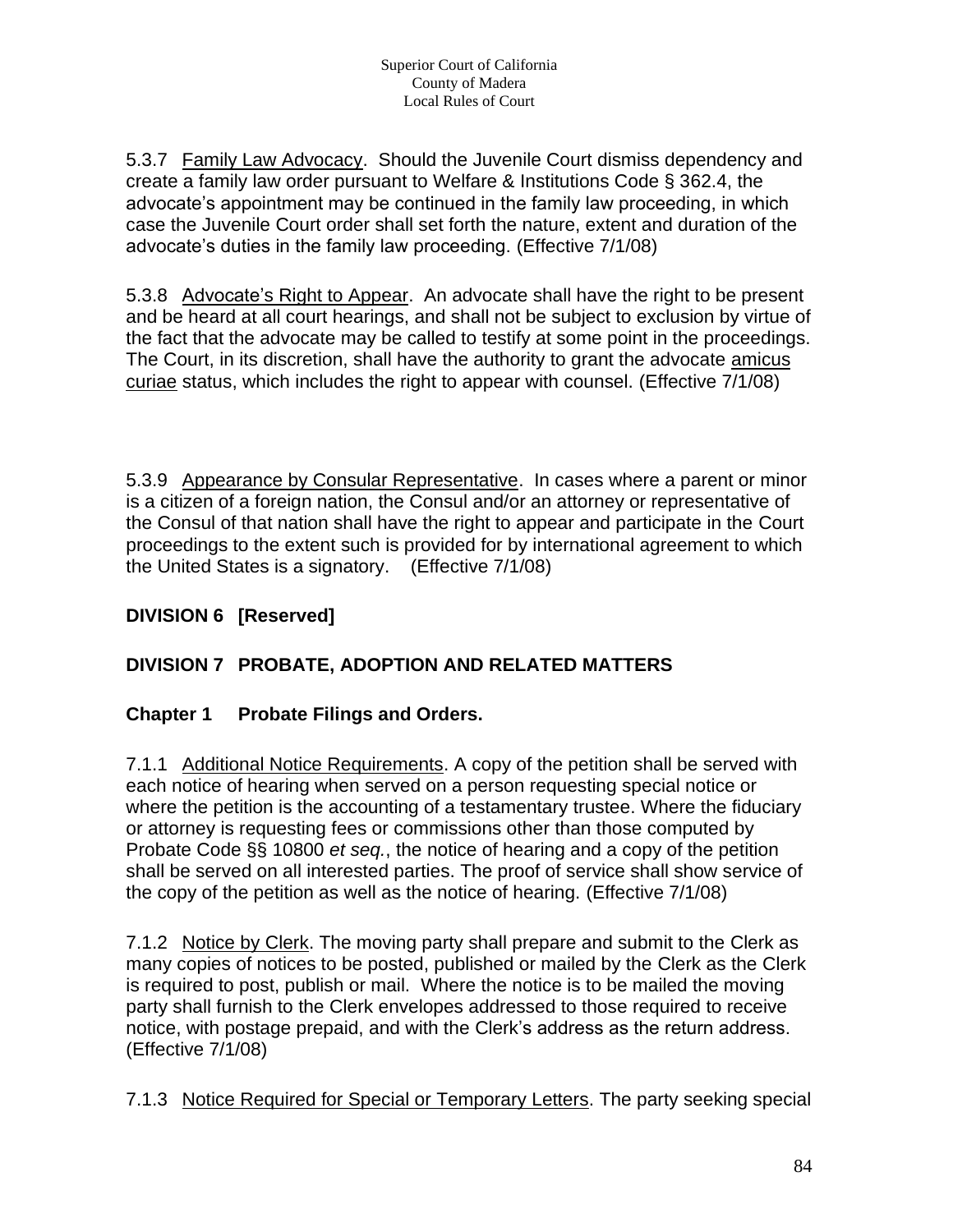5.3.7 Family Law Advocacy. Should the Juvenile Court dismiss dependency and create a family law order pursuant to Welfare & Institutions Code § 362.4, the advocate's appointment may be continued in the family law proceeding, in which case the Juvenile Court order shall set forth the nature, extent and duration of the advocate's duties in the family law proceeding. (Effective 7/1/08)

5.3.8 Advocate's Right to Appear. An advocate shall have the right to be present and be heard at all court hearings, and shall not be subject to exclusion by virtue of the fact that the advocate may be called to testify at some point in the proceedings. The Court, in its discretion, shall have the authority to grant the advocate amicus curiae status, which includes the right to appear with counsel. (Effective 7/1/08)

5.3.9 Appearance by Consular Representative. In cases where a parent or minor is a citizen of a foreign nation, the Consul and/or an attorney or representative of the Consul of that nation shall have the right to appear and participate in the Court proceedings to the extent such is provided for by international agreement to which the United States is a signatory. (Effective 7/1/08)

## DIVISION 6 [Reserved]

## DIVISION 7 PROBATE, ADOPTION AND RELATED MATTERS

### Chapter 1 Probate Filings and Orders.

7.1.1 Additional Notice Requirements. A copy of the petition shall be served with each notice of hearing when served on a person requesting special notice or where the petition is the accounting of a testamentary trustee. Where the fiduciary or attorney is requesting fees or commissions other than those computed by Probate Code §§ 10800 *et seq.*, the notice of hearing and a copy of the petition shall be served on all interested parties. The proof of service shall show service of the copy of the petition as well as the notice of hearing. (Effective 7/1/08)

7.1.2 Notice by Clerk. The moving party shall prepare and submit to the Clerk as many copies of notices to be posted, published or mailed by the Clerk as the Clerk is required to post, publish or mail. Where the notice is to be mailed the moving party shall furnish to the Clerk envelopes addressed to those required to receive notice, with postage prepaid, and with the Clerk's address as the return address. (Effective 7/1/08)

7.1.3 Notice Required for Special or Temporary Letters. The party seeking special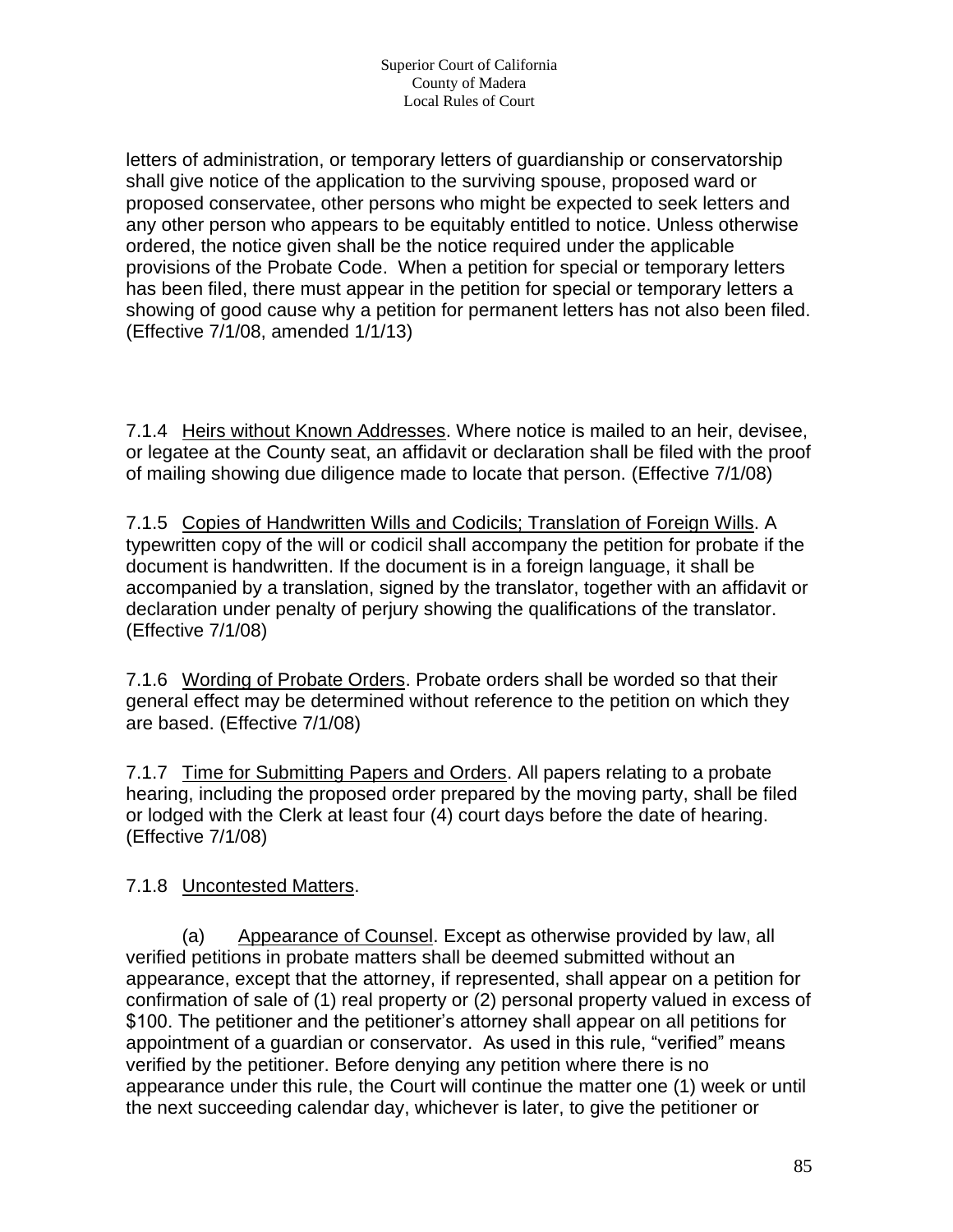letters of administration, or temporary letters of guardianship or conservatorship shall give notice of the application to the surviving spouse, proposed ward or proposed conservatee, other persons who might be expected to seek letters and any other person who appears to be equitably entitled to notice. Unless otherwise ordered, the notice given shall be the notice required under the applicable provisions of the Probate Code. When a petition for special or temporary letters has been filed, there must appear in the petition for special or temporary letters a showing of good cause why a petition for permanent letters has not also been filed. (Effective 7/1/08, amended 1/1/13)

7.1.4 Heirs without Known Addresses. Where notice is mailed to an heir, devisee, or legatee at the County seat, an affidavit or declaration shall be filed with the proof of mailing showing due diligence made to locate that person. (Effective 7/1/08)

7.1.5 Copies of Handwritten Wills and Codicils; Translation of Foreign Wills. A typewritten copy of the will or codicil shall accompany the petition for probate if the document is handwritten. If the document is in a foreign language, it shall be accompanied by a translation, signed by the translator, together with an affidavit or declaration under penalty of perjury showing the qualifications of the translator. (Effective 7/1/08)

7.1.6 Wording of Probate Orders. Probate orders shall be worded so that their general effect may be determined without reference to the petition on which they are based. (Effective 7/1/08)

7.1.7 Time for Submitting Papers and Orders. All papers relating to a probate hearing, including the proposed order prepared by the moving party, shall be filed or lodged with the Clerk at least four (4) court days before the date of hearing. (Effective 7/1/08)

7.1.8 Uncontested Matters.

(a) Appearance of Counsel. Except as otherwise provided by law, all verified petitions in probate matters shall be deemed submitted without an appearance, except that the attorney, if represented, shall appear on a petition for confirmation of sale of (1) real property or (2) personal property valued in excess of $100. The petitioner and the petitioner's attorney shall appear on all petitions for appointment of a guardian or conservator. As used in this rule, "verified" means verified by the petitioner. Before denying any petition where there is no appearance under this rule, the Court will continue the matter one (1) week or until the next succeeding calendar day, whichever is later, to give the petitioner or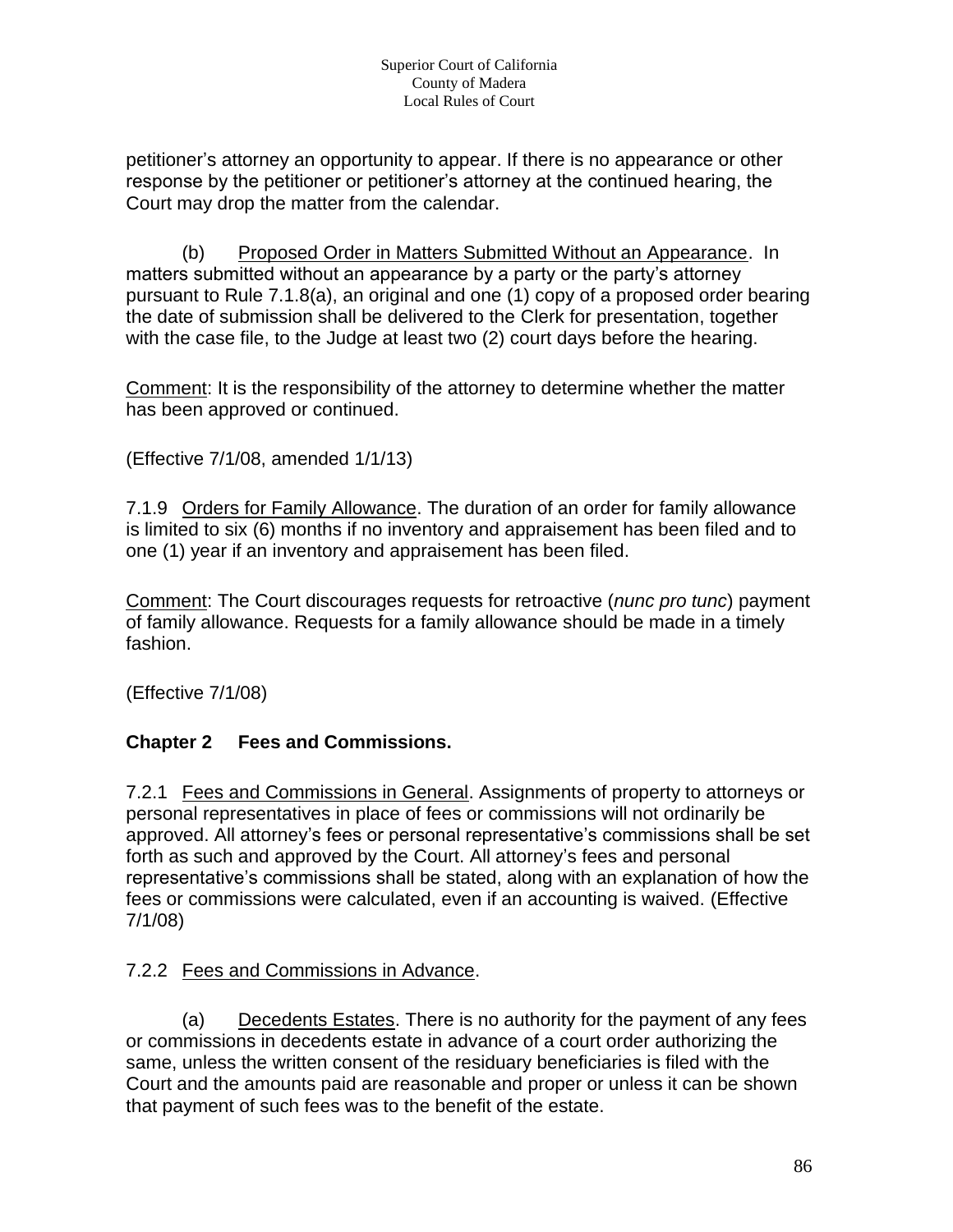petitioner's attorney an opportunity to appear. If there is no appearance or other response by the petitioner or petitioner's attorney at the continued hearing, the Court may drop the matter from the calendar.

(b) Proposed Order in Matters Submitted Without an Appearance. In matters submitted without an appearance by a party or the party's attorney pursuant to Rule 7.1.8(a), an original and one (1) copy of a proposed order bearing the date of submission shall be delivered to the Clerk for presentation, together with the case file, to the Judge at least two (2) court days before the hearing.

Comment: It is the responsibility of the attorney to determine whether the matter has been approved or continued.

(Effective 7/1/08, amended 1/1/13)

7.1.9 Orders for Family Allowance. The duration of an order for family allowance is limited to six (6) months if no inventory and appraisement has been filed and to one (1) year if an inventory and appraisement has been filed.

Comment: The Court discourages requests for retroactive (*nunc pro tunc*) payment of family allowance. Requests for a family allowance should be made in a timely fashion.

(Effective 7/1/08)

## Chapter 2 Fees and Commissions.

7.2.1 Fees and Commissions in General. Assignments of property to attorneys or personal representatives in place of fees or commissions will not ordinarily be approved. All attorney's fees or personal representative's commissions shall be set forth as such and approved by the Court. All attorney's fees and personal representative's commissions shall be stated, along with an explanation of how the fees or commissions were calculated, even if an accounting is waived. (Effective 7/1/08)

7.2.2 Fees and Commissions in Advance.

(a) Decedents Estates. There is no authority for the payment of any fees or commissions in decedents estate in advance of a court order authorizing the same, unless the written consent of the residuary beneficiaries is filed with the Court and the amounts paid are reasonable and proper or unless it can be shown that payment of such fees was to the benefit of the estate.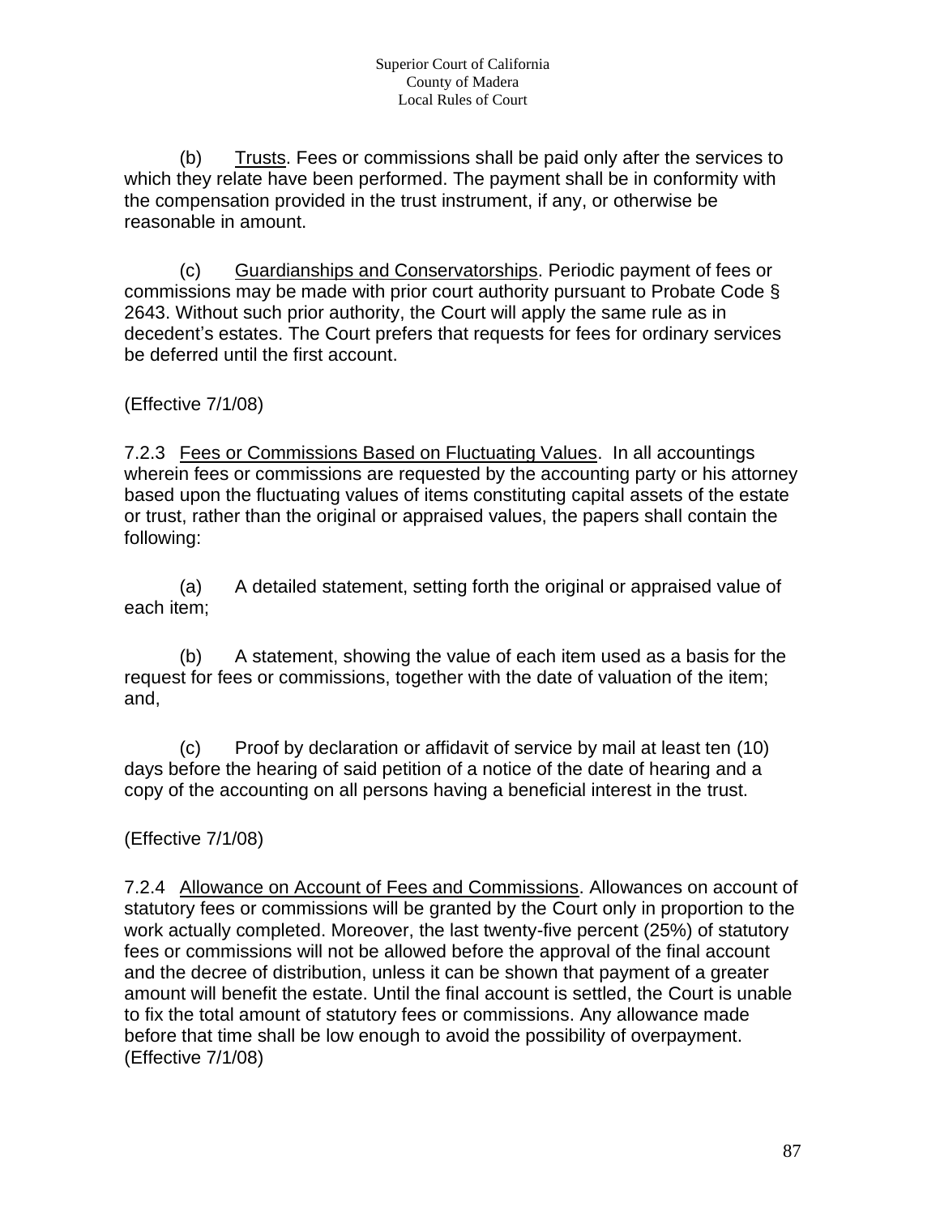(b) <u>Trusts</u>. Fees or commissions shall be paid only after the services to which they relate have been performed. The payment shall be in conformity with the compensation provided in the trust instrument, if any, or otherwise be reasonable in amount.

(c) <u>Guardianships and Conservatorships</u>. Periodic payment of fees or commissions may be made with prior court authority pursuant to Probate Code § 2643. Without such prior authority, the Court will apply the same rule as in decedent's estates. The Court prefers that requests for fees for ordinary services be deferred until the first account.

(Effective 7/1/08)

7.2.3 <u>Fees or Commissions Based on Fluctuating Values</u>. In all accountings wherein fees or commissions are requested by the accounting party or his attorney based upon the fluctuating values of items constituting capital assets of the estate or trust, rather than the original or appraised values, the papers shall contain the following:

(a) A detailed statement, setting forth the original or appraised value of each item;

(b) A statement, showing the value of each item used as a basis for the request for fees or commissions, together with the date of valuation of the item; and,

(c) Proof by declaration or affidavit of service by mail at least ten (10) days before the hearing of said petition of a notice of the date of hearing and a copy of the accounting on all persons having a beneficial interest in the trust.

(Effective 7/1/08)

7.2.4 <u>Allowance on Account of Fees and Commissions</u>. Allowances on account of statutory fees or commissions will be granted by the Court only in proportion to the work actually completed. Moreover, the last twenty-five percent (25%) of statutory fees or commissions will not be allowed before the approval of the final account and the decree of distribution, unless it can be shown that payment of a greater amount will benefit the estate. Until the final account is settled, the Court is unable to fix the total amount of statutory fees or commissions. Any allowance made before that time shall be low enough to avoid the possibility of overpayment. (Effective 7/1/08)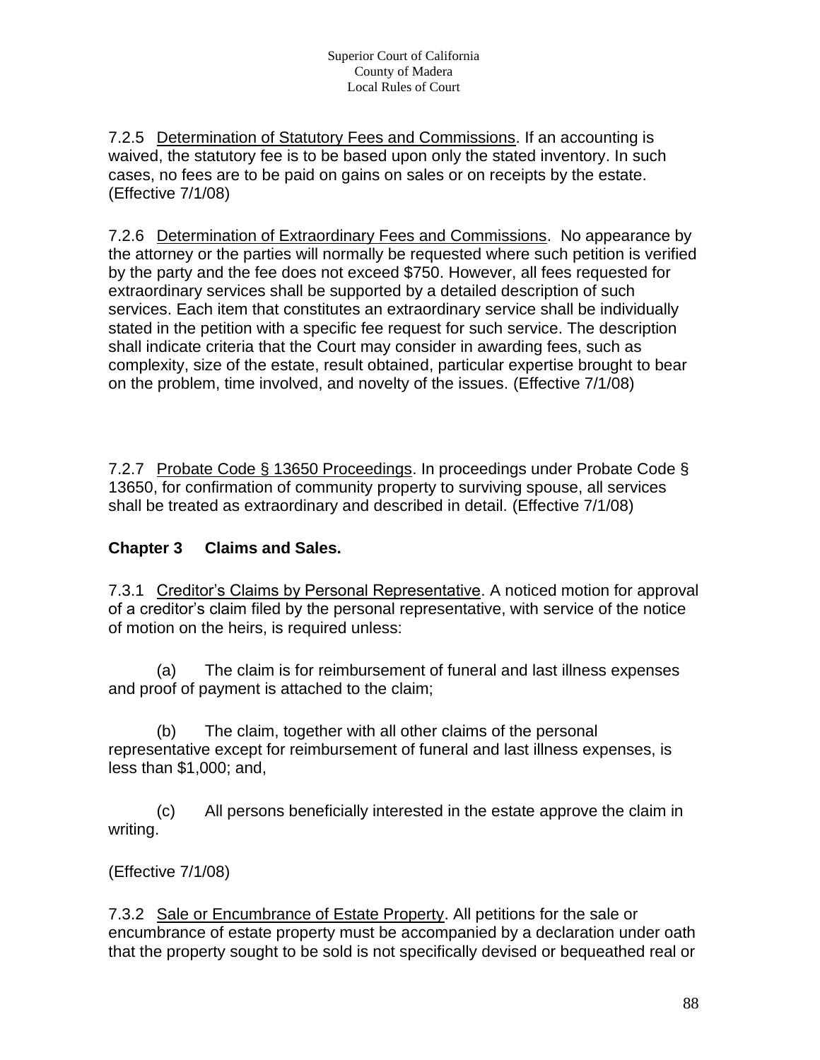7.2.5 Determination of Statutory Fees and Commissions. If an accounting is waived, the statutory fee is to be based upon only the stated inventory. In such cases, no fees are to be paid on gains on sales or on receipts by the estate. (Effective 7/1/08)

7.2.6 Determination of Extraordinary Fees and Commissions. No appearance by the attorney or the parties will normally be requested where such petition is verified by the party and the fee does not exceed $750. However, all fees requested for extraordinary services shall be supported by a detailed description of such services. Each item that constitutes an extraordinary service shall be individually stated in the petition with a specific fee request for such service. The description shall indicate criteria that the Court may consider in awarding fees, such as complexity, size of the estate, result obtained, particular expertise brought to bear on the problem, time involved, and novelty of the issues. (Effective 7/1/08)

7.2.7 Probate Code § 13650 Proceedings. In proceedings under Probate Code § 13650, for confirmation of community property to surviving spouse, all services shall be treated as extraordinary and described in detail. (Effective 7/1/08)

## Chapter 3 Claims and Sales.

7.3.1 Creditor's Claims by Personal Representative. A noticed motion for approval of a creditor's claim filed by the personal representative, with service of the notice of motion on the heirs, is required unless:

(a) The claim is for reimbursement of funeral and last illness expenses and proof of payment is attached to the claim;

(b) The claim, together with all other claims of the personal representative except for reimbursement of funeral and last illness expenses, is less than $1,000; and,

(c) All persons beneficially interested in the estate approve the claim in writing.

(Effective 7/1/08)

7.3.2 Sale or Encumbrance of Estate Property. All petitions for the sale or encumbrance of estate property must be accompanied by a declaration under oath that the property sought to be sold is not specifically devised or bequeathed real or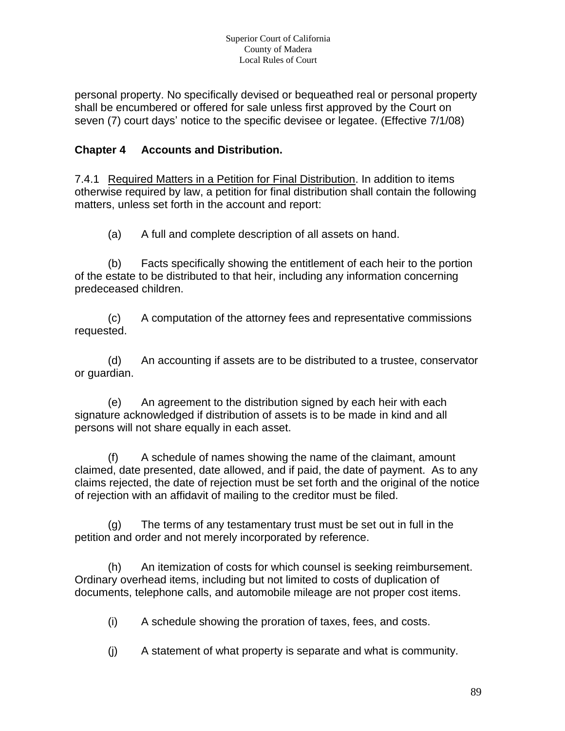personal property. No specifically devised or bequeathed real or personal property shall be encumbered or offered for sale unless first approved by the Court on seven (7) court days' notice to the specific devisee or legatee. (Effective 7/1/08)

## Chapter 4 Accounts and Distribution.

7.4.1 Required Matters in a Petition for Final Distribution. In addition to items otherwise required by law, a petition for final distribution shall contain the following matters, unless set forth in the account and report:

(a) A full and complete description of all assets on hand.

(b) Facts specifically showing the entitlement of each heir to the portion of the estate to be distributed to that heir, including any information concerning predeceased children.

(c) A computation of the attorney fees and representative commissions requested.

(d) An accounting if assets are to be distributed to a trustee, conservator or guardian.

(e) An agreement to the distribution signed by each heir with each signature acknowledged if distribution of assets is to be made in kind and all persons will not share equally in each asset.

(f) A schedule of names showing the name of the claimant, amount claimed, date presented, date allowed, and if paid, the date of payment. As to any claims rejected, the date of rejection must be set forth and the original of the notice of rejection with an affidavit of mailing to the creditor must be filed.

(g) The terms of any testamentary trust must be set out in full in the petition and order and not merely incorporated by reference.

(h) An itemization of costs for which counsel is seeking reimbursement. Ordinary overhead items, including but not limited to costs of duplication of documents, telephone calls, and automobile mileage are not proper cost items.

(i) A schedule showing the proration of taxes, fees, and costs.

(j) A statement of what property is separate and what is community.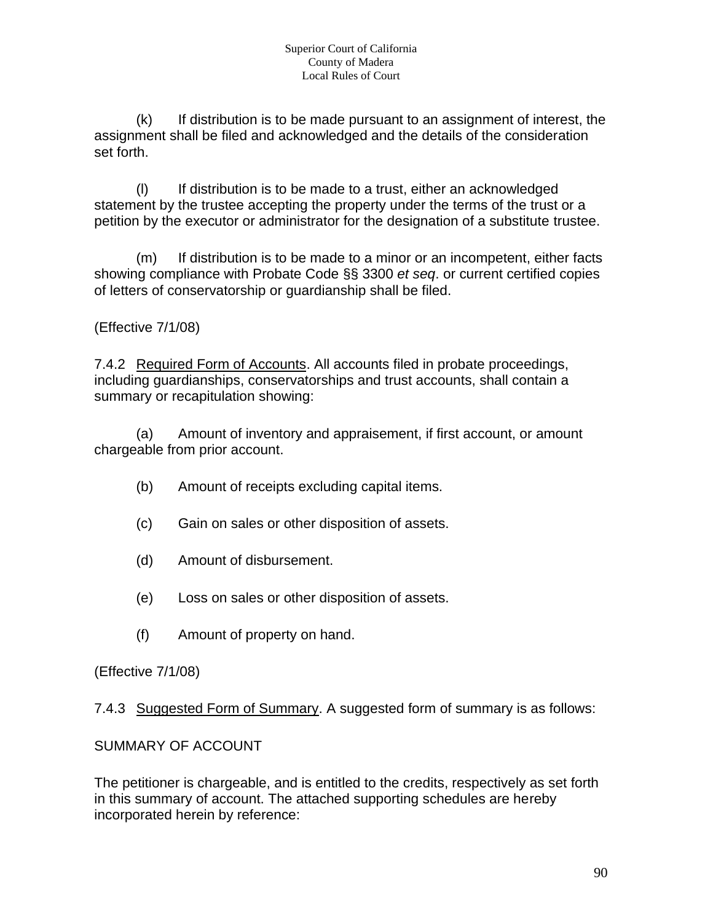(k) If distribution is to be made pursuant to an assignment of interest, the assignment shall be filed and acknowledged and the details of the consideration set forth.

(l) If distribution is to be made to a trust, either an acknowledged statement by the trustee accepting the property under the terms of the trust or a petition by the executor or administrator for the designation of a substitute trustee.

(m) If distribution is to be made to a minor or an incompetent, either facts showing compliance with Probate Code §§ 3300 *et seq*. or current certified copies of letters of conservatorship or guardianship shall be filed.

(Effective 7/1/08)

7.4.2 Required Form of Accounts. All accounts filed in probate proceedings, including guardianships, conservatorships and trust accounts, shall contain a summary or recapitulation showing:

(a) Amount of inventory and appraisement, if first account, or amount chargeable from prior account.

(b) Amount of receipts excluding capital items.

(c) Gain on sales or other disposition of assets.

(d) Amount of disbursement.

(e) Loss on sales or other disposition of assets.

(f) Amount of property on hand.

(Effective 7/1/08)

7.4.3 Suggested Form of Summary. A suggested form of summary is as follows:

SUMMARY OF ACCOUNT

The petitioner is chargeable, and is entitled to the credits, respectively as set forth in this summary of account. The attached supporting schedules are hereby incorporated herein by reference: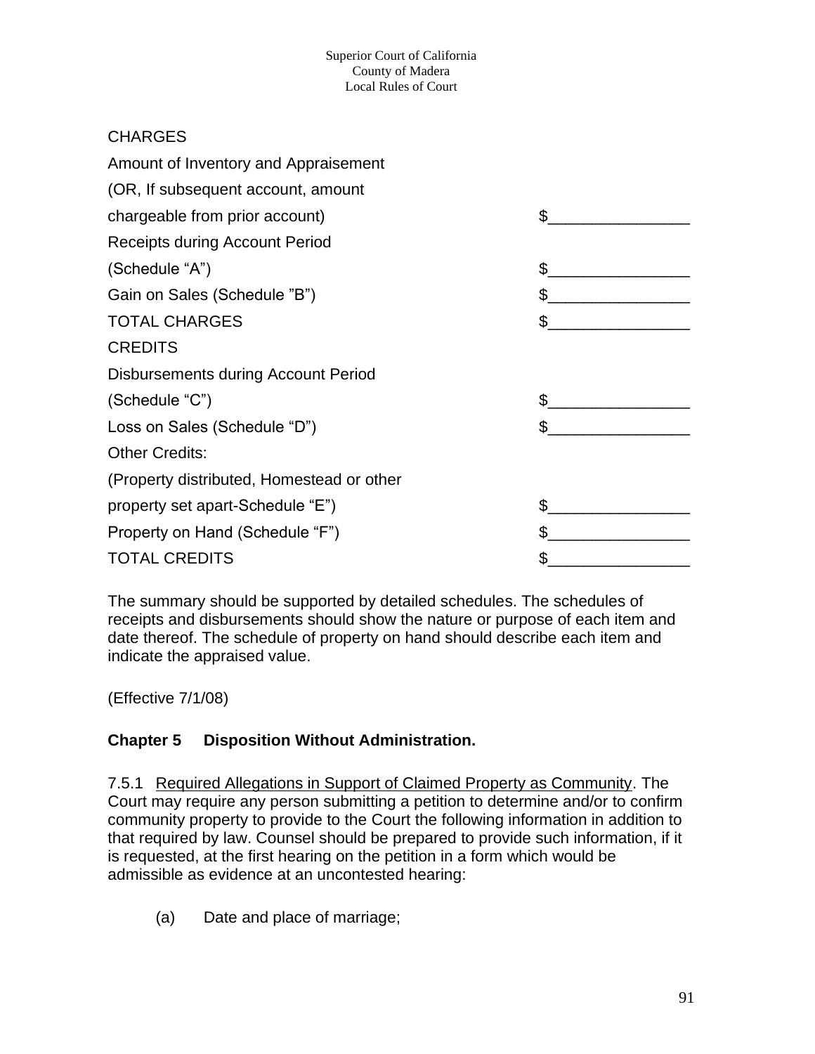CHARGES

| | |
|---|---|
| Amount of Inventory and Appraisement (OR, If subsequent account, amount chargeable from prior account) | $________________ |
| Receipts during Account Period (Schedule “A”) | $________________ |
| Gain on Sales (Schedule ”B”) | $________________ |
| TOTAL CHARGES | $________________ |

CREDITS

| | |
|---|---|
| Disbursements during Account Period (Schedule “C”) | $________________ |
| Loss on Sales (Schedule “D”) | $________________ |
| Other Credits: (Property distributed, Homestead or other property set apart-Schedule “E”) | $________________ |
| Property on Hand (Schedule “F”) | $________________ |
| TOTAL CREDITS | $________________ |

The summary should be supported by detailed schedules. The schedules of receipts and disbursements should show the nature or purpose of each item and date thereof. The schedule of property on hand should describe each item and indicate the appraised value.

(Effective 7/1/08)

## Chapter 5 Disposition Without Administration.

7.5.1 Required Allegations in Support of Claimed Property as Community. The Court may require any person submitting a petition to determine and/or to confirm community property to provide to the Court the following information in addition to that required by law. Counsel should be prepared to provide such information, if it is requested, at the first hearing on the petition in a form which would be admissible as evidence at an uncontested hearing:

(a) Date and place of marriage;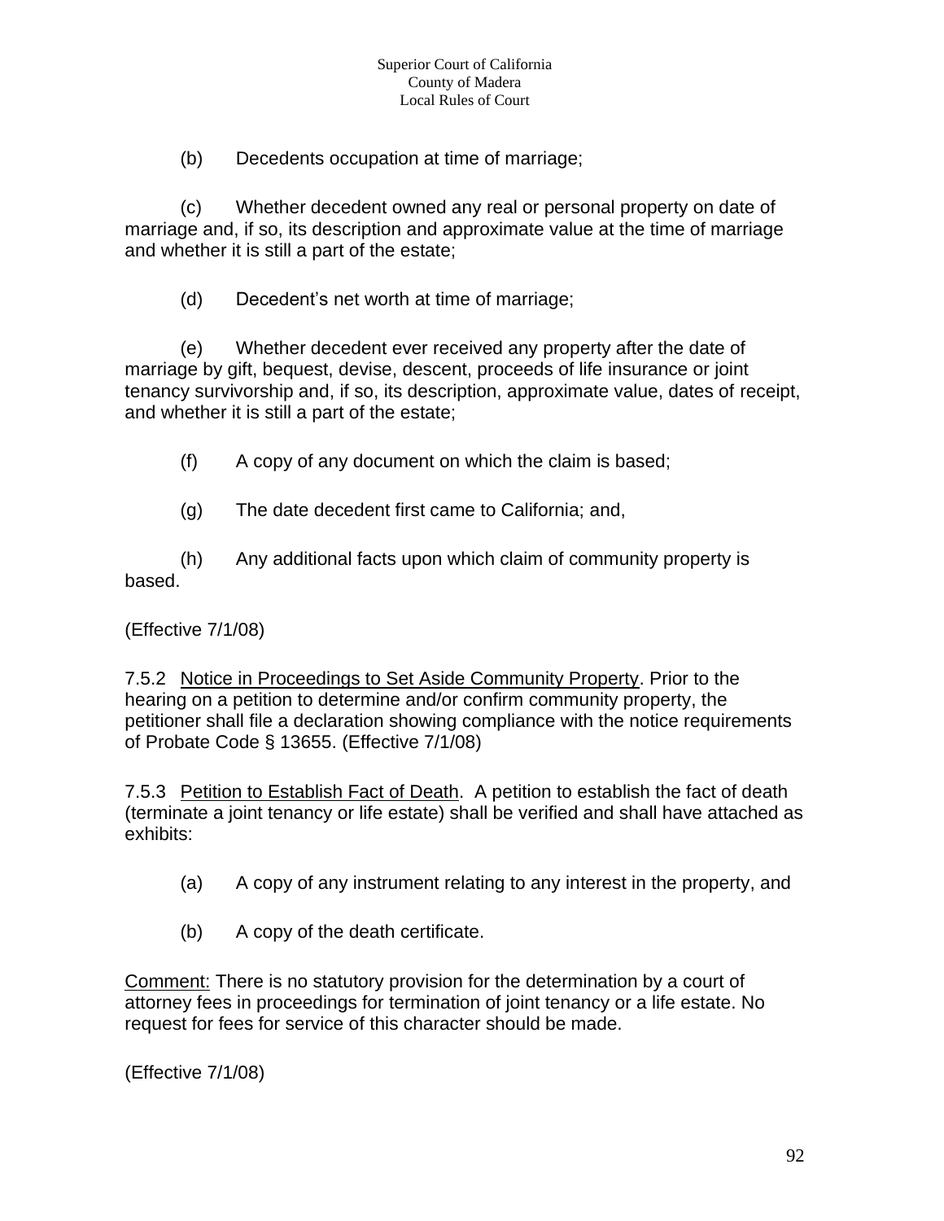(b) Decedents occupation at time of marriage;

(c) Whether decedent owned any real or personal property on date of marriage and, if so, its description and approximate value at the time of marriage and whether it is still a part of the estate;

(d) Decedent's net worth at time of marriage;

(e) Whether decedent ever received any property after the date of marriage by gift, bequest, devise, descent, proceeds of life insurance or joint tenancy survivorship and, if so, its description, approximate value, dates of receipt, and whether it is still a part of the estate;

(f) A copy of any document on which the claim is based;

(g) The date decedent first came to California; and,

(h) Any additional facts upon which claim of community property is based.

(Effective 7/1/08)

7.5.2 <u>Notice in Proceedings to Set Aside Community Property</u>. Prior to the hearing on a petition to determine and/or confirm community property, the petitioner shall file a declaration showing compliance with the notice requirements of Probate Code § 13655. (Effective 7/1/08)

7.5.3 <u>Petition to Establish Fact of Death</u>. A petition to establish the fact of death (terminate a joint tenancy or life estate) shall be verified and shall have attached as exhibits:

(a) A copy of any instrument relating to any interest in the property, and

(b) A copy of the death certificate.

<u>Comment:</u> There is no statutory provision for the determination by a court of attorney fees in proceedings for termination of joint tenancy or a life estate. No request for fees for service of this character should be made.

(Effective 7/1/08)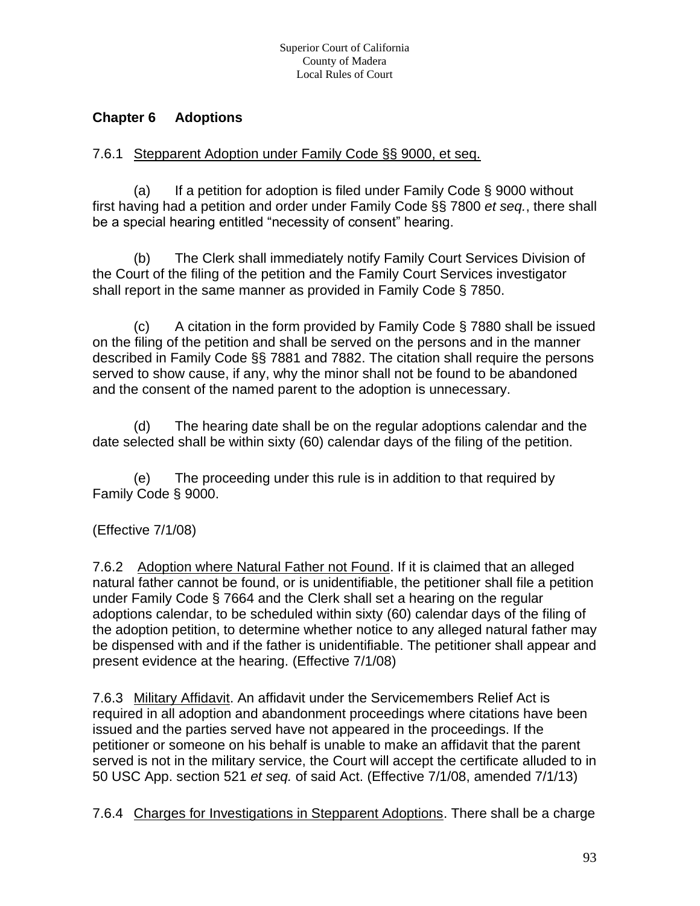## Chapter 6 Adoptions

7.6.1 Stepparent Adoption under Family Code §§ 9000, et seq.

(a) If a petition for adoption is filed under Family Code § 9000 without first having had a petition and order under Family Code §§ 7800 *et seq.*, there shall be a special hearing entitled "necessity of consent" hearing.

(b) The Clerk shall immediately notify Family Court Services Division of the Court of the filing of the petition and the Family Court Services investigator shall report in the same manner as provided in Family Code § 7850.

(c) A citation in the form provided by Family Code § 7880 shall be issued on the filing of the petition and shall be served on the persons and in the manner described in Family Code §§ 7881 and 7882. The citation shall require the persons served to show cause, if any, why the minor shall not be found to be abandoned and the consent of the named parent to the adoption is unnecessary.

(d) The hearing date shall be on the regular adoptions calendar and the date selected shall be within sixty (60) calendar days of the filing of the petition.

(e) The proceeding under this rule is in addition to that required by Family Code § 9000.

(Effective 7/1/08)

7.6.2 Adoption where Natural Father not Found. If it is claimed that an alleged natural father cannot be found, or is unidentifiable, the petitioner shall file a petition under Family Code § 7664 and the Clerk shall set a hearing on the regular adoptions calendar, to be scheduled within sixty (60) calendar days of the filing of the adoption petition, to determine whether notice to any alleged natural father may be dispensed with and if the father is unidentifiable. The petitioner shall appear and present evidence at the hearing. (Effective 7/1/08)

7.6.3 Military Affidavit. An affidavit under the Servicemembers Relief Act is required in all adoption and abandonment proceedings where citations have been issued and the parties served have not appeared in the proceedings. If the petitioner or someone on his behalf is unable to make an affidavit that the parent served is not in the military service, the Court will accept the certificate alluded to in 50 USC App. section 521 *et seq.* of said Act. (Effective 7/1/08, amended 7/1/13)

7.6.4 Charges for Investigations in Stepparent Adoptions. There shall be a charge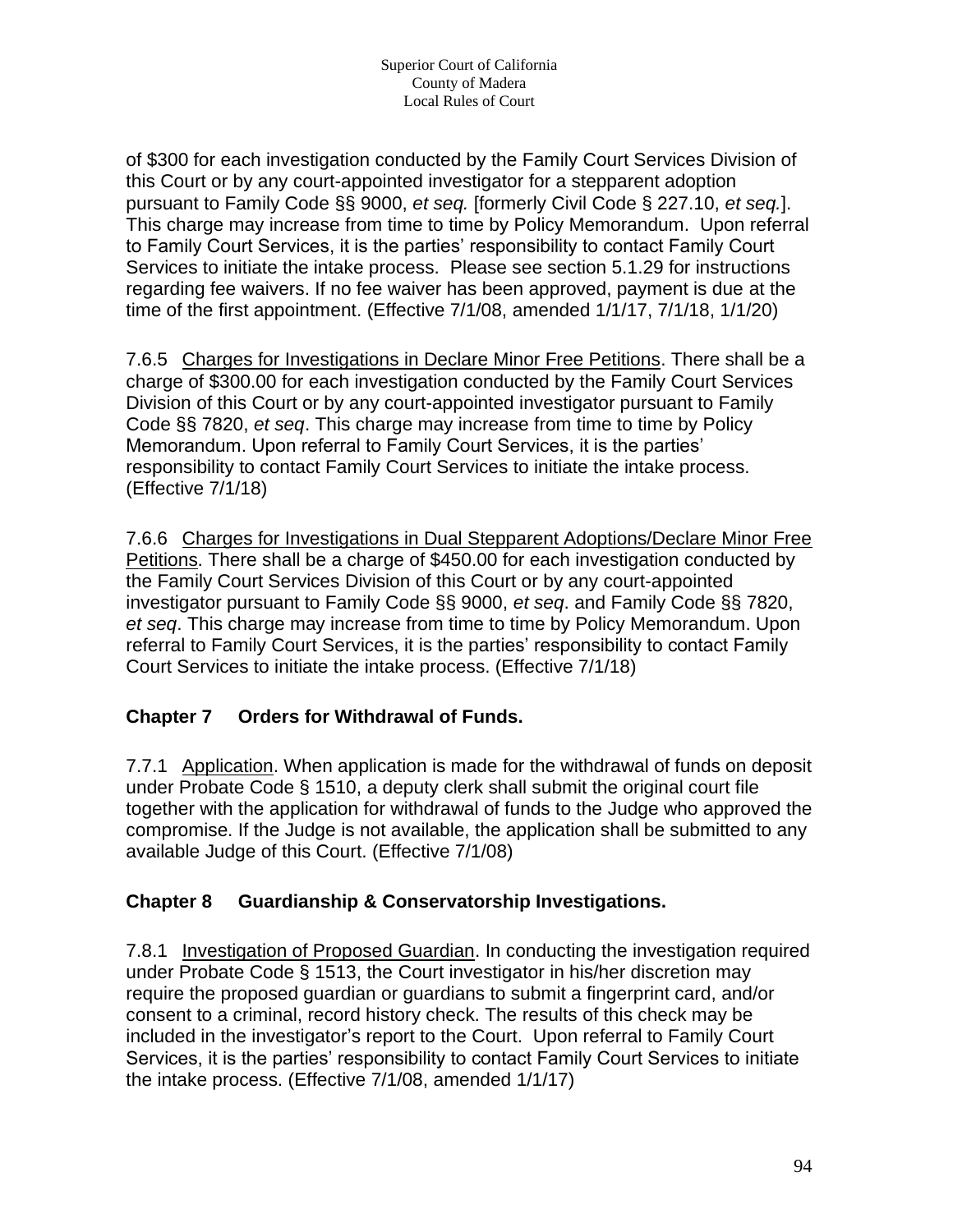of $300 for each investigation conducted by the Family Court Services Division of this Court or by any court-appointed investigator for a stepparent adoption pursuant to Family Code §§ 9000, *et seq.* [formerly Civil Code § 227.10, *et seq.*]. This charge may increase from time to time by Policy Memorandum. Upon referral to Family Court Services, it is the parties' responsibility to contact Family Court Services to initiate the intake process. Please see section 5.1.29 for instructions regarding fee waivers. If no fee waiver has been approved, payment is due at the time of the first appointment. (Effective 7/1/08, amended 1/1/17, 7/1/18, 1/1/20)

7.6.5 Charges for Investigations in Declare Minor Free Petitions. There shall be a charge of $300.00 for each investigation conducted by the Family Court Services Division of this Court or by any court-appointed investigator pursuant to Family Code §§ 7820, *et seq*. This charge may increase from time to time by Policy Memorandum. Upon referral to Family Court Services, it is the parties' responsibility to contact Family Court Services to initiate the intake process. (Effective 7/1/18)

7.6.6 Charges for Investigations in Dual Stepparent Adoptions/Declare Minor Free Petitions. There shall be a charge of $450.00 for each investigation conducted by the Family Court Services Division of this Court or by any court-appointed investigator pursuant to Family Code §§ 9000, *et seq*. and Family Code §§ 7820, *et seq*. This charge may increase from time to time by Policy Memorandum. Upon referral to Family Court Services, it is the parties' responsibility to contact Family Court Services to initiate the intake process. (Effective 7/1/18)

## Chapter 7 Orders for Withdrawal of Funds.

7.7.1 Application. When application is made for the withdrawal of funds on deposit under Probate Code § 1510, a deputy clerk shall submit the original court file together with the application for withdrawal of funds to the Judge who approved the compromise. If the Judge is not available, the application shall be submitted to any available Judge of this Court. (Effective 7/1/08)

## Chapter 8 Guardianship & Conservatorship Investigations.

7.8.1 Investigation of Proposed Guardian. In conducting the investigation required under Probate Code § 1513, the Court investigator in his/her discretion may require the proposed guardian or guardians to submit a fingerprint card, and/or consent to a criminal, record history check. The results of this check may be included in the investigator's report to the Court. Upon referral to Family Court Services, it is the parties' responsibility to contact Family Court Services to initiate the intake process. (Effective 7/1/08, amended 1/1/17)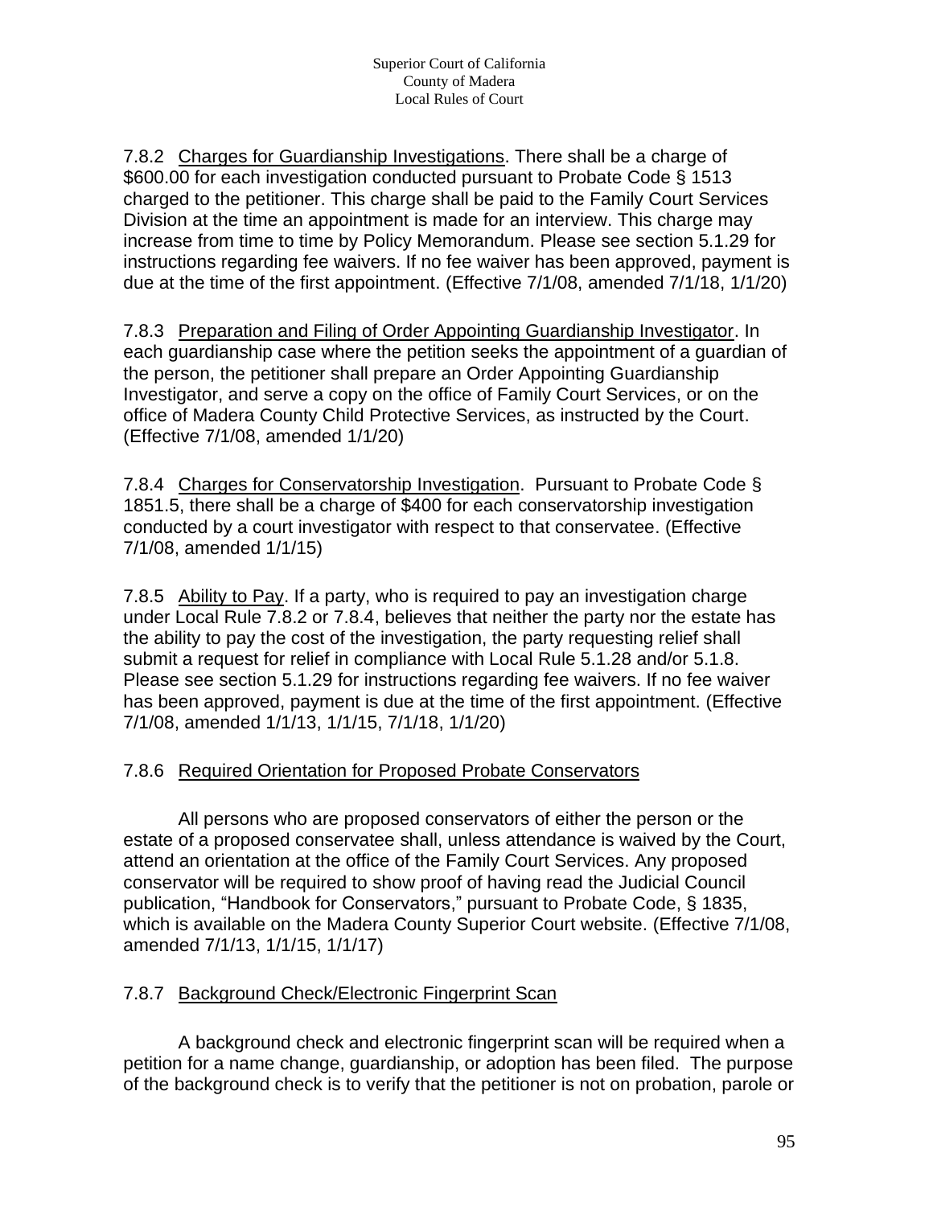7.8.2 Charges for Guardianship Investigations. There shall be a charge of $600.00 for each investigation conducted pursuant to Probate Code § 1513 charged to the petitioner. This charge shall be paid to the Family Court Services Division at the time an appointment is made for an interview. This charge may increase from time to time by Policy Memorandum. Please see section 5.1.29 for instructions regarding fee waivers. If no fee waiver has been approved, payment is due at the time of the first appointment. (Effective 7/1/08, amended 7/1/18, 1/1/20)

7.8.3 Preparation and Filing of Order Appointing Guardianship Investigator. In each guardianship case where the petition seeks the appointment of a guardian of the person, the petitioner shall prepare an Order Appointing Guardianship Investigator, and serve a copy on the office of Family Court Services, or on the office of Madera County Child Protective Services, as instructed by the Court. (Effective 7/1/08, amended 1/1/20)

7.8.4 Charges for Conservatorship Investigation. Pursuant to Probate Code § 1851.5, there shall be a charge of $400 for each conservatorship investigation conducted by a court investigator with respect to that conservatee. (Effective 7/1/08, amended 1/1/15)

7.8.5 Ability to Pay. If a party, who is required to pay an investigation charge under Local Rule 7.8.2 or 7.8.4, believes that neither the party nor the estate has the ability to pay the cost of the investigation, the party requesting relief shall submit a request for relief in compliance with Local Rule 5.1.28 and/or 5.1.8. Please see section 5.1.29 for instructions regarding fee waivers. If no fee waiver has been approved, payment is due at the time of the first appointment. (Effective 7/1/08, amended 1/1/13, 1/1/15, 7/1/18, 1/1/20)

7.8.6 Required Orientation for Proposed Probate Conservators

All persons who are proposed conservators of either the person or the estate of a proposed conservatee shall, unless attendance is waived by the Court, attend an orientation at the office of the Family Court Services. Any proposed conservator will be required to show proof of having read the Judicial Council publication, "Handbook for Conservators," pursuant to Probate Code, § 1835, which is available on the Madera County Superior Court website. (Effective 7/1/08, amended 7/1/13, 1/1/15, 1/1/17)

7.8.7 Background Check/Electronic Fingerprint Scan

A background check and electronic fingerprint scan will be required when a petition for a name change, guardianship, or adoption has been filed. The purpose of the background check is to verify that the petitioner is not on probation, parole or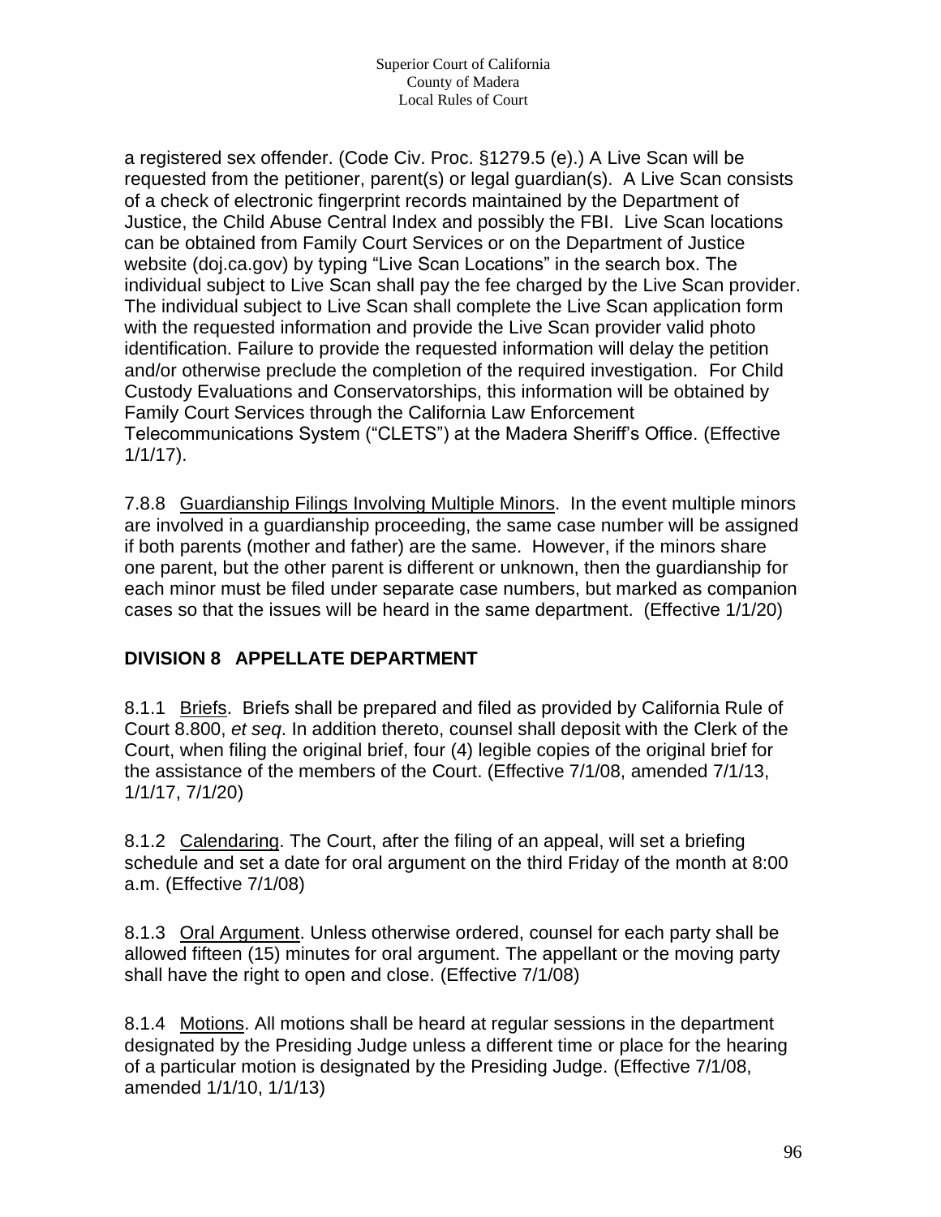a registered sex offender. (Code Civ. Proc. §1279.5 (e).) A Live Scan will be requested from the petitioner, parent(s) or legal guardian(s). A Live Scan consists of a check of electronic fingerprint records maintained by the Department of Justice, the Child Abuse Central Index and possibly the FBI. Live Scan locations can be obtained from Family Court Services or on the Department of Justice website (doj.ca.gov) by typing "Live Scan Locations" in the search box. The individual subject to Live Scan shall pay the fee charged by the Live Scan provider. The individual subject to Live Scan shall complete the Live Scan application form with the requested information and provide the Live Scan provider valid photo identification. Failure to provide the requested information will delay the petition and/or otherwise preclude the completion of the required investigation. For Child Custody Evaluations and Conservatorships, this information will be obtained by Family Court Services through the California Law Enforcement Telecommunications System ("CLETS") at the Madera Sheriff's Office. (Effective 1/1/17).

7.8.8 Guardianship Filings Involving Multiple Minors. In the event multiple minors are involved in a guardianship proceeding, the same case number will be assigned if both parents (mother and father) are the same. However, if the minors share one parent, but the other parent is different or unknown, then the guardianship for each minor must be filed under separate case numbers, but marked as companion cases so that the issues will be heard in the same department. (Effective 1/1/20)

## DIVISION 8 APPELLATE DEPARTMENT

8.1.1 Briefs. Briefs shall be prepared and filed as provided by California Rule of Court 8.800, *et seq*. In addition thereto, counsel shall deposit with the Clerk of the Court, when filing the original brief, four (4) legible copies of the original brief for the assistance of the members of the Court. (Effective 7/1/08, amended 7/1/13, 1/1/17, 7/1/20)

8.1.2 Calendaring. The Court, after the filing of an appeal, will set a briefing schedule and set a date for oral argument on the third Friday of the month at 8:00 a.m. (Effective 7/1/08)

8.1.3 Oral Argument. Unless otherwise ordered, counsel for each party shall be allowed fifteen (15) minutes for oral argument. The appellant or the moving party shall have the right to open and close. (Effective 7/1/08)

8.1.4 Motions. All motions shall be heard at regular sessions in the department designated by the Presiding Judge unless a different time or place for the hearing of a particular motion is designated by the Presiding Judge. (Effective 7/1/08, amended 1/1/10, 1/1/13)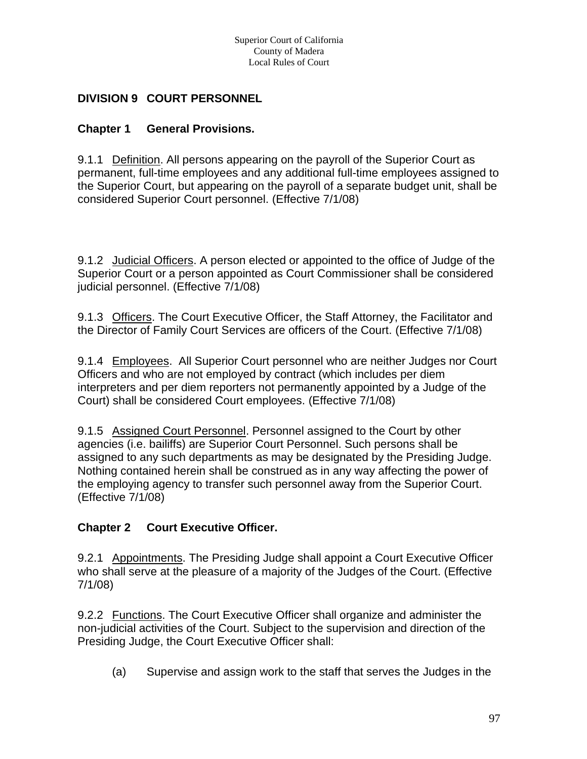## DIVISION 9 COURT PERSONNEL

### Chapter 1 General Provisions.

9.1.1 Definition. All persons appearing on the payroll of the Superior Court as permanent, full-time employees and any additional full-time employees assigned to the Superior Court, but appearing on the payroll of a separate budget unit, shall be considered Superior Court personnel. (Effective 7/1/08)

9.1.2 Judicial Officers. A person elected or appointed to the office of Judge of the Superior Court or a person appointed as Court Commissioner shall be considered judicial personnel. (Effective 7/1/08)

9.1.3 Officers. The Court Executive Officer, the Staff Attorney, the Facilitator and the Director of Family Court Services are officers of the Court. (Effective 7/1/08)

9.1.4 Employees. All Superior Court personnel who are neither Judges nor Court Officers and who are not employed by contract (which includes per diem interpreters and per diem reporters not permanently appointed by a Judge of the Court) shall be considered Court employees. (Effective 7/1/08)

9.1.5 Assigned Court Personnel. Personnel assigned to the Court by other agencies (i.e. bailiffs) are Superior Court Personnel. Such persons shall be assigned to any such departments as may be designated by the Presiding Judge. Nothing contained herein shall be construed as in any way affecting the power of the employing agency to transfer such personnel away from the Superior Court. (Effective 7/1/08)

### Chapter 2 Court Executive Officer.

9.2.1 Appointments. The Presiding Judge shall appoint a Court Executive Officer who shall serve at the pleasure of a majority of the Judges of the Court. (Effective 7/1/08)

9.2.2 Functions. The Court Executive Officer shall organize and administer the non-judicial activities of the Court. Subject to the supervision and direction of the Presiding Judge, the Court Executive Officer shall:

(a) Supervise and assign work to the staff that serves the Judges in the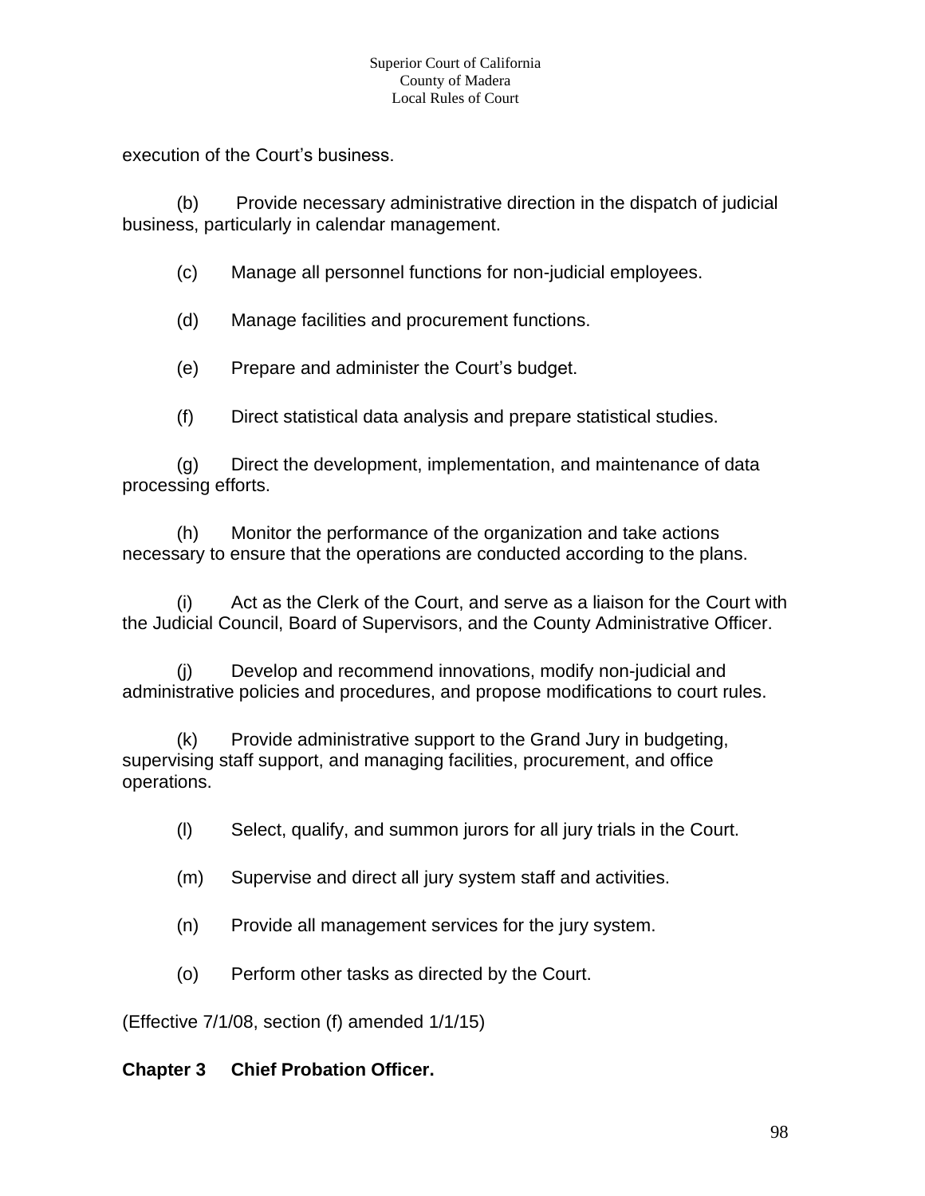execution of the Court's business.

(b) Provide necessary administrative direction in the dispatch of judicial business, particularly in calendar management.

(c) Manage all personnel functions for non-judicial employees.

(d) Manage facilities and procurement functions.

(e) Prepare and administer the Court's budget.

(f) Direct statistical data analysis and prepare statistical studies.

(g) Direct the development, implementation, and maintenance of data processing efforts.

(h) Monitor the performance of the organization and take actions necessary to ensure that the operations are conducted according to the plans.

(i) Act as the Clerk of the Court, and serve as a liaison for the Court with the Judicial Council, Board of Supervisors, and the County Administrative Officer.

(j) Develop and recommend innovations, modify non-judicial and administrative policies and procedures, and propose modifications to court rules.

(k) Provide administrative support to the Grand Jury in budgeting, supervising staff support, and managing facilities, procurement, and office operations.

(l) Select, qualify, and summon jurors for all jury trials in the Court.

(m) Supervise and direct all jury system staff and activities.

(n) Provide all management services for the jury system.

(o) Perform other tasks as directed by the Court.

(Effective 7/1/08, section (f) amended 1/1/15)

**Chapter 3 Chief Probation Officer.**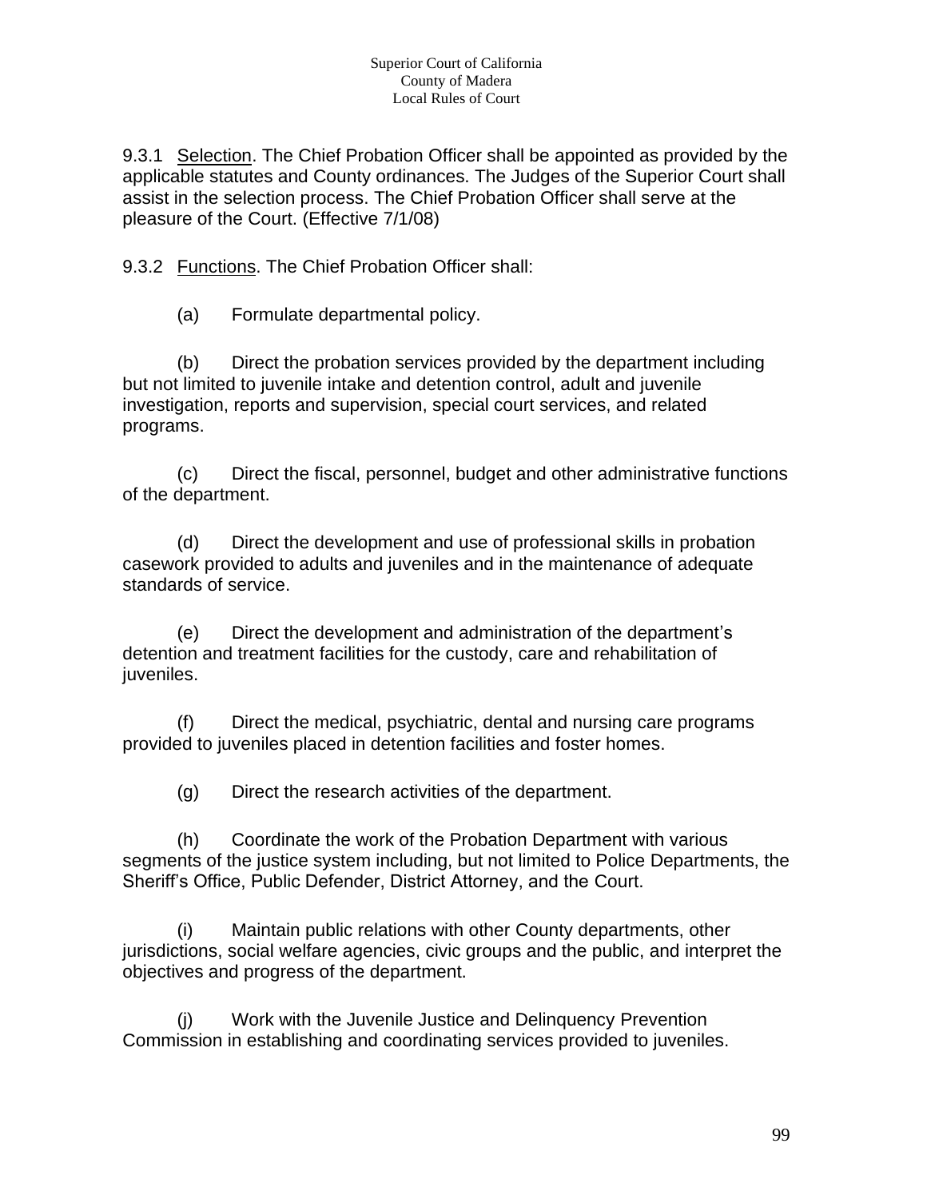9.3.1 Selection. The Chief Probation Officer shall be appointed as provided by the applicable statutes and County ordinances. The Judges of the Superior Court shall assist in the selection process. The Chief Probation Officer shall serve at the pleasure of the Court. (Effective 7/1/08)

9.3.2 Functions. The Chief Probation Officer shall:

(a) Formulate departmental policy.

(b) Direct the probation services provided by the department including but not limited to juvenile intake and detention control, adult and juvenile investigation, reports and supervision, special court services, and related programs.

(c) Direct the fiscal, personnel, budget and other administrative functions of the department.

(d) Direct the development and use of professional skills in probation casework provided to adults and juveniles and in the maintenance of adequate standards of service.

(e) Direct the development and administration of the department's detention and treatment facilities for the custody, care and rehabilitation of juveniles.

(f) Direct the medical, psychiatric, dental and nursing care programs provided to juveniles placed in detention facilities and foster homes.

(g) Direct the research activities of the department.

(h) Coordinate the work of the Probation Department with various segments of the justice system including, but not limited to Police Departments, the Sheriff's Office, Public Defender, District Attorney, and the Court.

(i) Maintain public relations with other County departments, other jurisdictions, social welfare agencies, civic groups and the public, and interpret the objectives and progress of the department.

(j) Work with the Juvenile Justice and Delinquency Prevention Commission in establishing and coordinating services provided to juveniles.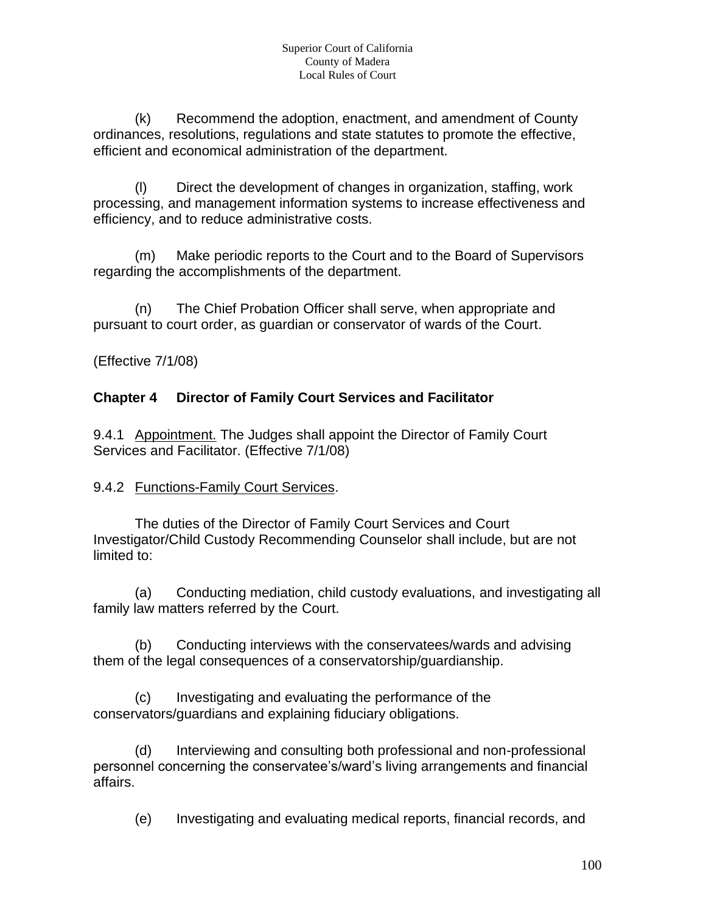(k) Recommend the adoption, enactment, and amendment of County ordinances, resolutions, regulations and state statutes to promote the effective, efficient and economical administration of the department.

(l) Direct the development of changes in organization, staffing, work processing, and management information systems to increase effectiveness and efficiency, and to reduce administrative costs.

(m) Make periodic reports to the Court and to the Board of Supervisors regarding the accomplishments of the department.

(n) The Chief Probation Officer shall serve, when appropriate and pursuant to court order, as guardian or conservator of wards of the Court.

(Effective 7/1/08)

## Chapter 4 Director of Family Court Services and Facilitator

9.4.1 Appointment. The Judges shall appoint the Director of Family Court Services and Facilitator. (Effective 7/1/08)

9.4.2 Functions-Family Court Services.

The duties of the Director of Family Court Services and Court Investigator/Child Custody Recommending Counselor shall include, but are not limited to:

(a) Conducting mediation, child custody evaluations, and investigating all family law matters referred by the Court.

(b) Conducting interviews with the conservatees/wards and advising them of the legal consequences of a conservatorship/guardianship.

(c) Investigating and evaluating the performance of the conservators/guardians and explaining fiduciary obligations.

(d) Interviewing and consulting both professional and non-professional personnel concerning the conservatee's/ward's living arrangements and financial affairs.

(e) Investigating and evaluating medical reports, financial records, and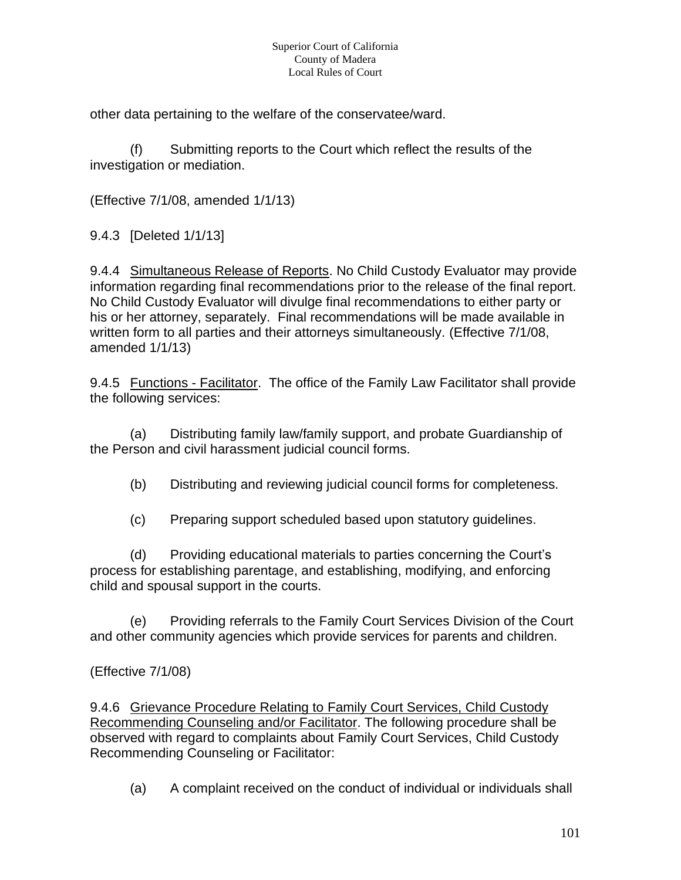other data pertaining to the welfare of the conservatee/ward.

(f) Submitting reports to the Court which reflect the results of the investigation or mediation.

(Effective 7/1/08, amended 1/1/13)

9.4.3 [Deleted 1/1/13]

9.4.4 <u>Simultaneous Release of Reports</u>. No Child Custody Evaluator may provide information regarding final recommendations prior to the release of the final report. No Child Custody Evaluator will divulge final recommendations to either party or his or her attorney, separately. Final recommendations will be made available in written form to all parties and their attorneys simultaneously. (Effective 7/1/08, amended 1/1/13)

9.4.5 <u>Functions - Facilitator</u>. The office of the Family Law Facilitator shall provide the following services:

(a) Distributing family law/family support, and probate Guardianship of the Person and civil harassment judicial council forms.

(b) Distributing and reviewing judicial council forms for completeness.

(c) Preparing support scheduled based upon statutory guidelines.

(d) Providing educational materials to parties concerning the Court's process for establishing parentage, and establishing, modifying, and enforcing child and spousal support in the courts.

(e) Providing referrals to the Family Court Services Division of the Court and other community agencies which provide services for parents and children.

(Effective 7/1/08)

9.4.6 <u>Grievance Procedure Relating to Family Court Services, Child Custody Recommending Counseling and/or Facilitator</u>. The following procedure shall be observed with regard to complaints about Family Court Services, Child Custody Recommending Counseling or Facilitator:

(a) A complaint received on the conduct of individual or individuals shall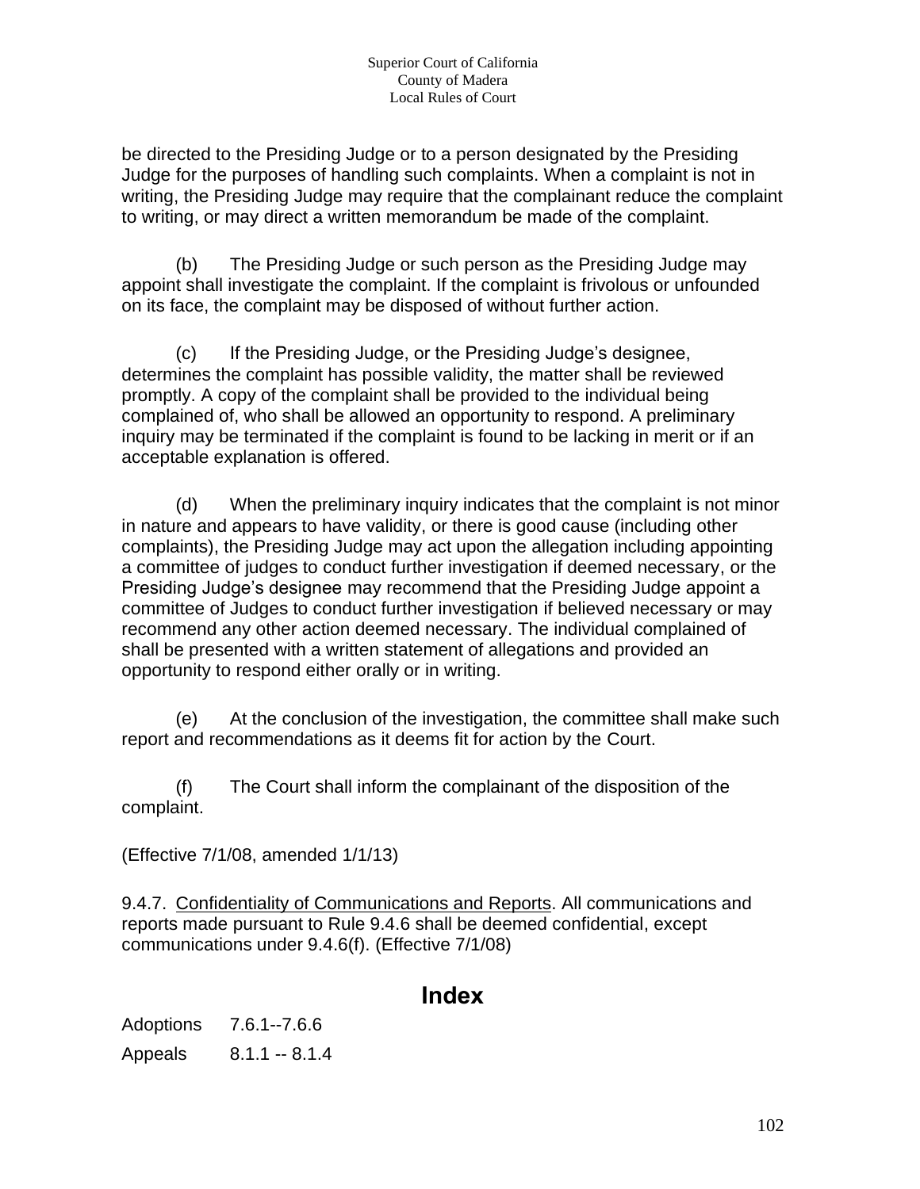be directed to the Presiding Judge or to a person designated by the Presiding Judge for the purposes of handling such complaints. When a complaint is not in writing, the Presiding Judge may require that the complainant reduce the complaint to writing, or may direct a written memorandum be made of the complaint.

(b) The Presiding Judge or such person as the Presiding Judge may appoint shall investigate the complaint. If the complaint is frivolous or unfounded on its face, the complaint may be disposed of without further action.

(c) If the Presiding Judge, or the Presiding Judge's designee, determines the complaint has possible validity, the matter shall be reviewed promptly. A copy of the complaint shall be provided to the individual being complained of, who shall be allowed an opportunity to respond. A preliminary inquiry may be terminated if the complaint is found to be lacking in merit or if an acceptable explanation is offered.

(d) When the preliminary inquiry indicates that the complaint is not minor in nature and appears to have validity, or there is good cause (including other complaints), the Presiding Judge may act upon the allegation including appointing a committee of judges to conduct further investigation if deemed necessary, or the Presiding Judge's designee may recommend that the Presiding Judge appoint a committee of Judges to conduct further investigation if believed necessary or may recommend any other action deemed necessary. The individual complained of shall be presented with a written statement of allegations and provided an opportunity to respond either orally or in writing.

(e) At the conclusion of the investigation, the committee shall make such report and recommendations as it deems fit for action by the Court.

(f) The Court shall inform the complainant of the disposition of the complaint.

(Effective 7/1/08, amended 1/1/13)

9.4.7. <u>Confidentiality of Communications and Reports</u>. All communications and reports made pursuant to Rule 9.4.6 shall be deemed confidential, except communications under 9.4.6(f). (Effective 7/1/08)

# Index

Adoptions 7.6.1--7.6.6

Appeals 8.1.1 -- 8.1.4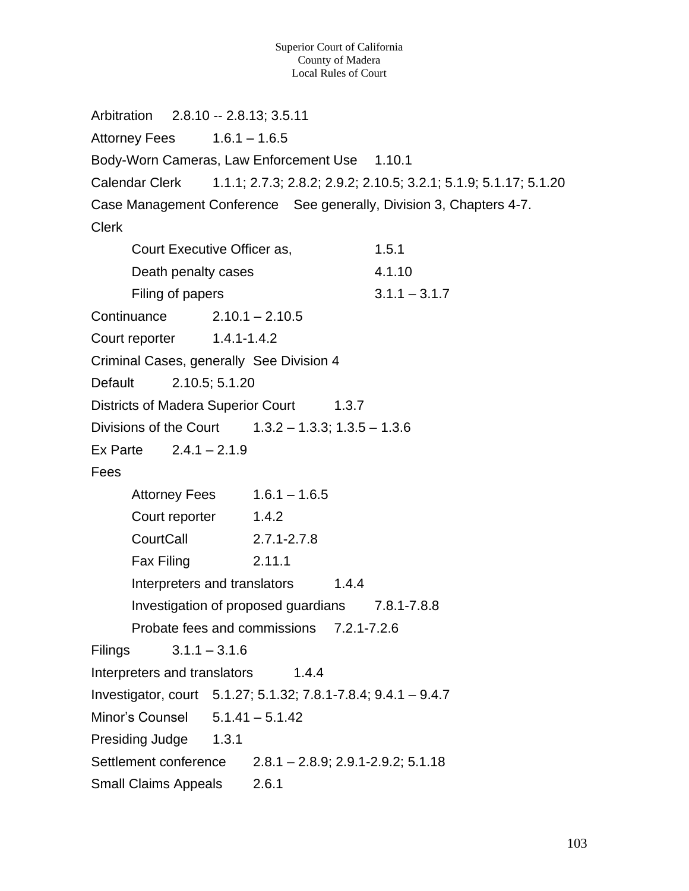Arbitration 2.8.10 -- 2.8.13; 3.5.11

Attorney Fees 1.6.1 – 1.6.5

Body-Worn Cameras, Law Enforcement Use 1.10.1

Calendar Clerk 1.1.1; 2.7.3; 2.8.2; 2.9.2; 2.10.5; 3.2.1; 5.1.9; 5.1.17; 5.1.20

Case Management Conference See generally, Division 3, Chapters 4-7.

Clerk

- Court Executive Officer as, 1.5.1
- Death penalty cases 4.1.10
- Filing of papers 3.1.1 – 3.1.7

Continuance 2.10.1 – 2.10.5

Court reporter 1.4.1-1.4.2

Criminal Cases, generally See Division 4

Default 2.10.5; 5.1.20

Districts of Madera Superior Court 1.3.7

Divisions of the Court 1.3.2 – 1.3.3; 1.3.5 – 1.3.6

Ex Parte 2.4.1 – 2.1.9

Fees

- Attorney Fees 1.6.1 – 1.6.5
- Court reporter 1.4.2
- CourtCall 2.7.1-2.7.8
- Fax Filing 2.11.1
- Interpreters and translators 1.4.4
- Investigation of proposed guardians 7.8.1-7.8.8
- Probate fees and commissions 7.2.1-7.2.6

Filings 3.1.1 – 3.1.6

Interpreters and translators 1.4.4

Investigator, court 5.1.27; 5.1.32; 7.8.1-7.8.4; 9.4.1 – 9.4.7

Minor's Counsel 5.1.41 – 5.1.42

Presiding Judge 1.3.1

Settlement conference 2.8.1 – 2.8.9; 2.9.1-2.9.2; 5.1.18

Small Claims Appeals 2.6.1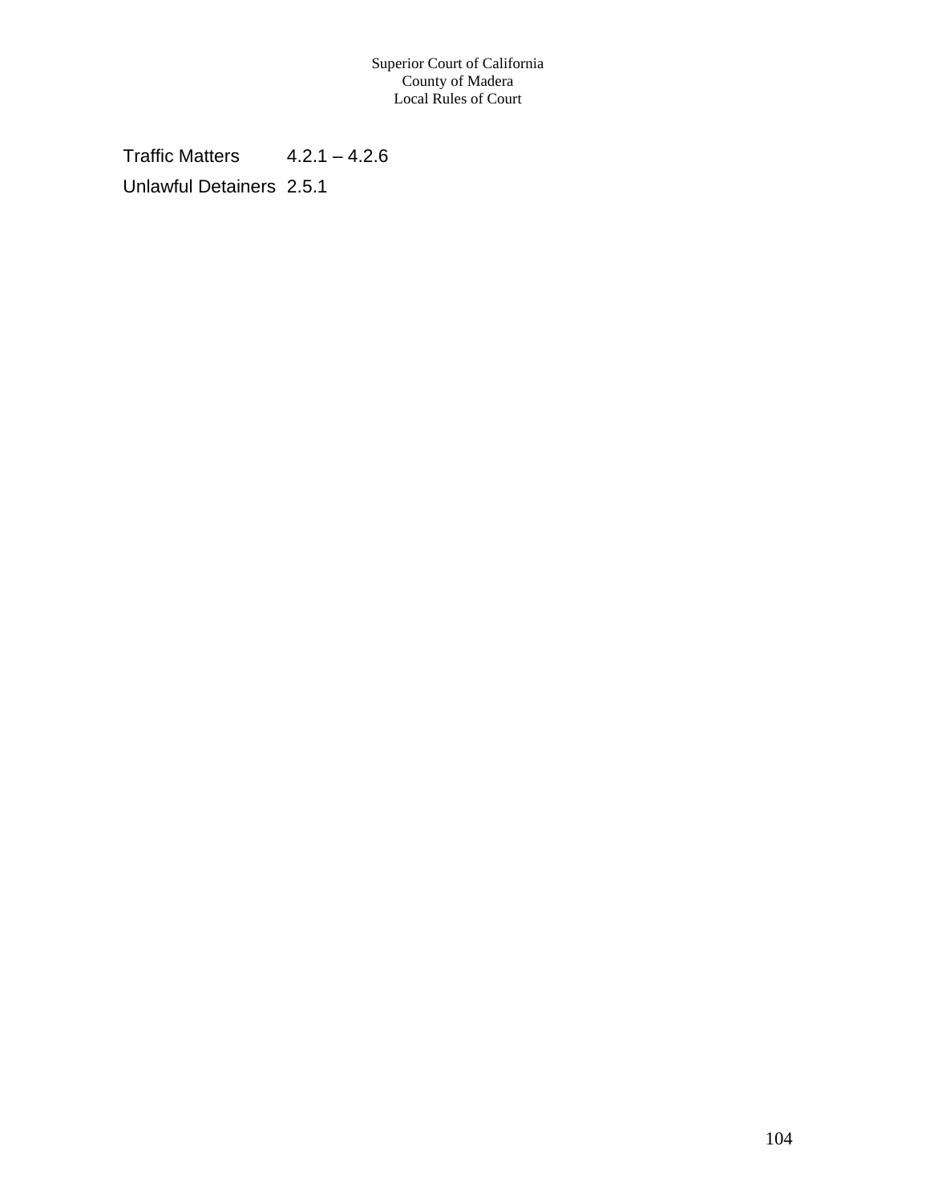Traffic Matters 4.2.1 – 4.2.6

Unlawful Detainers 2.5.1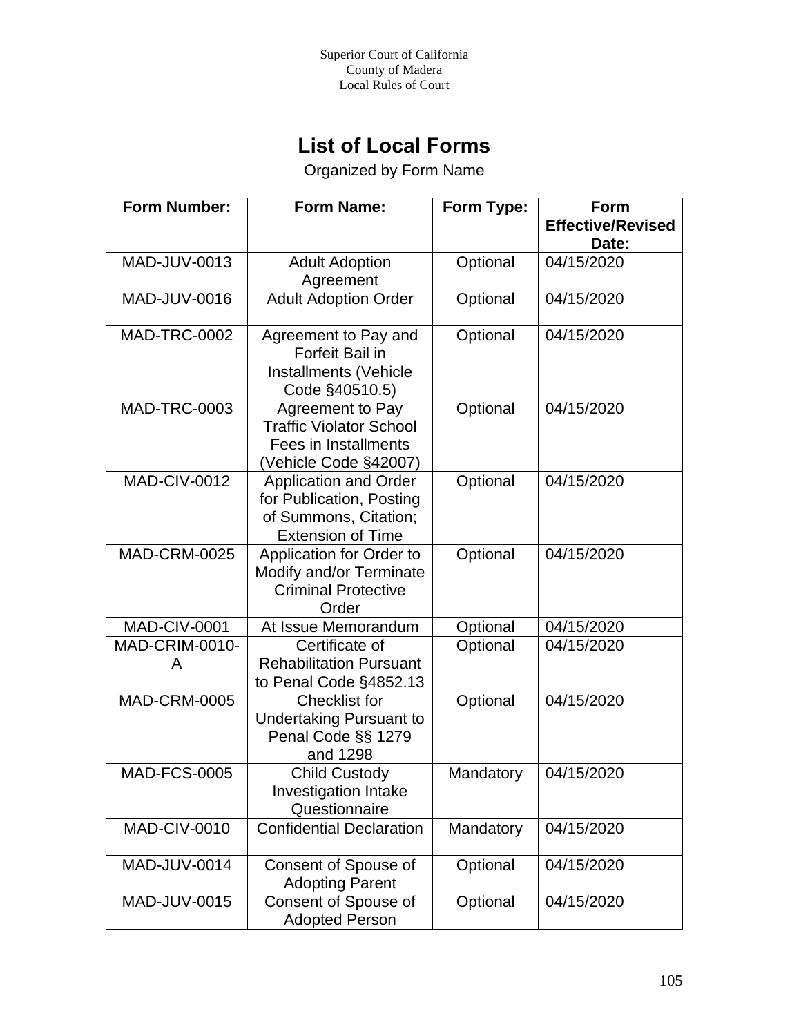# List of Local Forms

Organized by Form Name

| Form Number: | Form Name: | Form Type: | Form Effective/Revised Date: |
|---|---|---|---|
| MAD-JUV-0013 | Adult Adoption Agreement | Optional | 04/15/2020 |
| MAD-JUV-0016 | Adult Adoption Order | Optional | 04/15/2020 |
| MAD-TRC-0002 | Agreement to Pay and Forfeit Bail in Installments (Vehicle Code §40510.5) | Optional | 04/15/2020 |
| MAD-TRC-0003 | Agreement to Pay Traffic Violator School Fees in Installments (Vehicle Code §42007) | Optional | 04/15/2020 |
| MAD-CIV-0012 | Application and Order for Publication, Posting of Summons, Citation; Extension of Time | Optional | 04/15/2020 |
| MAD-CRM-0025 | Application for Order to Modify and/or Terminate Criminal Protective Order | Optional | 04/15/2020 |
| MAD-CIV-0001 | At Issue Memorandum | Optional | 04/15/2020 |
| MAD-CRIM-0010-A | Certificate of Rehabilitation Pursuant to Penal Code §4852.13 | Optional | 04/15/2020 |
| MAD-CRM-0005 | Checklist for Undertaking Pursuant to Penal Code §§ 1279 and 1298 | Optional | 04/15/2020 |
| MAD-FCS-0005 | Child Custody Investigation Intake Questionnaire | Mandatory | 04/15/2020 |
| MAD-CIV-0010 | Confidential Declaration | Mandatory | 04/15/2020 |
| MAD-JUV-0014 | Consent of Spouse of Adopting Parent | Optional | 04/15/2020 |
| MAD-JUV-0015 | Consent of Spouse of Adopted Person | Optional | 04/15/2020 |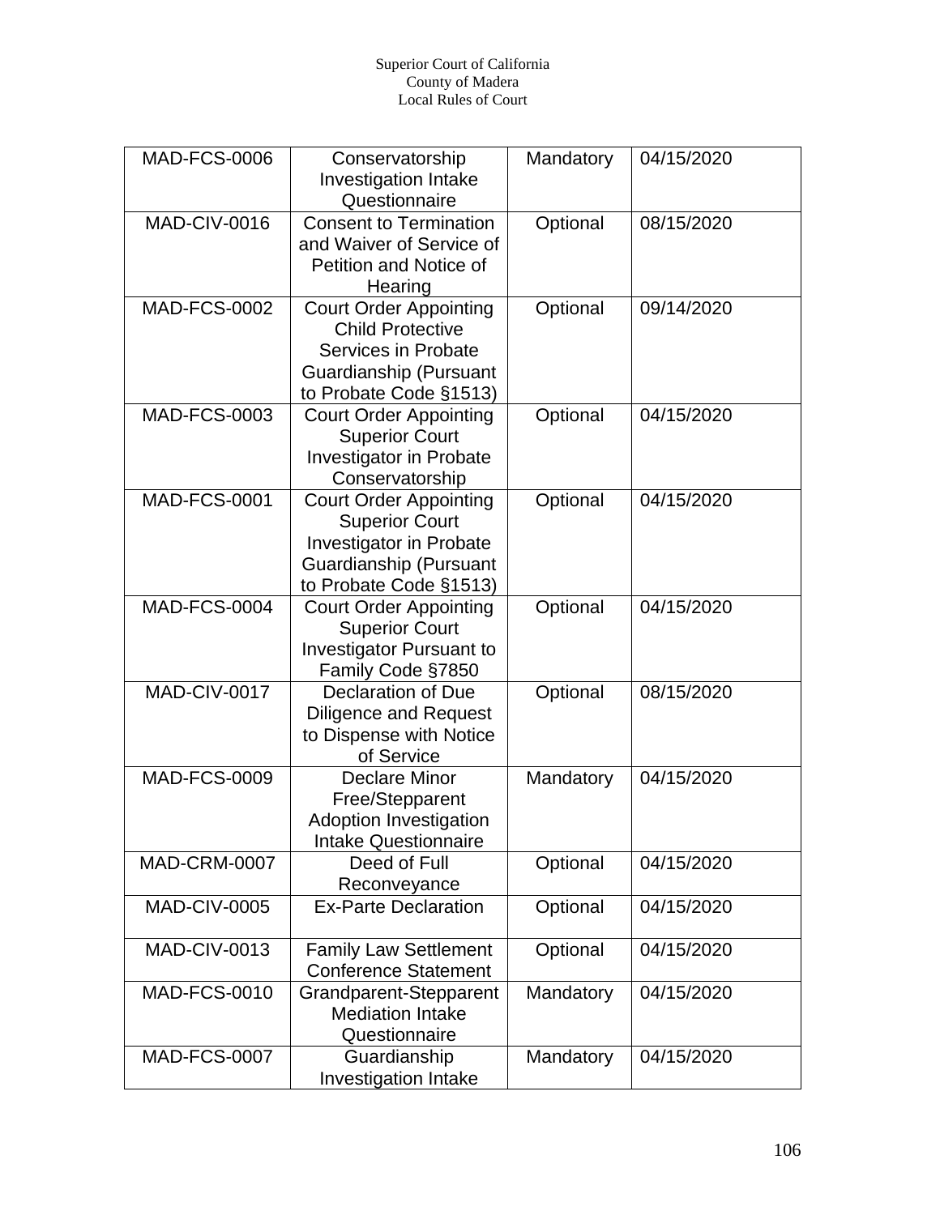| MAD-FCS-0006 | Conservatorship Investigation Intake Questionnaire | Mandatory | 04/15/2020 |
|---|---|---|---|
| MAD-CIV-0016 | Consent to Termination and Waiver of Service of Petition and Notice of Hearing | Optional | 08/15/2020 |
| MAD-FCS-0002 | Court Order Appointing Child Protective Services in Probate Guardianship (Pursuant to Probate Code §1513) | Optional | 09/14/2020 |
| MAD-FCS-0003 | Court Order Appointing Superior Court Investigator in Probate Conservatorship | Optional | 04/15/2020 |
| MAD-FCS-0001 | Court Order Appointing Superior Court Investigator in Probate Guardianship (Pursuant to Probate Code §1513) | Optional | 04/15/2020 |
| MAD-FCS-0004 | Court Order Appointing Superior Court Investigator Pursuant to Family Code §7850 | Optional | 04/15/2020 |
| MAD-CIV-0017 | Declaration of Due Diligence and Request to Dispense with Notice of Service | Optional | 08/15/2020 |
| MAD-FCS-0009 | Declare Minor Free/Stepparent Adoption Investigation Intake Questionnaire | Mandatory | 04/15/2020 |
| MAD-CRM-0007 | Deed of Full Reconveyance | Optional | 04/15/2020 |
| MAD-CIV-0005 | Ex-Parte Declaration | Optional | 04/15/2020 |
| MAD-CIV-0013 | Family Law Settlement Conference Statement | Optional | 04/15/2020 |
| MAD-FCS-0010 | Grandparent-Stepparent Mediation Intake Questionnaire | Mandatory | 04/15/2020 |
| MAD-FCS-0007 | Guardianship Investigation Intake | Mandatory | 04/15/2020 |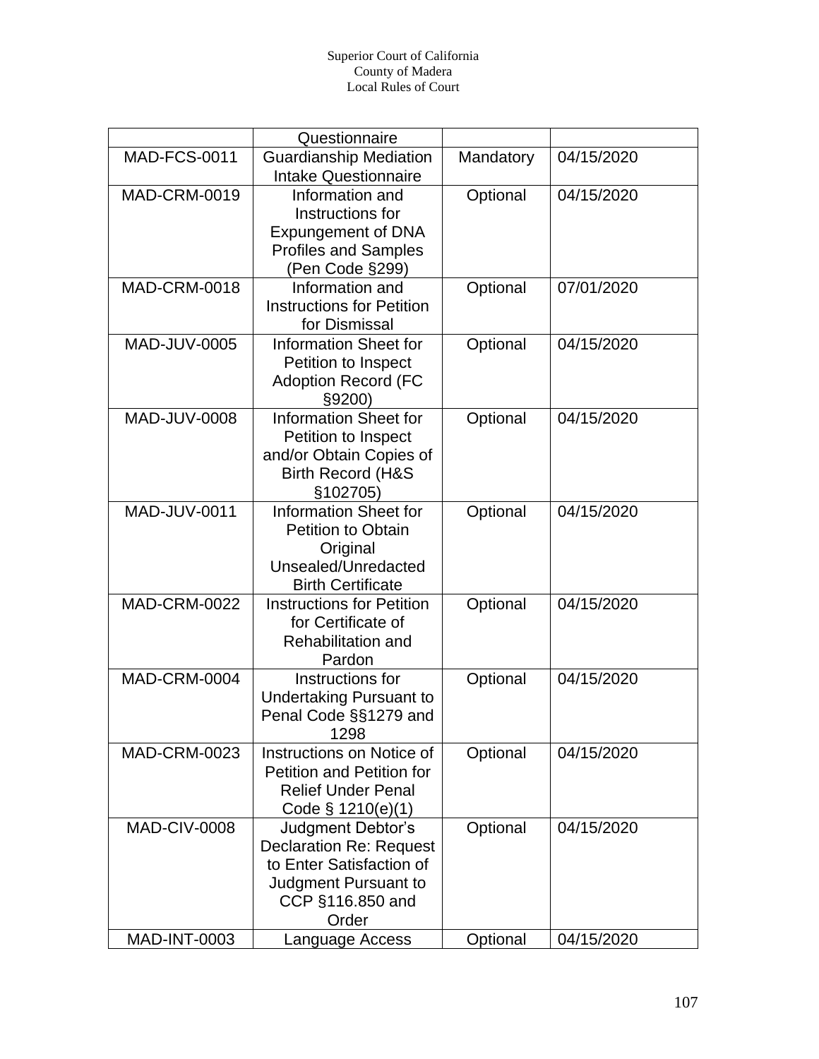|  | Questionnaire |  |  |
|---|---|---|---|
| MAD-FCS-0011 | Guardianship Mediation Intake Questionnaire | Mandatory | 04/15/2020 |
| MAD-CRM-0019 | Information and Instructions for Expungement of DNA Profiles and Samples (Pen Code §299) | Optional | 04/15/2020 |
| MAD-CRM-0018 | Information and Instructions for Petition for Dismissal | Optional | 07/01/2020 |
| MAD-JUV-0005 | Information Sheet for Petition to Inspect Adoption Record (FC §9200) | Optional | 04/15/2020 |
| MAD-JUV-0008 | Information Sheet for Petition to Inspect and/or Obtain Copies of Birth Record (H&S §102705) | Optional | 04/15/2020 |
| MAD-JUV-0011 | Information Sheet for Petition to Obtain Original Unsealed/Unredacted Birth Certificate | Optional | 04/15/2020 |
| MAD-CRM-0022 | Instructions for Petition for Certificate of Rehabilitation and Pardon | Optional | 04/15/2020 |
| MAD-CRM-0004 | Instructions for Undertaking Pursuant to Penal Code §§1279 and 1298 | Optional | 04/15/2020 |
| MAD-CRM-0023 | Instructions on Notice of Petition and Petition for Relief Under Penal Code § 1210(e)(1) | Optional | 04/15/2020 |
| MAD-CIV-0008 | Judgment Debtor's Declaration Re: Request to Enter Satisfaction of Judgment Pursuant to CCP §116.850 and Order | Optional | 04/15/2020 |
| MAD-INT-0003 | Language Access | Optional | 04/15/2020 |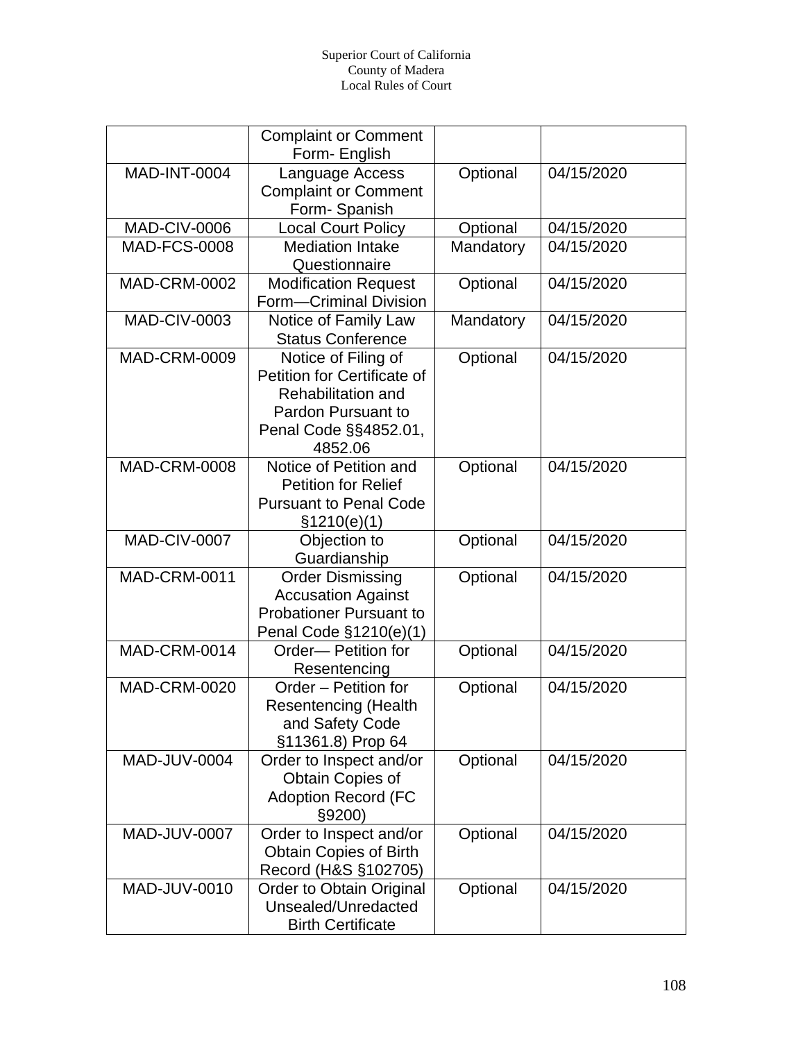| | Complaint or Comment Form- English | | |
|---|---|---|---|
| MAD-INT-0004 | Language Access Complaint or Comment Form- Spanish | Optional | 04/15/2020 |
| MAD-CIV-0006 | Local Court Policy | Optional | 04/15/2020 |
| MAD-FCS-0008 | Mediation Intake Questionnaire | Mandatory | 04/15/2020 |
| MAD-CRM-0002 | Modification Request Form—Criminal Division | Optional | 04/15/2020 |
| MAD-CIV-0003 | Notice of Family Law Status Conference | Mandatory | 04/15/2020 |
| MAD-CRM-0009 | Notice of Filing of Petition for Certificate of Rehabilitation and Pardon Pursuant to Penal Code §§4852.01, 4852.06 | Optional | 04/15/2020 |
| MAD-CRM-0008 | Notice of Petition and Petition for Relief Pursuant to Penal Code §1210(e)(1) | Optional | 04/15/2020 |
| MAD-CIV-0007 | Objection to Guardianship | Optional | 04/15/2020 |
| MAD-CRM-0011 | Order Dismissing Accusation Against Probationer Pursuant to Penal Code §1210(e)(1) | Optional | 04/15/2020 |
| MAD-CRM-0014 | Order— Petition for Resentencing | Optional | 04/15/2020 |
| MAD-CRM-0020 | Order – Petition for Resentencing (Health and Safety Code §11361.8) Prop 64 | Optional | 04/15/2020 |
| MAD-JUV-0004 | Order to Inspect and/or Obtain Copies of Adoption Record (FC §9200) | Optional | 04/15/2020 |
| MAD-JUV-0007 | Order to Inspect and/or Obtain Copies of Birth Record (H&S §102705) | Optional | 04/15/2020 |
| MAD-JUV-0010 | Order to Obtain Original Unsealed/Unredacted Birth Certificate | Optional | 04/15/2020 |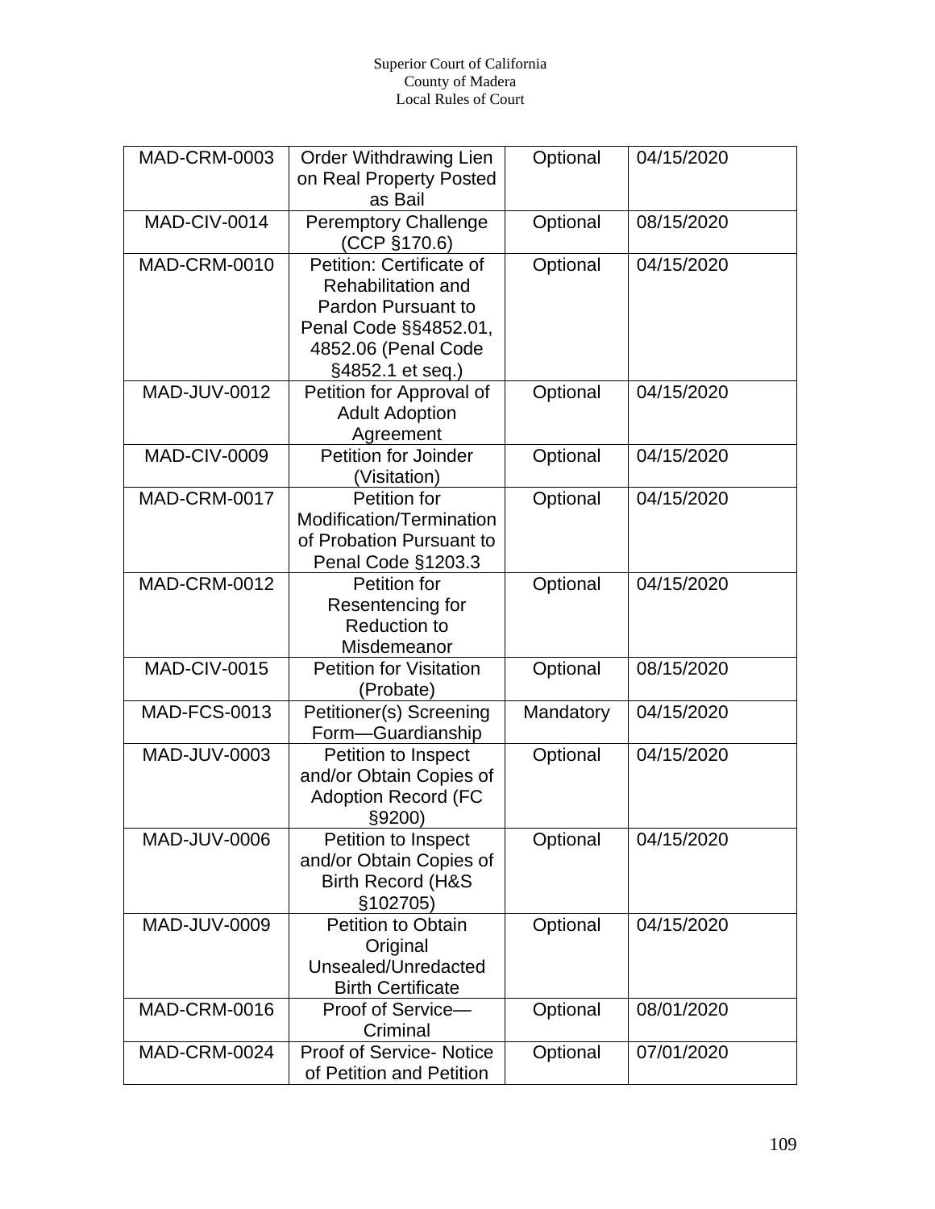| MAD-CRM-0003 | Order Withdrawing Lien on Real Property Posted as Bail | Optional | 04/15/2020 |
|---|---|---|---|
| MAD-CIV-0014 | Peremptory Challenge (CCP §170.6) | Optional | 08/15/2020 |
| MAD-CRM-0010 | Petition: Certificate of Rehabilitation and Pardon Pursuant to Penal Code §§4852.01, 4852.06 (Penal Code §4852.1 et seq.) | Optional | 04/15/2020 |
| MAD-JUV-0012 | Petition for Approval of Adult Adoption Agreement | Optional | 04/15/2020 |
| MAD-CIV-0009 | Petition for Joinder (Visitation) | Optional | 04/15/2020 |
| MAD-CRM-0017 | Petition for Modification/Termination of Probation Pursuant to Penal Code §1203.3 | Optional | 04/15/2020 |
| MAD-CRM-0012 | Petition for Resentencing for Reduction to Misdemeanor | Optional | 04/15/2020 |
| MAD-CIV-0015 | Petition for Visitation (Probate) | Optional | 08/15/2020 |
| MAD-FCS-0013 | Petitioner(s) Screening Form—Guardianship | Mandatory | 04/15/2020 |
| MAD-JUV-0003 | Petition to Inspect and/or Obtain Copies of Adoption Record (FC §9200) | Optional | 04/15/2020 |
| MAD-JUV-0006 | Petition to Inspect and/or Obtain Copies of Birth Record (H&S §102705) | Optional | 04/15/2020 |
| MAD-JUV-0009 | Petition to Obtain Original Unsealed/Unredacted Birth Certificate | Optional | 04/15/2020 |
| MAD-CRM-0016 | Proof of Service—Criminal | Optional | 08/01/2020 |
| MAD-CRM-0024 | Proof of Service- Notice of Petition and Petition | Optional | 07/01/2020 |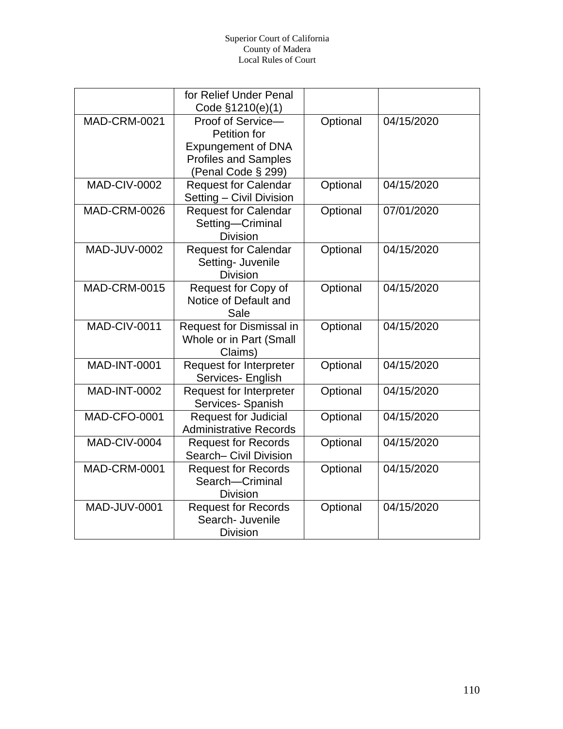| | for Relief Under Penal Code §1210(e)(1) | | |
|---|---|---|---|
| MAD-CRM-0021 | Proof of Service—Petition for Expungement of DNA Profiles and Samples (Penal Code § 299) | Optional | 04/15/2020 |
| MAD-CIV-0002 | Request for Calendar Setting – Civil Division | Optional | 04/15/2020 |
| MAD-CRM-0026 | Request for Calendar Setting—Criminal Division | Optional | 07/01/2020 |
| MAD-JUV-0002 | Request for Calendar Setting- Juvenile Division | Optional | 04/15/2020 |
| MAD-CRM-0015 | Request for Copy of Notice of Default and Sale | Optional | 04/15/2020 |
| MAD-CIV-0011 | Request for Dismissal in Whole or in Part (Small Claims) | Optional | 04/15/2020 |
| MAD-INT-0001 | Request for Interpreter Services- English | Optional | 04/15/2020 |
| MAD-INT-0002 | Request for Interpreter Services- Spanish | Optional | 04/15/2020 |
| MAD-CFO-0001 | Request for Judicial Administrative Records | Optional | 04/15/2020 |
| MAD-CIV-0004 | Request for Records Search– Civil Division | Optional | 04/15/2020 |
| MAD-CRM-0001 | Request for Records Search—Criminal Division | Optional | 04/15/2020 |
| MAD-JUV-0001 | Request for Records Search- Juvenile Division | Optional | 04/15/2020 |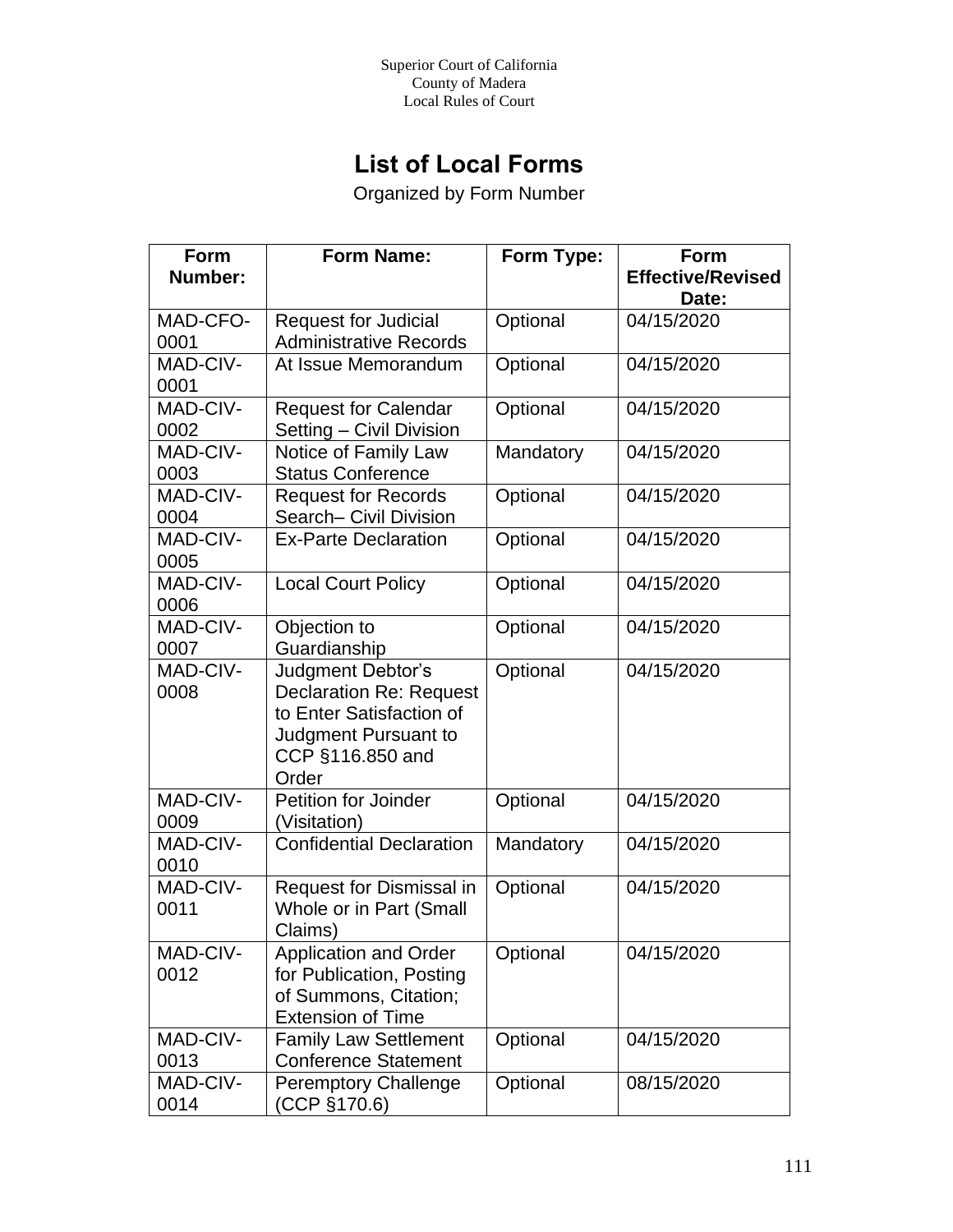Superior Court of California
County of Madera
Local Rules of Court

# List of Local Forms

Organized by Form Number

| Form Number: | Form Name: | Form Type: | Form Effective/Revised Date: |
|---|---|---|---|
| MAD-CFO-0001 | Request for Judicial Administrative Records | Optional | 04/15/2020 |
| MAD-CIV-0001 | At Issue Memorandum | Optional | 04/15/2020 |
| MAD-CIV-0002 | Request for Calendar Setting – Civil Division | Optional | 04/15/2020 |
| MAD-CIV-0003 | Notice of Family Law Status Conference | Mandatory | 04/15/2020 |
| MAD-CIV-0004 | Request for Records Search– Civil Division | Optional | 04/15/2020 |
| MAD-CIV-0005 | Ex-Parte Declaration | Optional | 04/15/2020 |
| MAD-CIV-0006 | Local Court Policy | Optional | 04/15/2020 |
| MAD-CIV-0007 | Objection to Guardianship | Optional | 04/15/2020 |
| MAD-CIV-0008 | Judgment Debtor's Declaration Re: Request to Enter Satisfaction of Judgment Pursuant to CCP §116.850 and Order | Optional | 04/15/2020 |
| MAD-CIV-0009 | Petition for Joinder (Visitation) | Optional | 04/15/2020 |
| MAD-CIV-0010 | Confidential Declaration | Mandatory | 04/15/2020 |
| MAD-CIV-0011 | Request for Dismissal in Whole or in Part (Small Claims) | Optional | 04/15/2020 |
| MAD-CIV-0012 | Application and Order for Publication, Posting of Summons, Citation; Extension of Time | Optional | 04/15/2020 |
| MAD-CIV-0013 | Family Law Settlement Conference Statement | Optional | 04/15/2020 |
| MAD-CIV-0014 | Peremptory Challenge (CCP §170.6) | Optional | 08/15/2020 |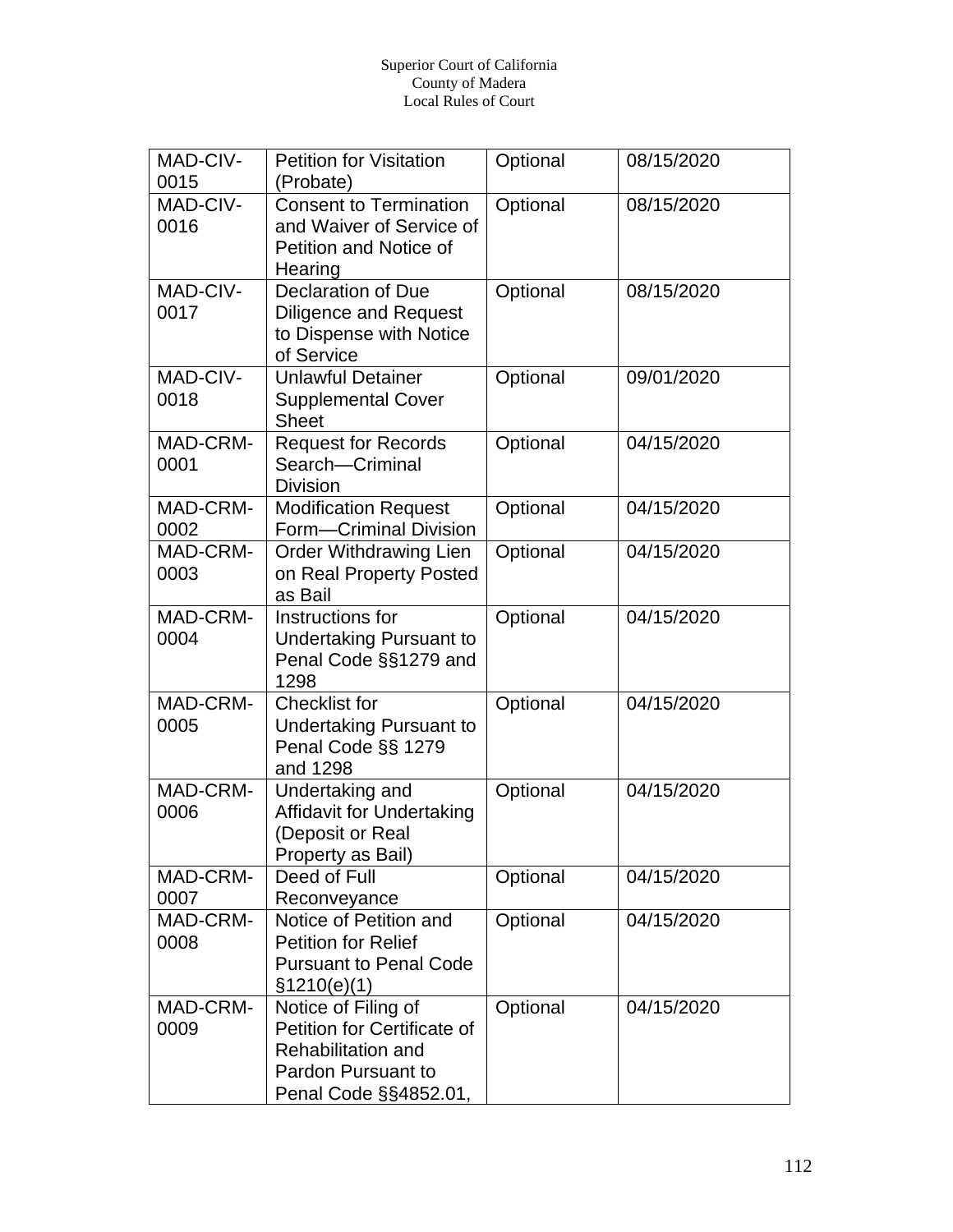| MAD-CIV-0015 | Petition for Visitation (Probate) | Optional | 08/15/2020 |
|---|---|---|---|
| MAD-CIV-0016 | Consent to Termination and Waiver of Service of Petition and Notice of Hearing | Optional | 08/15/2020 |
| MAD-CIV-0017 | Declaration of Due Diligence and Request to Dispense with Notice of Service | Optional | 08/15/2020 |
| MAD-CIV-0018 | Unlawful Detainer Supplemental Cover Sheet | Optional | 09/01/2020 |
| MAD-CRM-0001 | Request for Records Search—Criminal Division | Optional | 04/15/2020 |
| MAD-CRM-0002 | Modification Request Form—Criminal Division | Optional | 04/15/2020 |
| MAD-CRM-0003 | Order Withdrawing Lien on Real Property Posted as Bail | Optional | 04/15/2020 |
| MAD-CRM-0004 | Instructions for Undertaking Pursuant to Penal Code §§1279 and 1298 | Optional | 04/15/2020 |
| MAD-CRM-0005 | Checklist for Undertaking Pursuant to Penal Code §§ 1279 and 1298 | Optional | 04/15/2020 |
| MAD-CRM-0006 | Undertaking and Affidavit for Undertaking (Deposit or Real Property as Bail) | Optional | 04/15/2020 |
| MAD-CRM-0007 | Deed of Full Reconveyance | Optional | 04/15/2020 |
| MAD-CRM-0008 | Notice of Petition and Petition for Relief Pursuant to Penal Code §1210(e)(1) | Optional | 04/15/2020 |
| MAD-CRM-0009 | Notice of Filing of Petition for Certificate of Rehabilitation and Pardon Pursuant to Penal Code §§4852.01, | Optional | 04/15/2020 |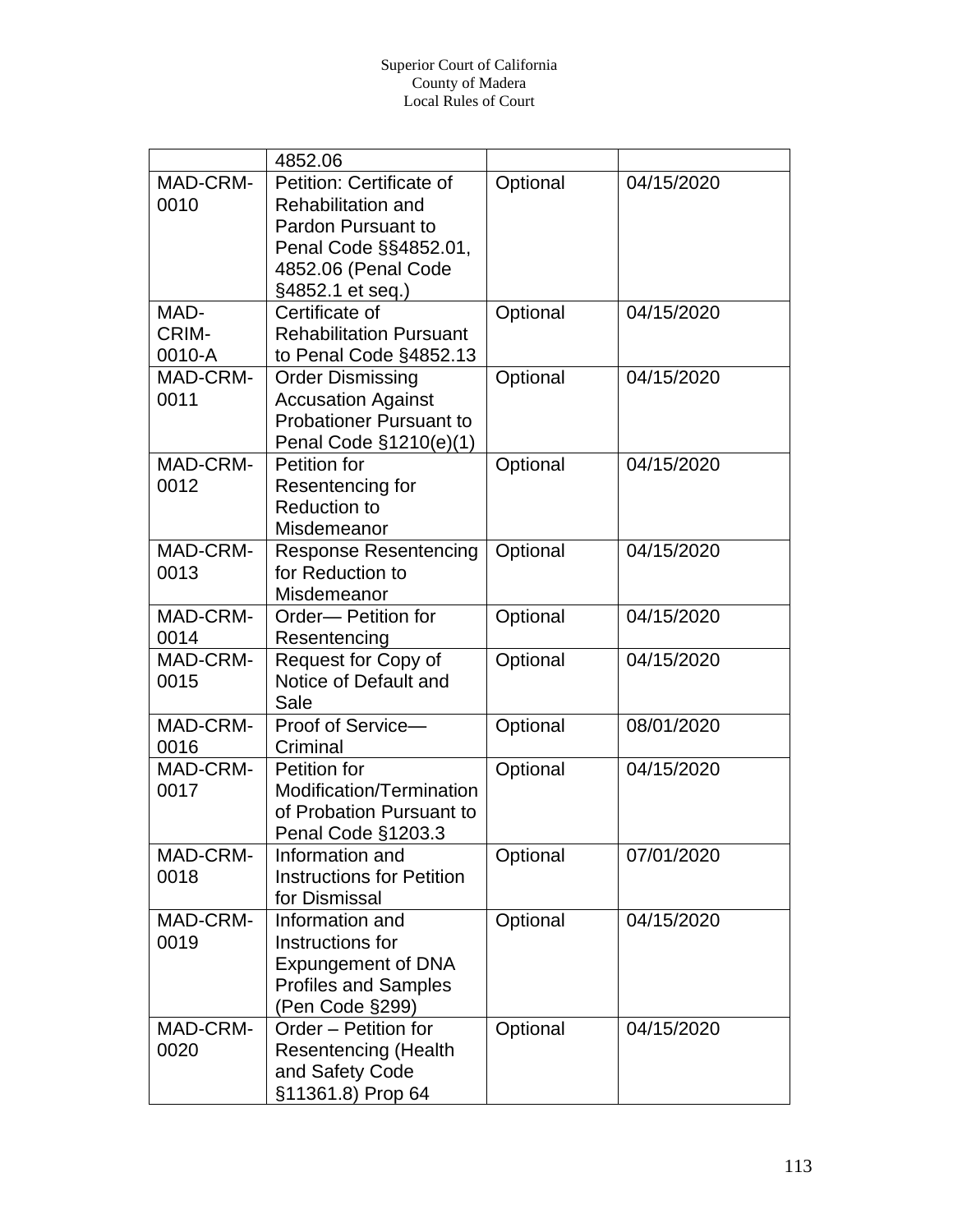|  | 4852.06 |  |  |
| --- | --- | --- | --- |
| MAD-CRM-0010 | Petition: Certificate of Rehabilitation and Pardon Pursuant to Penal Code §§4852.01, 4852.06 (Penal Code §4852.1 et seq.) | Optional | 04/15/2020 |
| MAD-CRIM-0010-A | Certificate of Rehabilitation Pursuant to Penal Code §4852.13 | Optional | 04/15/2020 |
| MAD-CRM-0011 | Order Dismissing Accusation Against Probationer Pursuant to Penal Code §1210(e)(1) | Optional | 04/15/2020 |
| MAD-CRM-0012 | Petition for Resentencing for Reduction to Misdemeanor | Optional | 04/15/2020 |
| MAD-CRM-0013 | Response Resentencing for Reduction to Misdemeanor | Optional | 04/15/2020 |
| MAD-CRM-0014 | Order— Petition for Resentencing | Optional | 04/15/2020 |
| MAD-CRM-0015 | Request for Copy of Notice of Default and Sale | Optional | 04/15/2020 |
| MAD-CRM-0016 | Proof of Service— Criminal | Optional | 08/01/2020 |
| MAD-CRM-0017 | Petition for Modification/Termination of Probation Pursuant to Penal Code §1203.3 | Optional | 04/15/2020 |
| MAD-CRM-0018 | Information and Instructions for Petition for Dismissal | Optional | 07/01/2020 |
| MAD-CRM-0019 | Information and Instructions for Expungement of DNA Profiles and Samples (Pen Code §299) | Optional | 04/15/2020 |
| MAD-CRM-0020 | Order – Petition for Resentencing (Health and Safety Code §11361.8) Prop 64 | Optional | 04/15/2020 |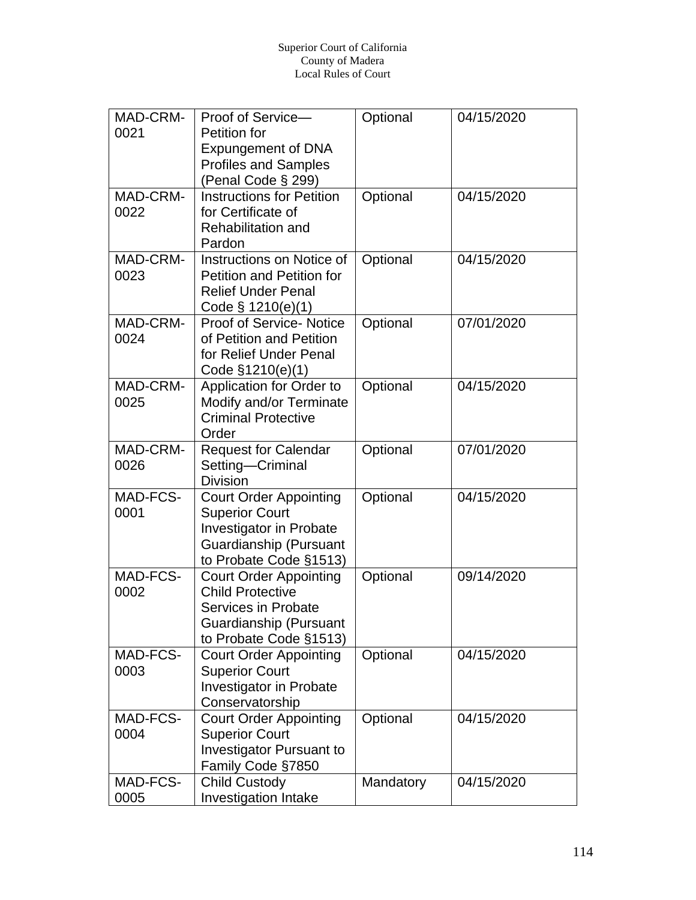| MAD-CRM-0021 | Proof of Service—Petition for Expungement of DNA Profiles and Samples (Penal Code § 299) | Optional | 04/15/2020 |
|---|---|---|---|
| MAD-CRM-0022 | Instructions for Petition for Certificate of Rehabilitation and Pardon | Optional | 04/15/2020 |
| MAD-CRM-0023 | Instructions on Notice of Petition and Petition for Relief Under Penal Code § 1210(e)(1) | Optional | 04/15/2020 |
| MAD-CRM-0024 | Proof of Service- Notice of Petition and Petition for Relief Under Penal Code §1210(e)(1) | Optional | 07/01/2020 |
| MAD-CRM-0025 | Application for Order to Modify and/or Terminate Criminal Protective Order | Optional | 04/15/2020 |
| MAD-CRM-0026 | Request for Calendar Setting—Criminal Division | Optional | 07/01/2020 |
| MAD-FCS-0001 | Court Order Appointing Superior Court Investigator in Probate Guardianship (Pursuant to Probate Code §1513) | Optional | 04/15/2020 |
| MAD-FCS-0002 | Court Order Appointing Child Protective Services in Probate Guardianship (Pursuant to Probate Code §1513) | Optional | 09/14/2020 |
| MAD-FCS-0003 | Court Order Appointing Superior Court Investigator in Probate Conservatorship | Optional | 04/15/2020 |
| MAD-FCS-0004 | Court Order Appointing Superior Court Investigator Pursuant to Family Code §7850 | Optional | 04/15/2020 |
| MAD-FCS-0005 | Child Custody Investigation Intake | Mandatory | 04/15/2020 |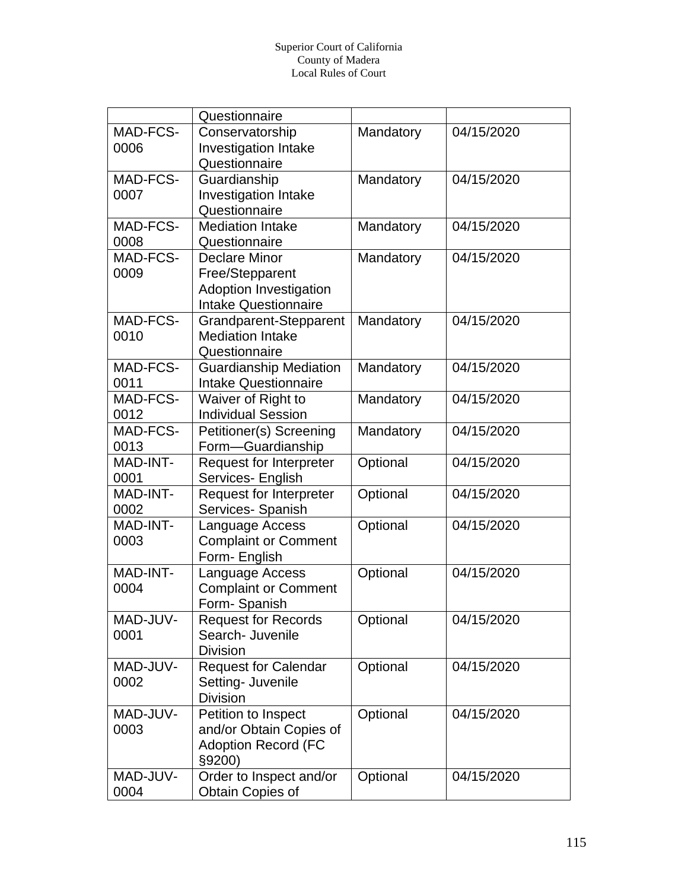| | Questionnaire | | |
|---|---|---|---|
| MAD-FCS-0006 | Conservatorship Investigation Intake Questionnaire | Mandatory | 04/15/2020 |
| MAD-FCS-0007 | Guardianship Investigation Intake Questionnaire | Mandatory | 04/15/2020 |
| MAD-FCS-0008 | Mediation Intake Questionnaire | Mandatory | 04/15/2020 |
| MAD-FCS-0009 | Declare Minor Free/Stepparent Adoption Investigation Intake Questionnaire | Mandatory | 04/15/2020 |
| MAD-FCS-0010 | Grandparent-Stepparent Mediation Intake Questionnaire | Mandatory | 04/15/2020 |
| MAD-FCS-0011 | Guardianship Mediation Intake Questionnaire | Mandatory | 04/15/2020 |
| MAD-FCS-0012 | Waiver of Right to Individual Session | Mandatory | 04/15/2020 |
| MAD-FCS-0013 | Petitioner(s) Screening Form—Guardianship | Mandatory | 04/15/2020 |
| MAD-INT-0001 | Request for Interpreter Services- English | Optional | 04/15/2020 |
| MAD-INT-0002 | Request for Interpreter Services- Spanish | Optional | 04/15/2020 |
| MAD-INT-0003 | Language Access Complaint or Comment Form- English | Optional | 04/15/2020 |
| MAD-INT-0004 | Language Access Complaint or Comment Form- Spanish | Optional | 04/15/2020 |
| MAD-JUV-0001 | Request for Records Search- Juvenile Division | Optional | 04/15/2020 |
| MAD-JUV-0002 | Request for Calendar Setting- Juvenile Division | Optional | 04/15/2020 |
| MAD-JUV-0003 | Petition to Inspect and/or Obtain Copies of Adoption Record (FC §9200) | Optional | 04/15/2020 |
| MAD-JUV-0004 | Order to Inspect and/or Obtain Copies of | Optional | 04/15/2020 |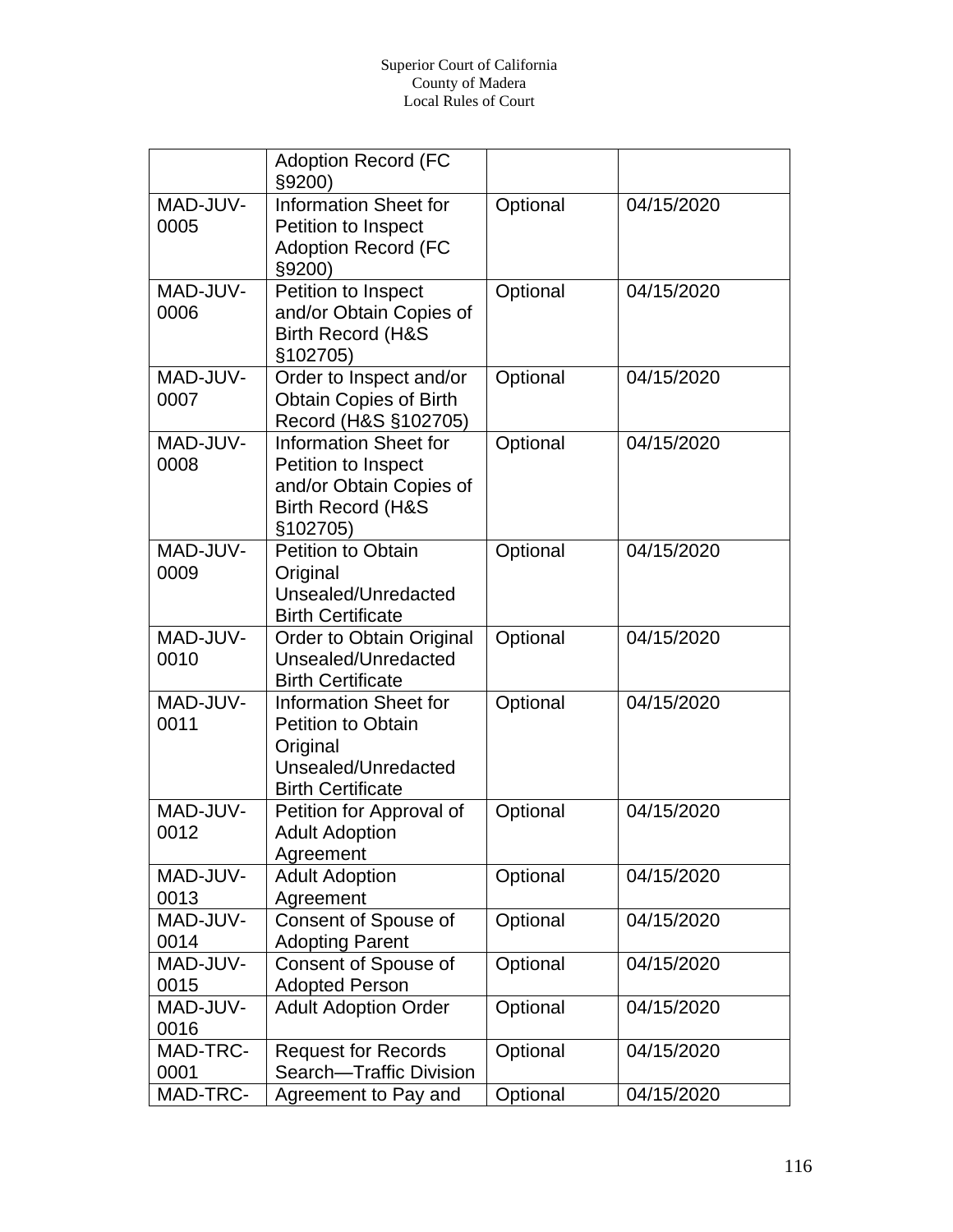| | | | |
|---|---|---|---|
| | Adoption Record (FC §9200) | | |
| MAD-JUV-0005 | Information Sheet for Petition to Inspect Adoption Record (FC §9200) | Optional | 04/15/2020 |
| MAD-JUV-0006 | Petition to Inspect and/or Obtain Copies of Birth Record (H&S §102705) | Optional | 04/15/2020 |
| MAD-JUV-0007 | Order to Inspect and/or Obtain Copies of Birth Record (H&S §102705) | Optional | 04/15/2020 |
| MAD-JUV-0008 | Information Sheet for Petition to Inspect and/or Obtain Copies of Birth Record (H&S §102705) | Optional | 04/15/2020 |
| MAD-JUV-0009 | Petition to Obtain Original Unsealed/Unredacted Birth Certificate | Optional | 04/15/2020 |
| MAD-JUV-0010 | Order to Obtain Original Unsealed/Unredacted Birth Certificate | Optional | 04/15/2020 |
| MAD-JUV-0011 | Information Sheet for Petition to Obtain Original Unsealed/Unredacted Birth Certificate | Optional | 04/15/2020 |
| MAD-JUV-0012 | Petition for Approval of Adult Adoption Agreement | Optional | 04/15/2020 |
| MAD-JUV-0013 | Adult Adoption Agreement | Optional | 04/15/2020 |
| MAD-JUV-0014 | Consent of Spouse of Adopting Parent | Optional | 04/15/2020 |
| MAD-JUV-0015 | Consent of Spouse of Adopted Person | Optional | 04/15/2020 |
| MAD-JUV-0016 | Adult Adoption Order | Optional | 04/15/2020 |
| MAD-TRC-0001 | Request for Records Search—Traffic Division | Optional | 04/15/2020 |
| MAD-TRC- | Agreement to Pay and | Optional | 04/15/2020 |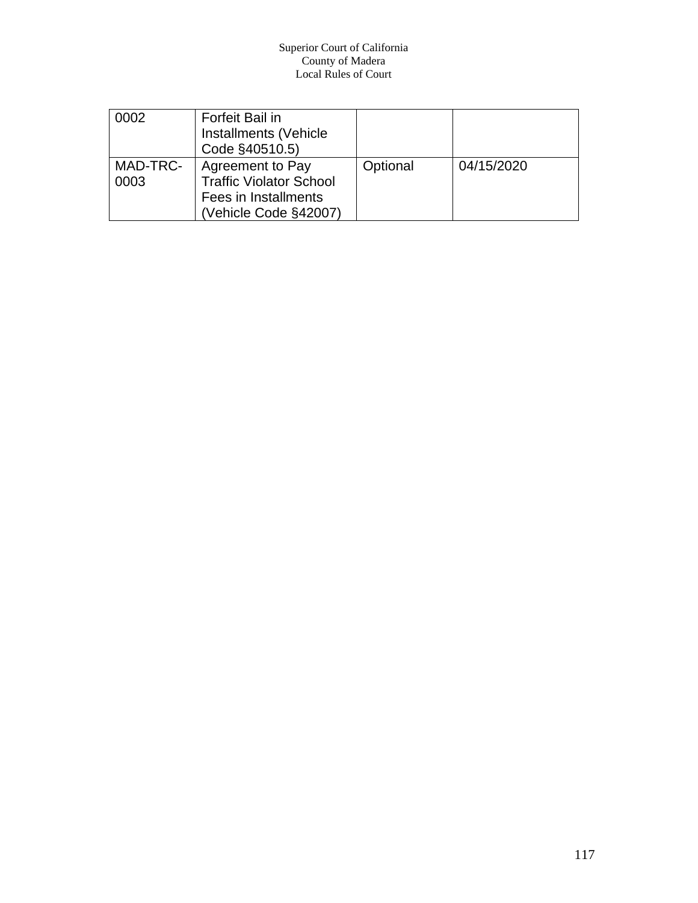| | | | |
|---|---|---|---|
| 0002 | Forfeit Bail in Installments (Vehicle Code §40510.5) | | |
| MAD-TRC-0003 | Agreement to Pay Traffic Violator School Fees in Installments (Vehicle Code §42007) | Optional | 04/15/2020 |